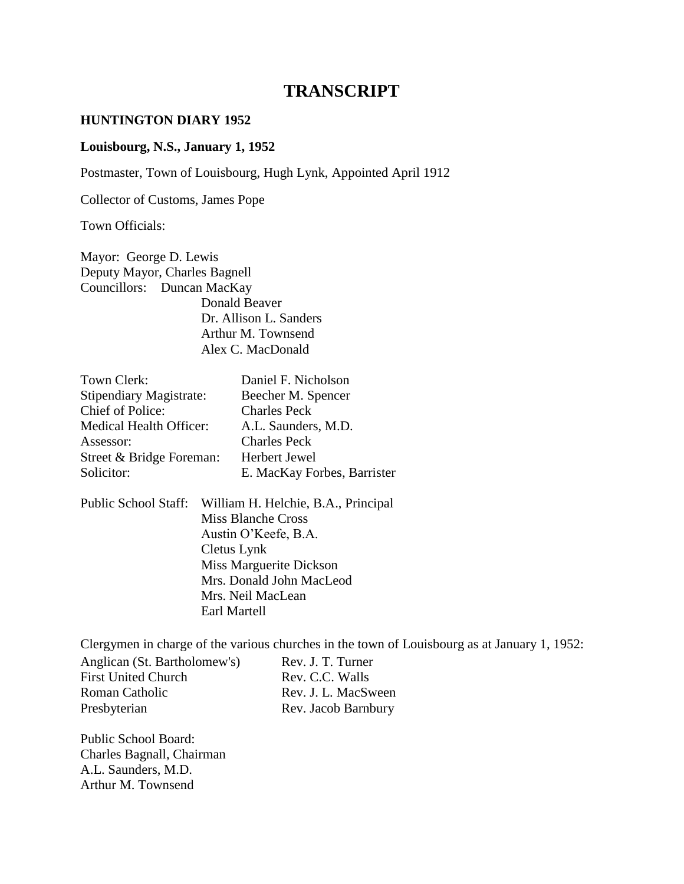# TRANSCRIPT

**HUNTINGTON DIARY 1952**

**Louisbourg, N.S., January 1, 1952**

Postmaster, Town of Louisbourg, Hugh Lynk, Appointed April 1912

Collector of Customs, James Pope

Town Officials:

Mayor: George D. Lewis
Deputy Mayor, Charles Bagnell
Councillors: Duncan MacKay
Donald Beaver
Dr. Allison L. Sanders
Arthur M. Townsend
Alex C. MacDonald

| | |
|---|---|
| Town Clerk: | Daniel F. Nicholson |
| Stipendiary Magistrate: | Beecher M. Spencer |
| Chief of Police: | Charles Peck |
| Medical Health Officer: | A.L. Saunders, M.D. |
| Assessor: | Charles Peck |
| Street & Bridge Foreman: | Herbert Jewel |
| Solicitor: | E. MacKay Forbes, Barrister |

Public School Staff: William H. Helchie, B.A., Principal
Miss Blanche Cross
Austin O'Keefe, B.A.
Cletus Lynk
Miss Marguerite Dickson
Mrs. Donald John MacLeod
Mrs. Neil MacLean
Earl Martell

Clergymen in charge of the various churches in the town of Louisbourg as at January 1, 1952:

| | |
|---|---|
| Anglican (St. Bartholomew's) | Rev. J. T. Turner |
| First United Church | Rev. C.C. Walls |
| Roman Catholic | Rev. J. L. MacSween |
| Presbyterian | Rev. Jacob Barnbury |

Public School Board:
Charles Bagnall, Chairman
A.L. Saunders, M.D.
Arthur M. Townsend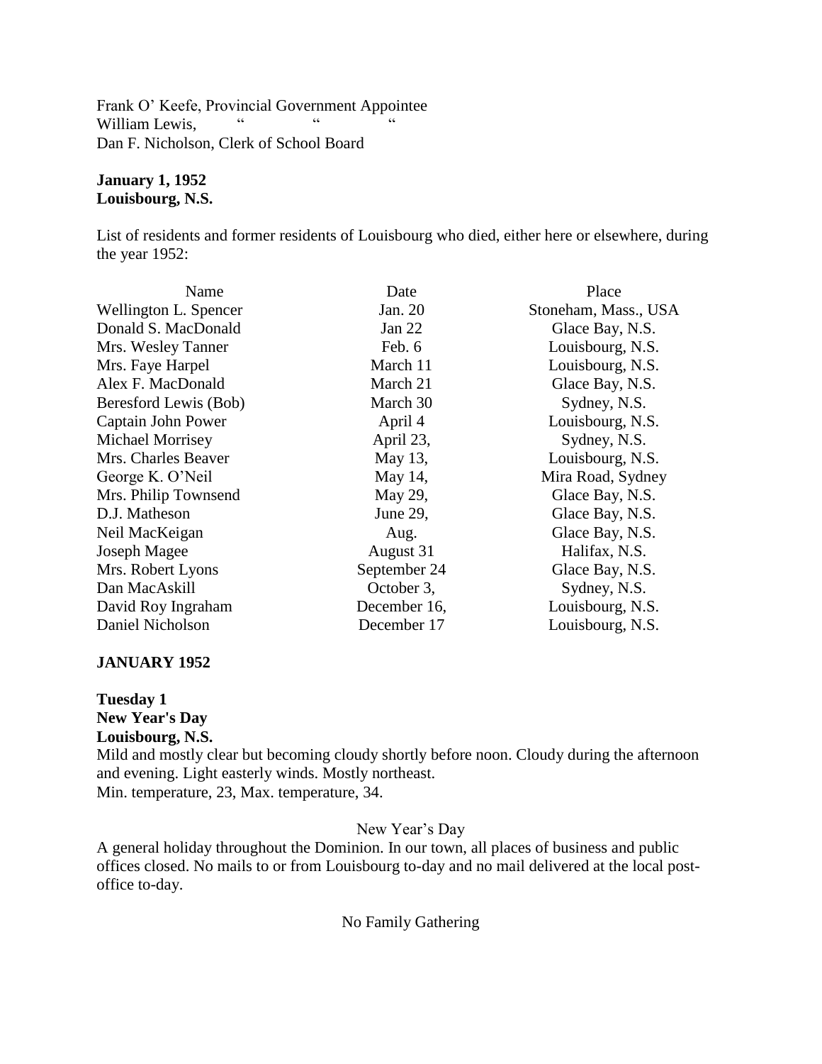Frank O' Keefe, Provincial Government Appointee
William Lewis, " " "
Dan F. Nicholson, Clerk of School Board

**January 1, 1952**
**Louisbourg, N.S.**

List of residents and former residents of Louisbourg who died, either here or elsewhere, during the year 1952:

| Name | Date | Place |
|---|---|---|
| Wellington L. Spencer | Jan. 20 | Stoneham, Mass., USA |
| Donald S. MacDonald | Jan 22 | Glace Bay, N.S. |
| Mrs. Wesley Tanner | Feb. 6 | Louisbourg, N.S. |
| Mrs. Faye Harpel | March 11 | Louisbourg, N.S. |
| Alex F. MacDonald | March 21 | Glace Bay, N.S. |
| Beresford Lewis (Bob) | March 30 | Sydney, N.S. |
| Captain John Power | April 4 | Louisbourg, N.S. |
| Michael Morrisey | April 23, | Sydney, N.S. |
| Mrs. Charles Beaver | May 13, | Louisbourg, N.S. |
| George K. O'Neil | May 14, | Mira Road, Sydney |
| Mrs. Philip Townsend | May 29, | Glace Bay, N.S. |
| D.J. Matheson | June 29, | Glace Bay, N.S. |
| Neil MacKeigan | Aug. | Glace Bay, N.S. |
| Joseph Magee | August 31 | Halifax, N.S. |
| Mrs. Robert Lyons | September 24 | Glace Bay, N.S. |
| Dan MacAskill | October 3, | Sydney, N.S. |
| David Roy Ingraham | December 16, | Louisbourg, N.S. |
| Daniel Nicholson | December 17 | Louisbourg, N.S. |

**JANUARY 1952**

**Tuesday 1**
**New Year's Day**
**Louisbourg, N.S.**
Mild and mostly clear but becoming cloudy shortly before noon. Cloudy during the afternoon and evening. Light easterly winds. Mostly northeast.
Min. temperature, 23, Max. temperature, 34.

New Year's Day

A general holiday throughout the Dominion. In our town, all places of business and public offices closed. No mails to or from Louisbourg to-day and no mail delivered at the local post-office to-day.

No Family Gathering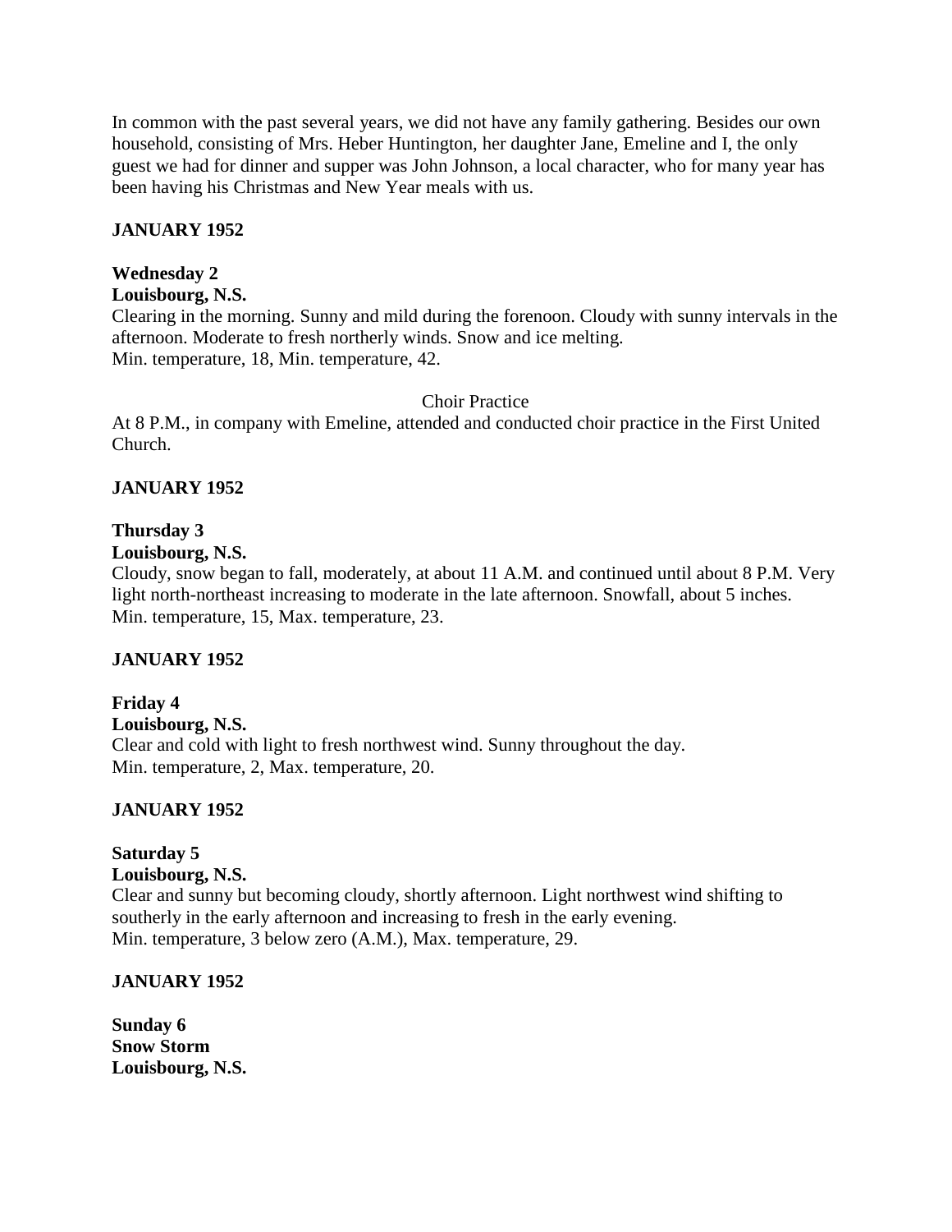In common with the past several years, we did not have any family gathering. Besides our own household, consisting of Mrs. Heber Huntington, her daughter Jane, Emeline and I, the only guest we had for dinner and supper was John Johnson, a local character, who for many year has been having his Christmas and New Year meals with us.

**JANUARY 1952**

**Wednesday 2**
**Louisbourg, N.S.**
Clearing in the morning. Sunny and mild during the forenoon. Cloudy with sunny intervals in the afternoon. Moderate to fresh northerly winds. Snow and ice melting.
Min. temperature, 18, Min. temperature, 42.

Choir Practice

At 8 P.M., in company with Emeline, attended and conducted choir practice in the First United Church.

**JANUARY 1952**

**Thursday 3**
**Louisbourg, N.S.**
Cloudy, snow began to fall, moderately, at about 11 A.M. and continued until about 8 P.M. Very light north-northeast increasing to moderate in the late afternoon. Snowfall, about 5 inches.
Min. temperature, 15, Max. temperature, 23.

**JANUARY 1952**

**Friday 4**
**Louisbourg, N.S.**
Clear and cold with light to fresh northwest wind. Sunny throughout the day.
Min. temperature, 2, Max. temperature, 20.

**JANUARY 1952**

**Saturday 5**
**Louisbourg, N.S.**
Clear and sunny but becoming cloudy, shortly afternoon. Light northwest wind shifting to southerly in the early afternoon and increasing to fresh in the early evening.
Min. temperature, 3 below zero (A.M.), Max. temperature, 29.

**JANUARY 1952**

**Sunday 6**
**Snow Storm**
**Louisbourg, N.S.**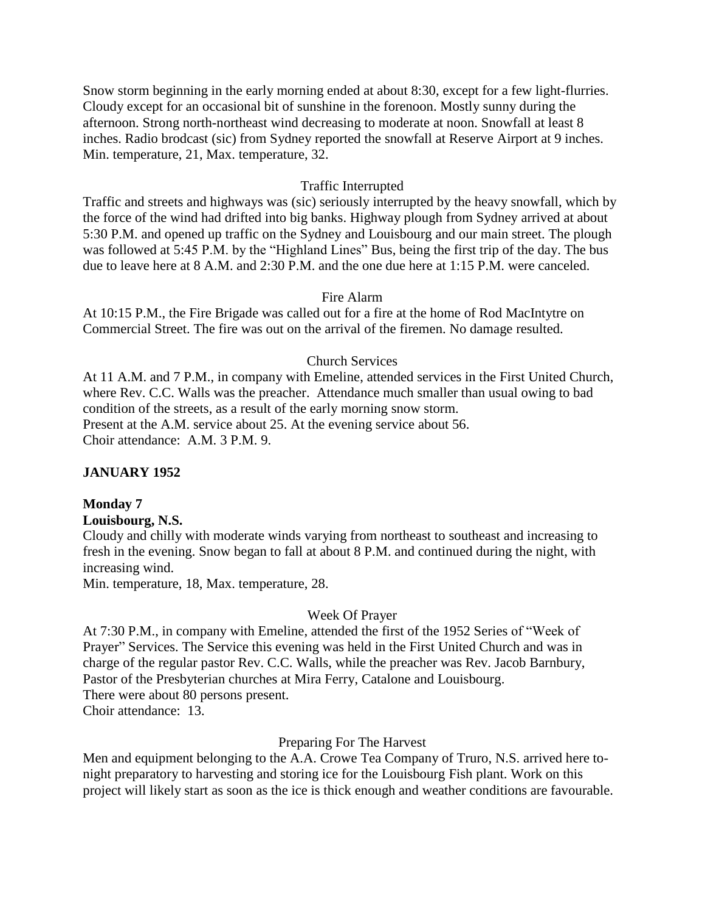Snow storm beginning in the early morning ended at about 8:30, except for a few light-flurries. Cloudy except for an occasional bit of sunshine in the forenoon. Mostly sunny during the afternoon. Strong north-northeast wind decreasing to moderate at noon. Snowfall at least 8 inches. Radio brodcast (sic) from Sydney reported the snowfall at Reserve Airport at 9 inches. Min. temperature, 21, Max. temperature, 32.

Traffic Interrupted

Traffic and streets and highways was (sic) seriously interrupted by the heavy snowfall, which by the force of the wind had drifted into big banks. Highway plough from Sydney arrived at about 5:30 P.M. and opened up traffic on the Sydney and Louisbourg and our main street. The plough was followed at 5:45 P.M. by the "Highland Lines" Bus, being the first trip of the day. The bus due to leave here at 8 A.M. and 2:30 P.M. and the one due here at 1:15 P.M. were canceled.

Fire Alarm

At 10:15 P.M., the Fire Brigade was called out for a fire at the home of Rod MacIntytre on Commercial Street. The fire was out on the arrival of the firemen. No damage resulted.

Church Services

At 11 A.M. and 7 P.M., in company with Emeline, attended services in the First United Church, where Rev. C.C. Walls was the preacher. Attendance much smaller than usual owing to bad condition of the streets, as a result of the early morning snow storm.
Present at the A.M. service about 25. At the evening service about 56.
Choir attendance: A.M. 3 P.M. 9.

**JANUARY 1952**

**Monday 7**
**Louisbourg, N.S.**

Cloudy and chilly with moderate winds varying from northeast to southeast and increasing to fresh in the evening. Snow began to fall at about 8 P.M. and continued during the night, with increasing wind.
Min. temperature, 18, Max. temperature, 28.

Week Of Prayer

At 7:30 P.M., in company with Emeline, attended the first of the 1952 Series of "Week of Prayer" Services. The Service this evening was held in the First United Church and was in charge of the regular pastor Rev. C.C. Walls, while the preacher was Rev. Jacob Barnbury, Pastor of the Presbyterian churches at Mira Ferry, Catalone and Louisbourg.
There were about 80 persons present.
Choir attendance: 13.

Preparing For The Harvest

Men and equipment belonging to the A.A. Crowe Tea Company of Truro, N.S. arrived here to-night preparatory to harvesting and storing ice for the Louisbourg Fish plant. Work on this project will likely start as soon as the ice is thick enough and weather conditions are favourable.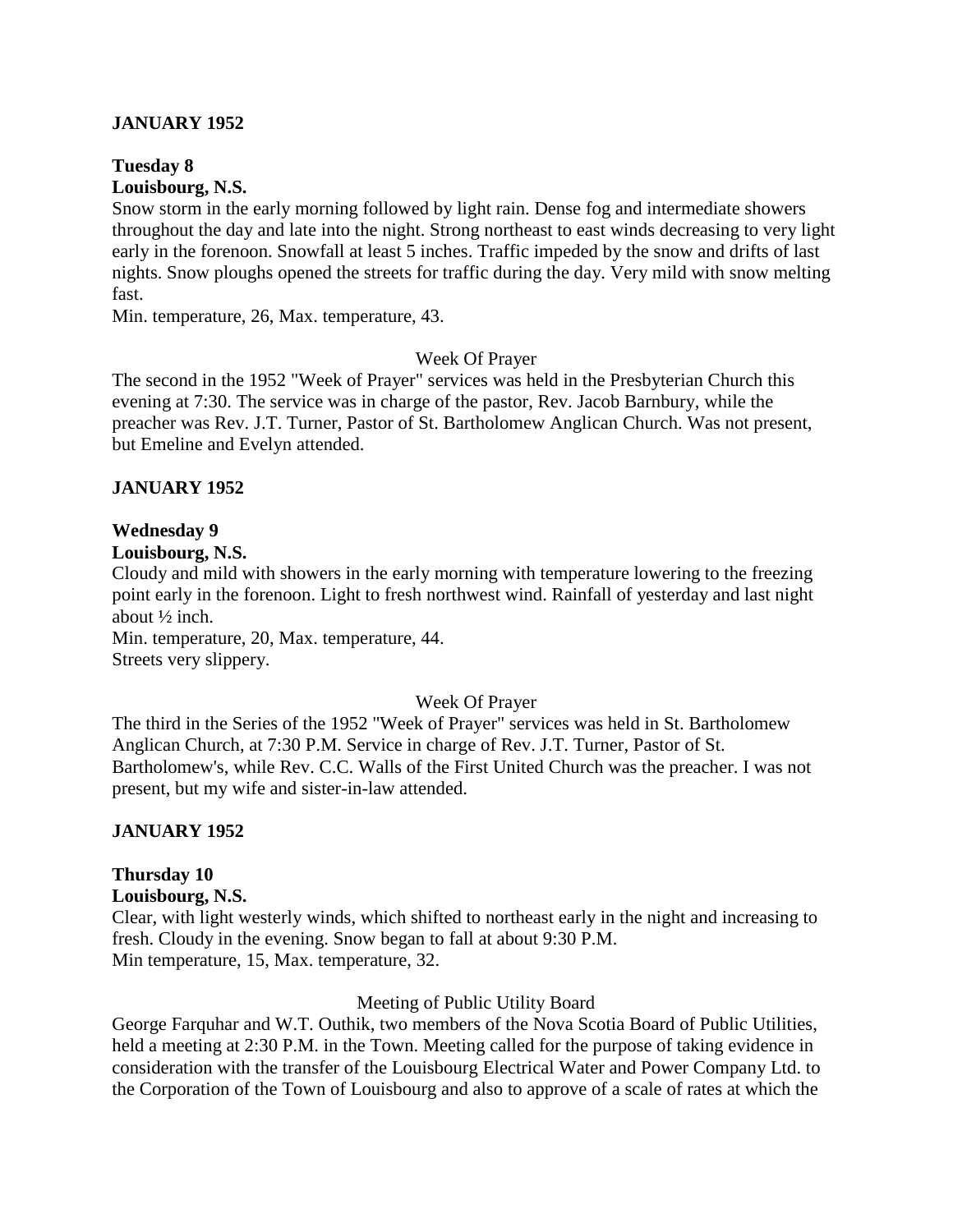**JANUARY 1952**

**Tuesday 8**
**Louisbourg, N.S.**

Snow storm in the early morning followed by light rain. Dense fog and intermediate showers throughout the day and late into the night. Strong northeast to east winds decreasing to very light early in the forenoon. Snowfall at least 5 inches. Traffic impeded by the snow and drifts of last nights. Snow ploughs opened the streets for traffic during the day. Very mild with snow melting fast.

Min. temperature, 26, Max. temperature, 43.

Week Of Prayer

The second in the 1952 "Week of Prayer" services was held in the Presbyterian Church this evening at 7:30. The service was in charge of the pastor, Rev. Jacob Barnbury, while the preacher was Rev. J.T. Turner, Pastor of St. Bartholomew Anglican Church. Was not present, but Emeline and Evelyn attended.

**JANUARY 1952**

**Wednesday 9**
**Louisbourg, N.S.**

Cloudy and mild with showers in the early morning with temperature lowering to the freezing point early in the forenoon. Light to fresh northwest wind. Rainfall of yesterday and last night about ½ inch.

Min. temperature, 20, Max. temperature, 44.

Streets very slippery.

Week Of Prayer

The third in the Series of the 1952 "Week of Prayer" services was held in St. Bartholomew Anglican Church, at 7:30 P.M. Service in charge of Rev. J.T. Turner, Pastor of St. Bartholomew's, while Rev. C.C. Walls of the First United Church was the preacher. I was not present, but my wife and sister-in-law attended.

**JANUARY 1952**

**Thursday 10**
**Louisbourg, N.S.**

Clear, with light westerly winds, which shifted to northeast early in the night and increasing to fresh. Cloudy in the evening. Snow began to fall at about 9:30 P.M.

Min temperature, 15, Max. temperature, 32.

Meeting of Public Utility Board

George Farquhar and W.T. Outhik, two members of the Nova Scotia Board of Public Utilities, held a meeting at 2:30 P.M. in the Town. Meeting called for the purpose of taking evidence in consideration with the transfer of the Louisbourg Electrical Water and Power Company Ltd. to the Corporation of the Town of Louisbourg and also to approve of a scale of rates at which the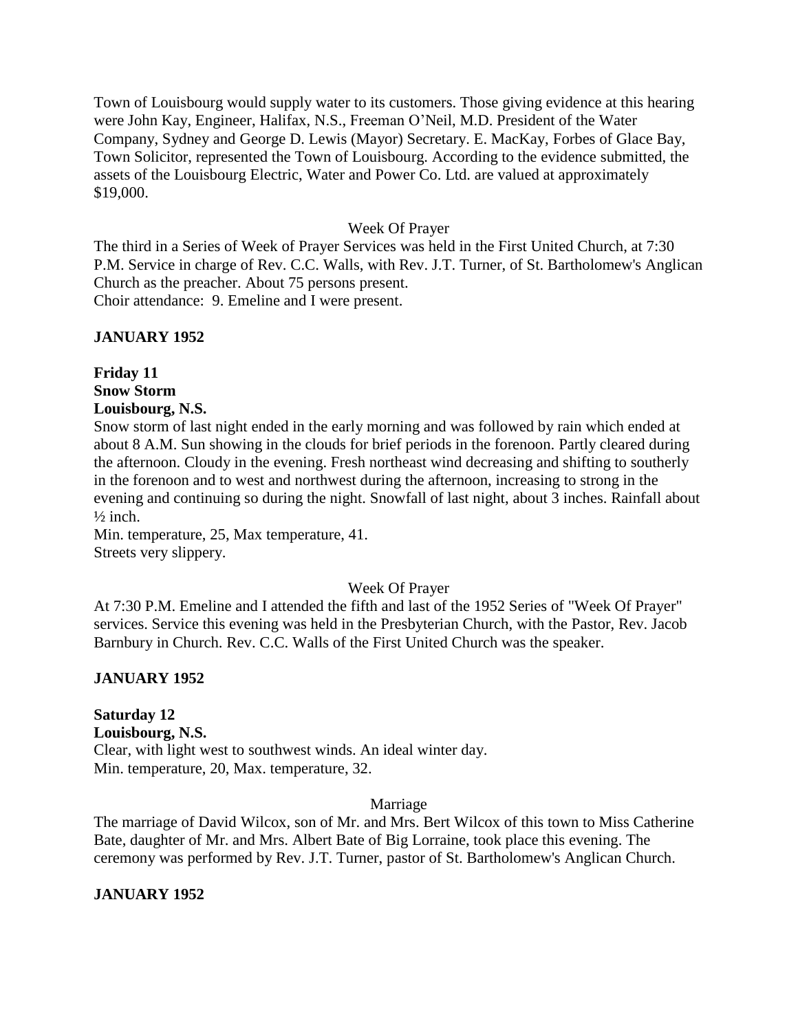Town of Louisbourg would supply water to its customers. Those giving evidence at this hearing were John Kay, Engineer, Halifax, N.S., Freeman O'Neil, M.D. President of the Water Company, Sydney and George D. Lewis (Mayor) Secretary. E. MacKay, Forbes of Glace Bay, Town Solicitor, represented the Town of Louisbourg. According to the evidence submitted, the assets of the Louisbourg Electric, Water and Power Co. Ltd. are valued at approximately $19,000.

Week Of Prayer

The third in a Series of Week of Prayer Services was held in the First United Church, at 7:30 P.M. Service in charge of Rev. C.C. Walls, with Rev. J.T. Turner, of St. Bartholomew's Anglican Church as the preacher. About 75 persons present.
Choir attendance: 9. Emeline and I were present.

**JANUARY 1952**

**Friday 11**
**Snow Storm**
**Louisbourg, N.S.**

Snow storm of last night ended in the early morning and was followed by rain which ended at about 8 A.M. Sun showing in the clouds for brief periods in the forenoon. Partly cleared during the afternoon. Cloudy in the evening. Fresh northeast wind decreasing and shifting to southerly in the forenoon and to west and northwest during the afternoon, increasing to strong in the evening and continuing so during the night. Snowfall of last night, about 3 inches. Rainfall about ½ inch.
Min. temperature, 25, Max temperature, 41.
Streets very slippery.

Week Of Prayer

At 7:30 P.M. Emeline and I attended the fifth and last of the 1952 Series of "Week Of Prayer" services. Service this evening was held in the Presbyterian Church, with the Pastor, Rev. Jacob Barnbury in Church. Rev. C.C. Walls of the First United Church was the speaker.

**JANUARY 1952**

**Saturday 12**
**Louisbourg, N.S.**

Clear, with light west to southwest winds. An ideal winter day.
Min. temperature, 20, Max. temperature, 32.

Marriage

The marriage of David Wilcox, son of Mr. and Mrs. Bert Wilcox of this town to Miss Catherine Bate, daughter of Mr. and Mrs. Albert Bate of Big Lorraine, took place this evening. The ceremony was performed by Rev. J.T. Turner, pastor of St. Bartholomew's Anglican Church.

**JANUARY 1952**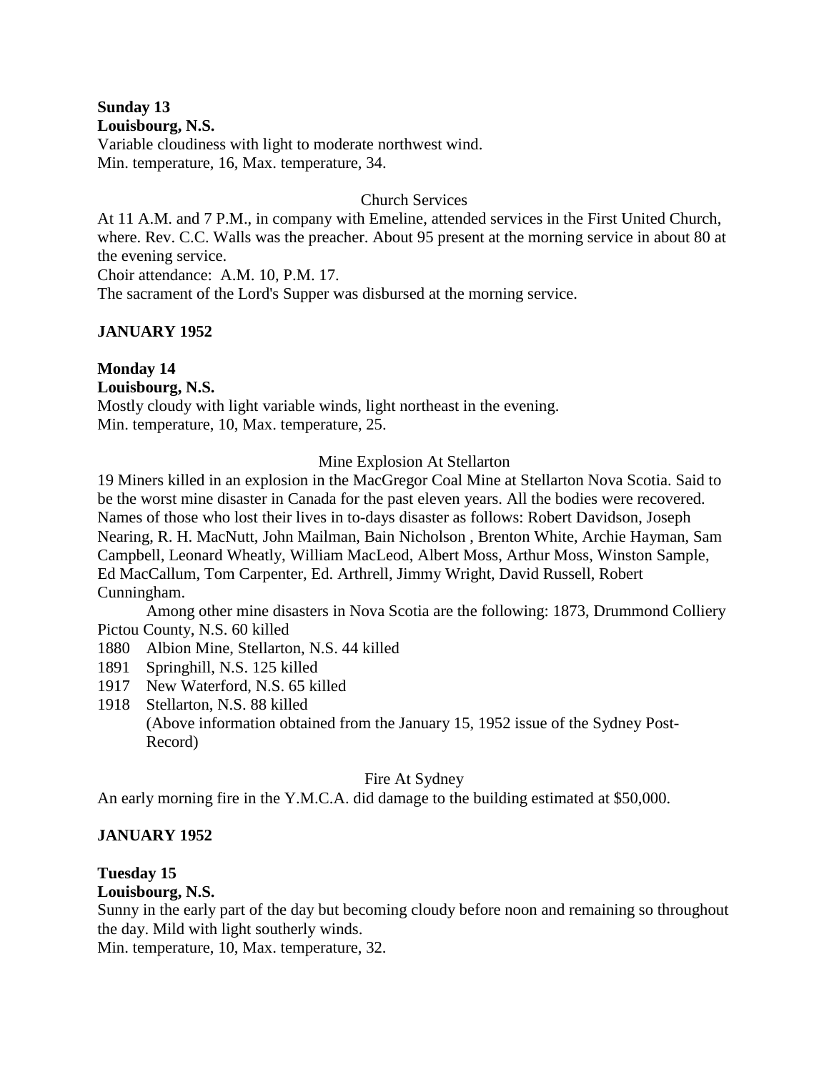**Sunday 13**
**Louisbourg, N.S.**
Variable cloudiness with light to moderate northwest wind.
Min. temperature, 16, Max. temperature, 34.

Church Services

At 11 A.M. and 7 P.M., in company with Emeline, attended services in the First United Church, where. Rev. C.C. Walls was the preacher. About 95 present at the morning service in about 80 at the evening service.
Choir attendance: A.M. 10, P.M. 17.
The sacrament of the Lord's Supper was disbursed at the morning service.

**JANUARY 1952**

**Monday 14**
**Louisbourg, N.S.**
Mostly cloudy with light variable winds, light northeast in the evening.
Min. temperature, 10, Max. temperature, 25.

Mine Explosion At Stellarton

19 Miners killed in an explosion in the MacGregor Coal Mine at Stellarton Nova Scotia. Said to be the worst mine disaster in Canada for the past eleven years. All the bodies were recovered. Names of those who lost their lives in to-days disaster as follows: Robert Davidson, Joseph Nearing, R. H. MacNutt, John Mailman, Bain Nicholson , Brenton White, Archie Hayman, Sam Campbell, Leonard Wheatly, William MacLeod, Albert Moss, Arthur Moss, Winston Sample, Ed MacCallum, Tom Carpenter, Ed. Arthrell, Jimmy Wright, David Russell, Robert Cunningham.

Among other mine disasters in Nova Scotia are the following: 1873, Drummond Colliery Pictou County, N.S. 60 killed

1880 Albion Mine, Stellarton, N.S. 44 killed
1891 Springhill, N.S. 125 killed
1917 New Waterford, N.S. 65 killed
1918 Stellarton, N.S. 88 killed
(Above information obtained from the January 15, 1952 issue of the Sydney Post-Record)

Fire At Sydney

An early morning fire in the Y.M.C.A. did damage to the building estimated at $50,000.

**JANUARY 1952**

**Tuesday 15**
**Louisbourg, N.S.**
Sunny in the early part of the day but becoming cloudy before noon and remaining so throughout the day. Mild with light southerly winds.
Min. temperature, 10, Max. temperature, 32.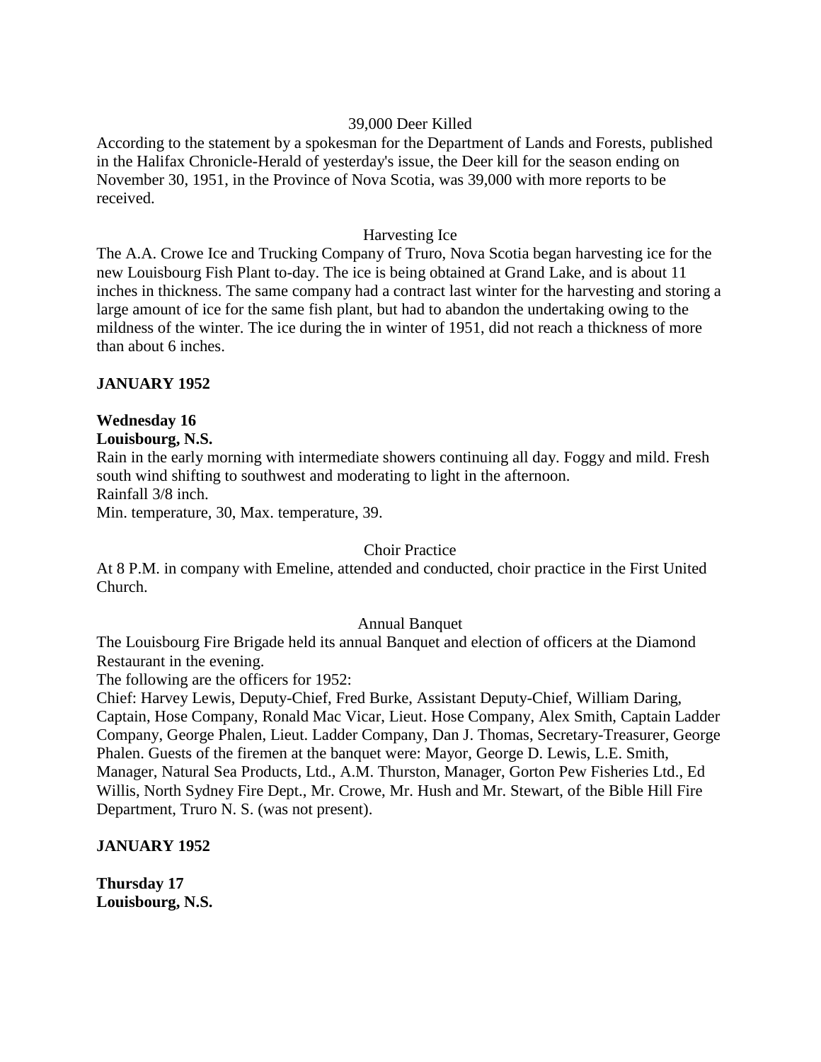39,000 Deer Killed

According to the statement by a spokesman for the Department of Lands and Forests, published in the Halifax Chronicle-Herald of yesterday's issue, the Deer kill for the season ending on November 30, 1951, in the Province of Nova Scotia, was 39,000 with more reports to be received.

Harvesting Ice

The A.A. Crowe Ice and Trucking Company of Truro, Nova Scotia began harvesting ice for the new Louisbourg Fish Plant to-day. The ice is being obtained at Grand Lake, and is about 11 inches in thickness. The same company had a contract last winter for the harvesting and storing a large amount of ice for the same fish plant, but had to abandon the undertaking owing to the mildness of the winter. The ice during the in winter of 1951, did not reach a thickness of more than about 6 inches.

**JANUARY 1952**

**Wednesday 16**
**Louisbourg, N.S.**

Rain in the early morning with intermediate showers continuing all day. Foggy and mild. Fresh south wind shifting to southwest and moderating to light in the afternoon.
Rainfall 3/8 inch.
Min. temperature, 30, Max. temperature, 39.

Choir Practice

At 8 P.M. in company with Emeline, attended and conducted, choir practice in the First United Church.

Annual Banquet

The Louisbourg Fire Brigade held its annual Banquet and election of officers at the Diamond Restaurant in the evening.
The following are the officers for 1952:
Chief: Harvey Lewis, Deputy-Chief, Fred Burke, Assistant Deputy-Chief, William Daring, Captain, Hose Company, Ronald Mac Vicar, Lieut. Hose Company, Alex Smith, Captain Ladder Company, George Phalen, Lieut. Ladder Company, Dan J. Thomas, Secretary-Treasurer, George Phalen. Guests of the firemen at the banquet were: Mayor, George D. Lewis, L.E. Smith, Manager, Natural Sea Products, Ltd., A.M. Thurston, Manager, Gorton Pew Fisheries Ltd., Ed Willis, North Sydney Fire Dept., Mr. Crowe, Mr. Hush and Mr. Stewart, of the Bible Hill Fire Department, Truro N. S. (was not present).

**JANUARY 1952**

**Thursday 17**
**Louisbourg, N.S.**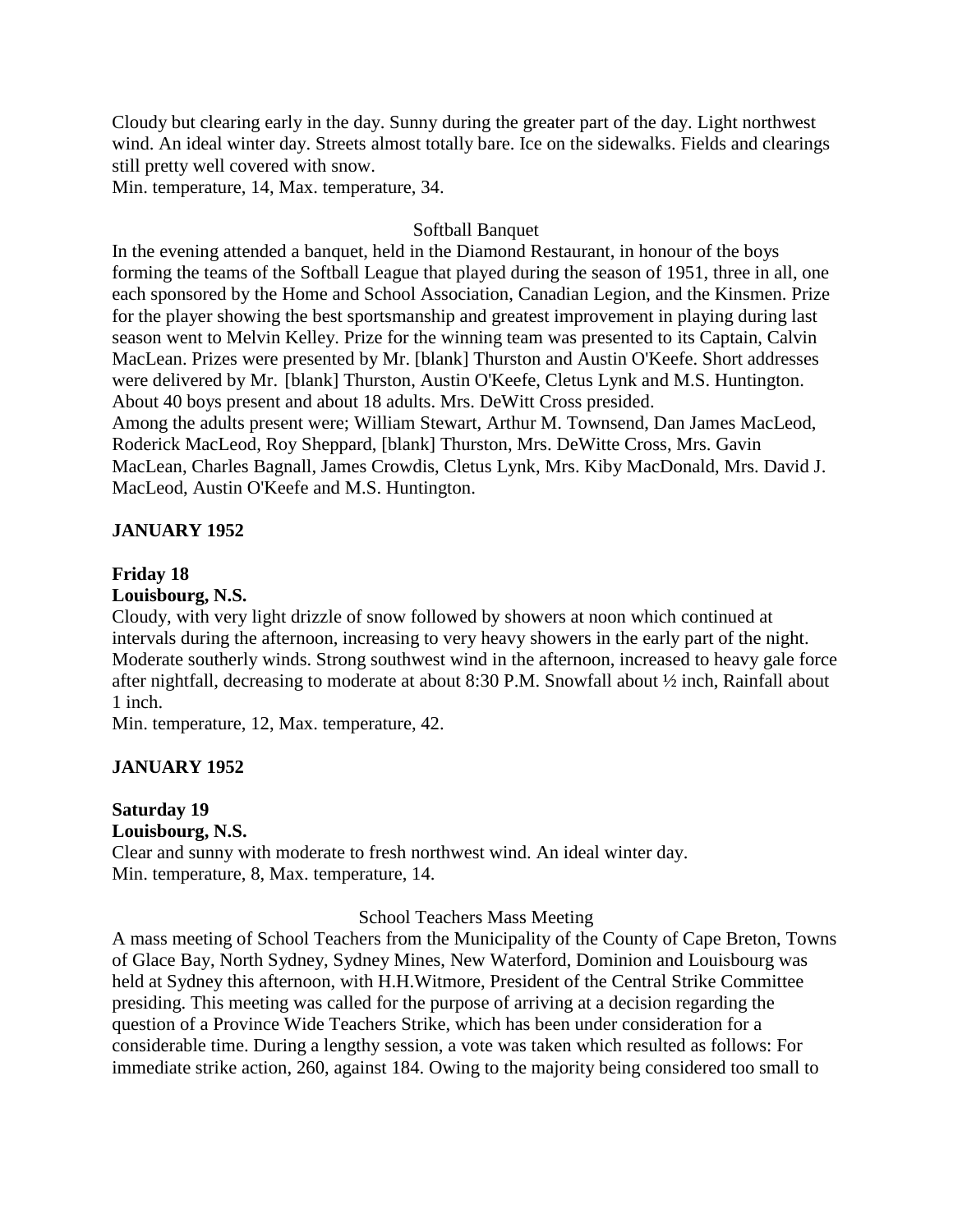Cloudy but clearing early in the day. Sunny during the greater part of the day. Light northwest wind. An ideal winter day. Streets almost totally bare. Ice on the sidewalks. Fields and clearings still pretty well covered with snow.
Min. temperature, 14, Max. temperature, 34.

Softball Banquet

In the evening attended a banquet, held in the Diamond Restaurant, in honour of the boys forming the teams of the Softball League that played during the season of 1951, three in all, one each sponsored by the Home and School Association, Canadian Legion, and the Kinsmen. Prize for the player showing the best sportsmanship and greatest improvement in playing during last season went to Melvin Kelley. Prize for the winning team was presented to its Captain, Calvin MacLean. Prizes were presented by Mr. [blank] Thurston and Austin O'Keefe. Short addresses were delivered by Mr. [blank] Thurston, Austin O'Keefe, Cletus Lynk and M.S. Huntington. About 40 boys present and about 18 adults. Mrs. DeWitt Cross presided.
Among the adults present were; William Stewart, Arthur M. Townsend, Dan James MacLeod, Roderick MacLeod, Roy Sheppard, [blank] Thurston, Mrs. DeWitte Cross, Mrs. Gavin MacLean, Charles Bagnall, James Crowdis, Cletus Lynk, Mrs. Kiby MacDonald, Mrs. David J. MacLeod, Austin O'Keefe and M.S. Huntington.

**JANUARY 1952**

**Friday 18**
**Louisbourg, N.S.**
Cloudy, with very light drizzle of snow followed by showers at noon which continued at intervals during the afternoon, increasing to very heavy showers in the early part of the night. Moderate southerly winds. Strong southwest wind in the afternoon, increased to heavy gale force after nightfall, decreasing to moderate at about 8:30 P.M. Snowfall about ½ inch, Rainfall about 1 inch.
Min. temperature, 12, Max. temperature, 42.

**JANUARY 1952**

**Saturday 19**
**Louisbourg, N.S.**
Clear and sunny with moderate to fresh northwest wind. An ideal winter day.
Min. temperature, 8, Max. temperature, 14.

School Teachers Mass Meeting

A mass meeting of School Teachers from the Municipality of the County of Cape Breton, Towns of Glace Bay, North Sydney, Sydney Mines, New Waterford, Dominion and Louisbourg was held at Sydney this afternoon, with H.H.Witmore, President of the Central Strike Committee presiding. This meeting was called for the purpose of arriving at a decision regarding the question of a Province Wide Teachers Strike, which has been under consideration for a considerable time. During a lengthy session, a vote was taken which resulted as follows: For immediate strike action, 260, against 184. Owing to the majority being considered too small to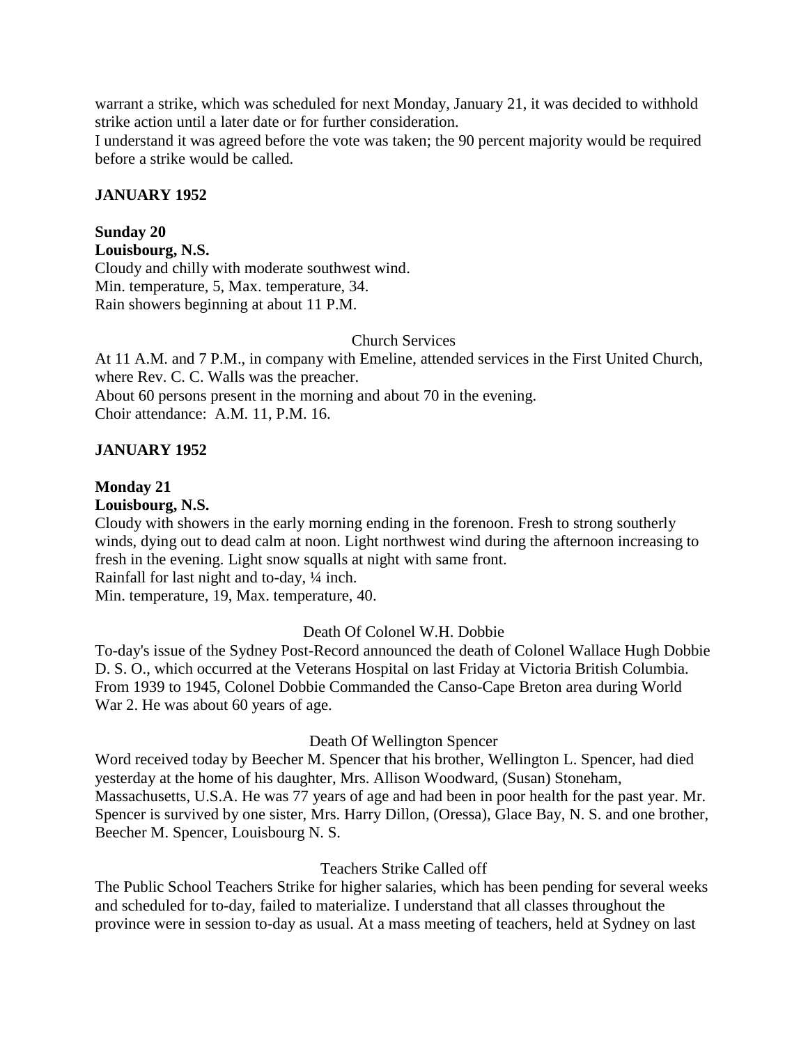warrant a strike, which was scheduled for next Monday, January 21, it was decided to withhold strike action until a later date or for further consideration.
I understand it was agreed before the vote was taken; the 90 percent majority would be required before a strike would be called.

**JANUARY 1952**

**Sunday 20**
**Louisbourg, N.S.**
Cloudy and chilly with moderate southwest wind.
Min. temperature, 5, Max. temperature, 34.
Rain showers beginning at about 11 P.M.

Church Services

At 11 A.M. and 7 P.M., in company with Emeline, attended services in the First United Church, where Rev. C. C. Walls was the preacher.
About 60 persons present in the morning and about 70 in the evening.
Choir attendance: A.M. 11, P.M. 16.

**JANUARY 1952**

**Monday 21**
**Louisbourg, N.S.**
Cloudy with showers in the early morning ending in the forenoon. Fresh to strong southerly winds, dying out to dead calm at noon. Light northwest wind during the afternoon increasing to fresh in the evening. Light snow squalls at night with same front.
Rainfall for last night and to-day, ¼ inch.
Min. temperature, 19, Max. temperature, 40.

Death Of Colonel W.H. Dobbie

To-day's issue of the Sydney Post-Record announced the death of Colonel Wallace Hugh Dobbie D. S. O., which occurred at the Veterans Hospital on last Friday at Victoria British Columbia. From 1939 to 1945, Colonel Dobbie Commanded the Canso-Cape Breton area during World War 2. He was about 60 years of age.

Death Of Wellington Spencer

Word received today by Beecher M. Spencer that his brother, Wellington L. Spencer, had died yesterday at the home of his daughter, Mrs. Allison Woodward, (Susan) Stoneham, Massachusetts, U.S.A. He was 77 years of age and had been in poor health for the past year. Mr. Spencer is survived by one sister, Mrs. Harry Dillon, (Oressa), Glace Bay, N. S. and one brother, Beecher M. Spencer, Louisbourg N. S.

Teachers Strike Called off

The Public School Teachers Strike for higher salaries, which has been pending for several weeks and scheduled for to-day, failed to materialize. I understand that all classes throughout the province were in session to-day as usual. At a mass meeting of teachers, held at Sydney on last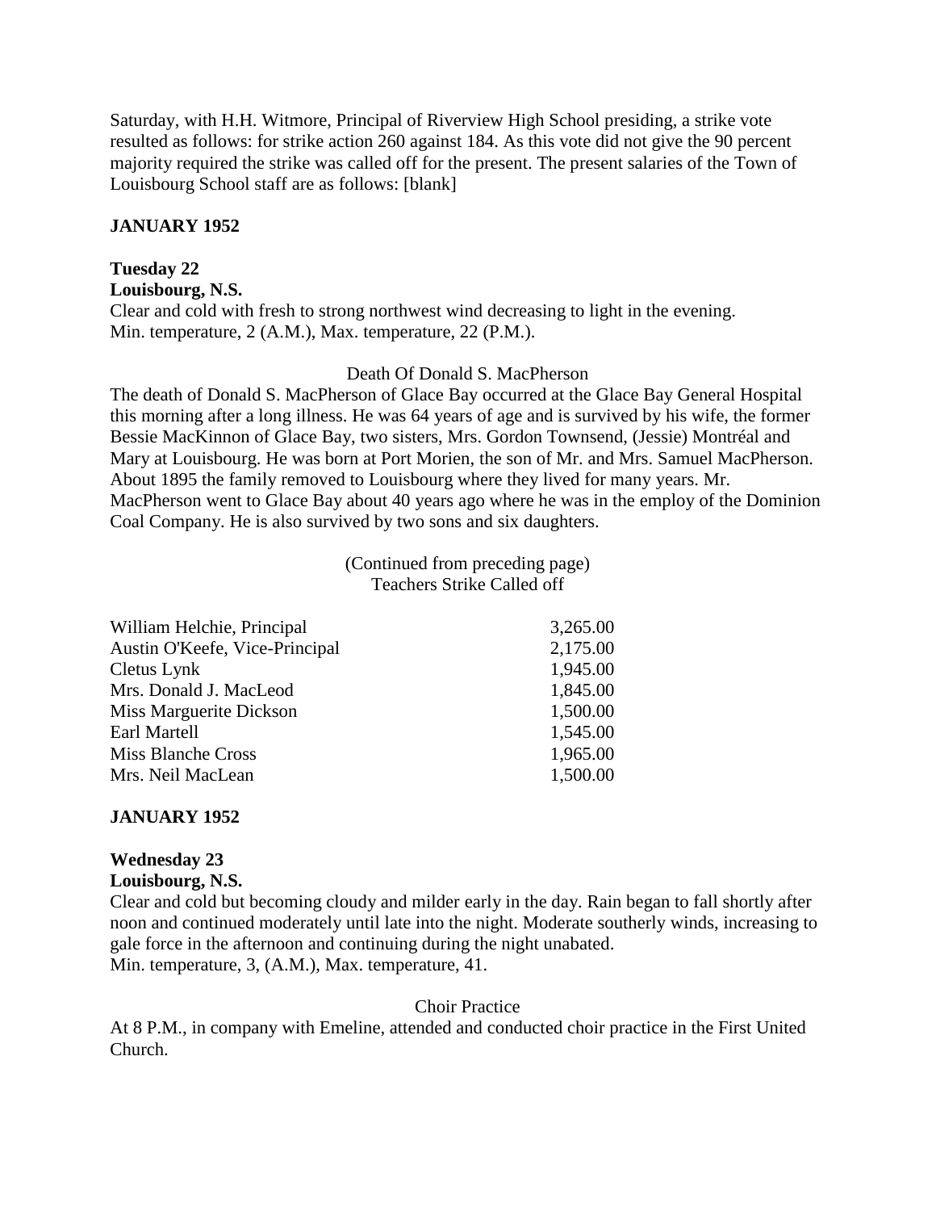Saturday, with H.H. Witmore, Principal of Riverview High School presiding, a strike vote resulted as follows: for strike action 260 against 184. As this vote did not give the 90 percent majority required the strike was called off for the present. The present salaries of the Town of Louisbourg School staff are as follows: [blank]

**JANUARY 1952**

**Tuesday 22**
**Louisbourg, N.S.**
Clear and cold with fresh to strong northwest wind decreasing to light in the evening.
Min. temperature, 2 (A.M.), Max. temperature, 22 (P.M.).

Death Of Donald S. MacPherson

The death of Donald S. MacPherson of Glace Bay occurred at the Glace Bay General Hospital this morning after a long illness. He was 64 years of age and is survived by his wife, the former Bessie MacKinnon of Glace Bay, two sisters, Mrs. Gordon Townsend, (Jessie) Montréal and Mary at Louisbourg. He was born at Port Morien, the son of Mr. and Mrs. Samuel MacPherson. About 1895 the family removed to Louisbourg where they lived for many years. Mr. MacPherson went to Glace Bay about 40 years ago where he was in the employ of the Dominion Coal Company. He is also survived by two sons and six daughters.

(Continued from preceding page)
Teachers Strike Called off

| | |
|---|---|
| William Helchie, Principal | 3,265.00 |
| Austin O'Keefe, Vice-Principal | 2,175.00 |
| Cletus Lynk | 1,945.00 |
| Mrs. Donald J. MacLeod | 1,845.00 |
| Miss Marguerite Dickson | 1,500.00 |
| Earl Martell | 1,545.00 |
| Miss Blanche Cross | 1,965.00 |
| Mrs. Neil MacLean | 1,500.00 |

**JANUARY 1952**

**Wednesday 23**
**Louisbourg, N.S.**
Clear and cold but becoming cloudy and milder early in the day. Rain began to fall shortly after noon and continued moderately until late into the night. Moderate southerly winds, increasing to gale force in the afternoon and continuing during the night unabated.
Min. temperature, 3, (A.M.), Max. temperature, 41.

Choir Practice

At 8 P.M., in company with Emeline, attended and conducted choir practice in the First United Church.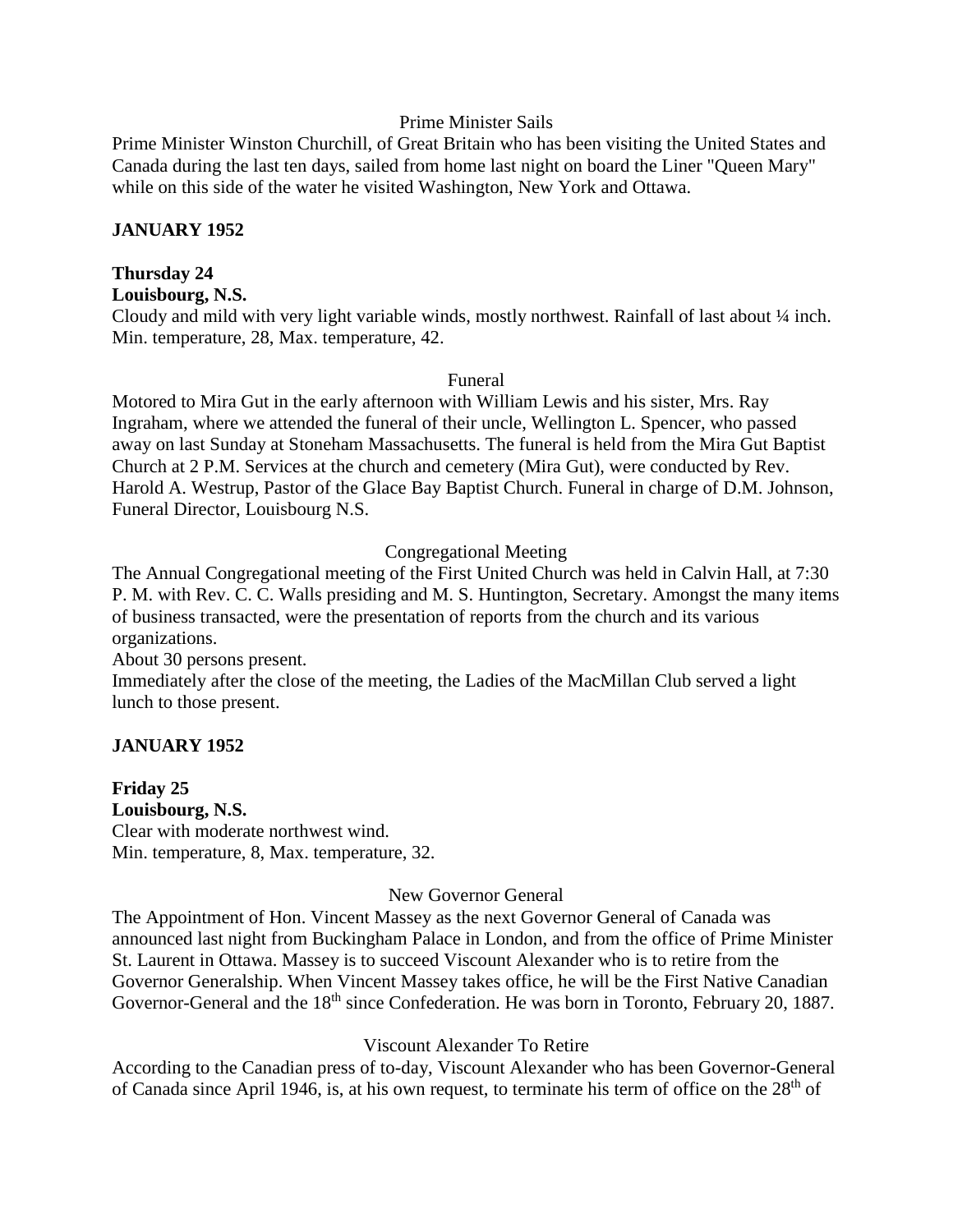Prime Minister Sails

Prime Minister Winston Churchill, of Great Britain who has been visiting the United States and Canada during the last ten days, sailed from home last night on board the Liner "Queen Mary" while on this side of the water he visited Washington, New York and Ottawa.

**JANUARY 1952**

**Thursday 24**
**Louisbourg, N.S.**

Cloudy and mild with very light variable winds, mostly northwest. Rainfall of last about ¼ inch. Min. temperature, 28, Max. temperature, 42.

Funeral

Motored to Mira Gut in the early afternoon with William Lewis and his sister, Mrs. Ray Ingraham, where we attended the funeral of their uncle, Wellington L. Spencer, who passed away on last Sunday at Stoneham Massachusetts. The funeral is held from the Mira Gut Baptist Church at 2 P.M. Services at the church and cemetery (Mira Gut), were conducted by Rev. Harold A. Westrup, Pastor of the Glace Bay Baptist Church. Funeral in charge of D.M. Johnson, Funeral Director, Louisbourg N.S.

Congregational Meeting

The Annual Congregational meeting of the First United Church was held in Calvin Hall, at 7:30 P. M. with Rev. C. C. Walls presiding and M. S. Huntington, Secretary. Amongst the many items of business transacted, were the presentation of reports from the church and its various organizations.

About 30 persons present.

Immediately after the close of the meeting, the Ladies of the MacMillan Club served a light lunch to those present.

**JANUARY 1952**

**Friday 25**
**Louisbourg, N.S.**

Clear with moderate northwest wind.
Min. temperature, 8, Max. temperature, 32.

New Governor General

The Appointment of Hon. Vincent Massey as the next Governor General of Canada was announced last night from Buckingham Palace in London, and from the office of Prime Minister St. Laurent in Ottawa. Massey is to succeed Viscount Alexander who is to retire from the Governor Generalship. When Vincent Massey takes office, he will be the First Native Canadian Governor-General and the 18th since Confederation. He was born in Toronto, February 20, 1887.

Viscount Alexander To Retire

According to the Canadian press of to-day, Viscount Alexander who has been Governor-General of Canada since April 1946, is, at his own request, to terminate his term of office on the 28th of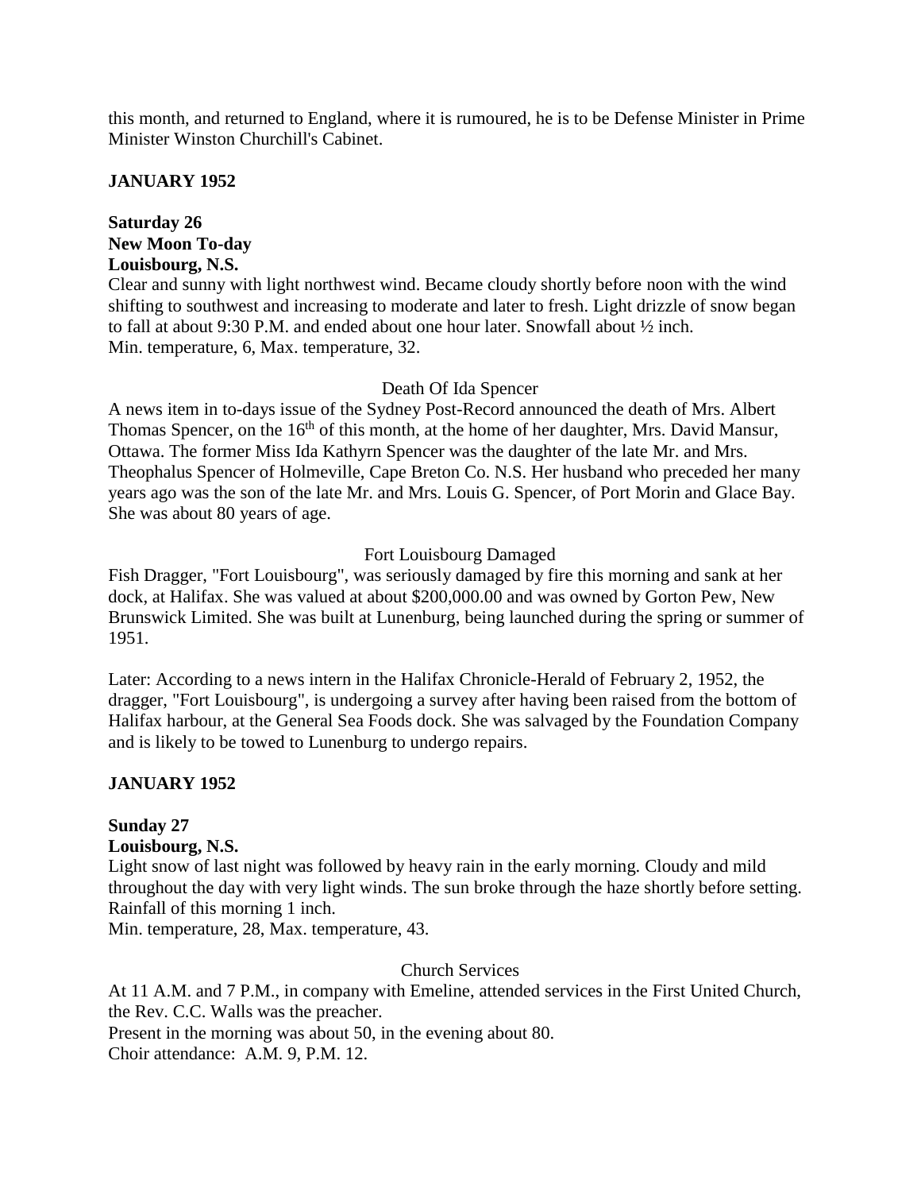this month, and returned to England, where it is rumoured, he is to be Defense Minister in Prime Minister Winston Churchill's Cabinet.

**JANUARY 1952**

**Saturday 26**
**New Moon To-day**
**Louisbourg, N.S.**

Clear and sunny with light northwest wind. Became cloudy shortly before noon with the wind shifting to southwest and increasing to moderate and later to fresh. Light drizzle of snow began to fall at about 9:30 P.M. and ended about one hour later. Snowfall about ½ inch.
Min. temperature, 6, Max. temperature, 32.

Death Of Ida Spencer

A news item in to-days issue of the Sydney Post-Record announced the death of Mrs. Albert Thomas Spencer, on the 16th of this month, at the home of her daughter, Mrs. David Mansur, Ottawa. The former Miss Ida Kathyrn Spencer was the daughter of the late Mr. and Mrs. Theophalus Spencer of Holmeville, Cape Breton Co. N.S. Her husband who preceded her many years ago was the son of the late Mr. and Mrs. Louis G. Spencer, of Port Morin and Glace Bay. She was about 80 years of age.

Fort Louisbourg Damaged

Fish Dragger, "Fort Louisbourg", was seriously damaged by fire this morning and sank at her dock, at Halifax. She was valued at about $200,000.00 and was owned by Gorton Pew, New Brunswick Limited. She was built at Lunenburg, being launched during the spring or summer of 1951.

Later: According to a news intern in the Halifax Chronicle-Herald of February 2, 1952, the dragger, "Fort Louisbourg", is undergoing a survey after having been raised from the bottom of Halifax harbour, at the General Sea Foods dock. She was salvaged by the Foundation Company and is likely to be towed to Lunenburg to undergo repairs.

**JANUARY 1952**

**Sunday 27**
**Louisbourg, N.S.**

Light snow of last night was followed by heavy rain in the early morning. Cloudy and mild throughout the day with very light winds. The sun broke through the haze shortly before setting. Rainfall of this morning 1 inch.
Min. temperature, 28, Max. temperature, 43.

Church Services

At 11 A.M. and 7 P.M., in company with Emeline, attended services in the First United Church, the Rev. C.C. Walls was the preacher.
Present in the morning was about 50, in the evening about 80.
Choir attendance: A.M. 9, P.M. 12.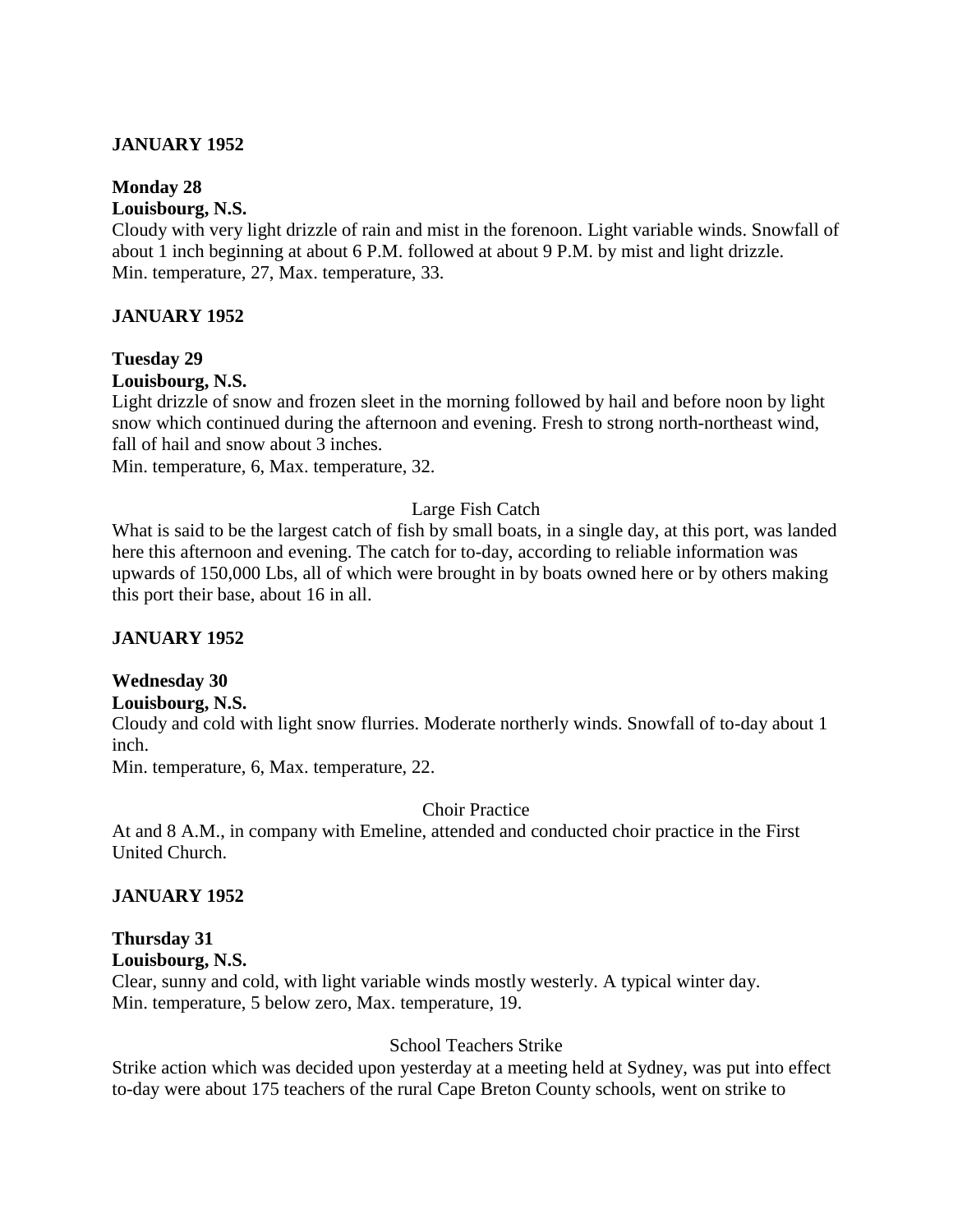**JANUARY 1952**

**Monday 28**
**Louisbourg, N.S.**
Cloudy with very light drizzle of rain and mist in the forenoon. Light variable winds. Snowfall of about 1 inch beginning at about 6 P.M. followed at about 9 P.M. by mist and light drizzle.
Min. temperature, 27, Max. temperature, 33.

**JANUARY 1952**

**Tuesday 29**
**Louisbourg, N.S.**
Light drizzle of snow and frozen sleet in the morning followed by hail and before noon by light snow which continued during the afternoon and evening. Fresh to strong north-northeast wind, fall of hail and snow about 3 inches.
Min. temperature, 6, Max. temperature, 32.

Large Fish Catch

What is said to be the largest catch of fish by small boats, in a single day, at this port, was landed here this afternoon and evening. The catch for to-day, according to reliable information was upwards of 150,000 Lbs, all of which were brought in by boats owned here or by others making this port their base, about 16 in all.

**JANUARY 1952**

**Wednesday 30**
**Louisbourg, N.S.**
Cloudy and cold with light snow flurries. Moderate northerly winds. Snowfall of to-day about 1 inch.
Min. temperature, 6, Max. temperature, 22.

Choir Practice

At and 8 A.M., in company with Emeline, attended and conducted choir practice in the First United Church.

**JANUARY 1952**

**Thursday 31**
**Louisbourg, N.S.**
Clear, sunny and cold, with light variable winds mostly westerly. A typical winter day.
Min. temperature, 5 below zero, Max. temperature, 19.

School Teachers Strike

Strike action which was decided upon yesterday at a meeting held at Sydney, was put into effect to-day were about 175 teachers of the rural Cape Breton County schools, went on strike to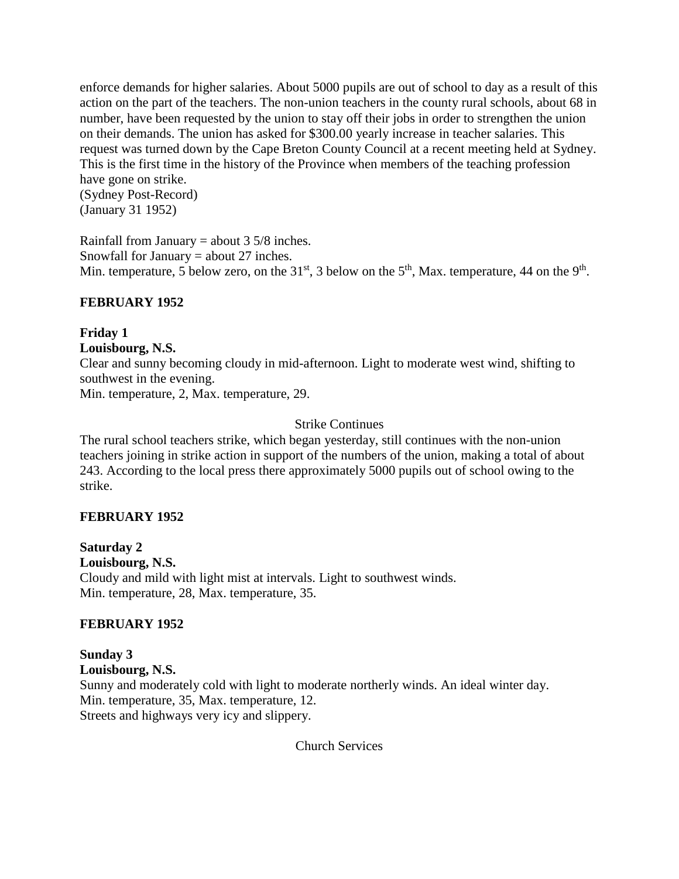enforce demands for higher salaries. About 5000 pupils are out of school to day as a result of this action on the part of the teachers. The non-union teachers in the county rural schools, about 68 in number, have been requested by the union to stay off their jobs in order to strengthen the union on their demands. The union has asked for $300.00 yearly increase in teacher salaries. This request was turned down by the Cape Breton County Council at a recent meeting held at Sydney. This is the first time in the history of the Province when members of the teaching profession have gone on strike.
(Sydney Post-Record)
(January 31 1952)

Rainfall from January = about 3 5/8 inches.
Snowfall for January = about 27 inches.
Min. temperature, 5 below zero, on the 31st, 3 below on the 5th, Max. temperature, 44 on the 9th.

**FEBRUARY 1952**

**Friday 1**
**Louisbourg, N.S.**
Clear and sunny becoming cloudy in mid-afternoon. Light to moderate west wind, shifting to southwest in the evening.
Min. temperature, 2, Max. temperature, 29.

Strike Continues

The rural school teachers strike, which began yesterday, still continues with the non-union teachers joining in strike action in support of the numbers of the union, making a total of about 243. According to the local press there approximately 5000 pupils out of school owing to the strike.

**FEBRUARY 1952**

**Saturday 2**
**Louisbourg, N.S.**
Cloudy and mild with light mist at intervals. Light to southwest winds.
Min. temperature, 28, Max. temperature, 35.

**FEBRUARY 1952**

**Sunday 3**
**Louisbourg, N.S.**
Sunny and moderately cold with light to moderate northerly winds. An ideal winter day.
Min. temperature, 35, Max. temperature, 12.
Streets and highways very icy and slippery.

Church Services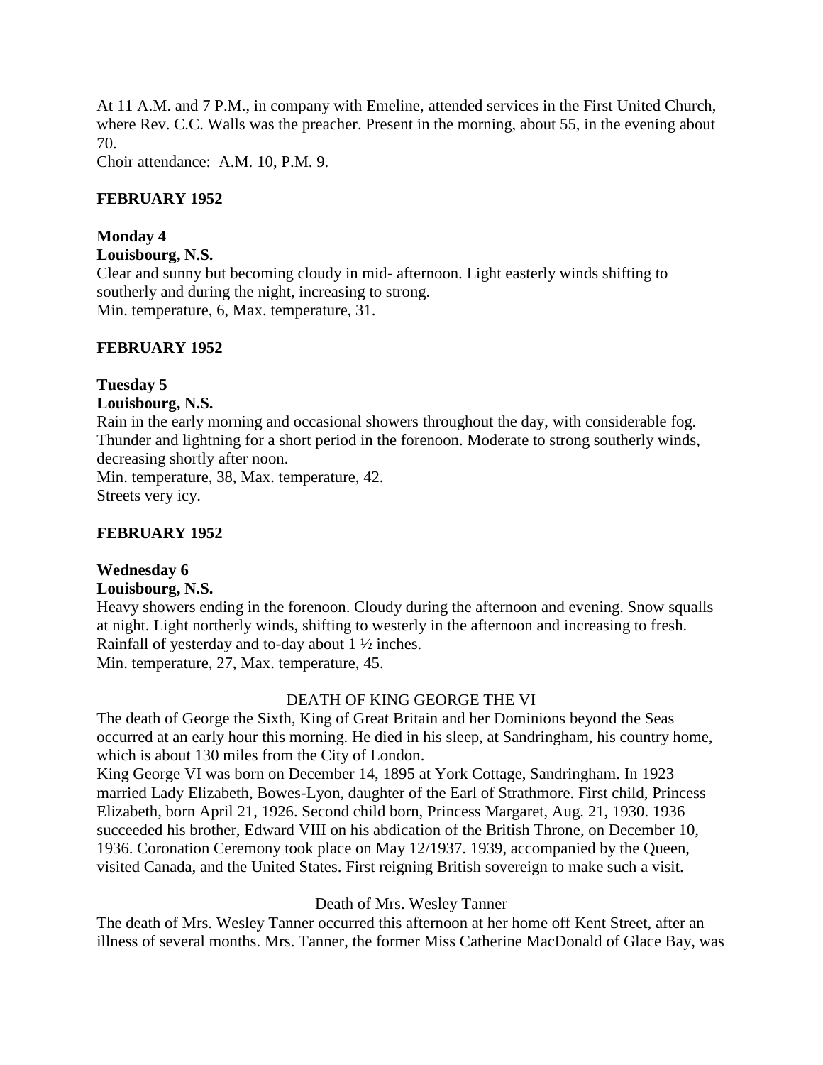At 11 A.M. and 7 P.M., in company with Emeline, attended services in the First United Church, where Rev. C.C. Walls was the preacher. Present in the morning, about 55, in the evening about 70.
Choir attendance: A.M. 10, P.M. 9.

**FEBRUARY 1952**

**Monday 4**
**Louisbourg, N.S.**
Clear and sunny but becoming cloudy in mid- afternoon. Light easterly winds shifting to southerly and during the night, increasing to strong.
Min. temperature, 6, Max. temperature, 31.

**FEBRUARY 1952**

**Tuesday 5**
**Louisbourg, N.S.**
Rain in the early morning and occasional showers throughout the day, with considerable fog. Thunder and lightning for a short period in the forenoon. Moderate to strong southerly winds, decreasing shortly after noon.
Min. temperature, 38, Max. temperature, 42.
Streets very icy.

**FEBRUARY 1952**

**Wednesday 6**
**Louisbourg, N.S.**
Heavy showers ending in the forenoon. Cloudy during the afternoon and evening. Snow squalls at night. Light northerly winds, shifting to westerly in the afternoon and increasing to fresh.
Rainfall of yesterday and to-day about 1 ½ inches.
Min. temperature, 27, Max. temperature, 45.

DEATH OF KING GEORGE THE VI

The death of George the Sixth, King of Great Britain and her Dominions beyond the Seas occurred at an early hour this morning. He died in his sleep, at Sandringham, his country home, which is about 130 miles from the City of London.
King George VI was born on December 14, 1895 at York Cottage, Sandringham. In 1923 married Lady Elizabeth, Bowes-Lyon, daughter of the Earl of Strathmore. First child, Princess Elizabeth, born April 21, 1926. Second child born, Princess Margaret, Aug. 21, 1930. 1936 succeeded his brother, Edward VIII on his abdication of the British Throne, on December 10, 1936. Coronation Ceremony took place on May 12/1937. 1939, accompanied by the Queen, visited Canada, and the United States. First reigning British sovereign to make such a visit.

Death of Mrs. Wesley Tanner

The death of Mrs. Wesley Tanner occurred this afternoon at her home off Kent Street, after an illness of several months. Mrs. Tanner, the former Miss Catherine MacDonald of Glace Bay, was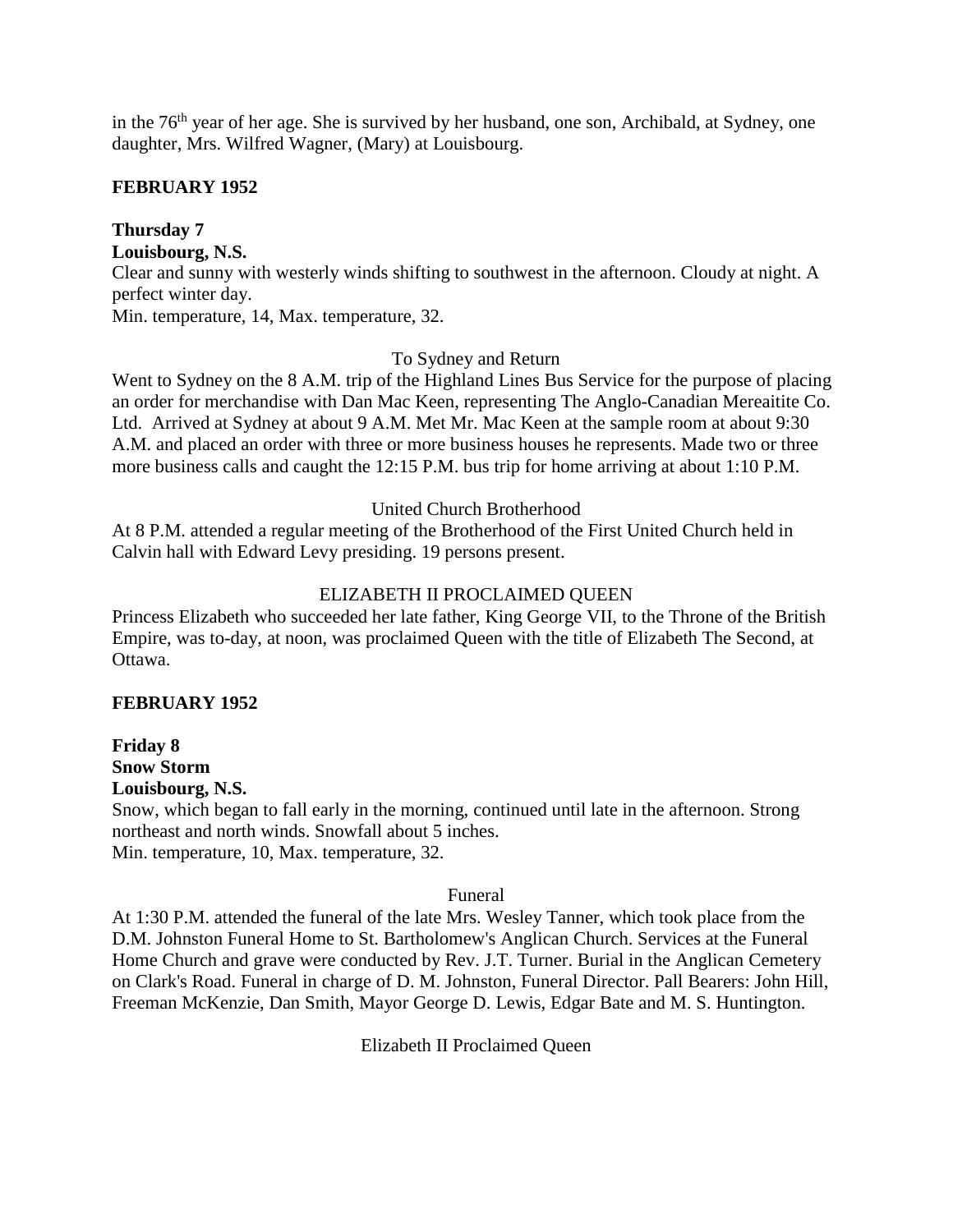in the 76th year of her age. She is survived by her husband, one son, Archibald, at Sydney, one daughter, Mrs. Wilfred Wagner, (Mary) at Louisbourg.

**FEBRUARY 1952**

**Thursday 7**
**Louisbourg, N.S.**
Clear and sunny with westerly winds shifting to southwest in the afternoon. Cloudy at night. A perfect winter day.
Min. temperature, 14, Max. temperature, 32.

To Sydney and Return

Went to Sydney on the 8 A.M. trip of the Highland Lines Bus Service for the purpose of placing an order for merchandise with Dan Mac Keen, representing The Anglo-Canadian Mereaitite Co. Ltd. Arrived at Sydney at about 9 A.M. Met Mr. Mac Keen at the sample room at about 9:30 A.M. and placed an order with three or more business houses he represents. Made two or three more business calls and caught the 12:15 P.M. bus trip for home arriving at about 1:10 P.M.

United Church Brotherhood

At 8 P.M. attended a regular meeting of the Brotherhood of the First United Church held in Calvin hall with Edward Levy presiding. 19 persons present.

ELIZABETH II PROCLAIMED QUEEN

Princess Elizabeth who succeeded her late father, King George VII, to the Throne of the British Empire, was to-day, at noon, was proclaimed Queen with the title of Elizabeth The Second, at Ottawa.

**FEBRUARY 1952**

**Friday 8**
**Snow Storm**
**Louisbourg, N.S.**
Snow, which began to fall early in the morning, continued until late in the afternoon. Strong northeast and north winds. Snowfall about 5 inches.
Min. temperature, 10, Max. temperature, 32.

Funeral

At 1:30 P.M. attended the funeral of the late Mrs. Wesley Tanner, which took place from the D.M. Johnston Funeral Home to St. Bartholomew's Anglican Church. Services at the Funeral Home Church and grave were conducted by Rev. J.T. Turner. Burial in the Anglican Cemetery on Clark's Road. Funeral in charge of D. M. Johnston, Funeral Director. Pall Bearers: John Hill, Freeman McKenzie, Dan Smith, Mayor George D. Lewis, Edgar Bate and M. S. Huntington.

Elizabeth II Proclaimed Queen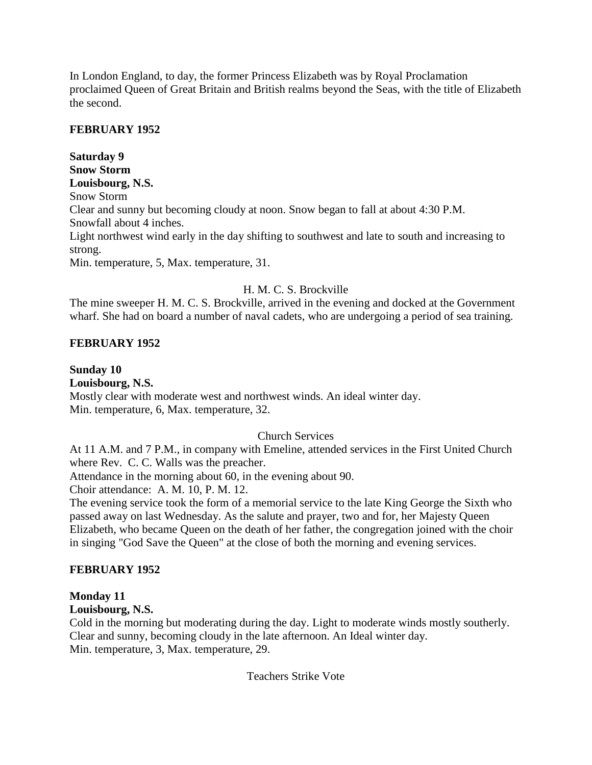In London England, to day, the former Princess Elizabeth was by Royal Proclamation proclaimed Queen of Great Britain and British realms beyond the Seas, with the title of Elizabeth the second.

**FEBRUARY 1952**

**Saturday 9**
**Snow Storm**
**Louisbourg, N.S.**
Snow Storm
Clear and sunny but becoming cloudy at noon. Snow began to fall at about 4:30 P.M.
Snowfall about 4 inches.
Light northwest wind early in the day shifting to southwest and late to south and increasing to strong.
Min. temperature, 5, Max. temperature, 31.

H. M. C. S. Brockville

The mine sweeper H. M. C. S. Brockville, arrived in the evening and docked at the Government wharf. She had on board a number of naval cadets, who are undergoing a period of sea training.

**FEBRUARY 1952**

**Sunday 10**
**Louisbourg, N.S.**
Mostly clear with moderate west and northwest winds. An ideal winter day.
Min. temperature, 6, Max. temperature, 32.

Church Services

At 11 A.M. and 7 P.M., in company with Emeline, attended services in the First United Church where Rev. C. C. Walls was the preacher.
Attendance in the morning about 60, in the evening about 90.
Choir attendance: A. M. 10, P. M. 12.
The evening service took the form of a memorial service to the late King George the Sixth who passed away on last Wednesday. As the salute and prayer, two and for, her Majesty Queen Elizabeth, who became Queen on the death of her father, the congregation joined with the choir in singing "God Save the Queen" at the close of both the morning and evening services.

**FEBRUARY 1952**

**Monday 11**
**Louisbourg, N.S.**
Cold in the morning but moderating during the day. Light to moderate winds mostly southerly.
Clear and sunny, becoming cloudy in the late afternoon. An Ideal winter day.
Min. temperature, 3, Max. temperature, 29.

Teachers Strike Vote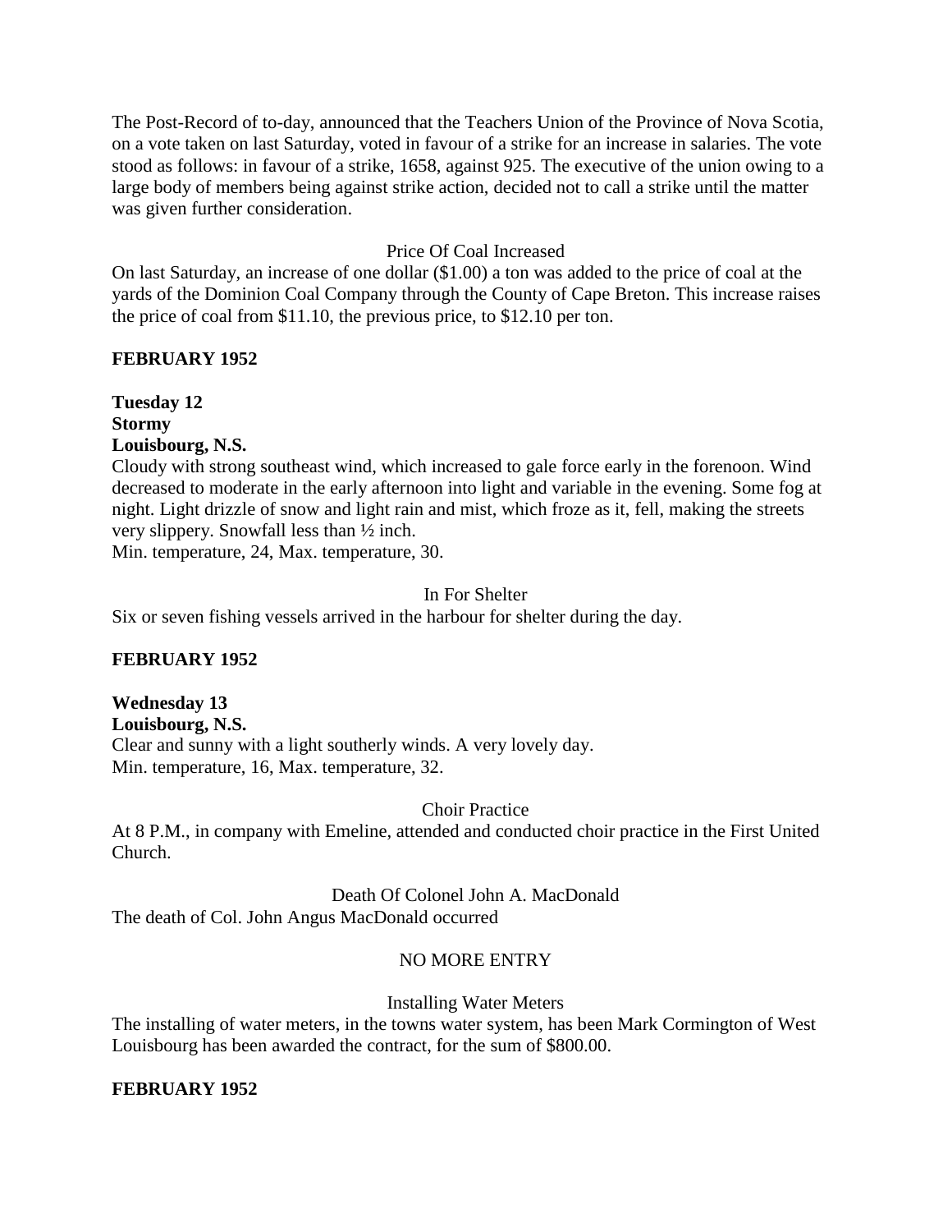The Post-Record of to-day, announced that the Teachers Union of the Province of Nova Scotia, on a vote taken on last Saturday, voted in favour of a strike for an increase in salaries. The vote stood as follows: in favour of a strike, 1658, against 925. The executive of the union owing to a large body of members being against strike action, decided not to call a strike until the matter was given further consideration.

Price Of Coal Increased

On last Saturday, an increase of one dollar ($1.00) a ton was added to the price of coal at the yards of the Dominion Coal Company through the County of Cape Breton. This increase raises the price of coal from $11.10, the previous price, to $12.10 per ton.

**FEBRUARY 1952**

**Tuesday 12**
**Stormy**
**Louisbourg, N.S.**

Cloudy with strong southeast wind, which increased to gale force early in the forenoon. Wind decreased to moderate in the early afternoon into light and variable in the evening. Some fog at night. Light drizzle of snow and light rain and mist, which froze as it, fell, making the streets very slippery. Snowfall less than ½ inch.
Min. temperature, 24, Max. temperature, 30.

In For Shelter

Six or seven fishing vessels arrived in the harbour for shelter during the day.

**FEBRUARY 1952**

**Wednesday 13**
**Louisbourg, N.S.**

Clear and sunny with a light southerly winds. A very lovely day.
Min. temperature, 16, Max. temperature, 32.

Choir Practice

At 8 P.M., in company with Emeline, attended and conducted choir practice in the First United Church.

Death Of Colonel John A. MacDonald

The death of Col. John Angus MacDonald occurred

NO MORE ENTRY

Installing Water Meters

The installing of water meters, in the towns water system, has been Mark Cormington of West Louisbourg has been awarded the contract, for the sum of $800.00.

**FEBRUARY 1952**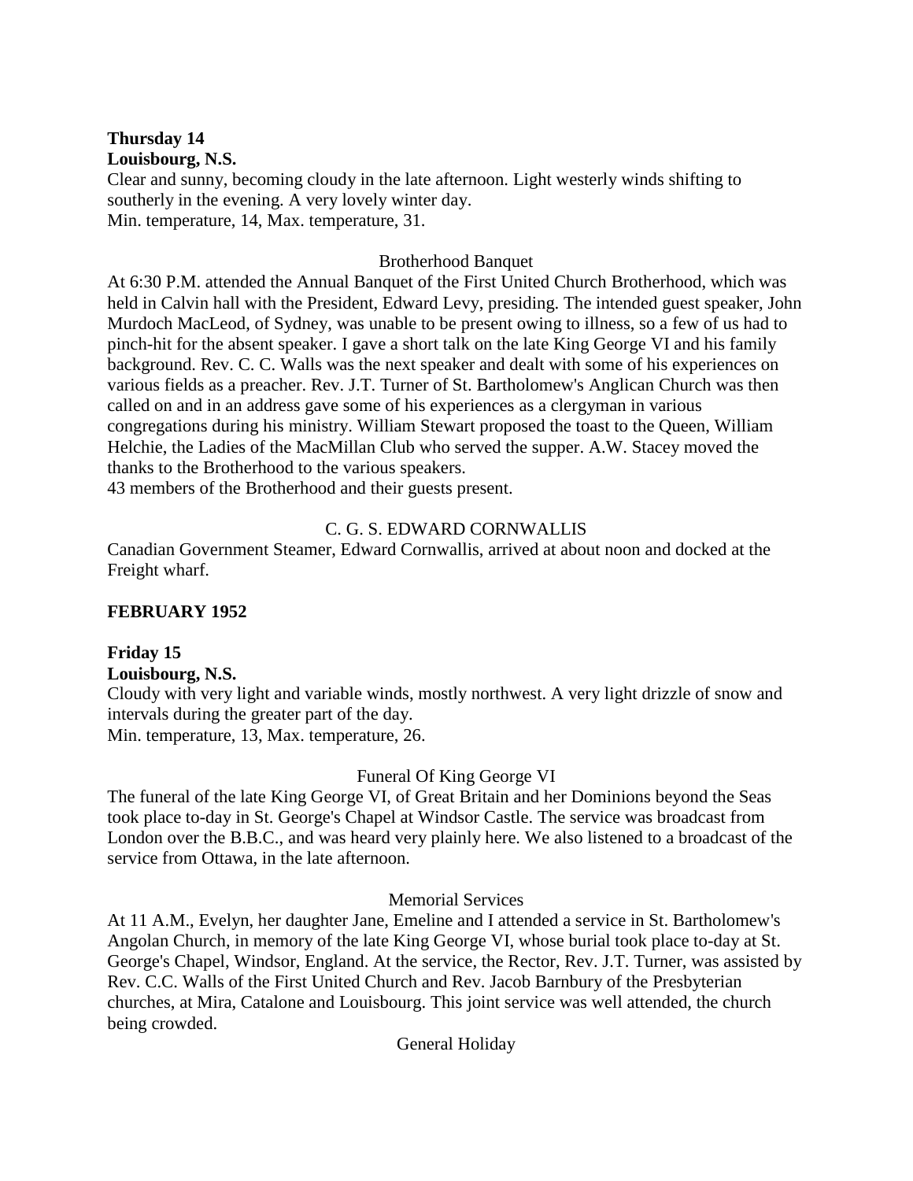**Thursday 14**
**Louisbourg, N.S.**
Clear and sunny, becoming cloudy in the late afternoon. Light westerly winds shifting to southerly in the evening. A very lovely winter day.
Min. temperature, 14, Max. temperature, 31.

Brotherhood Banquet

At 6:30 P.M. attended the Annual Banquet of the First United Church Brotherhood, which was held in Calvin hall with the President, Edward Levy, presiding. The intended guest speaker, John Murdoch MacLeod, of Sydney, was unable to be present owing to illness, so a few of us had to pinch-hit for the absent speaker. I gave a short talk on the late King George VI and his family background. Rev. C. C. Walls was the next speaker and dealt with some of his experiences on various fields as a preacher. Rev. J.T. Turner of St. Bartholomew's Anglican Church was then called on and in an address gave some of his experiences as a clergyman in various congregations during his ministry. William Stewart proposed the toast to the Queen, William Helchie, the Ladies of the MacMillan Club who served the supper. A.W. Stacey moved the thanks to the Brotherhood to the various speakers.
43 members of the Brotherhood and their guests present.

C. G. S. EDWARD CORNWALLIS

Canadian Government Steamer, Edward Cornwallis, arrived at about noon and docked at the Freight wharf.

**FEBRUARY 1952**

**Friday 15**
**Louisbourg, N.S.**
Cloudy with very light and variable winds, mostly northwest. A very light drizzle of snow and intervals during the greater part of the day.
Min. temperature, 13, Max. temperature, 26.

Funeral Of King George VI

The funeral of the late King George VI, of Great Britain and her Dominions beyond the Seas took place to-day in St. George's Chapel at Windsor Castle. The service was broadcast from London over the B.B.C., and was heard very plainly here. We also listened to a broadcast of the service from Ottawa, in the late afternoon.

Memorial Services

At 11 A.M., Evelyn, her daughter Jane, Emeline and I attended a service in St. Bartholomew's Angolan Church, in memory of the late King George VI, whose burial took place to-day at St. George's Chapel, Windsor, England. At the service, the Rector, Rev. J.T. Turner, was assisted by Rev. C.C. Walls of the First United Church and Rev. Jacob Barnbury of the Presbyterian churches, at Mira, Catalone and Louisbourg. This joint service was well attended, the church being crowded.

General Holiday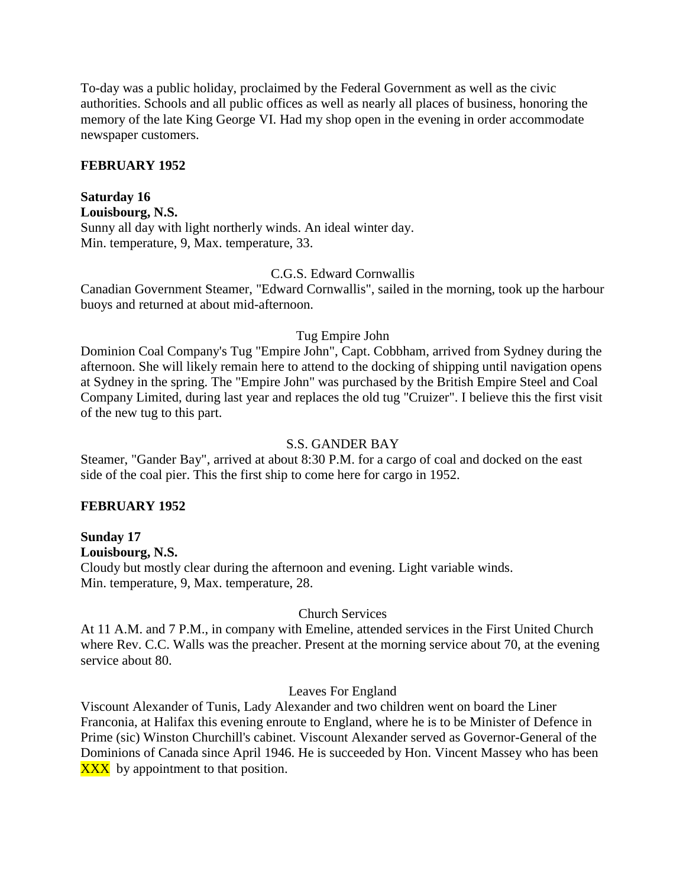To-day was a public holiday, proclaimed by the Federal Government as well as the civic authorities. Schools and all public offices as well as nearly all places of business, honoring the memory of the late King George VI. Had my shop open in the evening in order accommodate newspaper customers.

**FEBRUARY 1952**

**Saturday 16**
**Louisbourg, N.S.**
Sunny all day with light northerly winds. An ideal winter day.
Min. temperature, 9, Max. temperature, 33.

C.G.S. Edward Cornwallis

Canadian Government Steamer, "Edward Cornwallis", sailed in the morning, took up the harbour buoys and returned at about mid-afternoon.

Tug Empire John

Dominion Coal Company's Tug "Empire John", Capt. Cobbham, arrived from Sydney during the afternoon. She will likely remain here to attend to the docking of shipping until navigation opens at Sydney in the spring. The "Empire John" was purchased by the British Empire Steel and Coal Company Limited, during last year and replaces the old tug "Cruizer". I believe this the first visit of the new tug to this part.

S.S. GANDER BAY

Steamer, "Gander Bay", arrived at about 8:30 P.M. for a cargo of coal and docked on the east side of the coal pier. This the first ship to come here for cargo in 1952.

**FEBRUARY 1952**

**Sunday 17**
**Louisbourg, N.S.**
Cloudy but mostly clear during the afternoon and evening. Light variable winds.
Min. temperature, 9, Max. temperature, 28.

Church Services

At 11 A.M. and 7 P.M., in company with Emeline, attended services in the First United Church where Rev. C.C. Walls was the preacher. Present at the morning service about 70, at the evening service about 80.

Leaves For England

Viscount Alexander of Tunis, Lady Alexander and two children went on board the Liner Franconia, at Halifax this evening enroute to England, where he is to be Minister of Defence in Prime (sic) Winston Churchill's cabinet. Viscount Alexander served as Governor-General of the Dominions of Canada since April 1946. He is succeeded by Hon. Vincent Massey who has been XXX by appointment to that position.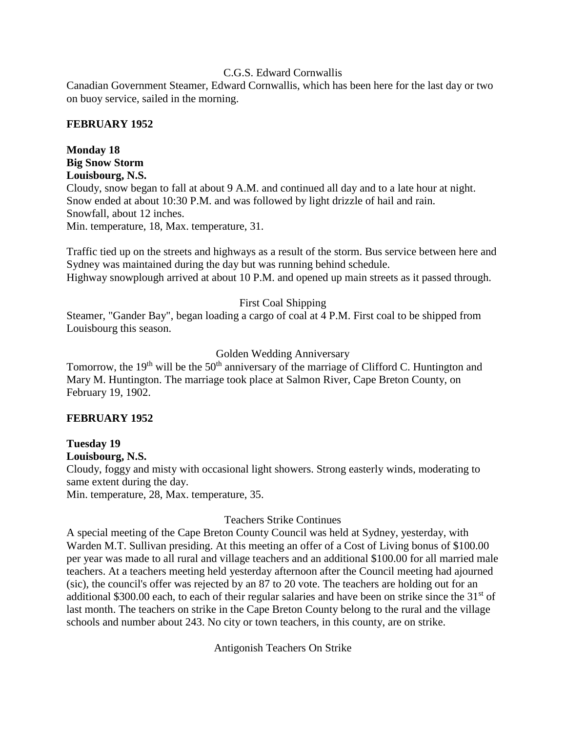C.G.S. Edward Cornwallis

Canadian Government Steamer, Edward Cornwallis, which has been here for the last day or two on buoy service, sailed in the morning.

**FEBRUARY 1952**

**Monday 18**
**Big Snow Storm**
**Louisbourg, N.S.**

Cloudy, snow began to fall at about 9 A.M. and continued all day and to a late hour at night. Snow ended at about 10:30 P.M. and was followed by light drizzle of hail and rain.
Snowfall, about 12 inches.
Min. temperature, 18, Max. temperature, 31.

Traffic tied up on the streets and highways as a result of the storm. Bus service between here and Sydney was maintained during the day but was running behind schedule.
Highway snowplough arrived at about 10 P.M. and opened up main streets as it passed through.

First Coal Shipping

Steamer, "Gander Bay", began loading a cargo of coal at 4 P.M. First coal to be shipped from Louisbourg this season.

Golden Wedding Anniversary

Tomorrow, the 19th will be the 50th anniversary of the marriage of Clifford C. Huntington and Mary M. Huntington. The marriage took place at Salmon River, Cape Breton County, on February 19, 1902.

**FEBRUARY 1952**

**Tuesday 19**
**Louisbourg, N.S.**

Cloudy, foggy and misty with occasional light showers. Strong easterly winds, moderating to same extent during the day.
Min. temperature, 28, Max. temperature, 35.

Teachers Strike Continues

A special meeting of the Cape Breton County Council was held at Sydney, yesterday, with Warden M.T. Sullivan presiding. At this meeting an offer of a Cost of Living bonus of $100.00 per year was made to all rural and village teachers and an additional $100.00 for all married male teachers. At a teachers meeting held yesterday afternoon after the Council meeting had ajourned (sic), the council's offer was rejected by an 87 to 20 vote. The teachers are holding out for an additional $300.00 each, to each of their regular salaries and have been on strike since the 31st of last month. The teachers on strike in the Cape Breton County belong to the rural and the village schools and number about 243. No city or town teachers, in this county, are on strike.

Antigonish Teachers On Strike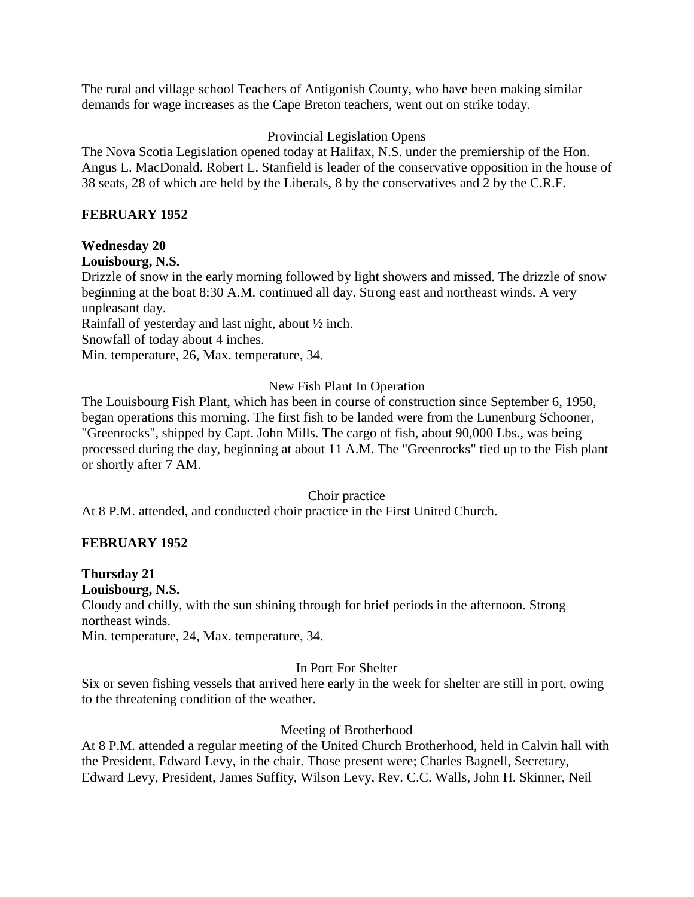The rural and village school Teachers of Antigonish County, who have been making similar demands for wage increases as the Cape Breton teachers, went out on strike today.

Provincial Legislation Opens

The Nova Scotia Legislation opened today at Halifax, N.S. under the premiership of the Hon. Angus L. MacDonald. Robert L. Stanfield is leader of the conservative opposition in the house of 38 seats, 28 of which are held by the Liberals, 8 by the conservatives and 2 by the C.R.F.

**FEBRUARY 1952**

**Wednesday 20**
**Louisbourg, N.S.**

Drizzle of snow in the early morning followed by light showers and missed. The drizzle of snow beginning at the boat 8:30 A.M. continued all day. Strong east and northeast winds. A very unpleasant day.
Rainfall of yesterday and last night, about ½ inch.
Snowfall of today about 4 inches.
Min. temperature, 26, Max. temperature, 34.

New Fish Plant In Operation

The Louisbourg Fish Plant, which has been in course of construction since September 6, 1950, began operations this morning. The first fish to be landed were from the Lunenburg Schooner, "Greenrocks", shipped by Capt. John Mills. The cargo of fish, about 90,000 Lbs., was being processed during the day, beginning at about 11 A.M. The "Greenrocks" tied up to the Fish plant or shortly after 7 AM.

Choir practice

At 8 P.M. attended, and conducted choir practice in the First United Church.

**FEBRUARY 1952**

**Thursday 21**
**Louisbourg, N.S.**

Cloudy and chilly, with the sun shining through for brief periods in the afternoon. Strong northeast winds.
Min. temperature, 24, Max. temperature, 34.

In Port For Shelter

Six or seven fishing vessels that arrived here early in the week for shelter are still in port, owing to the threatening condition of the weather.

Meeting of Brotherhood

At 8 P.M. attended a regular meeting of the United Church Brotherhood, held in Calvin hall with the President, Edward Levy, in the chair. Those present were; Charles Bagnell, Secretary, Edward Levy, President, James Suffity, Wilson Levy, Rev. C.C. Walls, John H. Skinner, Neil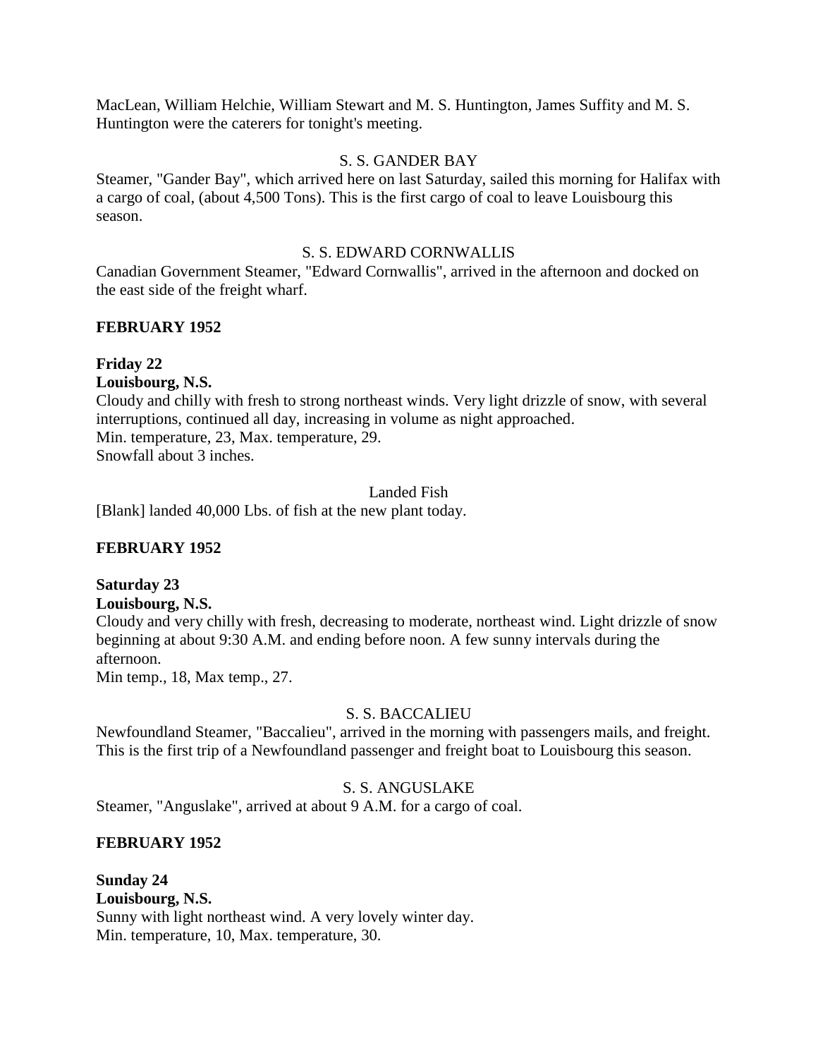MacLean, William Helchie, William Stewart and M. S. Huntington, James Suffity and M. S. Huntington were the caterers for tonight's meeting.

S. S. GANDER BAY

Steamer, "Gander Bay", which arrived here on last Saturday, sailed this morning for Halifax with a cargo of coal, (about 4,500 Tons). This is the first cargo of coal to leave Louisbourg this season.

S. S. EDWARD CORNWALLIS

Canadian Government Steamer, "Edward Cornwallis", arrived in the afternoon and docked on the east side of the freight wharf.

**FEBRUARY 1952**

**Friday 22**
**Louisbourg, N.S.**
Cloudy and chilly with fresh to strong northeast winds. Very light drizzle of snow, with several interruptions, continued all day, increasing in volume as night approached.
Min. temperature, 23, Max. temperature, 29.
Snowfall about 3 inches.

Landed Fish

[Blank] landed 40,000 Lbs. of fish at the new plant today.

**FEBRUARY 1952**

**Saturday 23**
**Louisbourg, N.S.**
Cloudy and very chilly with fresh, decreasing to moderate, northeast wind. Light drizzle of snow beginning at about 9:30 A.M. and ending before noon. A few sunny intervals during the afternoon.
Min temp., 18, Max temp., 27.

S. S. BACCALIEU

Newfoundland Steamer, "Baccalieu", arrived in the morning with passengers mails, and freight. This is the first trip of a Newfoundland passenger and freight boat to Louisbourg this season.

S. S. ANGUSLAKE

Steamer, "Anguslake", arrived at about 9 A.M. for a cargo of coal.

**FEBRUARY 1952**

**Sunday 24**
**Louisbourg, N.S.**
Sunny with light northeast wind. A very lovely winter day.
Min. temperature, 10, Max. temperature, 30.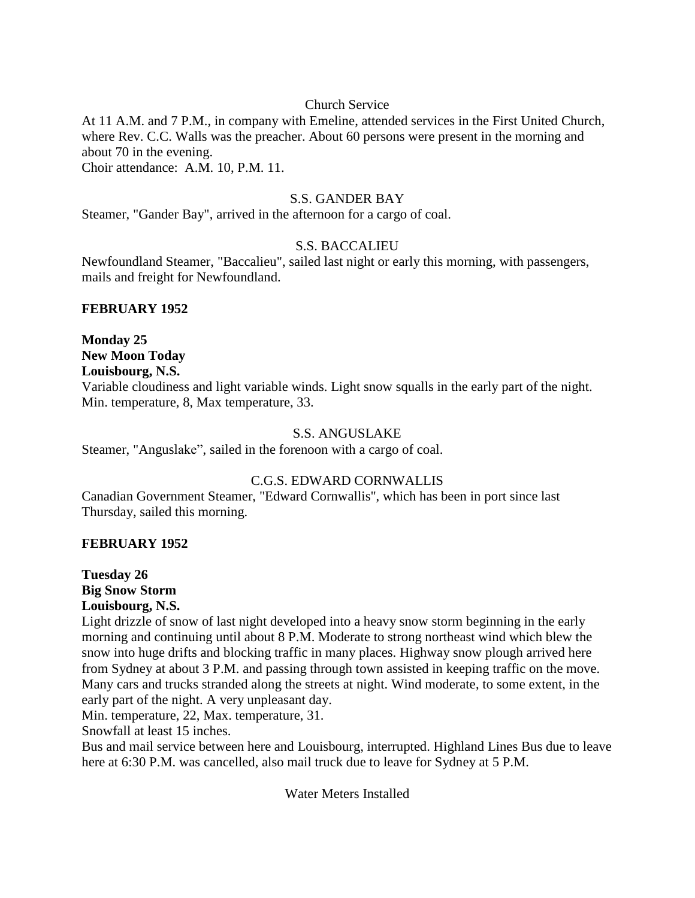Church Service

At 11 A.M. and 7 P.M., in company with Emeline, attended services in the First United Church, where Rev. C.C. Walls was the preacher. About 60 persons were present in the morning and about 70 in the evening.
Choir attendance: A.M. 10, P.M. 11.

S.S. GANDER BAY

Steamer, "Gander Bay", arrived in the afternoon for a cargo of coal.

S.S. BACCALIEU

Newfoundland Steamer, "Baccalieu", sailed last night or early this morning, with passengers, mails and freight for Newfoundland.

**FEBRUARY 1952**

**Monday 25**
**New Moon Today**
**Louisbourg, N.S.**
Variable cloudiness and light variable winds. Light snow squalls in the early part of the night. Min. temperature, 8, Max temperature, 33.

S.S. ANGUSLAKE

Steamer, "Anguslake", sailed in the forenoon with a cargo of coal.

C.G.S. EDWARD CORNWALLIS

Canadian Government Steamer, "Edward Cornwallis", which has been in port since last Thursday, sailed this morning.

**FEBRUARY 1952**

**Tuesday 26**
**Big Snow Storm**
**Louisbourg, N.S.**
Light drizzle of snow of last night developed into a heavy snow storm beginning in the early morning and continuing until about 8 P.M. Moderate to strong northeast wind which blew the snow into huge drifts and blocking traffic in many places. Highway snow plough arrived here from Sydney at about 3 P.M. and passing through town assisted in keeping traffic on the move. Many cars and trucks stranded along the streets at night. Wind moderate, to some extent, in the early part of the night. A very unpleasant day.
Min. temperature, 22, Max. temperature, 31.
Snowfall at least 15 inches.
Bus and mail service between here and Louisbourg, interrupted. Highland Lines Bus due to leave here at 6:30 P.M. was cancelled, also mail truck due to leave for Sydney at 5 P.M.

Water Meters Installed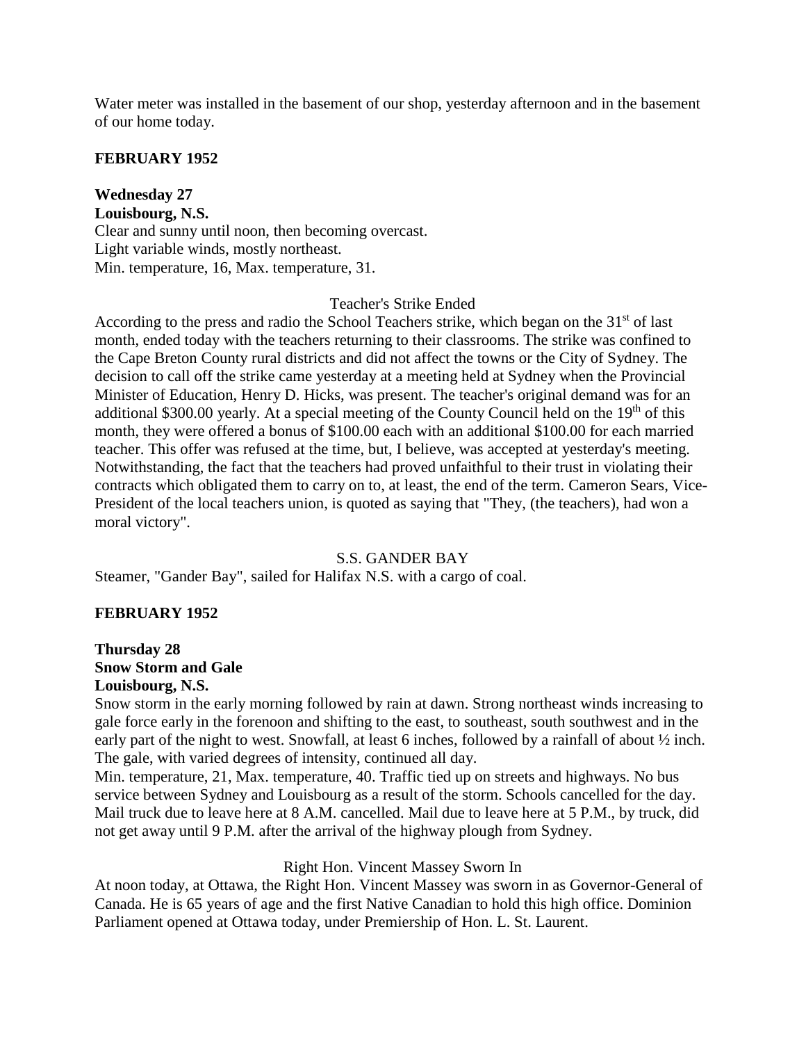Water meter was installed in the basement of our shop, yesterday afternoon and in the basement of our home today.

**FEBRUARY 1952**

**Wednesday 27**
**Louisbourg, N.S.**
Clear and sunny until noon, then becoming overcast.
Light variable winds, mostly northeast.
Min. temperature, 16, Max. temperature, 31.

Teacher's Strike Ended

According to the press and radio the School Teachers strike, which began on the 31st of last month, ended today with the teachers returning to their classrooms. The strike was confined to the Cape Breton County rural districts and did not affect the towns or the City of Sydney. The decision to call off the strike came yesterday at a meeting held at Sydney when the Provincial Minister of Education, Henry D. Hicks, was present. The teacher's original demand was for an additional $300.00 yearly. At a special meeting of the County Council held on the 19th of this month, they were offered a bonus of $100.00 each with an additional $100.00 for each married teacher. This offer was refused at the time, but, I believe, was accepted at yesterday's meeting. Notwithstanding, the fact that the teachers had proved unfaithful to their trust in violating their contracts which obligated them to carry on to, at least, the end of the term. Cameron Sears, Vice-President of the local teachers union, is quoted as saying that "They, (the teachers), had won a moral victory".

S.S. GANDER BAY

Steamer, "Gander Bay", sailed for Halifax N.S. with a cargo of coal.

**FEBRUARY 1952**

**Thursday 28**
**Snow Storm and Gale**
**Louisbourg, N.S.**
Snow storm in the early morning followed by rain at dawn. Strong northeast winds increasing to gale force early in the forenoon and shifting to the east, to southeast, south southwest and in the early part of the night to west. Snowfall, at least 6 inches, followed by a rainfall of about ½ inch. The gale, with varied degrees of intensity, continued all day.
Min. temperature, 21, Max. temperature, 40. Traffic tied up on streets and highways. No bus service between Sydney and Louisbourg as a result of the storm. Schools cancelled for the day. Mail truck due to leave here at 8 A.M. cancelled. Mail due to leave here at 5 P.M., by truck, did not get away until 9 P.M. after the arrival of the highway plough from Sydney.

Right Hon. Vincent Massey Sworn In

At noon today, at Ottawa, the Right Hon. Vincent Massey was sworn in as Governor-General of Canada. He is 65 years of age and the first Native Canadian to hold this high office. Dominion Parliament opened at Ottawa today, under Premiership of Hon. L. St. Laurent.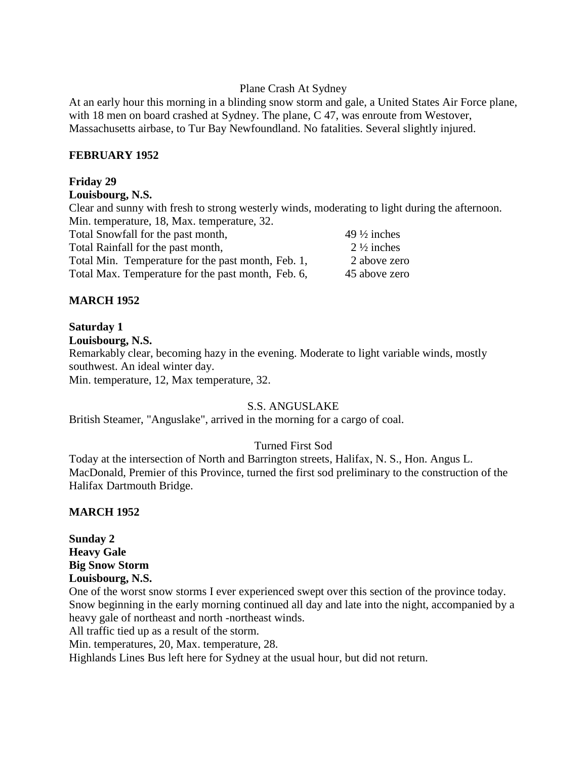Plane Crash At Sydney

At an early hour this morning in a blinding snow storm and gale, a United States Air Force plane, with 18 men on board crashed at Sydney. The plane, C 47, was enroute from Westover, Massachusetts airbase, to Tur Bay Newfoundland. No fatalities. Several slightly injured.

**FEBRUARY 1952**

**Friday 29**
**Louisbourg, N.S.**
Clear and sunny with fresh to strong westerly winds, moderating to light during the afternoon.
Min. temperature, 18, Max. temperature, 32.

| | |
|---|---|
| Total Snowfall for the past month, | 49 ½ inches |
| Total Rainfall for the past month, | 2 ½ inches |
| Total Min. Temperature for the past month, Feb. 1, | 2 above zero |
| Total Max. Temperature for the past month, Feb. 6, | 45 above zero |

**MARCH 1952**

**Saturday 1**
**Louisbourg, N.S.**
Remarkably clear, becoming hazy in the evening. Moderate to light variable winds, mostly southwest. An ideal winter day.
Min. temperature, 12, Max temperature, 32.

S.S. ANGUSLAKE

British Steamer, "Anguslake", arrived in the morning for a cargo of coal.

Turned First Sod

Today at the intersection of North and Barrington streets, Halifax, N. S., Hon. Angus L. MacDonald, Premier of this Province, turned the first sod preliminary to the construction of the Halifax Dartmouth Bridge.

**MARCH 1952**

**Sunday 2**
**Heavy Gale**
**Big Snow Storm**
**Louisbourg, N.S.**
One of the worst snow storms I ever experienced swept over this section of the province today. Snow beginning in the early morning continued all day and late into the night, accompanied by a heavy gale of northeast and north -northeast winds.
All traffic tied up as a result of the storm.
Min. temperatures, 20, Max. temperature, 28.
Highlands Lines Bus left here for Sydney at the usual hour, but did not return.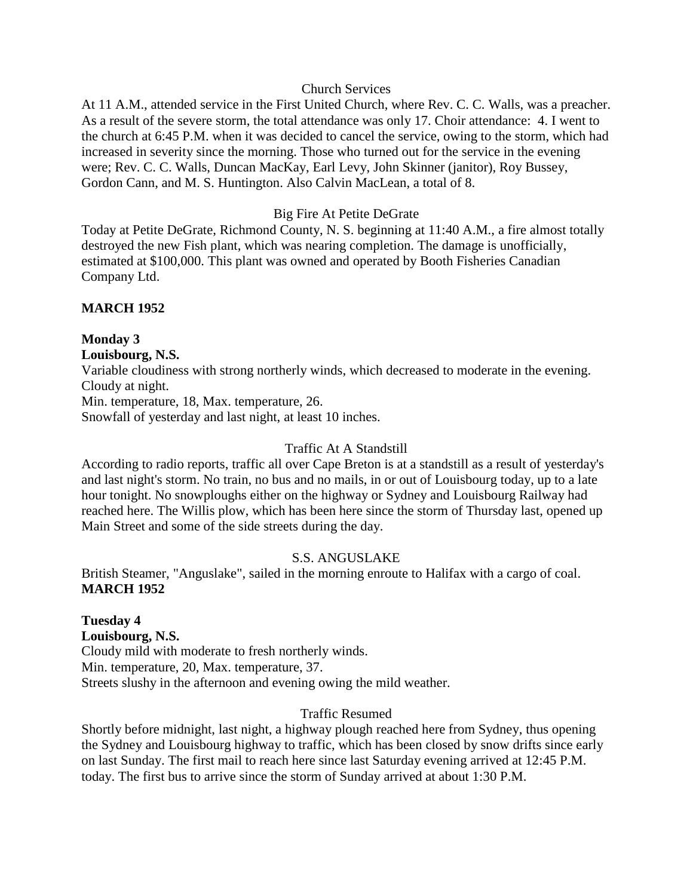Church Services

At 11 A.M., attended service in the First United Church, where Rev. C. C. Walls, was a preacher. As a result of the severe storm, the total attendance was only 17. Choir attendance: 4. I went to the church at 6:45 P.M. when it was decided to cancel the service, owing to the storm, which had increased in severity since the morning. Those who turned out for the service in the evening were; Rev. C. C. Walls, Duncan MacKay, Earl Levy, John Skinner (janitor), Roy Bussey, Gordon Cann, and M. S. Huntington. Also Calvin MacLean, a total of 8.

Big Fire At Petite DeGrate

Today at Petite DeGrate, Richmond County, N. S. beginning at 11:40 A.M., a fire almost totally destroyed the new Fish plant, which was nearing completion. The damage is unofficially, estimated at $100,000. This plant was owned and operated by Booth Fisheries Canadian Company Ltd.

**MARCH 1952**

**Monday 3**
**Louisbourg, N.S.**

Variable cloudiness with strong northerly winds, which decreased to moderate in the evening. Cloudy at night.
Min. temperature, 18, Max. temperature, 26.
Snowfall of yesterday and last night, at least 10 inches.

Traffic At A Standstill

According to radio reports, traffic all over Cape Breton is at a standstill as a result of yesterday's and last night's storm. No train, no bus and no mails, in or out of Louisbourg today, up to a late hour tonight. No snowploughs either on the highway or Sydney and Louisbourg Railway had reached here. The Willis plow, which has been here since the storm of Thursday last, opened up Main Street and some of the side streets during the day.

S.S. ANGUSLAKE

British Steamer, "Anguslake", sailed in the morning enroute to Halifax with a cargo of coal.

**MARCH 1952**

**Tuesday 4**
**Louisbourg, N.S.**

Cloudy mild with moderate to fresh northerly winds.
Min. temperature, 20, Max. temperature, 37.
Streets slushy in the afternoon and evening owing the mild weather.

Traffic Resumed

Shortly before midnight, last night, a highway plough reached here from Sydney, thus opening the Sydney and Louisbourg highway to traffic, which has been closed by snow drifts since early on last Sunday. The first mail to reach here since last Saturday evening arrived at 12:45 P.M. today. The first bus to arrive since the storm of Sunday arrived at about 1:30 P.M.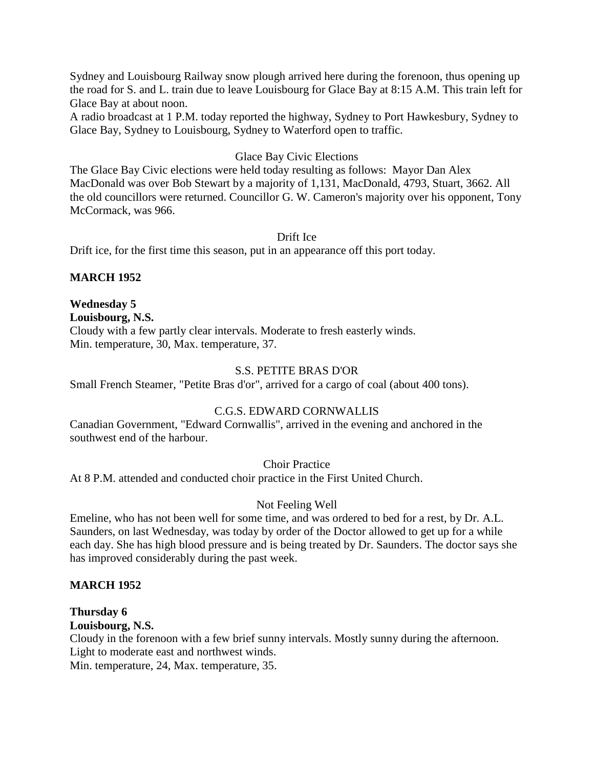Sydney and Louisbourg Railway snow plough arrived here during the forenoon, thus opening up the road for S. and L. train due to leave Louisbourg for Glace Bay at 8:15 A.M. This train left for Glace Bay at about noon.
A radio broadcast at 1 P.M. today reported the highway, Sydney to Port Hawkesbury, Sydney to Glace Bay, Sydney to Louisbourg, Sydney to Waterford open to traffic.

Glace Bay Civic Elections

The Glace Bay Civic elections were held today resulting as follows: Mayor Dan Alex MacDonald was over Bob Stewart by a majority of 1,131, MacDonald, 4793, Stuart, 3662. All the old councillors were returned. Councillor G. W. Cameron's majority over his opponent, Tony McCormack, was 966.

Drift Ice

Drift ice, for the first time this season, put in an appearance off this port today.

**MARCH 1952**

**Wednesday 5**
**Louisbourg, N.S.**
Cloudy with a few partly clear intervals. Moderate to fresh easterly winds.
Min. temperature, 30, Max. temperature, 37.

S.S. PETITE BRAS D'OR

Small French Steamer, "Petite Bras d'or", arrived for a cargo of coal (about 400 tons).

C.G.S. EDWARD CORNWALLIS

Canadian Government, "Edward Cornwallis", arrived in the evening and anchored in the southwest end of the harbour.

Choir Practice

At 8 P.M. attended and conducted choir practice in the First United Church.

Not Feeling Well

Emeline, who has not been well for some time, and was ordered to bed for a rest, by Dr. A.L. Saunders, on last Wednesday, was today by order of the Doctor allowed to get up for a while each day. She has high blood pressure and is being treated by Dr. Saunders. The doctor says she has improved considerably during the past week.

**MARCH 1952**

**Thursday 6**
**Louisbourg, N.S.**
Cloudy in the forenoon with a few brief sunny intervals. Mostly sunny during the afternoon. Light to moderate east and northwest winds.
Min. temperature, 24, Max. temperature, 35.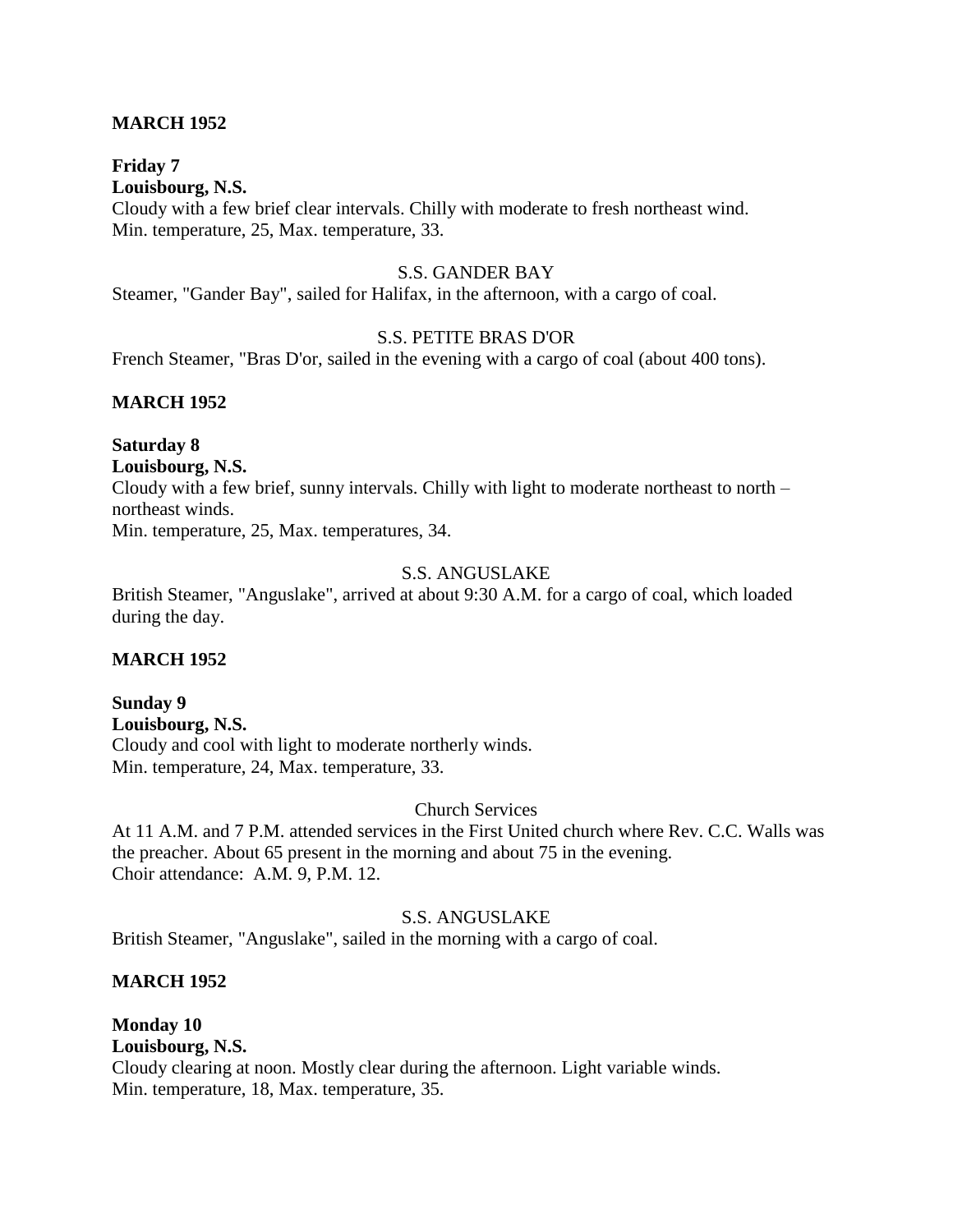**MARCH 1952**

**Friday 7**
**Louisbourg, N.S.**
Cloudy with a few brief clear intervals. Chilly with moderate to fresh northeast wind.
Min. temperature, 25, Max. temperature, 33.

S.S. GANDER BAY

Steamer, "Gander Bay", sailed for Halifax, in the afternoon, with a cargo of coal.

S.S. PETITE BRAS D'OR

French Steamer, "Bras D'or, sailed in the evening with a cargo of coal (about 400 tons).

**MARCH 1952**

**Saturday 8**
**Louisbourg, N.S.**
Cloudy with a few brief, sunny intervals. Chilly with light to moderate northeast to north – northeast winds.
Min. temperature, 25, Max. temperatures, 34.

S.S. ANGUSLAKE

British Steamer, "Anguslake", arrived at about 9:30 A.M. for a cargo of coal, which loaded during the day.

**MARCH 1952**

**Sunday 9**
**Louisbourg, N.S.**
Cloudy and cool with light to moderate northerly winds.
Min. temperature, 24, Max. temperature, 33.

Church Services

At 11 A.M. and 7 P.M. attended services in the First United church where Rev. C.C. Walls was the preacher. About 65 present in the morning and about 75 in the evening.
Choir attendance: A.M. 9, P.M. 12.

S.S. ANGUSLAKE

British Steamer, "Anguslake", sailed in the morning with a cargo of coal.

**MARCH 1952**

**Monday 10**
**Louisbourg, N.S.**
Cloudy clearing at noon. Mostly clear during the afternoon. Light variable winds.
Min. temperature, 18, Max. temperature, 35.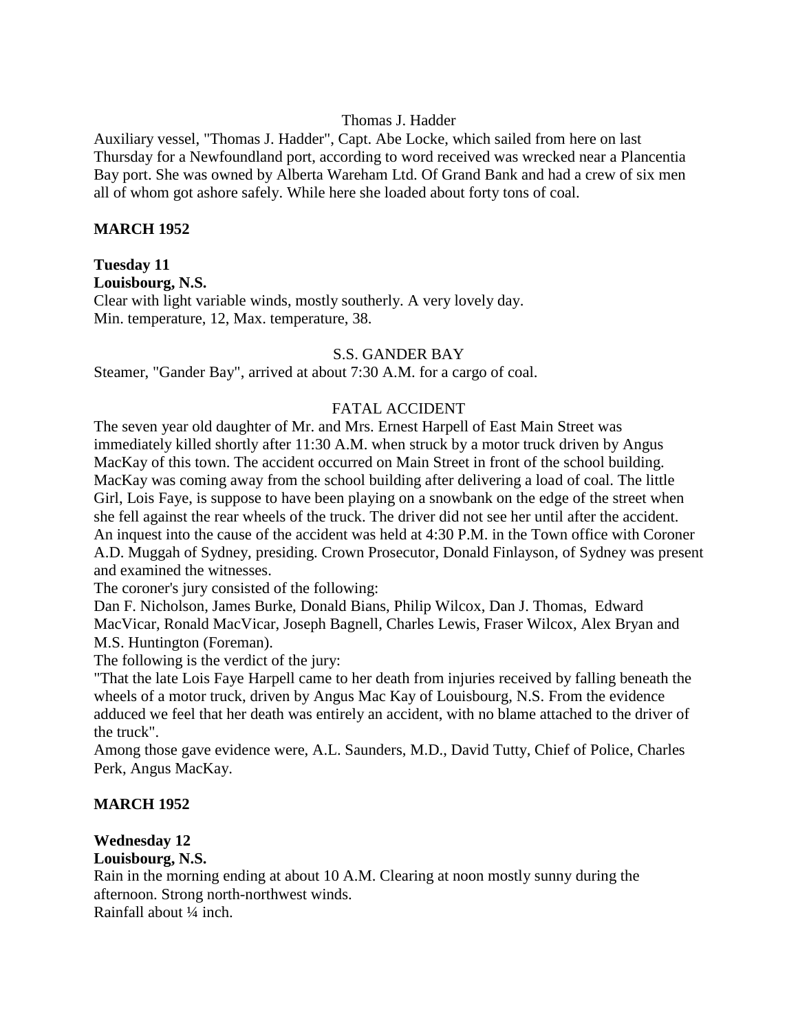Thomas J. Hadder

Auxiliary vessel, "Thomas J. Hadder", Capt. Abe Locke, which sailed from here on last Thursday for a Newfoundland port, according to word received was wrecked near a Plancentia Bay port. She was owned by Alberta Wareham Ltd. Of Grand Bank and had a crew of six men all of whom got ashore safely. While here she loaded about forty tons of coal.

**MARCH 1952**

**Tuesday 11**
**Louisbourg, N.S.**
Clear with light variable winds, mostly southerly. A very lovely day.
Min. temperature, 12, Max. temperature, 38.

S.S. GANDER BAY

Steamer, "Gander Bay", arrived at about 7:30 A.M. for a cargo of coal.

FATAL ACCIDENT

The seven year old daughter of Mr. and Mrs. Ernest Harpell of East Main Street was immediately killed shortly after 11:30 A.M. when struck by a motor truck driven by Angus MacKay of this town. The accident occurred on Main Street in front of the school building. MacKay was coming away from the school building after delivering a load of coal. The little Girl, Lois Faye, is suppose to have been playing on a snowbank on the edge of the street when she fell against the rear wheels of the truck. The driver did not see her until after the accident. An inquest into the cause of the accident was held at 4:30 P.M. in the Town office with Coroner A.D. Muggah of Sydney, presiding. Crown Prosecutor, Donald Finlayson, of Sydney was present and examined the witnesses.
The coroner's jury consisted of the following:
Dan F. Nicholson, James Burke, Donald Bians, Philip Wilcox, Dan J. Thomas, Edward MacVicar, Ronald MacVicar, Joseph Bagnell, Charles Lewis, Fraser Wilcox, Alex Bryan and M.S. Huntington (Foreman).
The following is the verdict of the jury:
"That the late Lois Faye Harpell came to her death from injuries received by falling beneath the wheels of a motor truck, driven by Angus Mac Kay of Louisbourg, N.S. From the evidence adduced we feel that her death was entirely an accident, with no blame attached to the driver of the truck".
Among those gave evidence were, A.L. Saunders, M.D., David Tutty, Chief of Police, Charles Perk, Angus MacKay.

**MARCH 1952**

**Wednesday 12**
**Louisbourg, N.S.**
Rain in the morning ending at about 10 A.M. Clearing at noon mostly sunny during the afternoon. Strong north-northwest winds.
Rainfall about ¼ inch.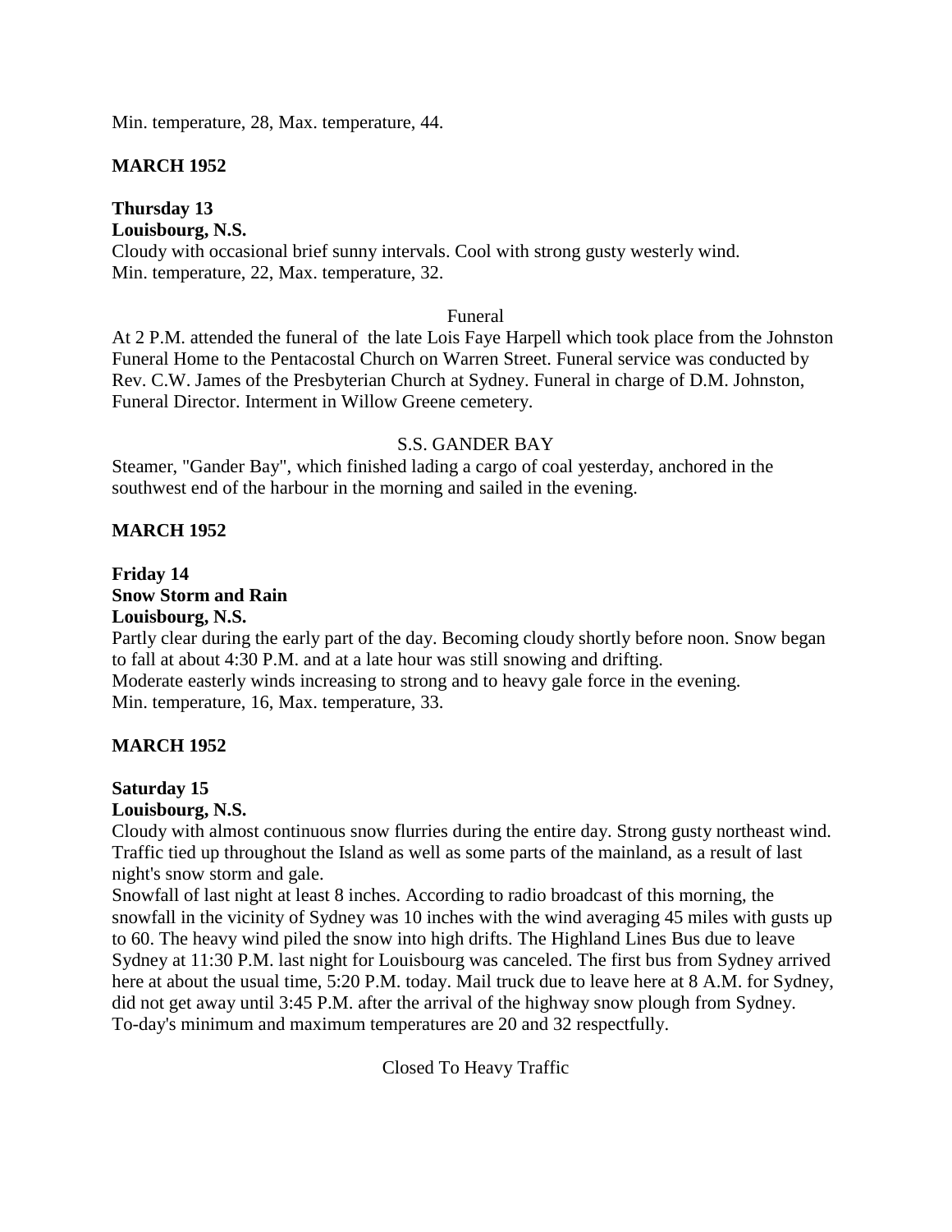Min. temperature, 28, Max. temperature, 44.

**MARCH 1952**

**Thursday 13**
**Louisbourg, N.S.**

Cloudy with occasional brief sunny intervals. Cool with strong gusty westerly wind.
Min. temperature, 22, Max. temperature, 32.

Funeral

At 2 P.M. attended the funeral of the late Lois Faye Harpell which took place from the Johnston Funeral Home to the Pentacostal Church on Warren Street. Funeral service was conducted by Rev. C.W. James of the Presbyterian Church at Sydney. Funeral in charge of D.M. Johnston, Funeral Director. Interment in Willow Greene cemetery.

S.S. GANDER BAY

Steamer, "Gander Bay", which finished lading a cargo of coal yesterday, anchored in the southwest end of the harbour in the morning and sailed in the evening.

**MARCH 1952**

**Friday 14**
**Snow Storm and Rain**
**Louisbourg, N.S.**

Partly clear during the early part of the day. Becoming cloudy shortly before noon. Snow began to fall at about 4:30 P.M. and at a late hour was still snowing and drifting.
Moderate easterly winds increasing to strong and to heavy gale force in the evening.
Min. temperature, 16, Max. temperature, 33.

**MARCH 1952**

**Saturday 15**
**Louisbourg, N.S.**

Cloudy with almost continuous snow flurries during the entire day. Strong gusty northeast wind. Traffic tied up throughout the Island as well as some parts of the mainland, as a result of last night's snow storm and gale.
Snowfall of last night at least 8 inches. According to radio broadcast of this morning, the snowfall in the vicinity of Sydney was 10 inches with the wind averaging 45 miles with gusts up to 60. The heavy wind piled the snow into high drifts. The Highland Lines Bus due to leave Sydney at 11:30 P.M. last night for Louisbourg was canceled. The first bus from Sydney arrived here at about the usual time, 5:20 P.M. today. Mail truck due to leave here at 8 A.M. for Sydney, did not get away until 3:45 P.M. after the arrival of the highway snow plough from Sydney.
To-day's minimum and maximum temperatures are 20 and 32 respectfully.

Closed To Heavy Traffic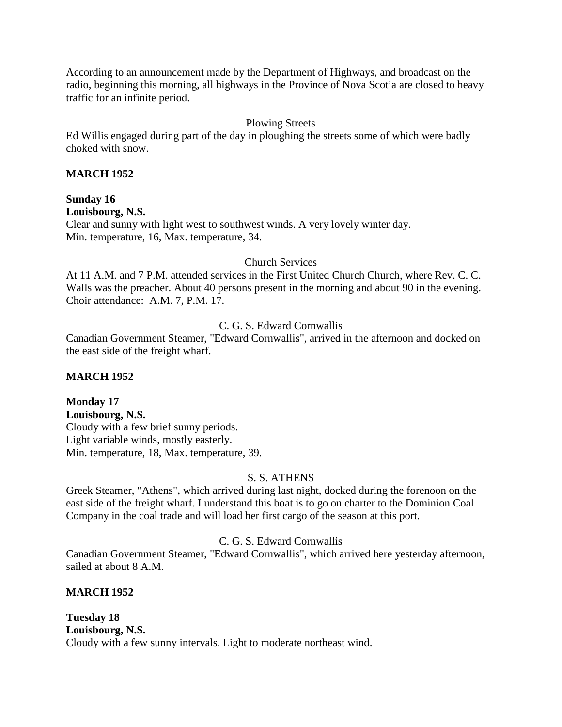According to an announcement made by the Department of Highways, and broadcast on the radio, beginning this morning, all highways in the Province of Nova Scotia are closed to heavy traffic for an infinite period.

Plowing Streets

Ed Willis engaged during part of the day in ploughing the streets some of which were badly choked with snow.

**MARCH 1952**

**Sunday 16**
**Louisbourg, N.S.**
Clear and sunny with light west to southwest winds. A very lovely winter day.
Min. temperature, 16, Max. temperature, 34.

Church Services

At 11 A.M. and 7 P.M. attended services in the First United Church Church, where Rev. C. C. Walls was the preacher. About 40 persons present in the morning and about 90 in the evening. Choir attendance: A.M. 7, P.M. 17.

C. G. S. Edward Cornwallis

Canadian Government Steamer, "Edward Cornwallis", arrived in the afternoon and docked on the east side of the freight wharf.

**MARCH 1952**

**Monday 17**
**Louisbourg, N.S.**
Cloudy with a few brief sunny periods.
Light variable winds, mostly easterly.
Min. temperature, 18, Max. temperature, 39.

S. S. ATHENS

Greek Steamer, "Athens", which arrived during last night, docked during the forenoon on the east side of the freight wharf. I understand this boat is to go on charter to the Dominion Coal Company in the coal trade and will load her first cargo of the season at this port.

C. G. S. Edward Cornwallis

Canadian Government Steamer, "Edward Cornwallis", which arrived here yesterday afternoon, sailed at about 8 A.M.

**MARCH 1952**

**Tuesday 18**
**Louisbourg, N.S.**
Cloudy with a few sunny intervals. Light to moderate northeast wind.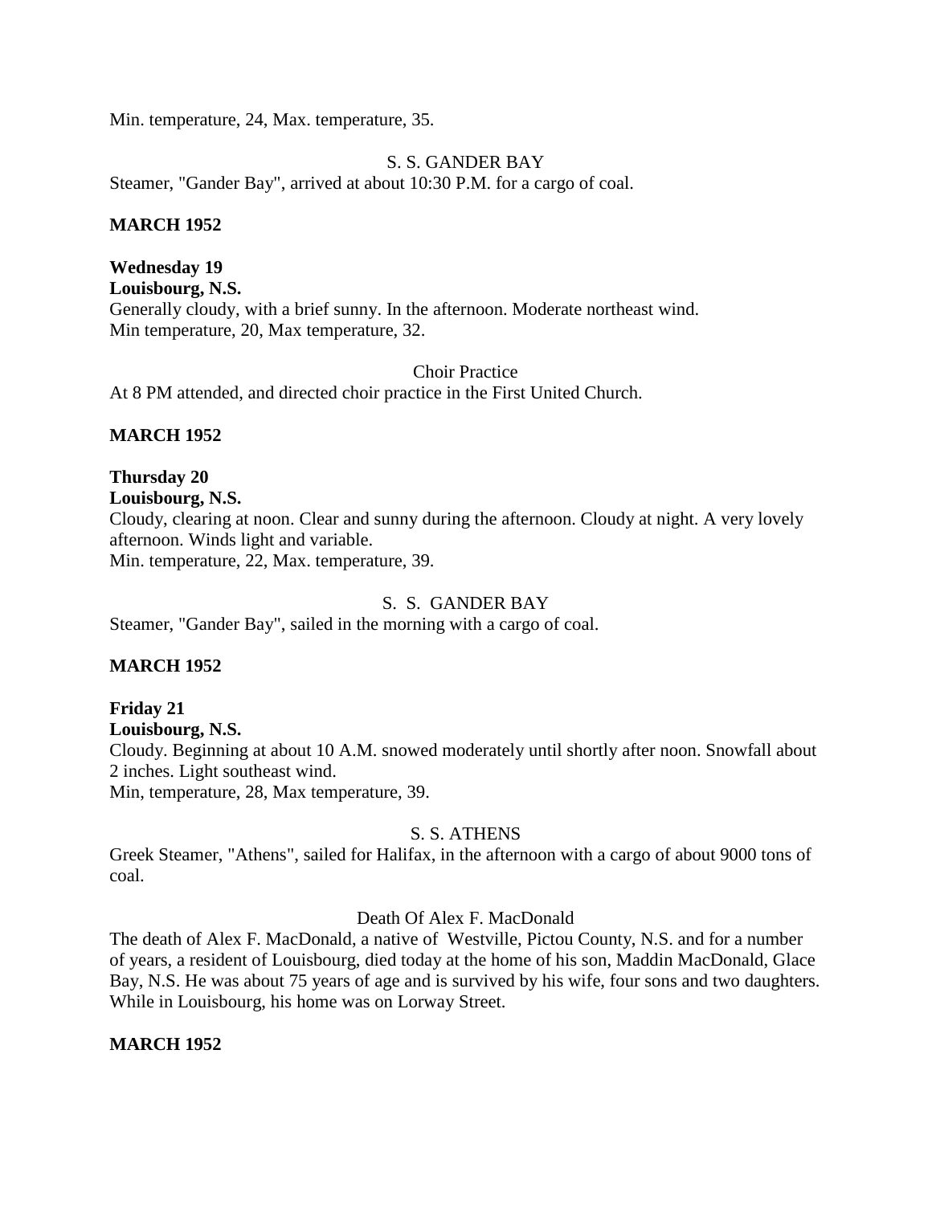Min. temperature, 24, Max. temperature, 35.

S. S. GANDER BAY

Steamer, "Gander Bay", arrived at about 10:30 P.M. for a cargo of coal.

**MARCH 1952**

**Wednesday 19**
**Louisbourg, N.S.**

Generally cloudy, with a brief sunny. In the afternoon. Moderate northeast wind.
Min temperature, 20, Max temperature, 32.

Choir Practice

At 8 PM attended, and directed choir practice in the First United Church.

**MARCH 1952**

**Thursday 20**
**Louisbourg, N.S.**

Cloudy, clearing at noon. Clear and sunny during the afternoon. Cloudy at night. A very lovely afternoon. Winds light and variable.
Min. temperature, 22, Max. temperature, 39.

S. S. GANDER BAY

Steamer, "Gander Bay", sailed in the morning with a cargo of coal.

**MARCH 1952**

**Friday 21**
**Louisbourg, N.S.**

Cloudy. Beginning at about 10 A.M. snowed moderately until shortly after noon. Snowfall about 2 inches. Light southeast wind.
Min, temperature, 28, Max temperature, 39.

S. S. ATHENS

Greek Steamer, "Athens", sailed for Halifax, in the afternoon with a cargo of about 9000 tons of coal.

Death Of Alex F. MacDonald

The death of Alex F. MacDonald, a native of Westville, Pictou County, N.S. and for a number of years, a resident of Louisbourg, died today at the home of his son, Maddin MacDonald, Glace Bay, N.S. He was about 75 years of age and is survived by his wife, four sons and two daughters. While in Louisbourg, his home was on Lorway Street.

**MARCH 1952**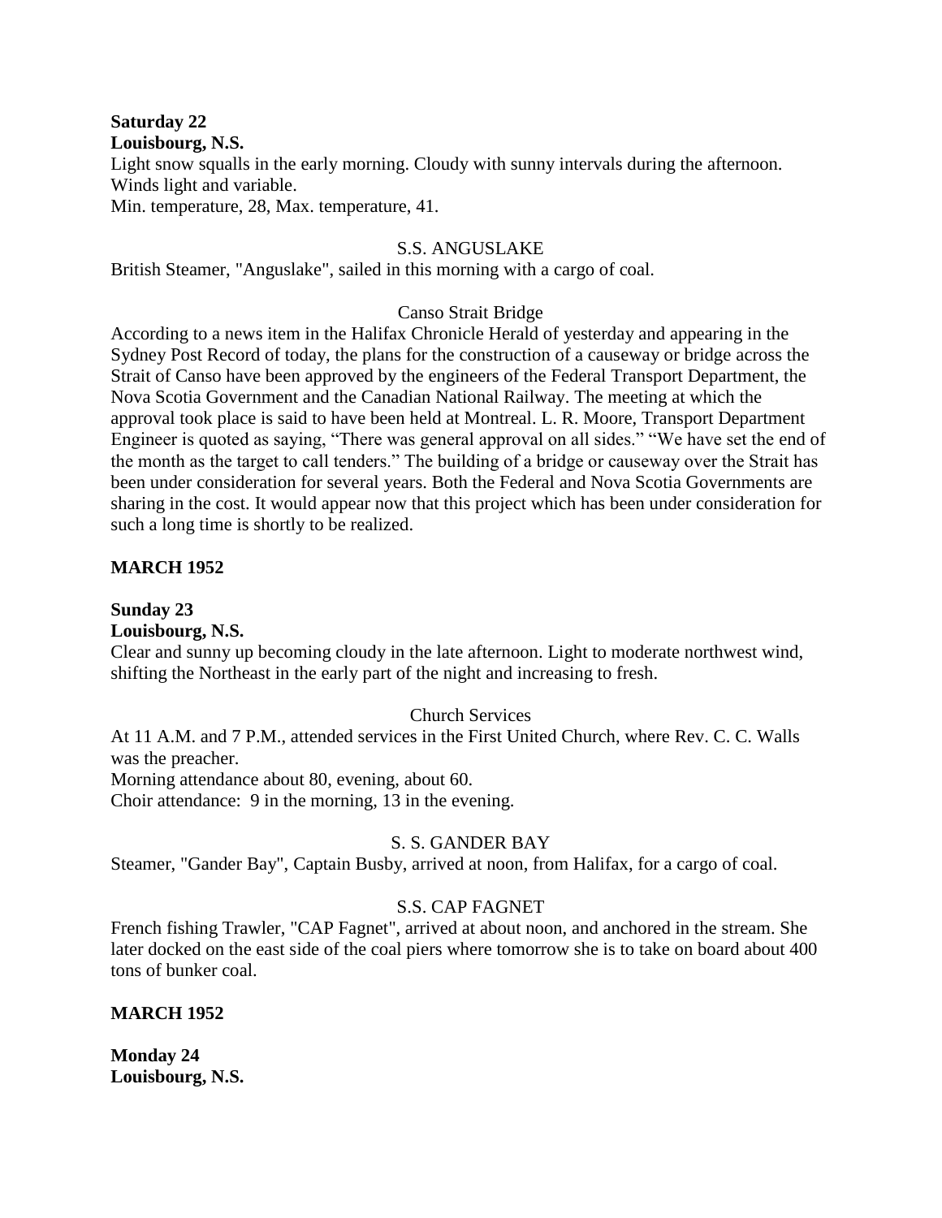**Saturday 22**
**Louisbourg, N.S.**
Light snow squalls in the early morning. Cloudy with sunny intervals during the afternoon. Winds light and variable.
Min. temperature, 28, Max. temperature, 41.

S.S. ANGUSLAKE

British Steamer, "Anguslake", sailed in this morning with a cargo of coal.

Canso Strait Bridge

According to a news item in the Halifax Chronicle Herald of yesterday and appearing in the Sydney Post Record of today, the plans for the construction of a causeway or bridge across the Strait of Canso have been approved by the engineers of the Federal Transport Department, the Nova Scotia Government and the Canadian National Railway. The meeting at which the approval took place is said to have been held at Montreal. L. R. Moore, Transport Department Engineer is quoted as saying, "There was general approval on all sides." "We have set the end of the month as the target to call tenders." The building of a bridge or causeway over the Strait has been under consideration for several years. Both the Federal and Nova Scotia Governments are sharing in the cost. It would appear now that this project which has been under consideration for such a long time is shortly to be realized.

**MARCH 1952**

**Sunday 23**
**Louisbourg, N.S.**
Clear and sunny up becoming cloudy in the late afternoon. Light to moderate northwest wind, shifting the Northeast in the early part of the night and increasing to fresh.

Church Services

At 11 A.M. and 7 P.M., attended services in the First United Church, where Rev. C. C. Walls was the preacher.
Morning attendance about 80, evening, about 60.
Choir attendance: 9 in the morning, 13 in the evening.

S. S. GANDER BAY

Steamer, "Gander Bay", Captain Busby, arrived at noon, from Halifax, for a cargo of coal.

S.S. CAP FAGNET

French fishing Trawler, "CAP Fagnet", arrived at about noon, and anchored in the stream. She later docked on the east side of the coal piers where tomorrow she is to take on board about 400 tons of bunker coal.

**MARCH 1952**

**Monday 24**
**Louisbourg, N.S.**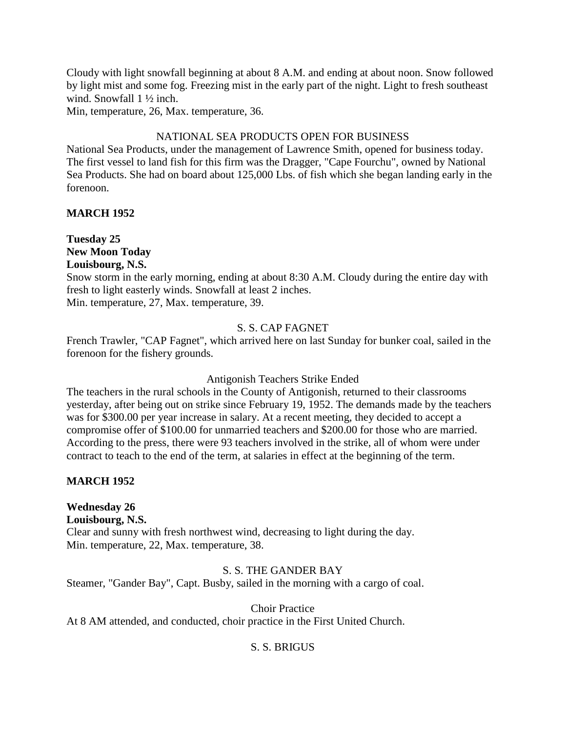Cloudy with light snowfall beginning at about 8 A.M. and ending at about noon. Snow followed by light mist and some fog. Freezing mist in the early part of the night. Light to fresh southeast wind. Snowfall 1 ½ inch.
Min, temperature, 26, Max. temperature, 36.

NATIONAL SEA PRODUCTS OPEN FOR BUSINESS

National Sea Products, under the management of Lawrence Smith, opened for business today. The first vessel to land fish for this firm was the Dragger, "Cape Fourchu", owned by National Sea Products. She had on board about 125,000 Lbs. of fish which she began landing early in the forenoon.

**MARCH 1952**

**Tuesday 25**
**New Moon Today**
**Louisbourg, N.S.**

Snow storm in the early morning, ending at about 8:30 A.M. Cloudy during the entire day with fresh to light easterly winds. Snowfall at least 2 inches.
Min. temperature, 27, Max. temperature, 39.

S. S. CAP FAGNET

French Trawler, "CAP Fagnet", which arrived here on last Sunday for bunker coal, sailed in the forenoon for the fishery grounds.

Antigonish Teachers Strike Ended

The teachers in the rural schools in the County of Antigonish, returned to their classrooms yesterday, after being out on strike since February 19, 1952. The demands made by the teachers was for $300.00 per year increase in salary. At a recent meeting, they decided to accept a compromise offer of $100.00 for unmarried teachers and $200.00 for those who are married. According to the press, there were 93 teachers involved in the strike, all of whom were under contract to teach to the end of the term, at salaries in effect at the beginning of the term.

**MARCH 1952**

**Wednesday 26**
**Louisbourg, N.S.**

Clear and sunny with fresh northwest wind, decreasing to light during the day.
Min. temperature, 22, Max. temperature, 38.

S. S. THE GANDER BAY

Steamer, "Gander Bay", Capt. Busby, sailed in the morning with a cargo of coal.

Choir Practice

At 8 AM attended, and conducted, choir practice in the First United Church.

S. S. BRIGUS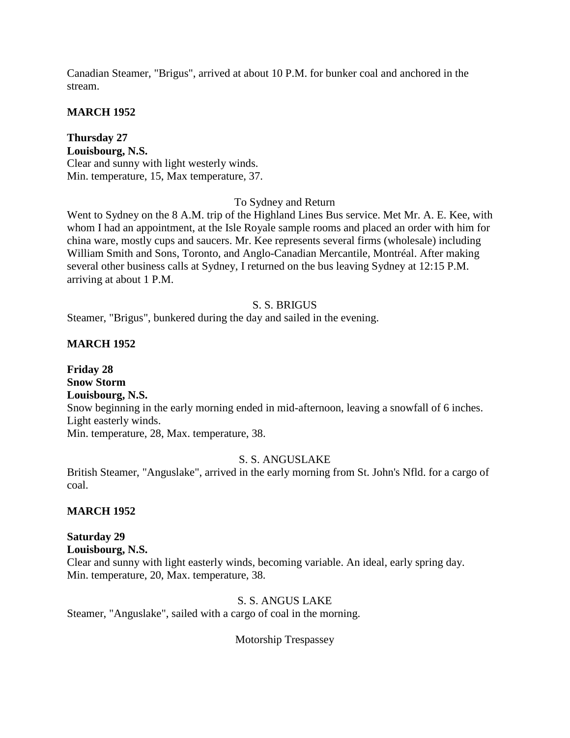Canadian Steamer, "Brigus", arrived at about 10 P.M. for bunker coal and anchored in the stream.

**MARCH 1952**

**Thursday 27**
**Louisbourg, N.S.**
Clear and sunny with light westerly winds.
Min. temperature, 15, Max temperature, 37.

To Sydney and Return

Went to Sydney on the 8 A.M. trip of the Highland Lines Bus service. Met Mr. A. E. Kee, with whom I had an appointment, at the Isle Royale sample rooms and placed an order with him for china ware, mostly cups and saucers. Mr. Kee represents several firms (wholesale) including William Smith and Sons, Toronto, and Anglo-Canadian Mercantile, Montréal. After making several other business calls at Sydney, I returned on the bus leaving Sydney at 12:15 P.M. arriving at about 1 P.M.

S. S. BRIGUS

Steamer, "Brigus", bunkered during the day and sailed in the evening.

**MARCH 1952**

**Friday 28**
**Snow Storm**
**Louisbourg, N.S.**
Snow beginning in the early morning ended in mid-afternoon, leaving a snowfall of 6 inches. Light easterly winds.
Min. temperature, 28, Max. temperature, 38.

S. S. ANGUSLAKE

British Steamer, "Anguslake", arrived in the early morning from St. John's Nfld. for a cargo of coal.

**MARCH 1952**

**Saturday 29**
**Louisbourg, N.S.**
Clear and sunny with light easterly winds, becoming variable. An ideal, early spring day.
Min. temperature, 20, Max. temperature, 38.

S. S. ANGUS LAKE

Steamer, "Anguslake", sailed with a cargo of coal in the morning.

Motorship Trespassey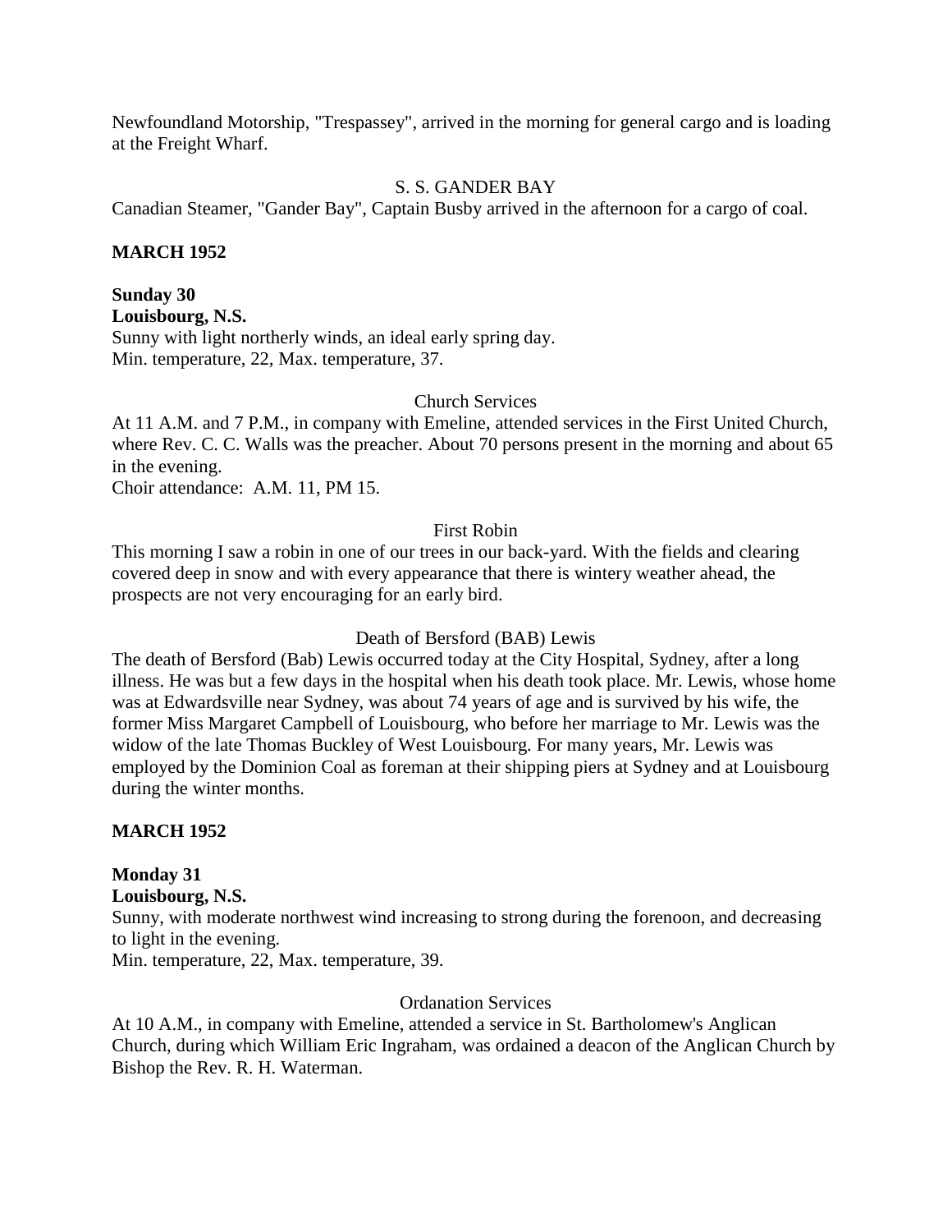Newfoundland Motorship, "Trespassey", arrived in the morning for general cargo and is loading at the Freight Wharf.

S. S. GANDER BAY

Canadian Steamer, "Gander Bay", Captain Busby arrived in the afternoon for a cargo of coal.

**MARCH 1952**

**Sunday 30**
**Louisbourg, N.S.**
Sunny with light northerly winds, an ideal early spring day.
Min. temperature, 22, Max. temperature, 37.

Church Services

At 11 A.M. and 7 P.M., in company with Emeline, attended services in the First United Church, where Rev. C. C. Walls was the preacher. About 70 persons present in the morning and about 65 in the evening.
Choir attendance: A.M. 11, PM 15.

First Robin

This morning I saw a robin in one of our trees in our back-yard. With the fields and clearing covered deep in snow and with every appearance that there is wintery weather ahead, the prospects are not very encouraging for an early bird.

Death of Bersford (BAB) Lewis

The death of Bersford (Bab) Lewis occurred today at the City Hospital, Sydney, after a long illness. He was but a few days in the hospital when his death took place. Mr. Lewis, whose home was at Edwardsville near Sydney, was about 74 years of age and is survived by his wife, the former Miss Margaret Campbell of Louisbourg, who before her marriage to Mr. Lewis was the widow of the late Thomas Buckley of West Louisbourg. For many years, Mr. Lewis was employed by the Dominion Coal as foreman at their shipping piers at Sydney and at Louisbourg during the winter months.

**MARCH 1952**

**Monday 31**
**Louisbourg, N.S.**
Sunny, with moderate northwest wind increasing to strong during the forenoon, and decreasing to light in the evening.
Min. temperature, 22, Max. temperature, 39.

Ordanation Services

At 10 A.M., in company with Emeline, attended a service in St. Bartholomew's Anglican Church, during which William Eric Ingraham, was ordained a deacon of the Anglican Church by Bishop the Rev. R. H. Waterman.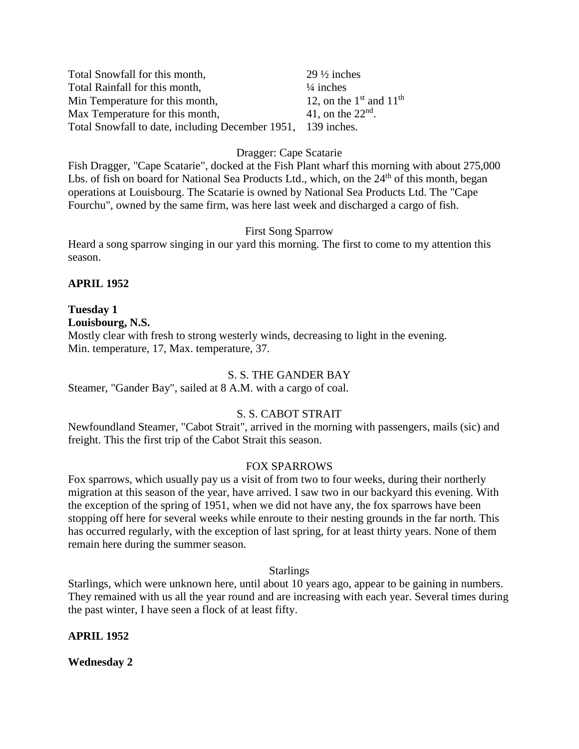| | |
|---|---|
| Total Snowfall for this month, | 29 ½ inches |
| Total Rainfall for this month, | ¼ inches |
| Min Temperature for this month, | 12, on the 1st and 11th |
| Max Temperature for this month, | 41, on the 22nd. |
| Total Snowfall to date, including December 1951, | 139 inches. |

Dragger: Cape Scatarie

Fish Dragger, "Cape Scatarie", docked at the Fish Plant wharf this morning with about 275,000 Lbs. of fish on board for National Sea Products Ltd., which, on the 24th of this month, began operations at Louisbourg. The Scatarie is owned by National Sea Products Ltd. The "Cape Fourchu", owned by the same firm, was here last week and discharged a cargo of fish.

First Song Sparrow

Heard a song sparrow singing in our yard this morning. The first to come to my attention this season.

**APRIL 1952**

**Tuesday 1**

**Louisbourg, N.S.**

Mostly clear with fresh to strong westerly winds, decreasing to light in the evening.
Min. temperature, 17, Max. temperature, 37.

S. S. THE GANDER BAY

Steamer, "Gander Bay", sailed at 8 A.M. with a cargo of coal.

S. S. CABOT STRAIT

Newfoundland Steamer, "Cabot Strait", arrived in the morning with passengers, mails (sic) and freight. This the first trip of the Cabot Strait this season.

FOX SPARROWS

Fox sparrows, which usually pay us a visit of from two to four weeks, during their northerly migration at this season of the year, have arrived. I saw two in our backyard this evening. With the exception of the spring of 1951, when we did not have any, the fox sparrows have been stopping off here for several weeks while enroute to their nesting grounds in the far north. This has occurred regularly, with the exception of last spring, for at least thirty years. None of them remain here during the summer season.

Starlings

Starlings, which were unknown here, until about 10 years ago, appear to be gaining in numbers. They remained with us all the year round and are increasing with each year. Several times during the past winter, I have seen a flock of at least fifty.

**APRIL 1952**

**Wednesday 2**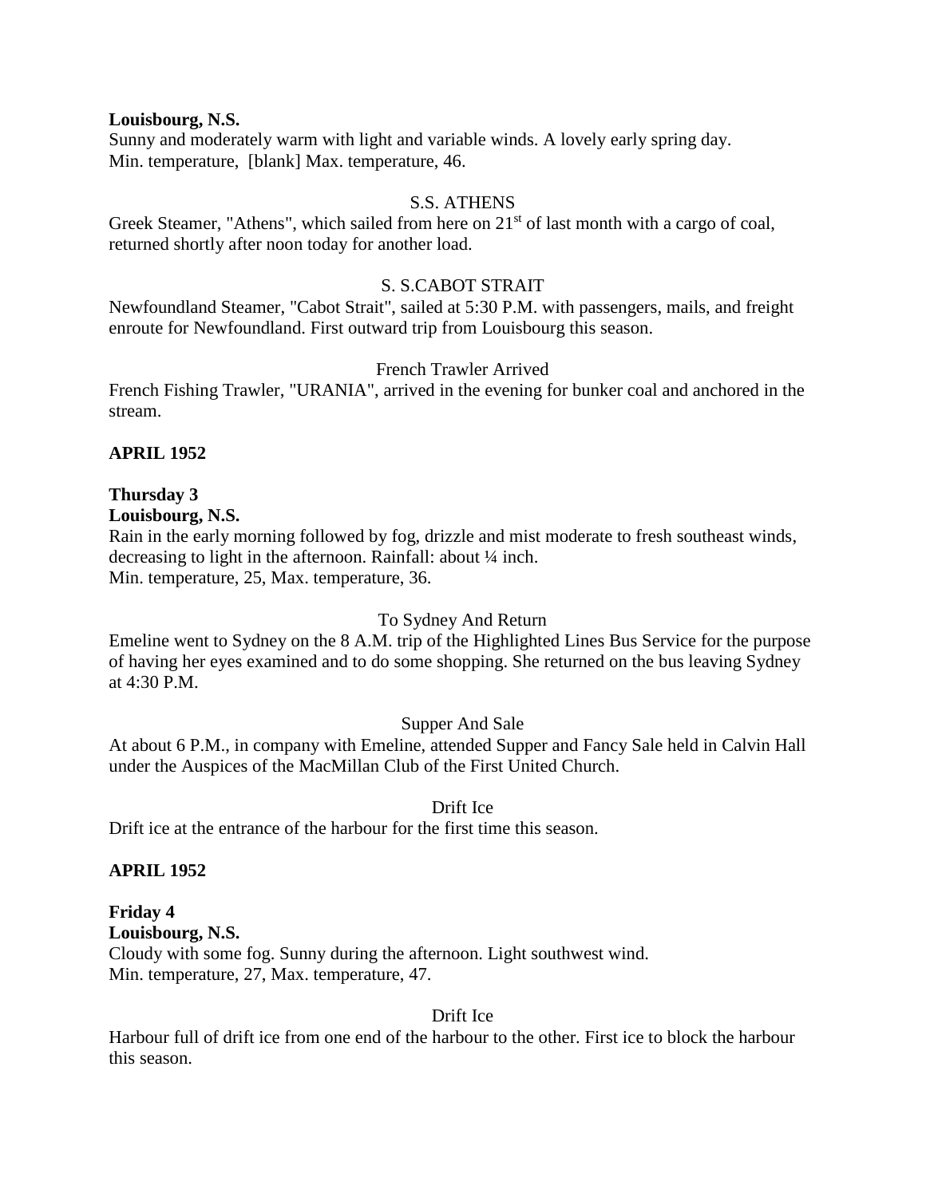**Louisbourg, N.S.**
Sunny and moderately warm with light and variable winds. A lovely early spring day.
Min. temperature, [blank] Max. temperature, 46.

S.S. ATHENS

Greek Steamer, "Athens", which sailed from here on 21st of last month with a cargo of coal, returned shortly after noon today for another load.

S. S.CABOT STRAIT

Newfoundland Steamer, "Cabot Strait", sailed at 5:30 P.M. with passengers, mails, and freight enroute for Newfoundland. First outward trip from Louisbourg this season.

French Trawler Arrived

French Fishing Trawler, "URANIA", arrived in the evening for bunker coal and anchored in the stream.

**APRIL 1952**

**Thursday 3**
**Louisbourg, N.S.**
Rain in the early morning followed by fog, drizzle and mist moderate to fresh southeast winds, decreasing to light in the afternoon. Rainfall: about ¼ inch.
Min. temperature, 25, Max. temperature, 36.

To Sydney And Return

Emeline went to Sydney on the 8 A.M. trip of the Highlighted Lines Bus Service for the purpose of having her eyes examined and to do some shopping. She returned on the bus leaving Sydney at 4:30 P.M.

Supper And Sale

At about 6 P.M., in company with Emeline, attended Supper and Fancy Sale held in Calvin Hall under the Auspices of the MacMillan Club of the First United Church.

Drift Ice

Drift ice at the entrance of the harbour for the first time this season.

**APRIL 1952**

**Friday 4**
**Louisbourg, N.S.**
Cloudy with some fog. Sunny during the afternoon. Light southwest wind.
Min. temperature, 27, Max. temperature, 47.

Drift Ice

Harbour full of drift ice from one end of the harbour to the other. First ice to block the harbour this season.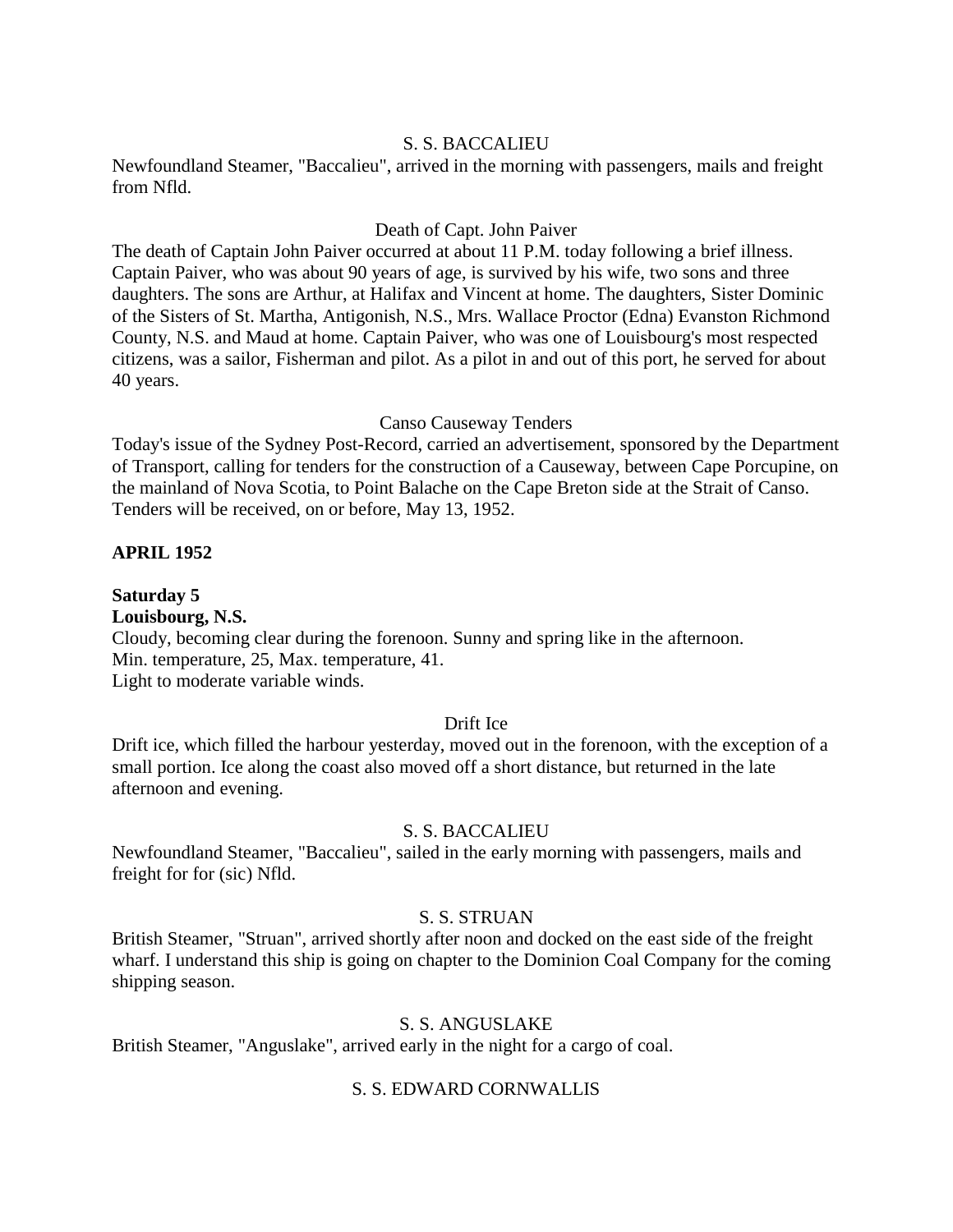S. S. BACCALIEU

Newfoundland Steamer, "Baccalieu", arrived in the morning with passengers, mails and freight from Nfld.

Death of Capt. John Paiver

The death of Captain John Paiver occurred at about 11 P.M. today following a brief illness. Captain Paiver, who was about 90 years of age, is survived by his wife, two sons and three daughters. The sons are Arthur, at Halifax and Vincent at home. The daughters, Sister Dominic of the Sisters of St. Martha, Antigonish, N.S., Mrs. Wallace Proctor (Edna) Evanston Richmond County, N.S. and Maud at home. Captain Paiver, who was one of Louisbourg's most respected citizens, was a sailor, Fisherman and pilot. As a pilot in and out of this port, he served for about 40 years.

Canso Causeway Tenders

Today's issue of the Sydney Post-Record, carried an advertisement, sponsored by the Department of Transport, calling for tenders for the construction of a Causeway, between Cape Porcupine, on the mainland of Nova Scotia, to Point Balache on the Cape Breton side at the Strait of Canso. Tenders will be received, on or before, May 13, 1952.

**APRIL 1952**

**Saturday 5**
**Louisbourg, N.S.**

Cloudy, becoming clear during the forenoon. Sunny and spring like in the afternoon.
Min. temperature, 25, Max. temperature, 41.
Light to moderate variable winds.

Drift Ice

Drift ice, which filled the harbour yesterday, moved out in the forenoon, with the exception of a small portion. Ice along the coast also moved off a short distance, but returned in the late afternoon and evening.

S. S. BACCALIEU

Newfoundland Steamer, "Baccalieu", sailed in the early morning with passengers, mails and freight for for (sic) Nfld.

S. S. STRUAN

British Steamer, "Struan", arrived shortly after noon and docked on the east side of the freight wharf. I understand this ship is going on chapter to the Dominion Coal Company for the coming shipping season.

S. S. ANGUSLAKE

British Steamer, "Anguslake", arrived early in the night for a cargo of coal.

S. S. EDWARD CORNWALLIS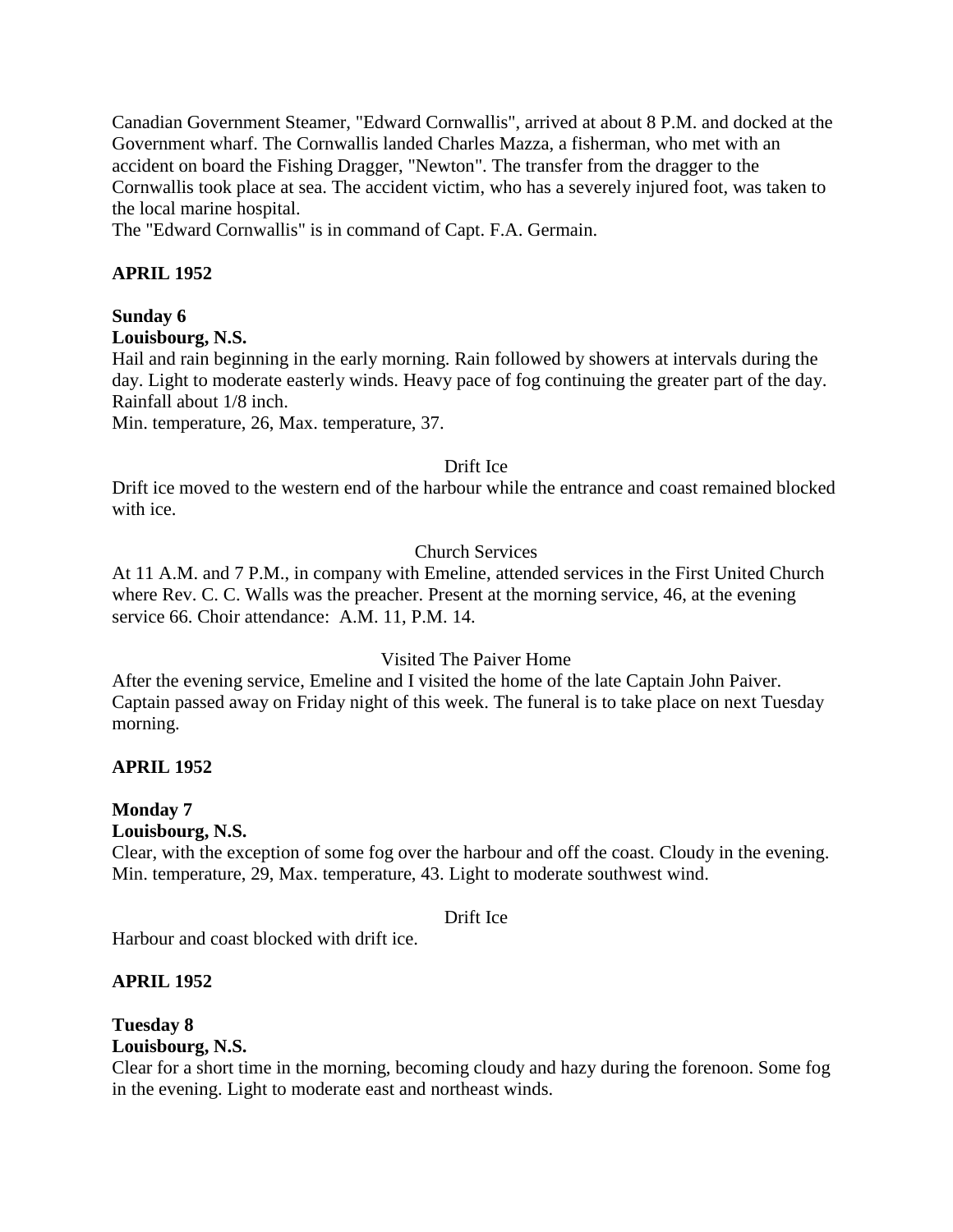Canadian Government Steamer, "Edward Cornwallis", arrived at about 8 P.M. and docked at the Government wharf. The Cornwallis landed Charles Mazza, a fisherman, who met with an accident on board the Fishing Dragger, "Newton". The transfer from the dragger to the Cornwallis took place at sea. The accident victim, who has a severely injured foot, was taken to the local marine hospital.
The "Edward Cornwallis" is in command of Capt. F.A. Germain.

**APRIL 1952**

**Sunday 6**
**Louisbourg, N.S.**
Hail and rain beginning in the early morning. Rain followed by showers at intervals during the day. Light to moderate easterly winds. Heavy pace of fog continuing the greater part of the day. Rainfall about 1/8 inch.
Min. temperature, 26, Max. temperature, 37.

Drift Ice

Drift ice moved to the western end of the harbour while the entrance and coast remained blocked with ice.

Church Services

At 11 A.M. and 7 P.M., in company with Emeline, attended services in the First United Church where Rev. C. C. Walls was the preacher. Present at the morning service, 46, at the evening service 66. Choir attendance: A.M. 11, P.M. 14.

Visited The Paiver Home

After the evening service, Emeline and I visited the home of the late Captain John Paiver. Captain passed away on Friday night of this week. The funeral is to take place on next Tuesday morning.

**APRIL 1952**

**Monday 7**
**Louisbourg, N.S.**
Clear, with the exception of some fog over the harbour and off the coast. Cloudy in the evening. Min. temperature, 29, Max. temperature, 43. Light to moderate southwest wind.

Drift Ice

Harbour and coast blocked with drift ice.

**APRIL 1952**

**Tuesday 8**
**Louisbourg, N.S.**
Clear for a short time in the morning, becoming cloudy and hazy during the forenoon. Some fog in the evening. Light to moderate east and northeast winds.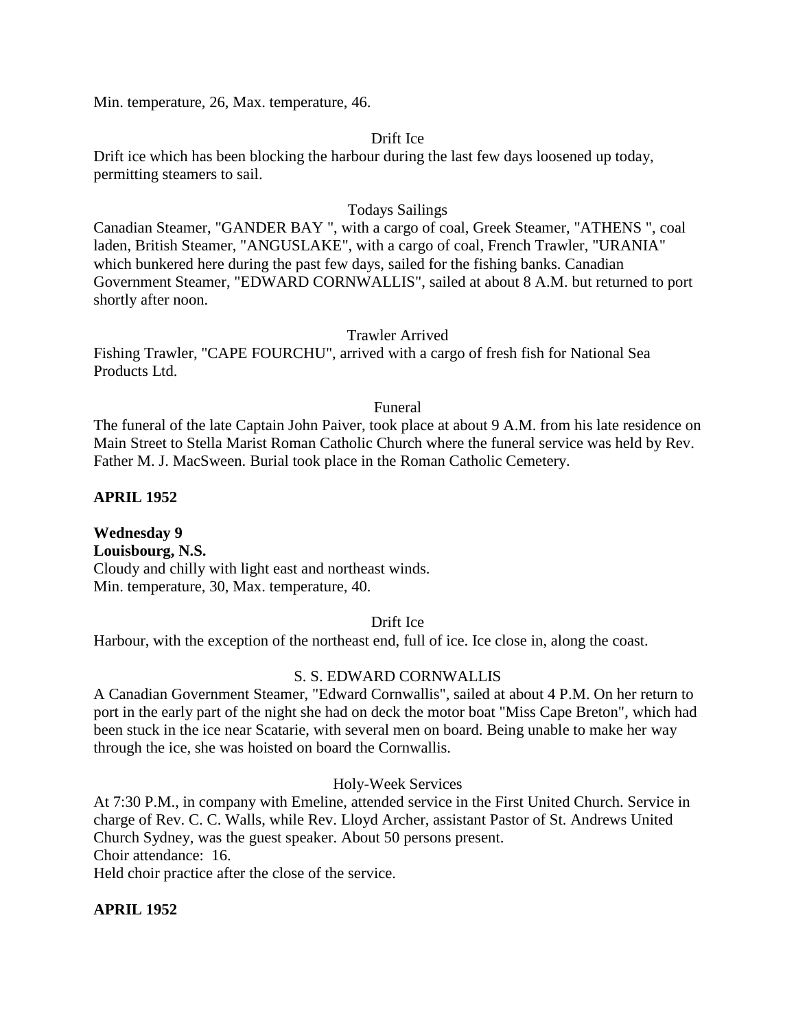Min. temperature, 26, Max. temperature, 46.

Drift Ice

Drift ice which has been blocking the harbour during the last few days loosened up today, permitting steamers to sail.

Todays Sailings

Canadian Steamer, "GANDER BAY ", with a cargo of coal, Greek Steamer, "ATHENS ", coal laden, British Steamer, "ANGUSLAKE", with a cargo of coal, French Trawler, "URANIA" which bunkered here during the past few days, sailed for the fishing banks. Canadian Government Steamer, "EDWARD CORNWALLIS", sailed at about 8 A.M. but returned to port shortly after noon.

Trawler Arrived

Fishing Trawler, "CAPE FOURCHU", arrived with a cargo of fresh fish for National Sea Products Ltd.

Funeral

The funeral of the late Captain John Paiver, took place at about 9 A.M. from his late residence on Main Street to Stella Marist Roman Catholic Church where the funeral service was held by Rev. Father M. J. MacSween. Burial took place in the Roman Catholic Cemetery.

**APRIL 1952**

**Wednesday 9**
**Louisbourg, N.S.**
Cloudy and chilly with light east and northeast winds.
Min. temperature, 30, Max. temperature, 40.

Drift Ice

Harbour, with the exception of the northeast end, full of ice. Ice close in, along the coast.

S. S. EDWARD CORNWALLIS

A Canadian Government Steamer, "Edward Cornwallis", sailed at about 4 P.M. On her return to port in the early part of the night she had on deck the motor boat "Miss Cape Breton", which had been stuck in the ice near Scatarie, with several men on board. Being unable to make her way through the ice, she was hoisted on board the Cornwallis.

Holy-Week Services

At 7:30 P.M., in company with Emeline, attended service in the First United Church. Service in charge of Rev. C. C. Walls, while Rev. Lloyd Archer, assistant Pastor of St. Andrews United Church Sydney, was the guest speaker. About 50 persons present.
Choir attendance: 16.
Held choir practice after the close of the service.

**APRIL 1952**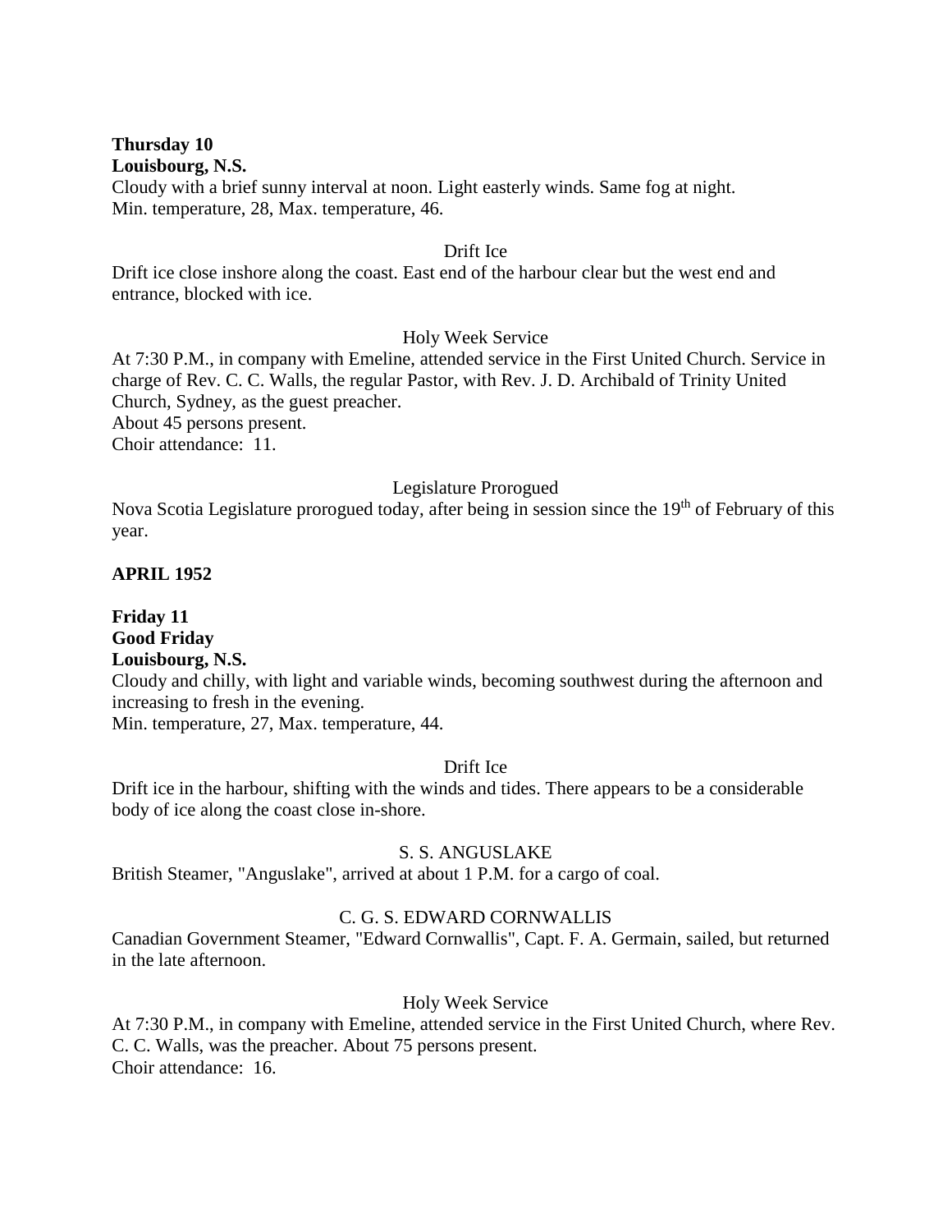**Thursday 10**
**Louisbourg, N.S.**
Cloudy with a brief sunny interval at noon. Light easterly winds. Same fog at night.
Min. temperature, 28, Max. temperature, 46.

Drift Ice

Drift ice close inshore along the coast. East end of the harbour clear but the west end and entrance, blocked with ice.

Holy Week Service

At 7:30 P.M., in company with Emeline, attended service in the First United Church. Service in charge of Rev. C. C. Walls, the regular Pastor, with Rev. J. D. Archibald of Trinity United Church, Sydney, as the guest preacher.
About 45 persons present.
Choir attendance: 11.

Legislature Prorogued

Nova Scotia Legislature prorogued today, after being in session since the 19th of February of this year.

**APRIL 1952**

**Friday 11**
**Good Friday**
**Louisbourg, N.S.**
Cloudy and chilly, with light and variable winds, becoming southwest during the afternoon and increasing to fresh in the evening.
Min. temperature, 27, Max. temperature, 44.

Drift Ice

Drift ice in the harbour, shifting with the winds and tides. There appears to be a considerable body of ice along the coast close in-shore.

S. S. ANGUSLAKE

British Steamer, "Anguslake", arrived at about 1 P.M. for a cargo of coal.

C. G. S. EDWARD CORNWALLIS

Canadian Government Steamer, "Edward Cornwallis", Capt. F. A. Germain, sailed, but returned in the late afternoon.

Holy Week Service

At 7:30 P.M., in company with Emeline, attended service in the First United Church, where Rev. C. C. Walls, was the preacher. About 75 persons present.
Choir attendance: 16.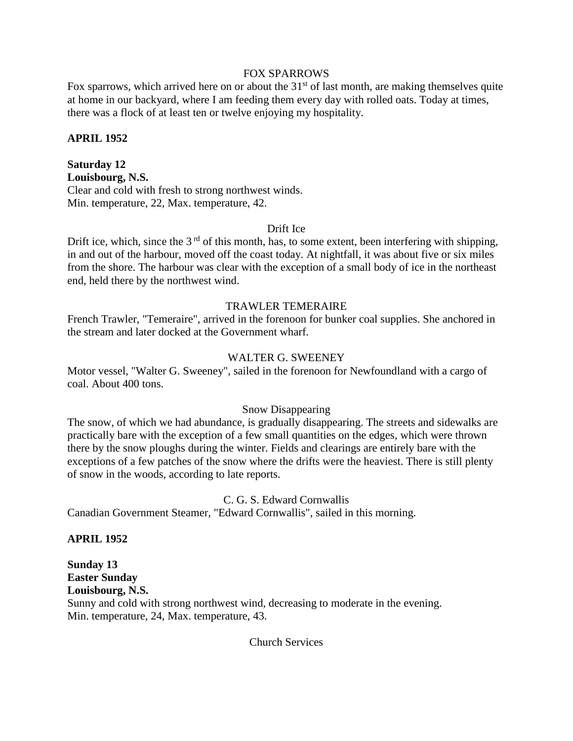FOX SPARROWS

Fox sparrows, which arrived here on or about the 31st of last month, are making themselves quite at home in our backyard, where I am feeding them every day with rolled oats. Today at times, there was a flock of at least ten or twelve enjoying my hospitality.

**APRIL 1952**

**Saturday 12**
**Louisbourg, N.S.**
Clear and cold with fresh to strong northwest winds.
Min. temperature, 22, Max. temperature, 42.

Drift Ice

Drift ice, which, since the 3rd of this month, has, to some extent, been interfering with shipping, in and out of the harbour, moved off the coast today. At nightfall, it was about five or six miles from the shore. The harbour was clear with the exception of a small body of ice in the northeast end, held there by the northwest wind.

TRAWLER TEMERAIRE

French Trawler, "Temeraire", arrived in the forenoon for bunker coal supplies. She anchored in the stream and later docked at the Government wharf.

WALTER G. SWEENEY

Motor vessel, "Walter G. Sweeney", sailed in the forenoon for Newfoundland with a cargo of coal. About 400 tons.

Snow Disappearing

The snow, of which we had abundance, is gradually disappearing. The streets and sidewalks are practically bare with the exception of a few small quantities on the edges, which were thrown there by the snow ploughs during the winter. Fields and clearings are entirely bare with the exceptions of a few patches of the snow where the drifts were the heaviest. There is still plenty of snow in the woods, according to late reports.

C. G. S. Edward Cornwallis

Canadian Government Steamer, "Edward Cornwallis", sailed in this morning.

**APRIL 1952**

**Sunday 13**
**Easter Sunday**
**Louisbourg, N.S.**
Sunny and cold with strong northwest wind, decreasing to moderate in the evening.
Min. temperature, 24, Max. temperature, 43.

Church Services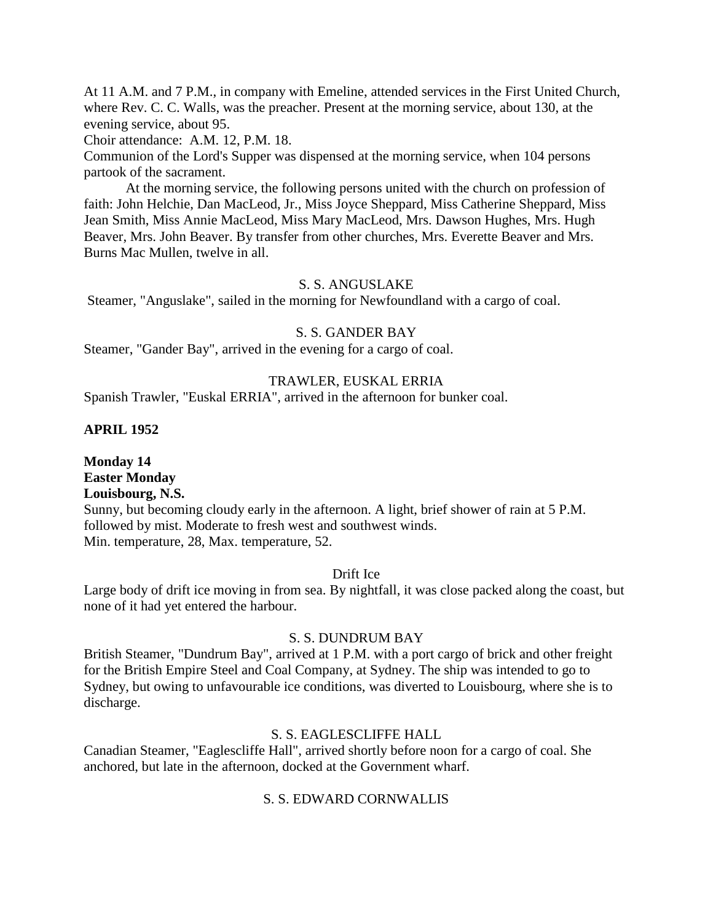At 11 A.M. and 7 P.M., in company with Emeline, attended services in the First United Church, where Rev. C. C. Walls, was the preacher. Present at the morning service, about 130, at the evening service, about 95.

Choir attendance: A.M. 12, P.M. 18.

Communion of the Lord's Supper was dispensed at the morning service, when 104 persons partook of the sacrament.

At the morning service, the following persons united with the church on profession of faith: John Helchie, Dan MacLeod, Jr., Miss Joyce Sheppard, Miss Catherine Sheppard, Miss Jean Smith, Miss Annie MacLeod, Miss Mary MacLeod, Mrs. Dawson Hughes, Mrs. Hugh Beaver, Mrs. John Beaver. By transfer from other churches, Mrs. Everette Beaver and Mrs. Burns Mac Mullen, twelve in all.

S. S. ANGUSLAKE

Steamer, "Anguslake", sailed in the morning for Newfoundland with a cargo of coal.

S. S. GANDER BAY

Steamer, "Gander Bay", arrived in the evening for a cargo of coal.

TRAWLER, EUSKAL ERRIA

Spanish Trawler, "Euskal ERRIA", arrived in the afternoon for bunker coal.

**APRIL 1952**

**Monday 14**
**Easter Monday**
**Louisbourg, N.S.**

Sunny, but becoming cloudy early in the afternoon. A light, brief shower of rain at 5 P.M. followed by mist. Moderate to fresh west and southwest winds.
Min. temperature, 28, Max. temperature, 52.

Drift Ice

Large body of drift ice moving in from sea. By nightfall, it was close packed along the coast, but none of it had yet entered the harbour.

S. S. DUNDRUM BAY

British Steamer, "Dundrum Bay", arrived at 1 P.M. with a port cargo of brick and other freight for the British Empire Steel and Coal Company, at Sydney. The ship was intended to go to Sydney, but owing to unfavourable ice conditions, was diverted to Louisbourg, where she is to discharge.

S. S. EAGLESCLIFFE HALL

Canadian Steamer, "Eaglescliffe Hall", arrived shortly before noon for a cargo of coal. She anchored, but late in the afternoon, docked at the Government wharf.

S. S. EDWARD CORNWALLIS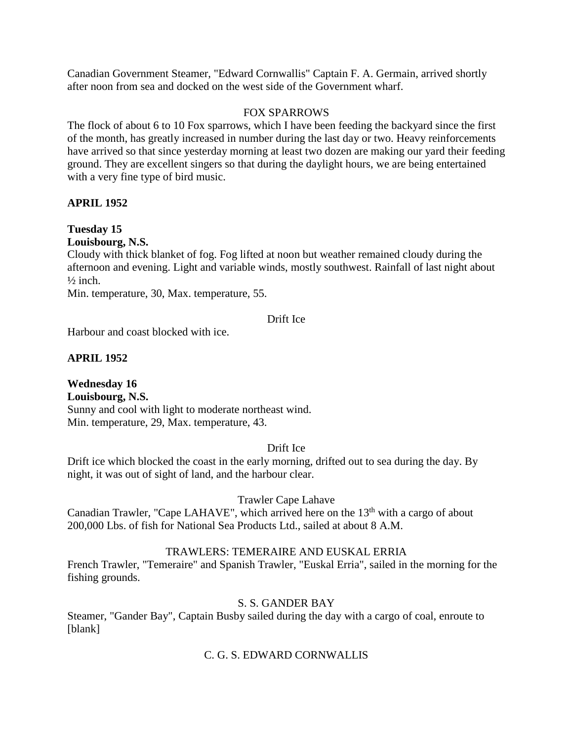Canadian Government Steamer, "Edward Cornwallis" Captain F. A. Germain, arrived shortly after noon from sea and docked on the west side of the Government wharf.

FOX SPARROWS

The flock of about 6 to 10 Fox sparrows, which I have been feeding the backyard since the first of the month, has greatly increased in number during the last day or two. Heavy reinforcements have arrived so that since yesterday morning at least two dozen are making our yard their feeding ground. They are excellent singers so that during the daylight hours, we are being entertained with a very fine type of bird music.

**APRIL 1952**

**Tuesday 15**
**Louisbourg, N.S.**

Cloudy with thick blanket of fog. Fog lifted at noon but weather remained cloudy during the afternoon and evening. Light and variable winds, mostly southwest. Rainfall of last night about ½ inch.

Min. temperature, 30, Max. temperature, 55.

Drift Ice

Harbour and coast blocked with ice.

**APRIL 1952**

**Wednesday 16**
**Louisbourg, N.S.**

Sunny and cool with light to moderate northeast wind.

Min. temperature, 29, Max. temperature, 43.

Drift Ice

Drift ice which blocked the coast in the early morning, drifted out to sea during the day. By night, it was out of sight of land, and the harbour clear.

Trawler Cape Lahave

Canadian Trawler, "Cape LAHAVE", which arrived here on the 13th with a cargo of about 200,000 Lbs. of fish for National Sea Products Ltd., sailed at about 8 A.M.

TRAWLERS: TEMERAIRE AND EUSKAL ERRIA

French Trawler, "Temeraire" and Spanish Trawler, "Euskal Erria", sailed in the morning for the fishing grounds.

S. S. GANDER BAY

Steamer, "Gander Bay", Captain Busby sailed during the day with a cargo of coal, enroute to [blank]

C. G. S. EDWARD CORNWALLIS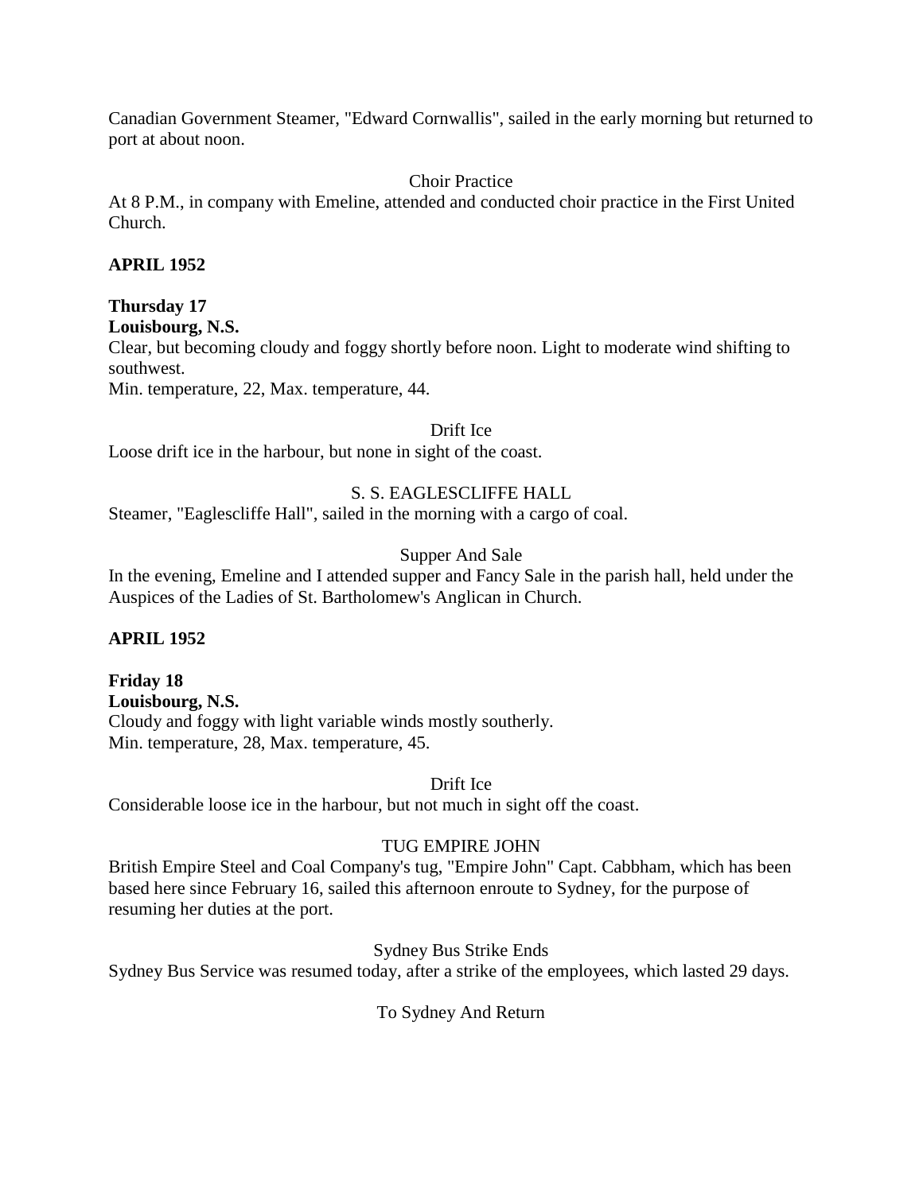Canadian Government Steamer, "Edward Cornwallis", sailed in the early morning but returned to port at about noon.

Choir Practice

At 8 P.M., in company with Emeline, attended and conducted choir practice in the First United Church.

**APRIL 1952**

**Thursday 17**
**Louisbourg, N.S.**

Clear, but becoming cloudy and foggy shortly before noon. Light to moderate wind shifting to southwest.
Min. temperature, 22, Max. temperature, 44.

Drift Ice

Loose drift ice in the harbour, but none in sight of the coast.

S. S. EAGLESCLIFFE HALL

Steamer, "Eaglescliffe Hall", sailed in the morning with a cargo of coal.

Supper And Sale

In the evening, Emeline and I attended supper and Fancy Sale in the parish hall, held under the Auspices of the Ladies of St. Bartholomew's Anglican in Church.

**APRIL 1952**

**Friday 18**
**Louisbourg, N.S.**

Cloudy and foggy with light variable winds mostly southerly.
Min. temperature, 28, Max. temperature, 45.

Drift Ice

Considerable loose ice in the harbour, but not much in sight off the coast.

TUG EMPIRE JOHN

British Empire Steel and Coal Company's tug, "Empire John" Capt. Cabbham, which has been based here since February 16, sailed this afternoon enroute to Sydney, for the purpose of resuming her duties at the port.

Sydney Bus Strike Ends

Sydney Bus Service was resumed today, after a strike of the employees, which lasted 29 days.

To Sydney And Return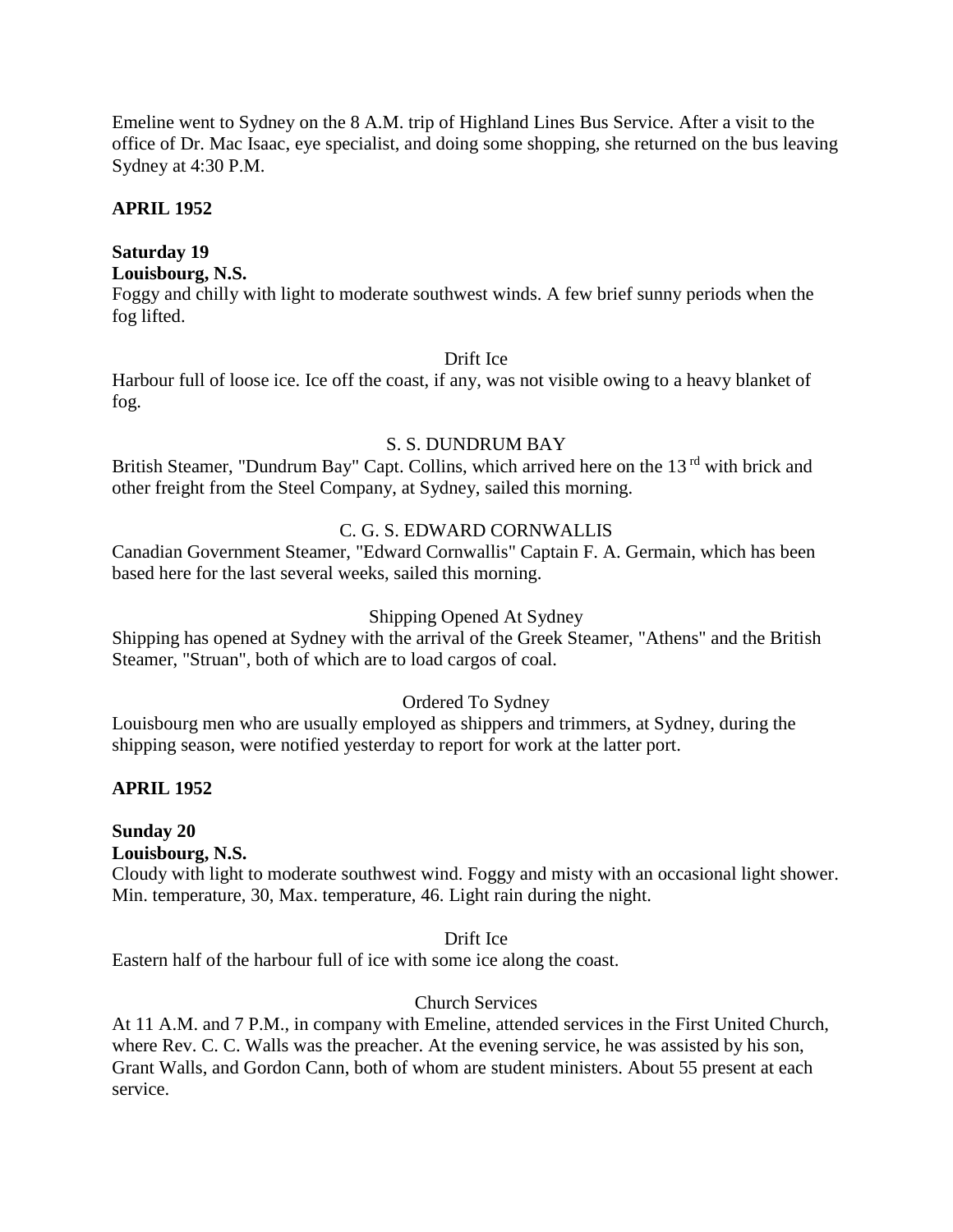Emeline went to Sydney on the 8 A.M. trip of Highland Lines Bus Service. After a visit to the office of Dr. Mac Isaac, eye specialist, and doing some shopping, she returned on the bus leaving Sydney at 4:30 P.M.

**APRIL 1952**

**Saturday 19**
**Louisbourg, N.S.**

Foggy and chilly with light to moderate southwest winds. A few brief sunny periods when the fog lifted.

Drift Ice

Harbour full of loose ice. Ice off the coast, if any, was not visible owing to a heavy blanket of fog.

S. S. DUNDRUM BAY

British Steamer, "Dundrum Bay" Capt. Collins, which arrived here on the 13rd with brick and other freight from the Steel Company, at Sydney, sailed this morning.

C. G. S. EDWARD CORNWALLIS

Canadian Government Steamer, "Edward Cornwallis" Captain F. A. Germain, which has been based here for the last several weeks, sailed this morning.

Shipping Opened At Sydney

Shipping has opened at Sydney with the arrival of the Greek Steamer, "Athens" and the British Steamer, "Struan", both of which are to load cargos of coal.

Ordered To Sydney

Louisbourg men who are usually employed as shippers and trimmers, at Sydney, during the shipping season, were notified yesterday to report for work at the latter port.

**APRIL 1952**

**Sunday 20**
**Louisbourg, N.S.**

Cloudy with light to moderate southwest wind. Foggy and misty with an occasional light shower. Min. temperature, 30, Max. temperature, 46. Light rain during the night.

Drift Ice

Eastern half of the harbour full of ice with some ice along the coast.

Church Services

At 11 A.M. and 7 P.M., in company with Emeline, attended services in the First United Church, where Rev. C. C. Walls was the preacher. At the evening service, he was assisted by his son, Grant Walls, and Gordon Cann, both of whom are student ministers. About 55 present at each service.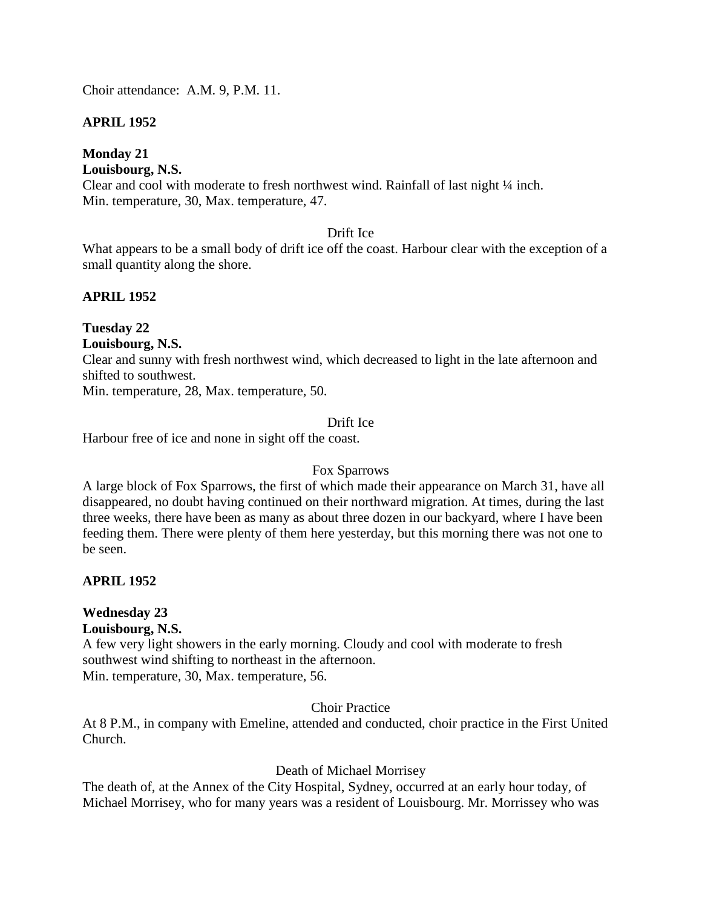Choir attendance: A.M. 9, P.M. 11.

**APRIL 1952**

**Monday 21**
**Louisbourg, N.S.**
Clear and cool with moderate to fresh northwest wind. Rainfall of last night ¼ inch.
Min. temperature, 30, Max. temperature, 47.

Drift Ice

What appears to be a small body of drift ice off the coast. Harbour clear with the exception of a small quantity along the shore.

**APRIL 1952**

**Tuesday 22**
**Louisbourg, N.S.**
Clear and sunny with fresh northwest wind, which decreased to light in the late afternoon and shifted to southwest.
Min. temperature, 28, Max. temperature, 50.

Drift Ice

Harbour free of ice and none in sight off the coast.

Fox Sparrows

A large block of Fox Sparrows, the first of which made their appearance on March 31, have all disappeared, no doubt having continued on their northward migration. At times, during the last three weeks, there have been as many as about three dozen in our backyard, where I have been feeding them. There were plenty of them here yesterday, but this morning there was not one to be seen.

**APRIL 1952**

**Wednesday 23**
**Louisbourg, N.S.**
A few very light showers in the early morning. Cloudy and cool with moderate to fresh southwest wind shifting to northeast in the afternoon.
Min. temperature, 30, Max. temperature, 56.

Choir Practice

At 8 P.M., in company with Emeline, attended and conducted, choir practice in the First United Church.

Death of Michael Morrisey

The death of, at the Annex of the City Hospital, Sydney, occurred at an early hour today, of Michael Morrisey, who for many years was a resident of Louisbourg. Mr. Morrissey who was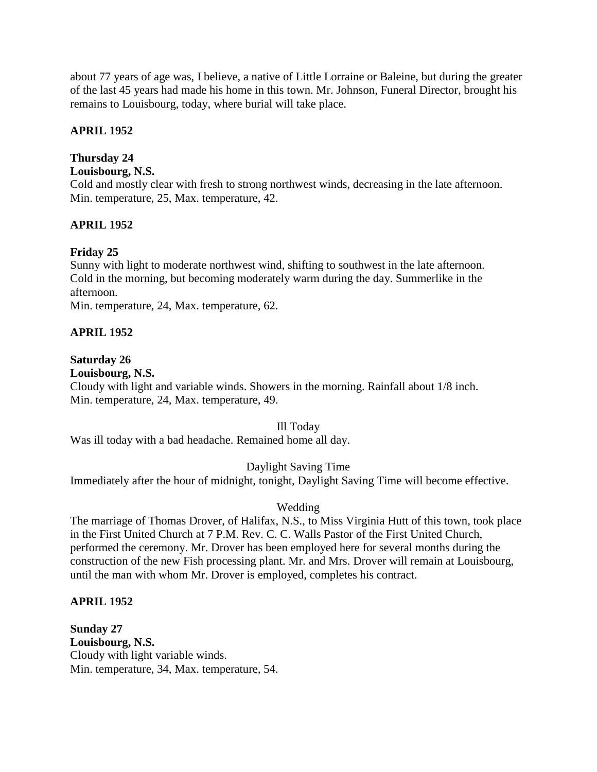about 77 years of age was, I believe, a native of Little Lorraine or Baleine, but during the greater of the last 45 years had made his home in this town. Mr. Johnson, Funeral Director, brought his remains to Louisbourg, today, where burial will take place.

**APRIL 1952**

**Thursday 24**
**Louisbourg, N.S.**
Cold and mostly clear with fresh to strong northwest winds, decreasing in the late afternoon. Min. temperature, 25, Max. temperature, 42.

**APRIL 1952**

**Friday 25**
Sunny with light to moderate northwest wind, shifting to southwest in the late afternoon. Cold in the morning, but becoming moderately warm during the day. Summerlike in the afternoon.
Min. temperature, 24, Max. temperature, 62.

**APRIL 1952**

**Saturday 26**
**Louisbourg, N.S.**
Cloudy with light and variable winds. Showers in the morning. Rainfall about 1/8 inch.
Min. temperature, 24, Max. temperature, 49.

Ill Today

Was ill today with a bad headache. Remained home all day.

Daylight Saving Time

Immediately after the hour of midnight, tonight, Daylight Saving Time will become effective.

Wedding

The marriage of Thomas Drover, of Halifax, N.S., to Miss Virginia Hutt of this town, took place in the First United Church at 7 P.M. Rev. C. C. Walls Pastor of the First United Church, performed the ceremony. Mr. Drover has been employed here for several months during the construction of the new Fish processing plant. Mr. and Mrs. Drover will remain at Louisbourg, until the man with whom Mr. Drover is employed, completes his contract.

**APRIL 1952**

**Sunday 27**
**Louisbourg, N.S.**
Cloudy with light variable winds.
Min. temperature, 34, Max. temperature, 54.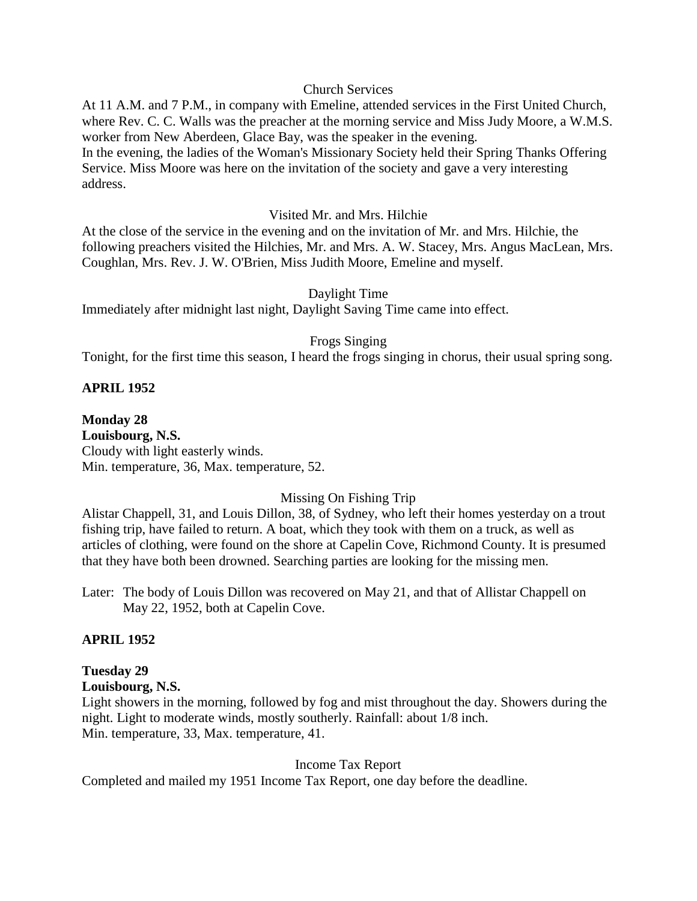Church Services

At 11 A.M. and 7 P.M., in company with Emeline, attended services in the First United Church, where Rev. C. C. Walls was the preacher at the morning service and Miss Judy Moore, a W.M.S. worker from New Aberdeen, Glace Bay, was the speaker in the evening.
In the evening, the ladies of the Woman's Missionary Society held their Spring Thanks Offering Service. Miss Moore was here on the invitation of the society and gave a very interesting address.

Visited Mr. and Mrs. Hilchie

At the close of the service in the evening and on the invitation of Mr. and Mrs. Hilchie, the following preachers visited the Hilchies, Mr. and Mrs. A. W. Stacey, Mrs. Angus MacLean, Mrs. Coughlan, Mrs. Rev. J. W. O'Brien, Miss Judith Moore, Emeline and myself.

Daylight Time

Immediately after midnight last night, Daylight Saving Time came into effect.

Frogs Singing

Tonight, for the first time this season, I heard the frogs singing in chorus, their usual spring song.

**APRIL 1952**

**Monday 28**
**Louisbourg, N.S.**
Cloudy with light easterly winds.
Min. temperature, 36, Max. temperature, 52.

Missing On Fishing Trip

Alistar Chappell, 31, and Louis Dillon, 38, of Sydney, who left their homes yesterday on a trout fishing trip, have failed to return. A boat, which they took with them on a truck, as well as articles of clothing, were found on the shore at Capelin Cove, Richmond County. It is presumed that they have both been drowned. Searching parties are looking for the missing men.

Later: The body of Louis Dillon was recovered on May 21, and that of Allistar Chappell on May 22, 1952, both at Capelin Cove.

**APRIL 1952**

**Tuesday 29**
**Louisbourg, N.S.**
Light showers in the morning, followed by fog and mist throughout the day. Showers during the night. Light to moderate winds, mostly southerly. Rainfall: about 1/8 inch.
Min. temperature, 33, Max. temperature, 41.

Income Tax Report

Completed and mailed my 1951 Income Tax Report, one day before the deadline.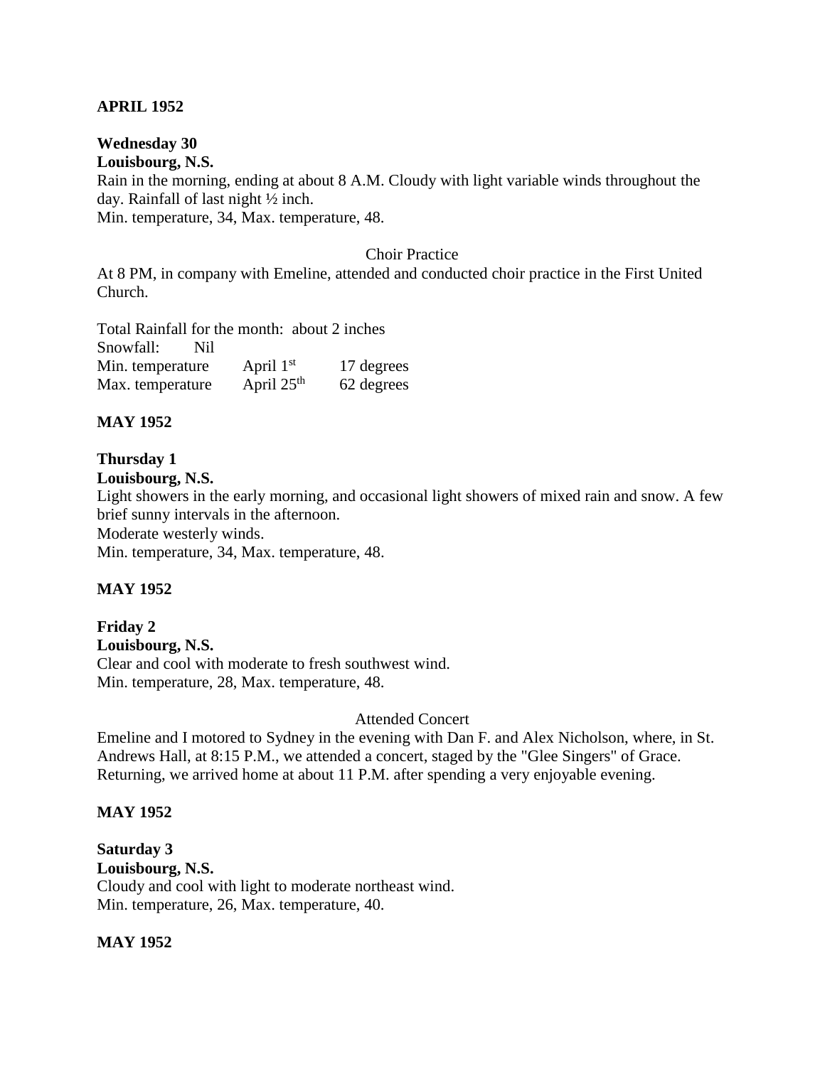**APRIL 1952**

**Wednesday 30**
**Louisbourg, N.S.**
Rain in the morning, ending at about 8 A.M. Cloudy with light variable winds throughout the day. Rainfall of last night ½ inch.
Min. temperature, 34, Max. temperature, 48.

Choir Practice

At 8 PM, in company with Emeline, attended and conducted choir practice in the First United Church.

Total Rainfall for the month: about 2 inches

| Snowfall: | Nil | |
|---|---|---|
| Min. temperature | April 1st | 17 degrees |
| Max. temperature | April 25th | 62 degrees |

**MAY 1952**

**Thursday 1**
**Louisbourg, N.S.**
Light showers in the early morning, and occasional light showers of mixed rain and snow. A few brief sunny intervals in the afternoon.
Moderate westerly winds.
Min. temperature, 34, Max. temperature, 48.

**MAY 1952**

**Friday 2**
**Louisbourg, N.S.**
Clear and cool with moderate to fresh southwest wind.
Min. temperature, 28, Max. temperature, 48.

Attended Concert

Emeline and I motored to Sydney in the evening with Dan F. and Alex Nicholson, where, in St. Andrews Hall, at 8:15 P.M., we attended a concert, staged by the "Glee Singers" of Grace. Returning, we arrived home at about 11 P.M. after spending a very enjoyable evening.

**MAY 1952**

**Saturday 3**
**Louisbourg, N.S.**
Cloudy and cool with light to moderate northeast wind.
Min. temperature, 26, Max. temperature, 40.

**MAY 1952**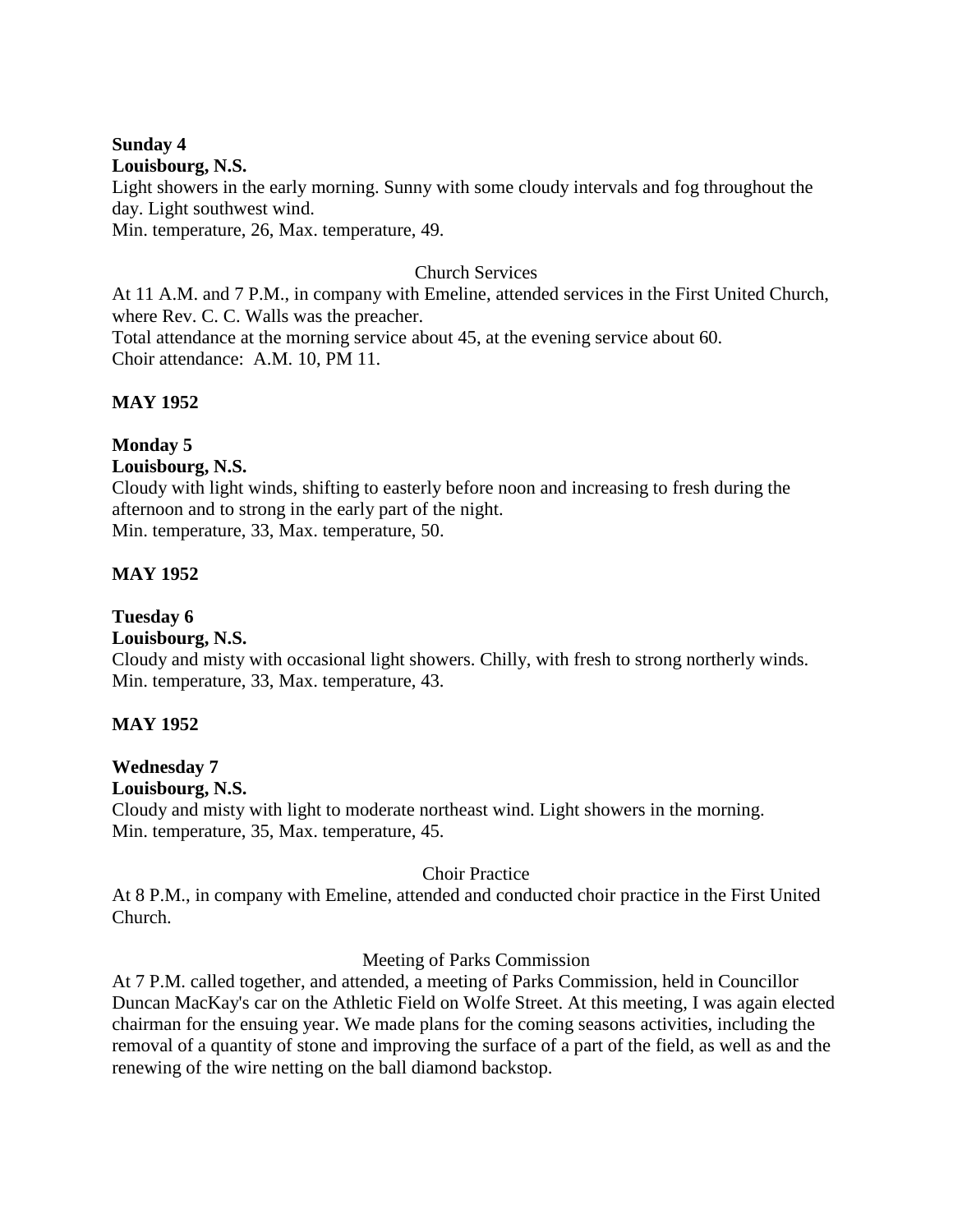**Sunday 4**
**Louisbourg, N.S.**
Light showers in the early morning. Sunny with some cloudy intervals and fog throughout the day. Light southwest wind.
Min. temperature, 26, Max. temperature, 49.

Church Services

At 11 A.M. and 7 P.M., in company with Emeline, attended services in the First United Church, where Rev. C. C. Walls was the preacher.
Total attendance at the morning service about 45, at the evening service about 60.
Choir attendance: A.M. 10, PM 11.

**MAY 1952**

**Monday 5**
**Louisbourg, N.S.**
Cloudy with light winds, shifting to easterly before noon and increasing to fresh during the afternoon and to strong in the early part of the night.
Min. temperature, 33, Max. temperature, 50.

**MAY 1952**

**Tuesday 6**
**Louisbourg, N.S.**
Cloudy and misty with occasional light showers. Chilly, with fresh to strong northerly winds.
Min. temperature, 33, Max. temperature, 43.

**MAY 1952**

**Wednesday 7**
**Louisbourg, N.S.**
Cloudy and misty with light to moderate northeast wind. Light showers in the morning.
Min. temperature, 35, Max. temperature, 45.

Choir Practice

At 8 P.M., in company with Emeline, attended and conducted choir practice in the First United Church.

Meeting of Parks Commission

At 7 P.M. called together, and attended, a meeting of Parks Commission, held in Councillor Duncan MacKay's car on the Athletic Field on Wolfe Street. At this meeting, I was again elected chairman for the ensuing year. We made plans for the coming seasons activities, including the removal of a quantity of stone and improving the surface of a part of the field, as well as and the renewing of the wire netting on the ball diamond backstop.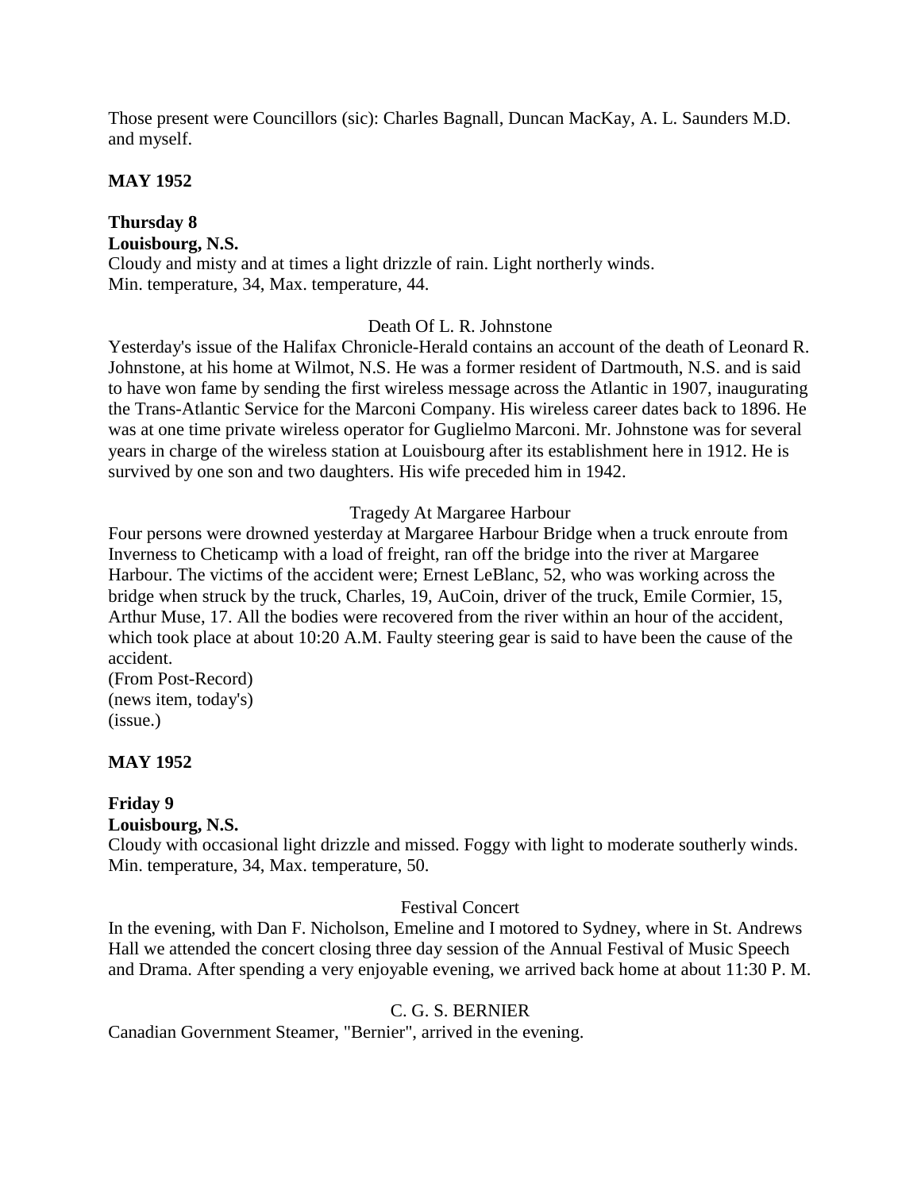Those present were Councillors (sic): Charles Bagnall, Duncan MacKay, A. L. Saunders M.D. and myself.

**MAY 1952**

**Thursday 8**
**Louisbourg, N.S.**
Cloudy and misty and at times a light drizzle of rain. Light northerly winds.
Min. temperature, 34, Max. temperature, 44.

Death Of L. R. Johnstone

Yesterday's issue of the Halifax Chronicle-Herald contains an account of the death of Leonard R. Johnstone, at his home at Wilmot, N.S. He was a former resident of Dartmouth, N.S. and is said to have won fame by sending the first wireless message across the Atlantic in 1907, inaugurating the Trans-Atlantic Service for the Marconi Company. His wireless career dates back to 1896. He was at one time private wireless operator for Guglielmo Marconi. Mr. Johnstone was for several years in charge of the wireless station at Louisbourg after its establishment here in 1912. He is survived by one son and two daughters. His wife preceded him in 1942.

Tragedy At Margaree Harbour

Four persons were drowned yesterday at Margaree Harbour Bridge when a truck enroute from Inverness to Cheticamp with a load of freight, ran off the bridge into the river at Margaree Harbour. The victims of the accident were; Ernest LeBlanc, 52, who was working across the bridge when struck by the truck, Charles, 19, AuCoin, driver of the truck, Emile Cormier, 15, Arthur Muse, 17. All the bodies were recovered from the river within an hour of the accident, which took place at about 10:20 A.M. Faulty steering gear is said to have been the cause of the accident.
(From Post-Record)
(news item, today's)
(issue.)

**MAY 1952**

**Friday 9**
**Louisbourg, N.S.**
Cloudy with occasional light drizzle and missed. Foggy with light to moderate southerly winds.
Min. temperature, 34, Max. temperature, 50.

Festival Concert

In the evening, with Dan F. Nicholson, Emeline and I motored to Sydney, where in St. Andrews Hall we attended the concert closing three day session of the Annual Festival of Music Speech and Drama. After spending a very enjoyable evening, we arrived back home at about 11:30 P. M.

C. G. S. BERNIER

Canadian Government Steamer, "Bernier", arrived in the evening.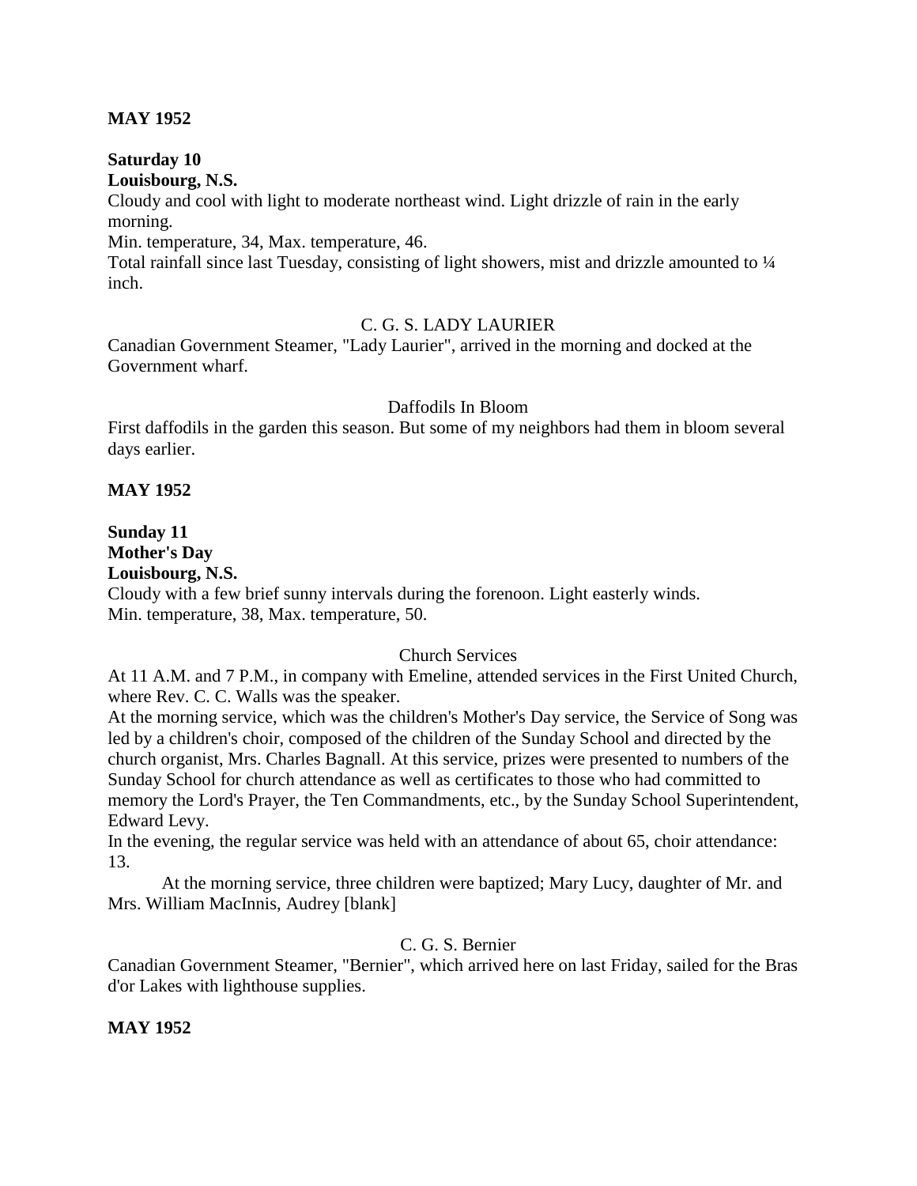**MAY 1952**

**Saturday 10**
**Louisbourg, N.S.**
Cloudy and cool with light to moderate northeast wind. Light drizzle of rain in the early morning.
Min. temperature, 34, Max. temperature, 46.
Total rainfall since last Tuesday, consisting of light showers, mist and drizzle amounted to ¼ inch.

C. G. S. LADY LAURIER

Canadian Government Steamer, "Lady Laurier", arrived in the morning and docked at the Government wharf.

Daffodils In Bloom

First daffodils in the garden this season. But some of my neighbors had them in bloom several days earlier.

**MAY 1952**

**Sunday 11**
**Mother's Day**
**Louisbourg, N.S.**
Cloudy with a few brief sunny intervals during the forenoon. Light easterly winds.
Min. temperature, 38, Max. temperature, 50.

Church Services

At 11 A.M. and 7 P.M., in company with Emeline, attended services in the First United Church, where Rev. C. C. Walls was the speaker.
At the morning service, which was the children's Mother's Day service, the Service of Song was led by a children's choir, composed of the children of the Sunday School and directed by the church organist, Mrs. Charles Bagnall. At this service, prizes were presented to numbers of the Sunday School for church attendance as well as certificates to those who had committed to memory the Lord's Prayer, the Ten Commandments, etc., by the Sunday School Superintendent, Edward Levy.
In the evening, the regular service was held with an attendance of about 65, choir attendance: 13.

At the morning service, three children were baptized; Mary Lucy, daughter of Mr. and Mrs. William MacInnis, Audrey [blank]

C. G. S. Bernier

Canadian Government Steamer, "Bernier", which arrived here on last Friday, sailed for the Bras d'or Lakes with lighthouse supplies.

**MAY 1952**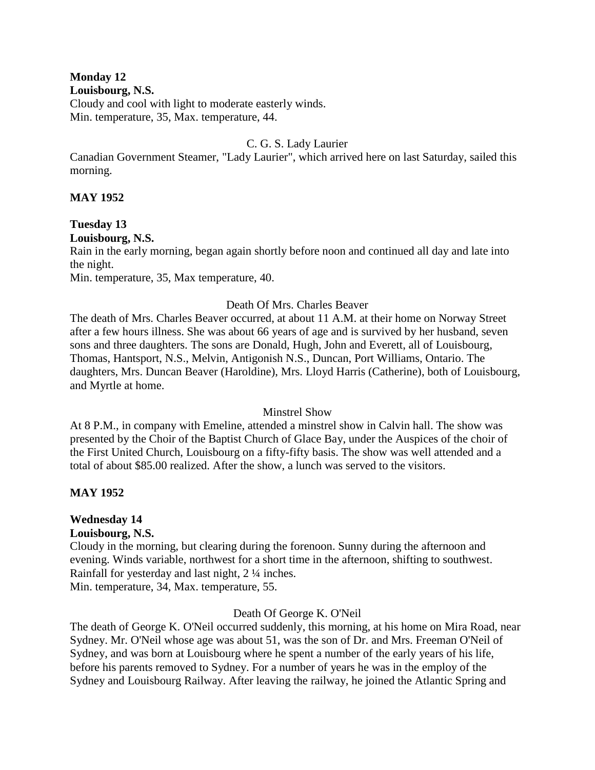**Monday 12**
**Louisbourg, N.S.**
Cloudy and cool with light to moderate easterly winds.
Min. temperature, 35, Max. temperature, 44.

C. G. S. Lady Laurier

Canadian Government Steamer, "Lady Laurier", which arrived here on last Saturday, sailed this morning.

**MAY 1952**

**Tuesday 13**
**Louisbourg, N.S.**
Rain in the early morning, began again shortly before noon and continued all day and late into the night.
Min. temperature, 35, Max temperature, 40.

Death Of Mrs. Charles Beaver

The death of Mrs. Charles Beaver occurred, at about 11 A.M. at their home on Norway Street after a few hours illness. She was about 66 years of age and is survived by her husband, seven sons and three daughters. The sons are Donald, Hugh, John and Everett, all of Louisbourg, Thomas, Hantsport, N.S., Melvin, Antigonish N.S., Duncan, Port Williams, Ontario. The daughters, Mrs. Duncan Beaver (Haroldine), Mrs. Lloyd Harris (Catherine), both of Louisbourg, and Myrtle at home.

Minstrel Show

At 8 P.M., in company with Emeline, attended a minstrel show in Calvin hall. The show was presented by the Choir of the Baptist Church of Glace Bay, under the Auspices of the choir of the First United Church, Louisbourg on a fifty-fifty basis. The show was well attended and a total of about $85.00 realized. After the show, a lunch was served to the visitors.

**MAY 1952**

**Wednesday 14**
**Louisbourg, N.S.**
Cloudy in the morning, but clearing during the forenoon. Sunny during the afternoon and evening. Winds variable, northwest for a short time in the afternoon, shifting to southwest.
Rainfall for yesterday and last night, 2 ¼ inches.
Min. temperature, 34, Max. temperature, 55.

Death Of George K. O'Neil

The death of George K. O'Neil occurred suddenly, this morning, at his home on Mira Road, near Sydney. Mr. O'Neil whose age was about 51, was the son of Dr. and Mrs. Freeman O'Neil of Sydney, and was born at Louisbourg where he spent a number of the early years of his life, before his parents removed to Sydney. For a number of years he was in the employ of the Sydney and Louisbourg Railway. After leaving the railway, he joined the Atlantic Spring and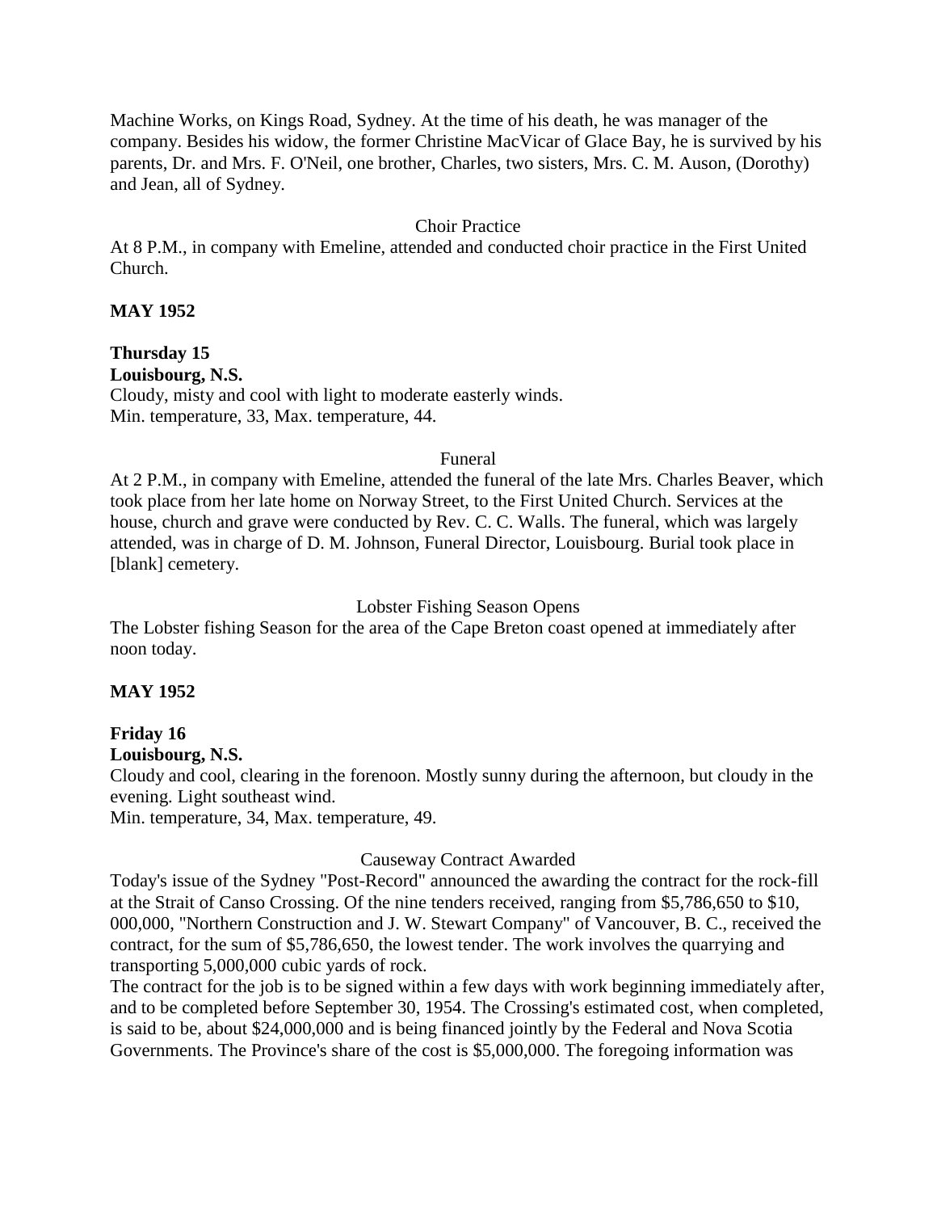Machine Works, on Kings Road, Sydney. At the time of his death, he was manager of the company. Besides his widow, the former Christine MacVicar of Glace Bay, he is survived by his parents, Dr. and Mrs. F. O'Neil, one brother, Charles, two sisters, Mrs. C. M. Auson, (Dorothy) and Jean, all of Sydney.

Choir Practice

At 8 P.M., in company with Emeline, attended and conducted choir practice in the First United Church.

**MAY 1952**

**Thursday 15**
**Louisbourg, N.S.**

Cloudy, misty and cool with light to moderate easterly winds.
Min. temperature, 33, Max. temperature, 44.

Funeral

At 2 P.M., in company with Emeline, attended the funeral of the late Mrs. Charles Beaver, which took place from her late home on Norway Street, to the First United Church. Services at the house, church and grave were conducted by Rev. C. C. Walls. The funeral, which was largely attended, was in charge of D. M. Johnson, Funeral Director, Louisbourg. Burial took place in [blank] cemetery.

Lobster Fishing Season Opens

The Lobster fishing Season for the area of the Cape Breton coast opened at immediately after noon today.

**MAY 1952**

**Friday 16**
**Louisbourg, N.S.**

Cloudy and cool, clearing in the forenoon. Mostly sunny during the afternoon, but cloudy in the evening. Light southeast wind.
Min. temperature, 34, Max. temperature, 49.

Causeway Contract Awarded

Today's issue of the Sydney "Post-Record" announced the awarding the contract for the rock-fill at the Strait of Canso Crossing. Of the nine tenders received, ranging from $5,786,650 to $10, 000,000, "Northern Construction and J. W. Stewart Company" of Vancouver, B. C., received the contract, for the sum of $5,786,650, the lowest tender. The work involves the quarrying and transporting 5,000,000 cubic yards of rock.

The contract for the job is to be signed within a few days with work beginning immediately after, and to be completed before September 30, 1954. The Crossing's estimated cost, when completed, is said to be, about $24,000,000 and is being financed jointly by the Federal and Nova Scotia Governments. The Province's share of the cost is $5,000,000. The foregoing information was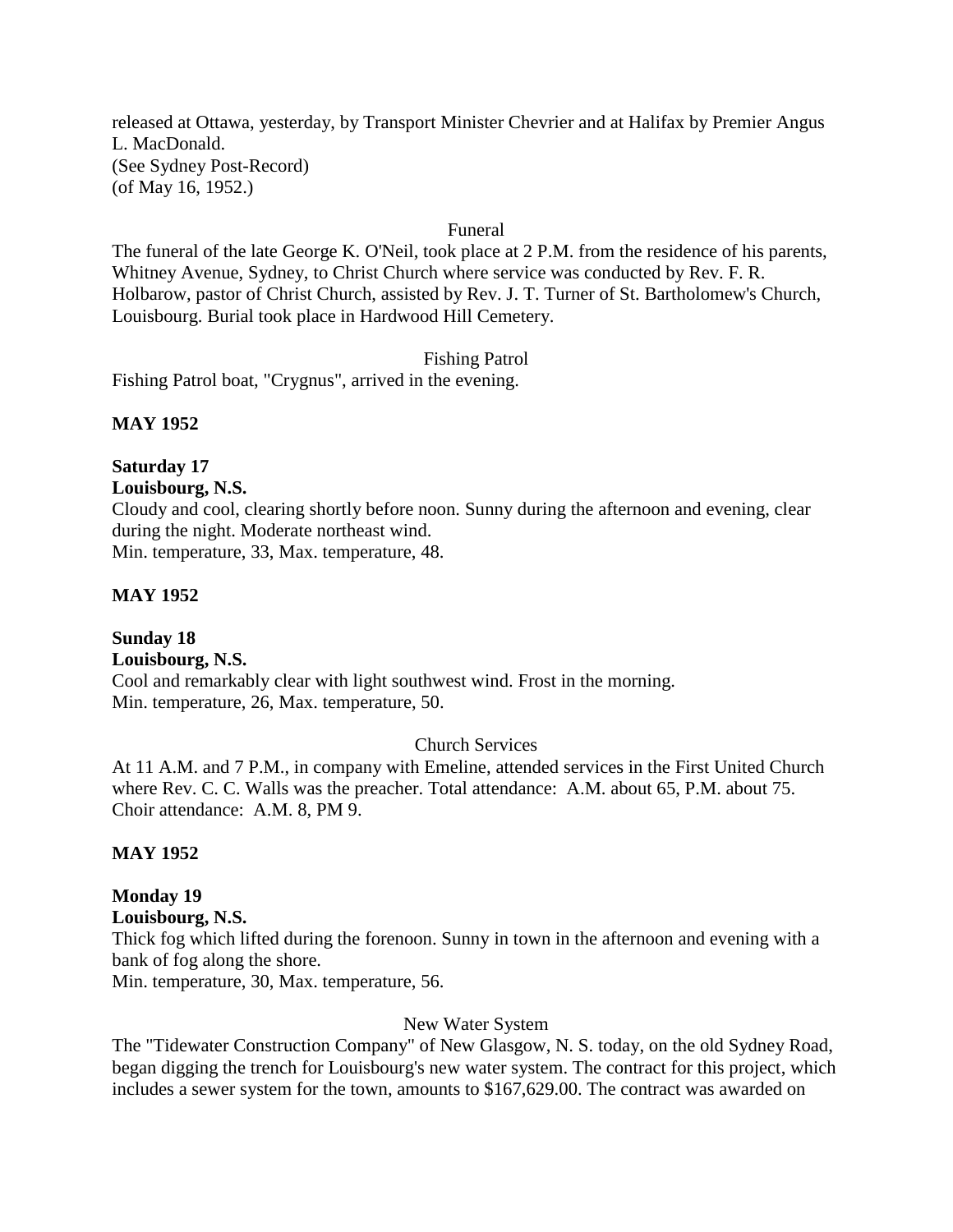released at Ottawa, yesterday, by Transport Minister Chevrier and at Halifax by Premier Angus L. MacDonald.
(See Sydney Post-Record)
(of May 16, 1952.)

Funeral

The funeral of the late George K. O'Neil, took place at 2 P.M. from the residence of his parents, Whitney Avenue, Sydney, to Christ Church where service was conducted by Rev. F. R. Holbarow, pastor of Christ Church, assisted by Rev. J. T. Turner of St. Bartholomew's Church, Louisbourg. Burial took place in Hardwood Hill Cemetery.

Fishing Patrol

Fishing Patrol boat, "Crygnus", arrived in the evening.

**MAY 1952**

**Saturday 17**
**Louisbourg, N.S.**

Cloudy and cool, clearing shortly before noon. Sunny during the afternoon and evening, clear during the night. Moderate northeast wind.
Min. temperature, 33, Max. temperature, 48.

**MAY 1952**

**Sunday 18**
**Louisbourg, N.S.**

Cool and remarkably clear with light southwest wind. Frost in the morning.
Min. temperature, 26, Max. temperature, 50.

Church Services

At 11 A.M. and 7 P.M., in company with Emeline, attended services in the First United Church where Rev. C. C. Walls was the preacher. Total attendance: A.M. about 65, P.M. about 75. Choir attendance: A.M. 8, PM 9.

**MAY 1952**

**Monday 19**
**Louisbourg, N.S.**

Thick fog which lifted during the forenoon. Sunny in town in the afternoon and evening with a bank of fog along the shore.
Min. temperature, 30, Max. temperature, 56.

New Water System

The "Tidewater Construction Company" of New Glasgow, N. S. today, on the old Sydney Road, began digging the trench for Louisbourg's new water system. The contract for this project, which includes a sewer system for the town, amounts to $167,629.00. The contract was awarded on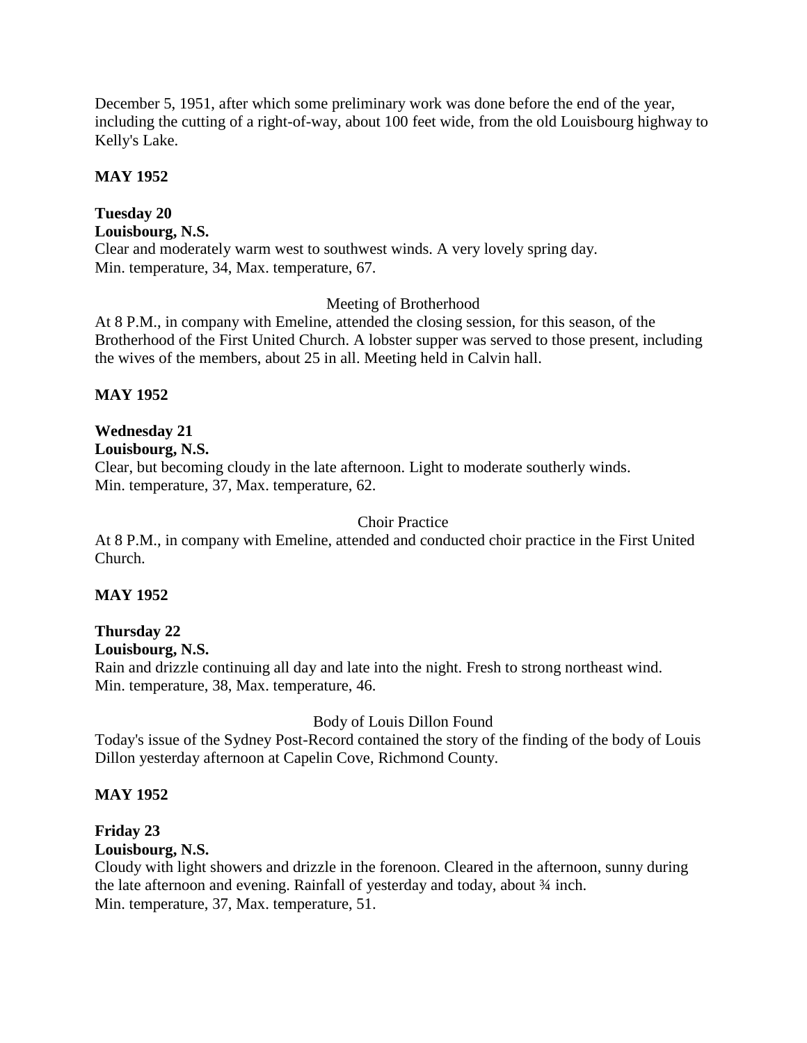December 5, 1951, after which some preliminary work was done before the end of the year, including the cutting of a right-of-way, about 100 feet wide, from the old Louisbourg highway to Kelly's Lake.

**MAY 1952**

**Tuesday 20**
**Louisbourg, N.S.**
Clear and moderately warm west to southwest winds. A very lovely spring day.
Min. temperature, 34, Max. temperature, 67.

Meeting of Brotherhood

At 8 P.M., in company with Emeline, attended the closing session, for this season, of the Brotherhood of the First United Church. A lobster supper was served to those present, including the wives of the members, about 25 in all. Meeting held in Calvin hall.

**MAY 1952**

**Wednesday 21**
**Louisbourg, N.S.**
Clear, but becoming cloudy in the late afternoon. Light to moderate southerly winds.
Min. temperature, 37, Max. temperature, 62.

Choir Practice

At 8 P.M., in company with Emeline, attended and conducted choir practice in the First United Church.

**MAY 1952**

**Thursday 22**
**Louisbourg, N.S.**
Rain and drizzle continuing all day and late into the night. Fresh to strong northeast wind.
Min. temperature, 38, Max. temperature, 46.

Body of Louis Dillon Found

Today's issue of the Sydney Post-Record contained the story of the finding of the body of Louis Dillon yesterday afternoon at Capelin Cove, Richmond County.

**MAY 1952**

**Friday 23**
**Louisbourg, N.S.**
Cloudy with light showers and drizzle in the forenoon. Cleared in the afternoon, sunny during the late afternoon and evening. Rainfall of yesterday and today, about ¾ inch.
Min. temperature, 37, Max. temperature, 51.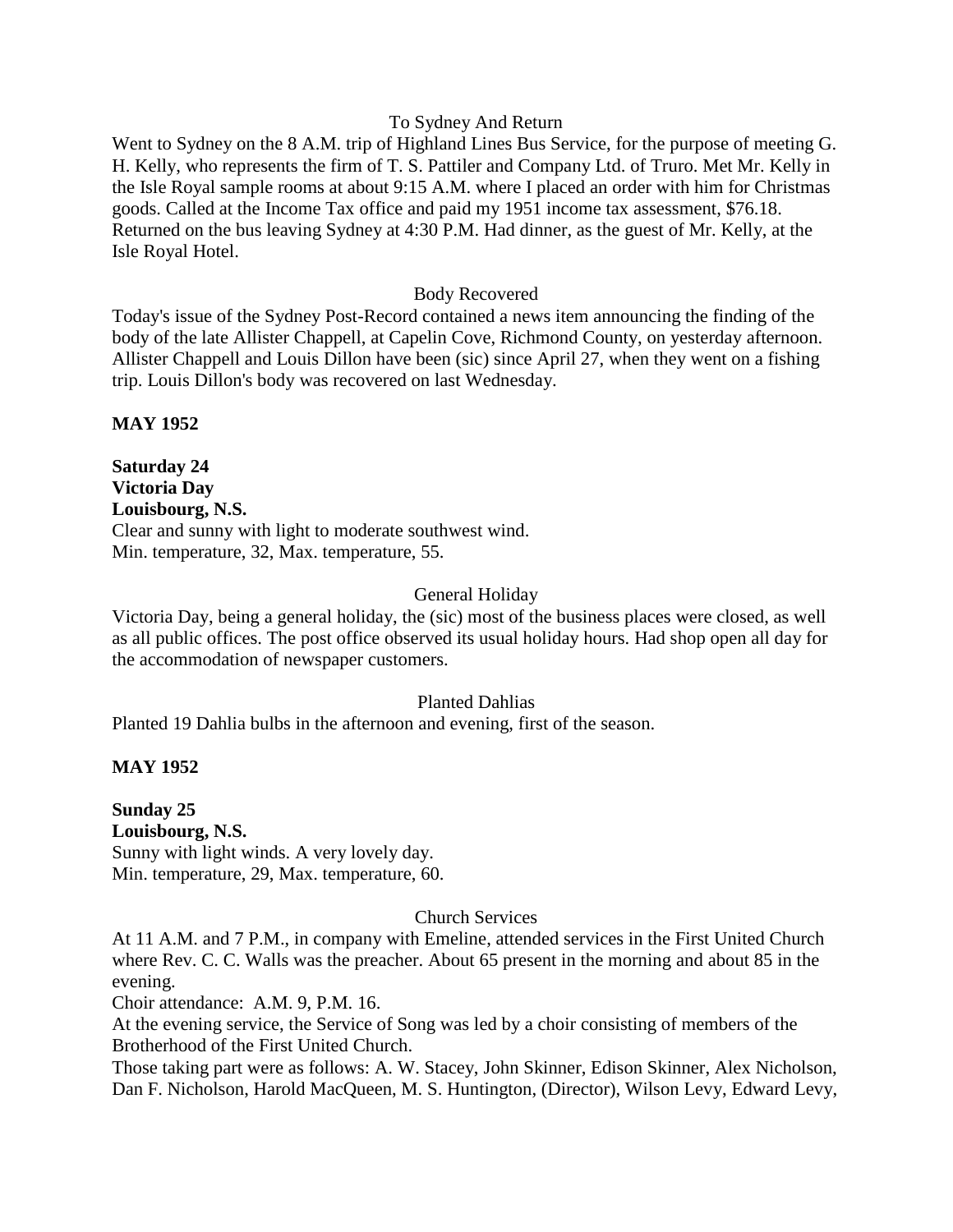To Sydney And Return

Went to Sydney on the 8 A.M. trip of Highland Lines Bus Service, for the purpose of meeting G. H. Kelly, who represents the firm of T. S. Pattiler and Company Ltd. of Truro. Met Mr. Kelly in the Isle Royal sample rooms at about 9:15 A.M. where I placed an order with him for Christmas goods. Called at the Income Tax office and paid my 1951 income tax assessment, $76.18. Returned on the bus leaving Sydney at 4:30 P.M. Had dinner, as the guest of Mr. Kelly, at the Isle Royal Hotel.

Body Recovered

Today's issue of the Sydney Post-Record contained a news item announcing the finding of the body of the late Allister Chappell, at Capelin Cove, Richmond County, on yesterday afternoon. Allister Chappell and Louis Dillon have been (sic) since April 27, when they went on a fishing trip. Louis Dillon's body was recovered on last Wednesday.

**MAY 1952**

**Saturday 24**
**Victoria Day**
**Louisbourg, N.S.**
Clear and sunny with light to moderate southwest wind.
Min. temperature, 32, Max. temperature, 55.

General Holiday

Victoria Day, being a general holiday, the (sic) most of the business places were closed, as well as all public offices. The post office observed its usual holiday hours. Had shop open all day for the accommodation of newspaper customers.

Planted Dahlias

Planted 19 Dahlia bulbs in the afternoon and evening, first of the season.

**MAY 1952**

**Sunday 25**
**Louisbourg, N.S.**
Sunny with light winds. A very lovely day.
Min. temperature, 29, Max. temperature, 60.

Church Services

At 11 A.M. and 7 P.M., in company with Emeline, attended services in the First United Church where Rev. C. C. Walls was the preacher. About 65 present in the morning and about 85 in the evening.
Choir attendance: A.M. 9, P.M. 16.
At the evening service, the Service of Song was led by a choir consisting of members of the Brotherhood of the First United Church.
Those taking part were as follows: A. W. Stacey, John Skinner, Edison Skinner, Alex Nicholson, Dan F. Nicholson, Harold MacQueen, M. S. Huntington, (Director), Wilson Levy, Edward Levy,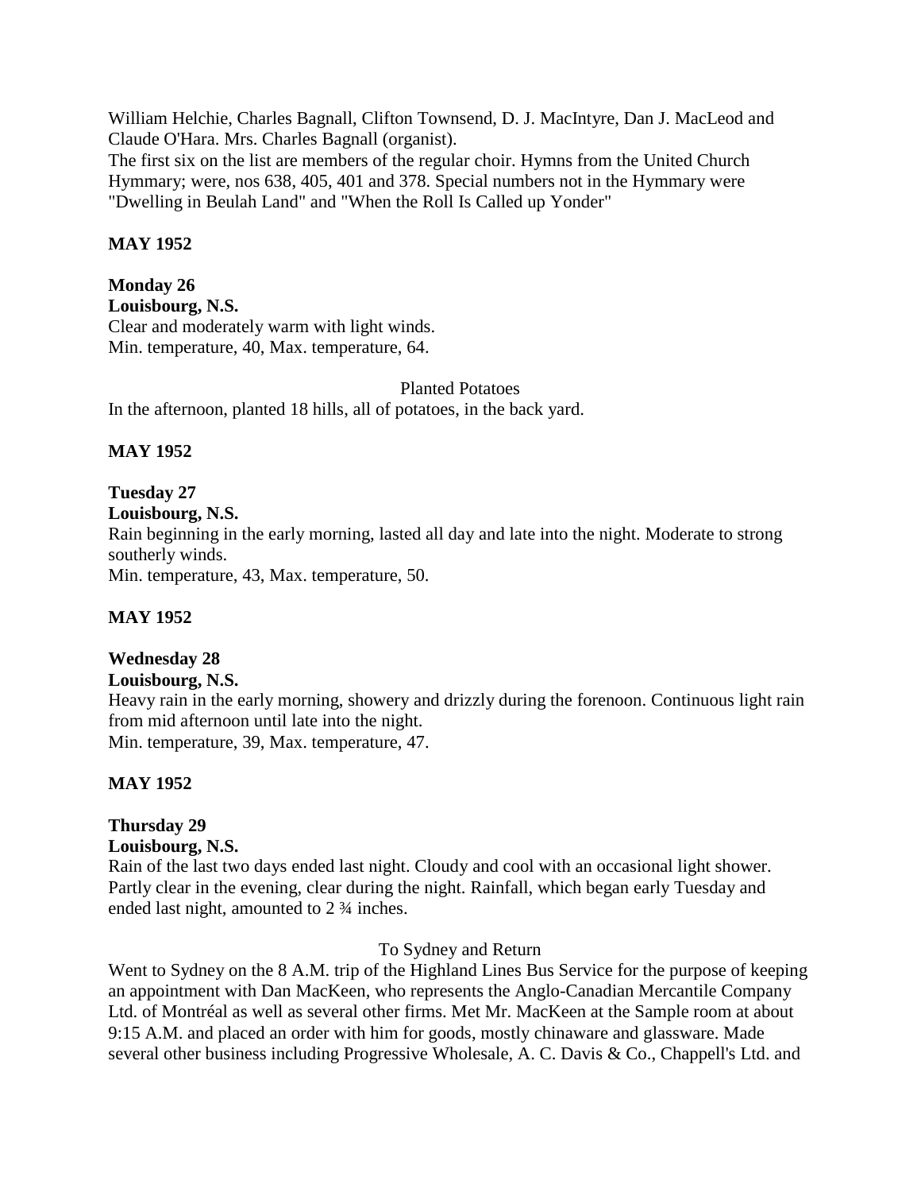William Helchie, Charles Bagnall, Clifton Townsend, D. J. MacIntyre, Dan J. MacLeod and Claude O'Hara. Mrs. Charles Bagnall (organist).
The first six on the list are members of the regular choir. Hymns from the United Church Hymmary; were, nos 638, 405, 401 and 378. Special numbers not in the Hymmary were "Dwelling in Beulah Land" and "When the Roll Is Called up Yonder"

**MAY 1952**

**Monday 26**
**Louisbourg, N.S.**
Clear and moderately warm with light winds.
Min. temperature, 40, Max. temperature, 64.

Planted Potatoes

In the afternoon, planted 18 hills, all of potatoes, in the back yard.

**MAY 1952**

**Tuesday 27**
**Louisbourg, N.S.**
Rain beginning in the early morning, lasted all day and late into the night. Moderate to strong southerly winds.
Min. temperature, 43, Max. temperature, 50.

**MAY 1952**

**Wednesday 28**
**Louisbourg, N.S.**
Heavy rain in the early morning, showery and drizzly during the forenoon. Continuous light rain from mid afternoon until late into the night.
Min. temperature, 39, Max. temperature, 47.

**MAY 1952**

**Thursday 29**
**Louisbourg, N.S.**
Rain of the last two days ended last night. Cloudy and cool with an occasional light shower. Partly clear in the evening, clear during the night. Rainfall, which began early Tuesday and ended last night, amounted to 2 ¾ inches.

To Sydney and Return

Went to Sydney on the 8 A.M. trip of the Highland Lines Bus Service for the purpose of keeping an appointment with Dan MacKeen, who represents the Anglo-Canadian Mercantile Company Ltd. of Montréal as well as several other firms. Met Mr. MacKeen at the Sample room at about 9:15 A.M. and placed an order with him for goods, mostly chinaware and glassware. Made several other business including Progressive Wholesale, A. C. Davis & Co., Chappell's Ltd. and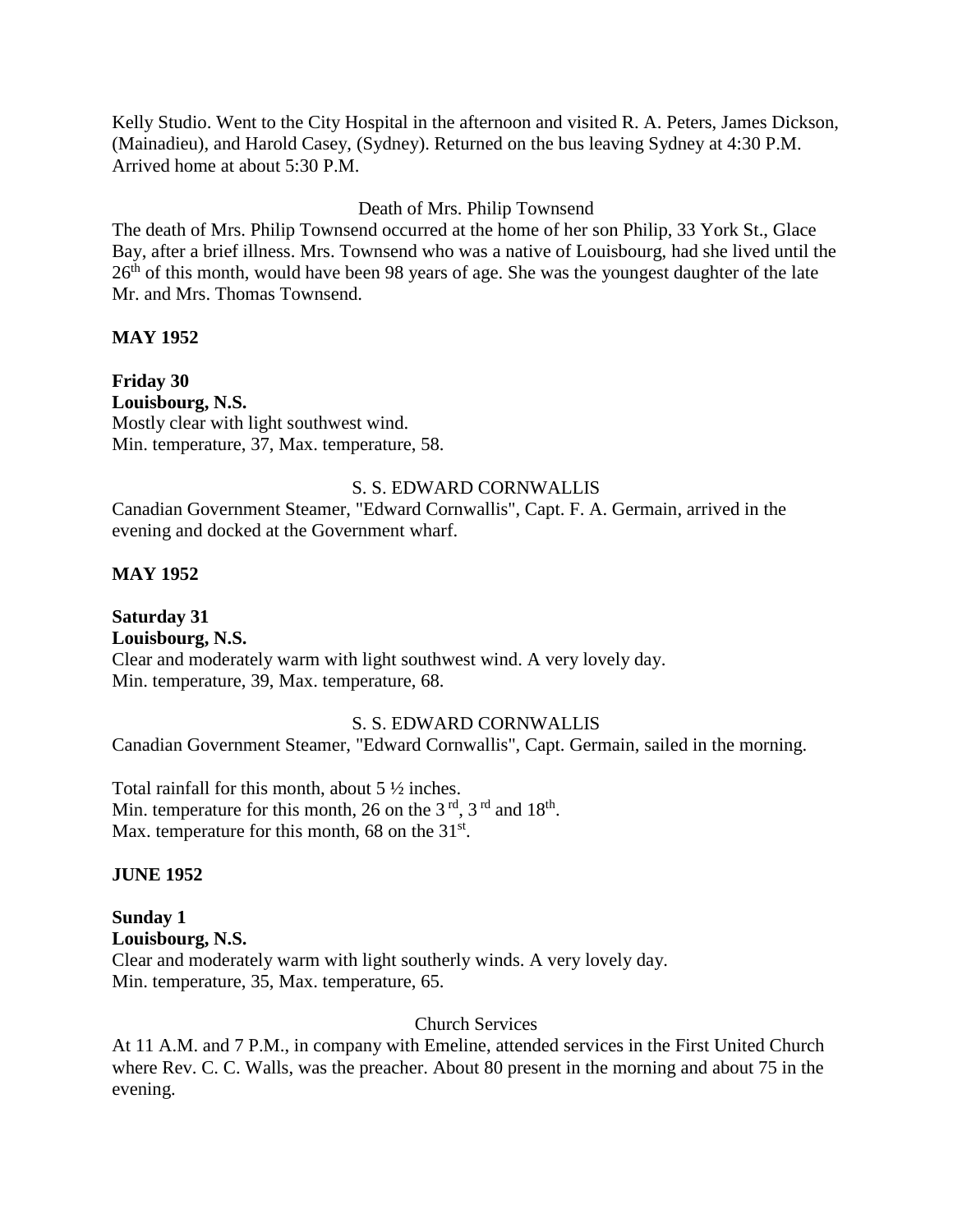Kelly Studio. Went to the City Hospital in the afternoon and visited R. A. Peters, James Dickson, (Mainadieu), and Harold Casey, (Sydney). Returned on the bus leaving Sydney at 4:30 P.M. Arrived home at about 5:30 P.M.

Death of Mrs. Philip Townsend

The death of Mrs. Philip Townsend occurred at the home of her son Philip, 33 York St., Glace Bay, after a brief illness. Mrs. Townsend who was a native of Louisbourg, had she lived until the 26th of this month, would have been 98 years of age. She was the youngest daughter of the late Mr. and Mrs. Thomas Townsend.

**MAY 1952**

**Friday 30**
**Louisbourg, N.S.**
Mostly clear with light southwest wind.
Min. temperature, 37, Max. temperature, 58.

S. S. EDWARD CORNWALLIS

Canadian Government Steamer, "Edward Cornwallis", Capt. F. A. Germain, arrived in the evening and docked at the Government wharf.

**MAY 1952**

**Saturday 31**
**Louisbourg, N.S.**
Clear and moderately warm with light southwest wind. A very lovely day.
Min. temperature, 39, Max. temperature, 68.

S. S. EDWARD CORNWALLIS

Canadian Government Steamer, "Edward Cornwallis", Capt. Germain, sailed in the morning.

Total rainfall for this month, about 5 ½ inches.
Min. temperature for this month, 26 on the 3rd, 3rd and 18th.
Max. temperature for this month, 68 on the 31st.

**JUNE 1952**

**Sunday 1**
**Louisbourg, N.S.**
Clear and moderately warm with light southerly winds. A very lovely day.
Min. temperature, 35, Max. temperature, 65.

Church Services

At 11 A.M. and 7 P.M., in company with Emeline, attended services in the First United Church where Rev. C. C. Walls, was the preacher. About 80 present in the morning and about 75 in the evening.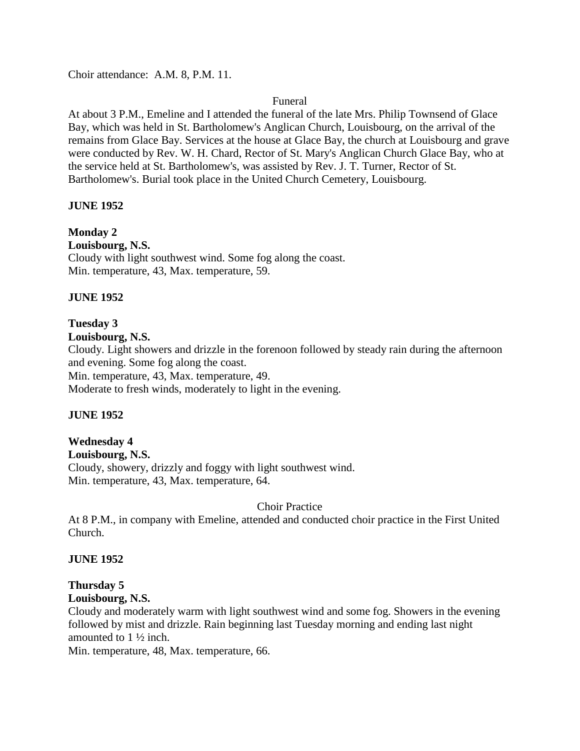Choir attendance: A.M. 8, P.M. 11.

Funeral

At about 3 P.M., Emeline and I attended the funeral of the late Mrs. Philip Townsend of Glace Bay, which was held in St. Bartholomew's Anglican Church, Louisbourg, on the arrival of the remains from Glace Bay. Services at the house at Glace Bay, the church at Louisbourg and grave were conducted by Rev. W. H. Chard, Rector of St. Mary's Anglican Church Glace Bay, who at the service held at St. Bartholomew's, was assisted by Rev. J. T. Turner, Rector of St. Bartholomew's. Burial took place in the United Church Cemetery, Louisbourg.

**JUNE 1952**

**Monday 2**
**Louisbourg, N.S.**
Cloudy with light southwest wind. Some fog along the coast.
Min. temperature, 43, Max. temperature, 59.

**JUNE 1952**

**Tuesday 3**
**Louisbourg, N.S.**
Cloudy. Light showers and drizzle in the forenoon followed by steady rain during the afternoon and evening. Some fog along the coast.
Min. temperature, 43, Max. temperature, 49.
Moderate to fresh winds, moderately to light in the evening.

**JUNE 1952**

**Wednesday 4**
**Louisbourg, N.S.**
Cloudy, showery, drizzly and foggy with light southwest wind.
Min. temperature, 43, Max. temperature, 64.

Choir Practice

At 8 P.M., in company with Emeline, attended and conducted choir practice in the First United Church.

**JUNE 1952**

**Thursday 5**
**Louisbourg, N.S.**
Cloudy and moderately warm with light southwest wind and some fog. Showers in the evening followed by mist and drizzle. Rain beginning last Tuesday morning and ending last night amounted to 1 ½ inch.
Min. temperature, 48, Max. temperature, 66.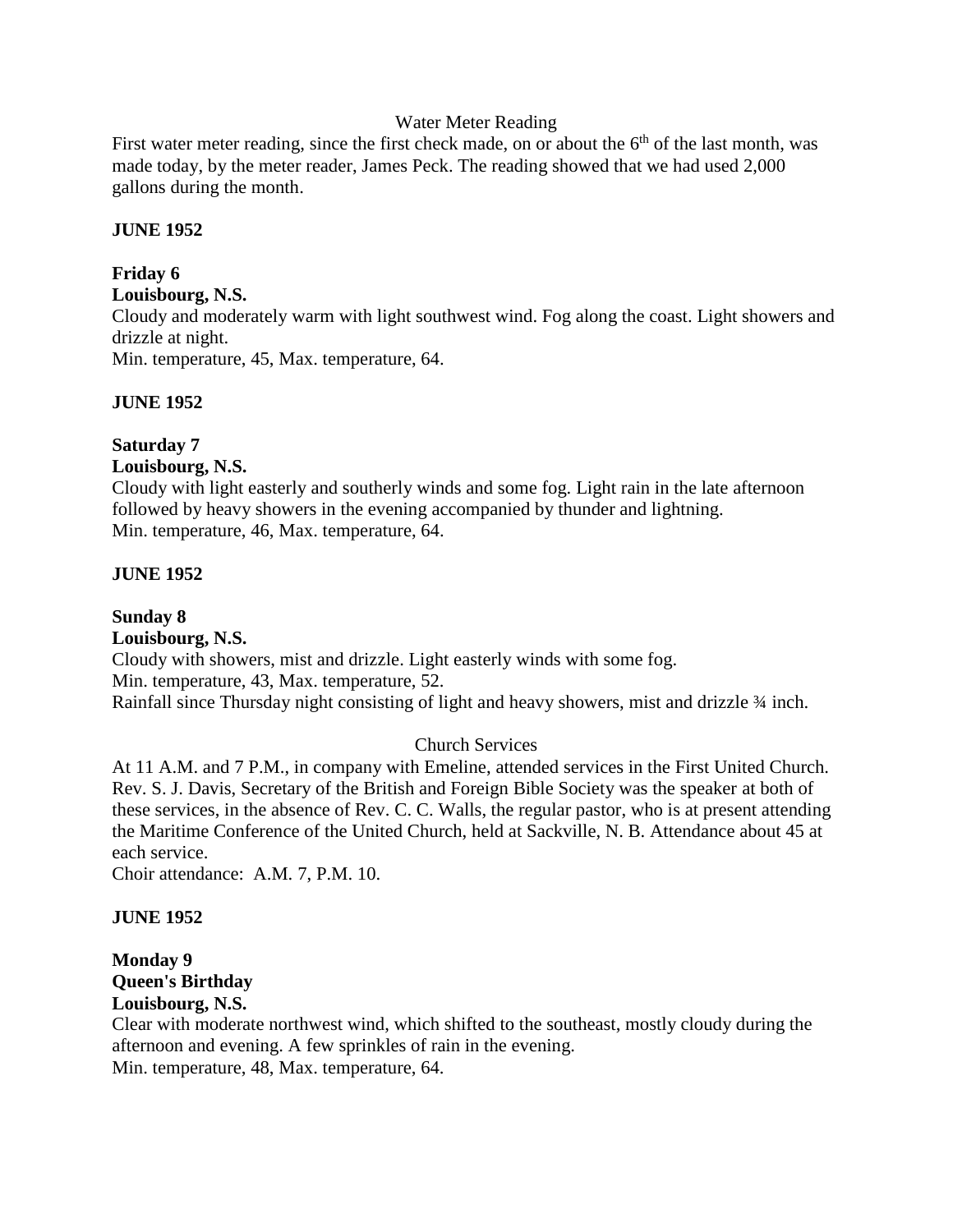Water Meter Reading

First water meter reading, since the first check made, on or about the 6th of the last month, was made today, by the meter reader, James Peck. The reading showed that we had used 2,000 gallons during the month.

**JUNE 1952**

**Friday 6**
**Louisbourg, N.S.**
Cloudy and moderately warm with light southwest wind. Fog along the coast. Light showers and drizzle at night.
Min. temperature, 45, Max. temperature, 64.

**JUNE 1952**

**Saturday 7**
**Louisbourg, N.S.**
Cloudy with light easterly and southerly winds and some fog. Light rain in the late afternoon followed by heavy showers in the evening accompanied by thunder and lightning.
Min. temperature, 46, Max. temperature, 64.

**JUNE 1952**

**Sunday 8**
**Louisbourg, N.S.**
Cloudy with showers, mist and drizzle. Light easterly winds with some fog.
Min. temperature, 43, Max. temperature, 52.
Rainfall since Thursday night consisting of light and heavy showers, mist and drizzle ¾ inch.

Church Services

At 11 A.M. and 7 P.M., in company with Emeline, attended services in the First United Church. Rev. S. J. Davis, Secretary of the British and Foreign Bible Society was the speaker at both of these services, in the absence of Rev. C. C. Walls, the regular pastor, who is at present attending the Maritime Conference of the United Church, held at Sackville, N. B. Attendance about 45 at each service.
Choir attendance: A.M. 7, P.M. 10.

**JUNE 1952**

**Monday 9**
**Queen's Birthday**
**Louisbourg, N.S.**
Clear with moderate northwest wind, which shifted to the southeast, mostly cloudy during the afternoon and evening. A few sprinkles of rain in the evening.
Min. temperature, 48, Max. temperature, 64.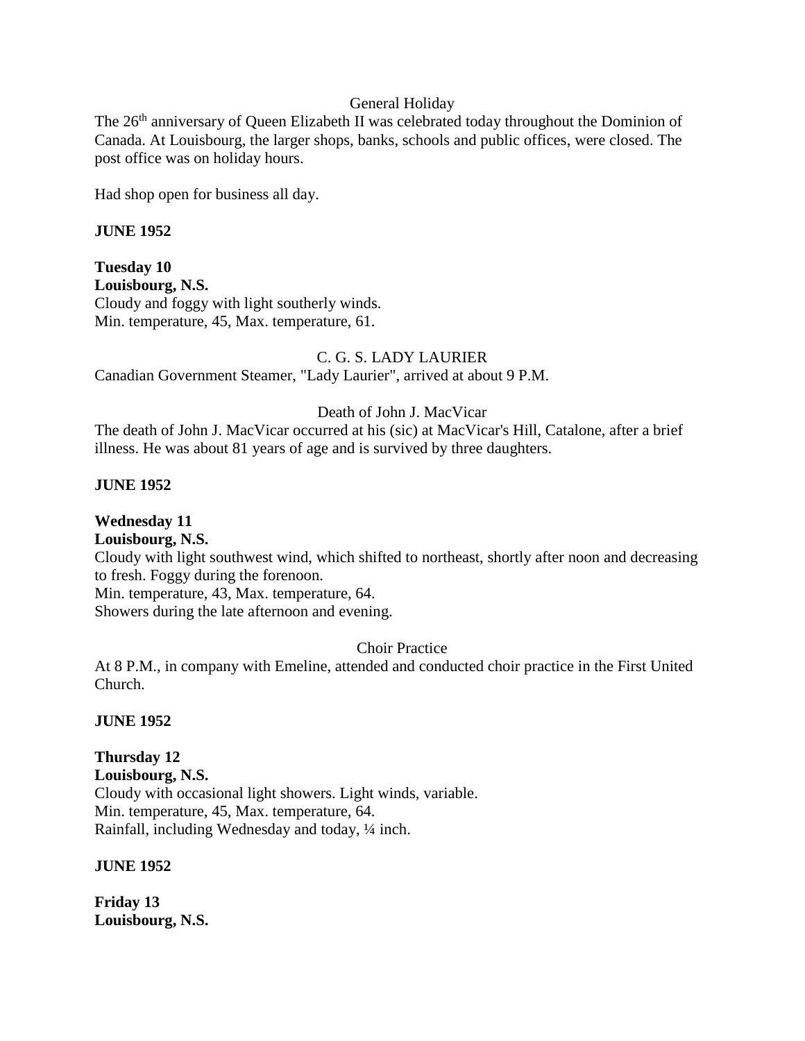General Holiday

The 26th anniversary of Queen Elizabeth II was celebrated today throughout the Dominion of Canada. At Louisbourg, the larger shops, banks, schools and public offices, were closed. The post office was on holiday hours.

Had shop open for business all day.

**JUNE 1952**

**Tuesday 10**
**Louisbourg, N.S.**
Cloudy and foggy with light southerly winds.
Min. temperature, 45, Max. temperature, 61.

C. G. S. LADY LAURIER

Canadian Government Steamer, "Lady Laurier", arrived at about 9 P.M.

Death of John J. MacVicar

The death of John J. MacVicar occurred at his (sic) at MacVicar's Hill, Catalone, after a brief illness. He was about 81 years of age and is survived by three daughters.

**JUNE 1952**

**Wednesday 11**
**Louisbourg, N.S.**
Cloudy with light southwest wind, which shifted to northeast, shortly after noon and decreasing to fresh. Foggy during the forenoon.
Min. temperature, 43, Max. temperature, 64.
Showers during the late afternoon and evening.

Choir Practice

At 8 P.M., in company with Emeline, attended and conducted choir practice in the First United Church.

**JUNE 1952**

**Thursday 12**
**Louisbourg, N.S.**
Cloudy with occasional light showers. Light winds, variable.
Min. temperature, 45, Max. temperature, 64.
Rainfall, including Wednesday and today, ¼ inch.

**JUNE 1952**

**Friday 13**
**Louisbourg, N.S.**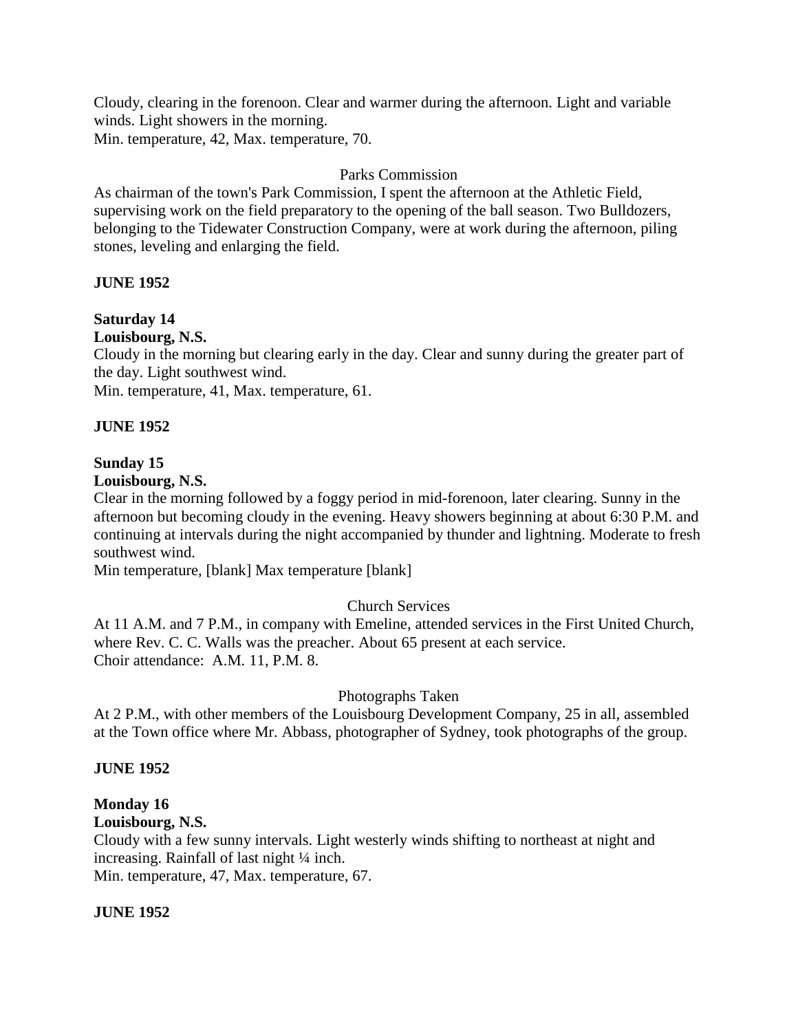Cloudy, clearing in the forenoon. Clear and warmer during the afternoon. Light and variable winds. Light showers in the morning.
Min. temperature, 42, Max. temperature, 70.

Parks Commission

As chairman of the town's Park Commission, I spent the afternoon at the Athletic Field, supervising work on the field preparatory to the opening of the ball season. Two Bulldozers, belonging to the Tidewater Construction Company, were at work during the afternoon, piling stones, leveling and enlarging the field.

**JUNE 1952**

**Saturday 14**
**Louisbourg, N.S.**
Cloudy in the morning but clearing early in the day. Clear and sunny during the greater part of the day. Light southwest wind.
Min. temperature, 41, Max. temperature, 61.

**JUNE 1952**

**Sunday 15**
**Louisbourg, N.S.**
Clear in the morning followed by a foggy period in mid-forenoon, later clearing. Sunny in the afternoon but becoming cloudy in the evening. Heavy showers beginning at about 6:30 P.M. and continuing at intervals during the night accompanied by thunder and lightning. Moderate to fresh southwest wind.
Min temperature, [blank] Max temperature [blank]

Church Services

At 11 A.M. and 7 P.M., in company with Emeline, attended services in the First United Church, where Rev. C. C. Walls was the preacher. About 65 present at each service.
Choir attendance: A.M. 11, P.M. 8.

Photographs Taken

At 2 P.M., with other members of the Louisbourg Development Company, 25 in all, assembled at the Town office where Mr. Abbass, photographer of Sydney, took photographs of the group.

**JUNE 1952**

**Monday 16**
**Louisbourg, N.S.**
Cloudy with a few sunny intervals. Light westerly winds shifting to northeast at night and increasing. Rainfall of last night ¼ inch.
Min. temperature, 47, Max. temperature, 67.

**JUNE 1952**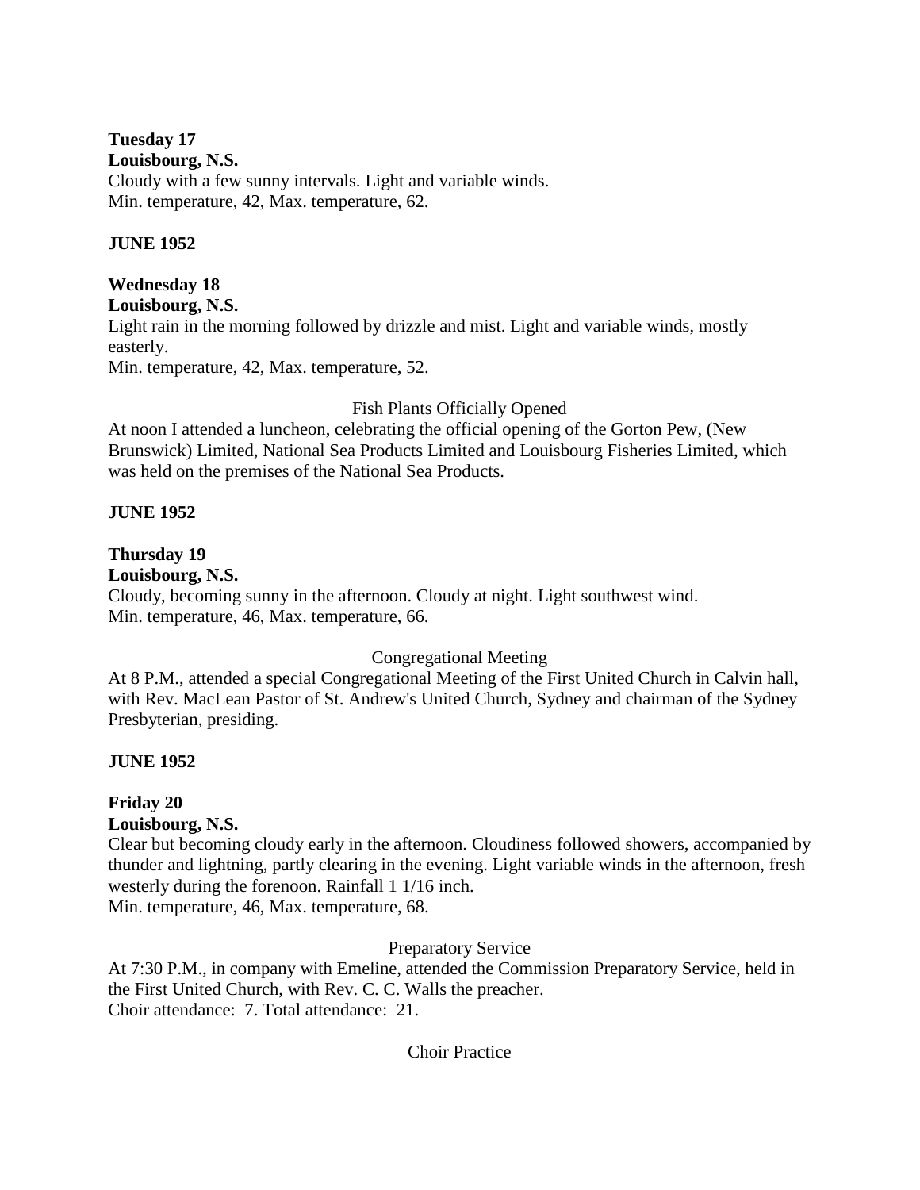**Tuesday 17**
**Louisbourg, N.S.**
Cloudy with a few sunny intervals. Light and variable winds.
Min. temperature, 42, Max. temperature, 62.

**JUNE 1952**

**Wednesday 18**
**Louisbourg, N.S.**
Light rain in the morning followed by drizzle and mist. Light and variable winds, mostly easterly.
Min. temperature, 42, Max. temperature, 52.

Fish Plants Officially Opened

At noon I attended a luncheon, celebrating the official opening of the Gorton Pew, (New Brunswick) Limited, National Sea Products Limited and Louisbourg Fisheries Limited, which was held on the premises of the National Sea Products.

**JUNE 1952**

**Thursday 19**
**Louisbourg, N.S.**
Cloudy, becoming sunny in the afternoon. Cloudy at night. Light southwest wind.
Min. temperature, 46, Max. temperature, 66.

Congregational Meeting

At 8 P.M., attended a special Congregational Meeting of the First United Church in Calvin hall, with Rev. MacLean Pastor of St. Andrew's United Church, Sydney and chairman of the Sydney Presbyterian, presiding.

**JUNE 1952**

**Friday 20**
**Louisbourg, N.S.**
Clear but becoming cloudy early in the afternoon. Cloudiness followed showers, accompanied by thunder and lightning, partly clearing in the evening. Light variable winds in the afternoon, fresh westerly during the forenoon. Rainfall 1 1/16 inch.
Min. temperature, 46, Max. temperature, 68.

Preparatory Service

At 7:30 P.M., in company with Emeline, attended the Commission Preparatory Service, held in the First United Church, with Rev. C. C. Walls the preacher.
Choir attendance: 7. Total attendance: 21.

Choir Practice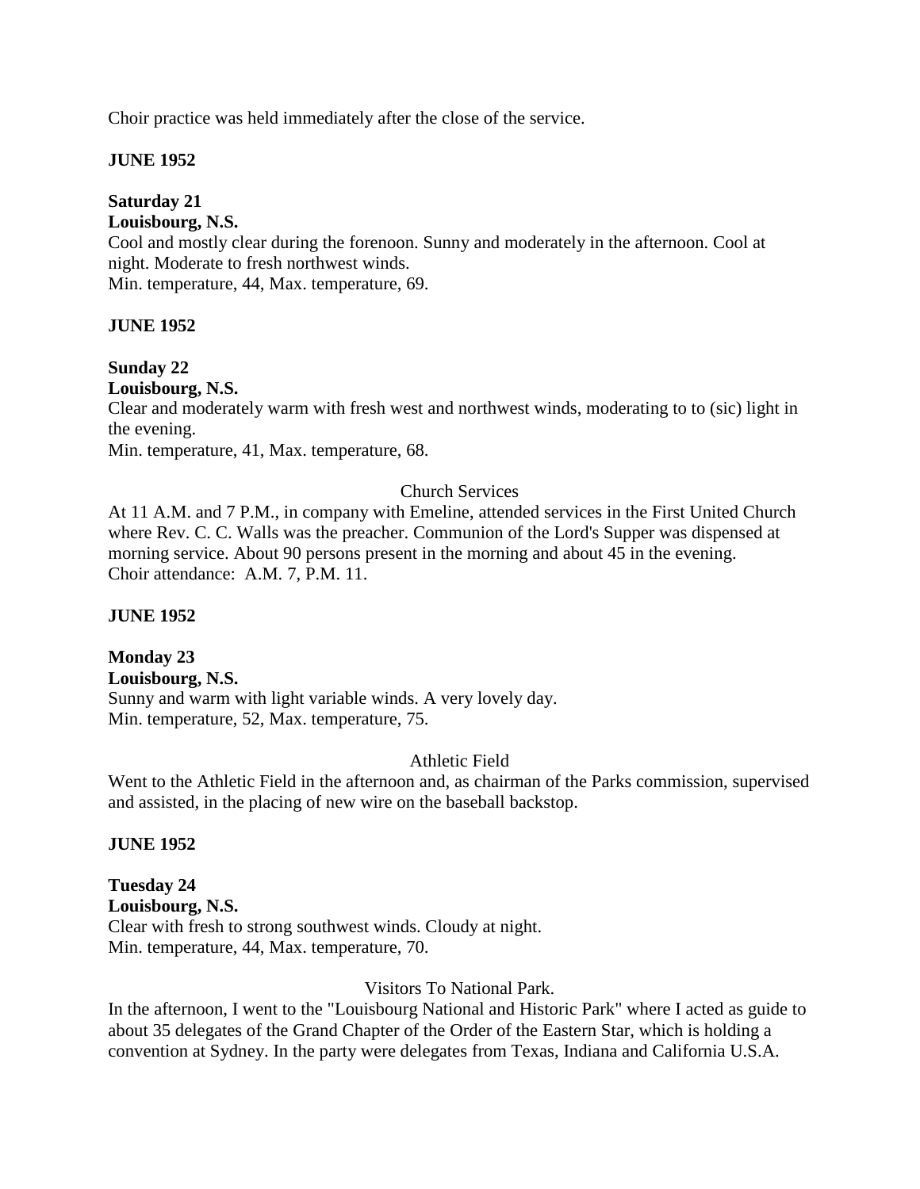Choir practice was held immediately after the close of the service.

**JUNE 1952**

**Saturday 21**
**Louisbourg, N.S.**
Cool and mostly clear during the forenoon. Sunny and moderately in the afternoon. Cool at night. Moderate to fresh northwest winds.
Min. temperature, 44, Max. temperature, 69.

**JUNE 1952**

**Sunday 22**
**Louisbourg, N.S.**
Clear and moderately warm with fresh west and northwest winds, moderating to to (sic) light in the evening.
Min. temperature, 41, Max. temperature, 68.

Church Services

At 11 A.M. and 7 P.M., in company with Emeline, attended services in the First United Church where Rev. C. C. Walls was the preacher. Communion of the Lord's Supper was dispensed at morning service. About 90 persons present in the morning and about 45 in the evening.
Choir attendance: A.M. 7, P.M. 11.

**JUNE 1952**

**Monday 23**
**Louisbourg, N.S.**
Sunny and warm with light variable winds. A very lovely day.
Min. temperature, 52, Max. temperature, 75.

Athletic Field

Went to the Athletic Field in the afternoon and, as chairman of the Parks commission, supervised and assisted, in the placing of new wire on the baseball backstop.

**JUNE 1952**

**Tuesday 24**
**Louisbourg, N.S.**
Clear with fresh to strong southwest winds. Cloudy at night.
Min. temperature, 44, Max. temperature, 70.

Visitors To National Park.

In the afternoon, I went to the "Louisbourg National and Historic Park" where I acted as guide to about 35 delegates of the Grand Chapter of the Order of the Eastern Star, which is holding a convention at Sydney. In the party were delegates from Texas, Indiana and California U.S.A.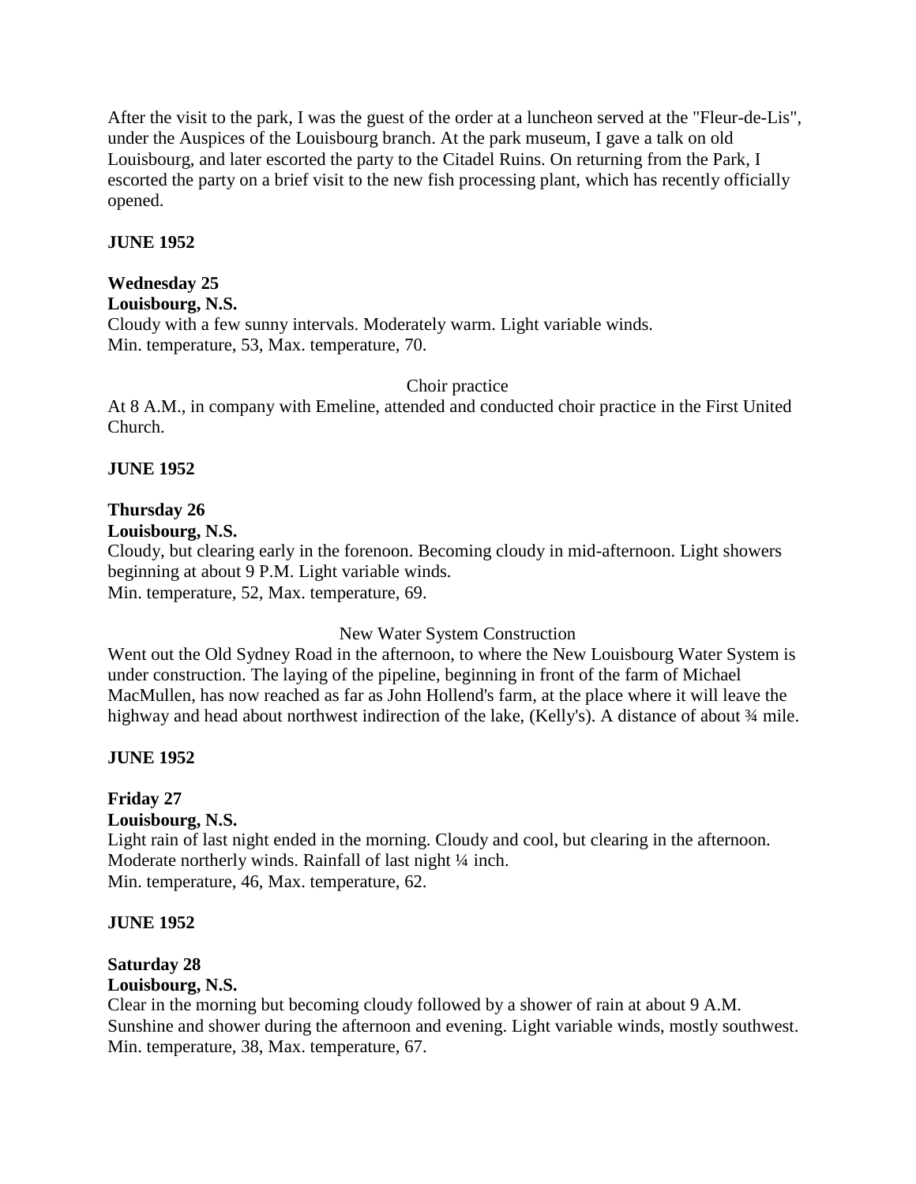After the visit to the park, I was the guest of the order at a luncheon served at the "Fleur-de-Lis", under the Auspices of the Louisbourg branch. At the park museum, I gave a talk on old Louisbourg, and later escorted the party to the Citadel Ruins. On returning from the Park, I escorted the party on a brief visit to the new fish processing plant, which has recently officially opened.

**JUNE 1952**

**Wednesday 25**
**Louisbourg, N.S.**
Cloudy with a few sunny intervals. Moderately warm. Light variable winds.
Min. temperature, 53, Max. temperature, 70.

Choir practice

At 8 A.M., in company with Emeline, attended and conducted choir practice in the First United Church.

**JUNE 1952**

**Thursday 26**
**Louisbourg, N.S.**
Cloudy, but clearing early in the forenoon. Becoming cloudy in mid-afternoon. Light showers beginning at about 9 P.M. Light variable winds.
Min. temperature, 52, Max. temperature, 69.

New Water System Construction

Went out the Old Sydney Road in the afternoon, to where the New Louisbourg Water System is under construction. The laying of the pipeline, beginning in front of the farm of Michael MacMullen, has now reached as far as John Hollend's farm, at the place where it will leave the highway and head about northwest indirection of the lake, (Kelly's). A distance of about ¾ mile.

**JUNE 1952**

**Friday 27**
**Louisbourg, N.S.**
Light rain of last night ended in the morning. Cloudy and cool, but clearing in the afternoon. Moderate northerly winds. Rainfall of last night ¼ inch.
Min. temperature, 46, Max. temperature, 62.

**JUNE 1952**

**Saturday 28**
**Louisbourg, N.S.**
Clear in the morning but becoming cloudy followed by a shower of rain at about 9 A.M. Sunshine and shower during the afternoon and evening. Light variable winds, mostly southwest.
Min. temperature, 38, Max. temperature, 67.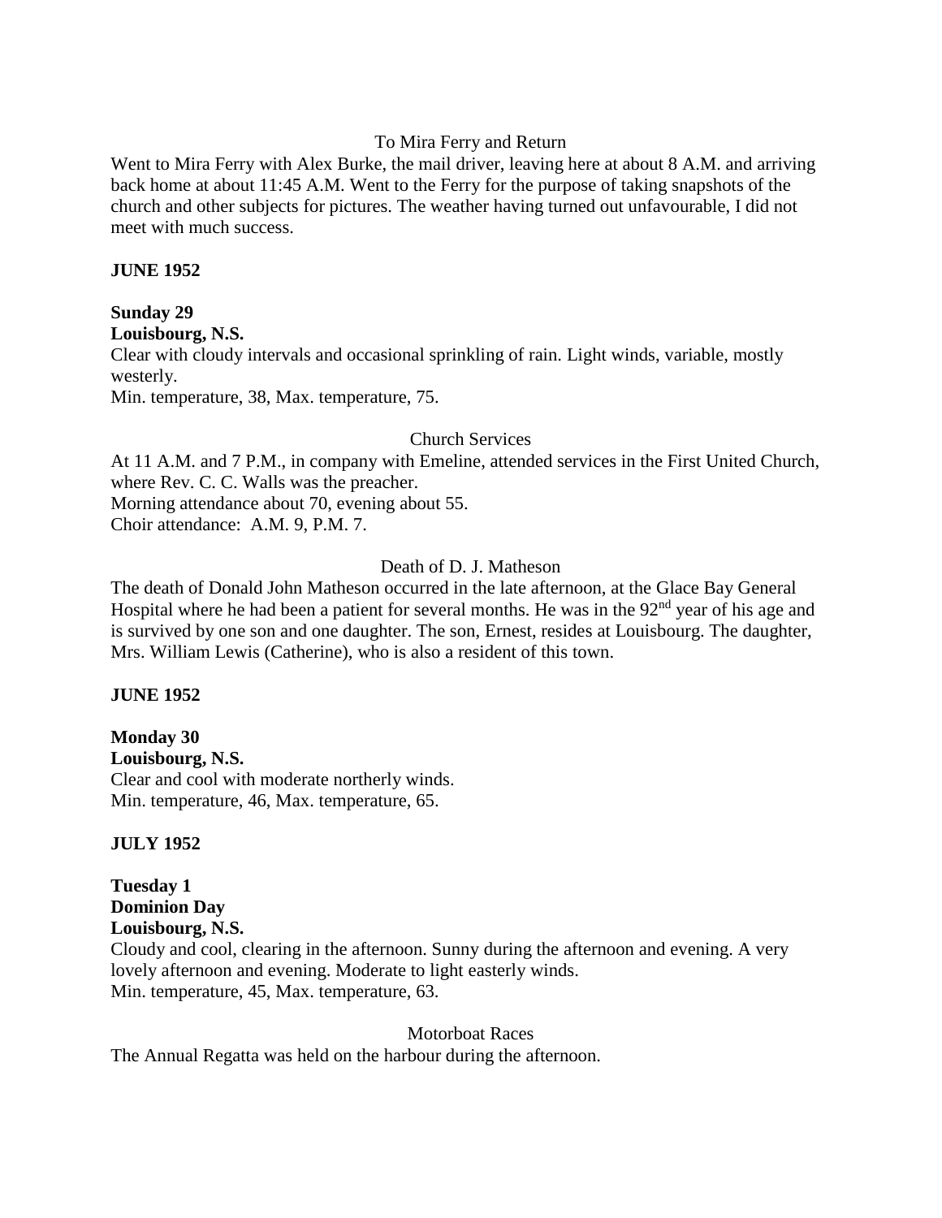To Mira Ferry and Return

Went to Mira Ferry with Alex Burke, the mail driver, leaving here at about 8 A.M. and arriving back home at about 11:45 A.M. Went to the Ferry for the purpose of taking snapshots of the church and other subjects for pictures. The weather having turned out unfavourable, I did not meet with much success.

**JUNE 1952**

**Sunday 29**
**Louisbourg, N.S.**
Clear with cloudy intervals and occasional sprinkling of rain. Light winds, variable, mostly westerly.
Min. temperature, 38, Max. temperature, 75.

Church Services

At 11 A.M. and 7 P.M., in company with Emeline, attended services in the First United Church, where Rev. C. C. Walls was the preacher.
Morning attendance about 70, evening about 55.
Choir attendance: A.M. 9, P.M. 7.

Death of D. J. Matheson

The death of Donald John Matheson occurred in the late afternoon, at the Glace Bay General Hospital where he had been a patient for several months. He was in the 92nd year of his age and is survived by one son and one daughter. The son, Ernest, resides at Louisbourg. The daughter, Mrs. William Lewis (Catherine), who is also a resident of this town.

**JUNE 1952**

**Monday 30**
**Louisbourg, N.S.**
Clear and cool with moderate northerly winds.
Min. temperature, 46, Max. temperature, 65.

**JULY 1952**

**Tuesday 1**
**Dominion Day**
**Louisbourg, N.S.**
Cloudy and cool, clearing in the afternoon. Sunny during the afternoon and evening. A very lovely afternoon and evening. Moderate to light easterly winds.
Min. temperature, 45, Max. temperature, 63.

Motorboat Races

The Annual Regatta was held on the harbour during the afternoon.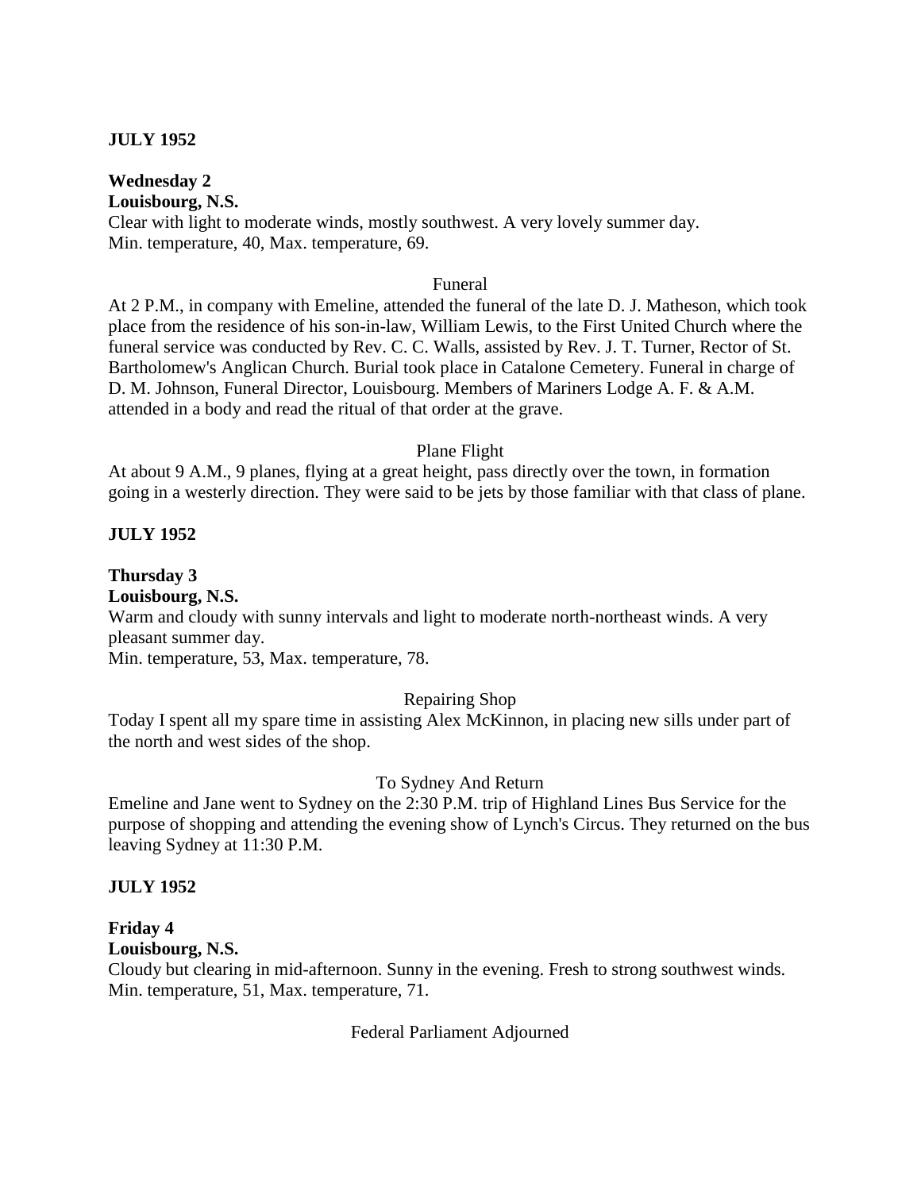**JULY 1952**

**Wednesday 2**
**Louisbourg, N.S.**
Clear with light to moderate winds, mostly southwest. A very lovely summer day.
Min. temperature, 40, Max. temperature, 69.

Funeral

At 2 P.M., in company with Emeline, attended the funeral of the late D. J. Matheson, which took place from the residence of his son-in-law, William Lewis, to the First United Church where the funeral service was conducted by Rev. C. C. Walls, assisted by Rev. J. T. Turner, Rector of St. Bartholomew's Anglican Church. Burial took place in Catalone Cemetery. Funeral in charge of D. M. Johnson, Funeral Director, Louisbourg. Members of Mariners Lodge A. F. & A.M. attended in a body and read the ritual of that order at the grave.

Plane Flight

At about 9 A.M., 9 planes, flying at a great height, pass directly over the town, in formation going in a westerly direction. They were said to be jets by those familiar with that class of plane.

**JULY 1952**

**Thursday 3**
**Louisbourg, N.S.**
Warm and cloudy with sunny intervals and light to moderate north-northeast winds. A very pleasant summer day.
Min. temperature, 53, Max. temperature, 78.

Repairing Shop

Today I spent all my spare time in assisting Alex McKinnon, in placing new sills under part of the north and west sides of the shop.

To Sydney And Return

Emeline and Jane went to Sydney on the 2:30 P.M. trip of Highland Lines Bus Service for the purpose of shopping and attending the evening show of Lynch's Circus. They returned on the bus leaving Sydney at 11:30 P.M.

**JULY 1952**

**Friday 4**
**Louisbourg, N.S.**
Cloudy but clearing in mid-afternoon. Sunny in the evening. Fresh to strong southwest winds.
Min. temperature, 51, Max. temperature, 71.

Federal Parliament Adjourned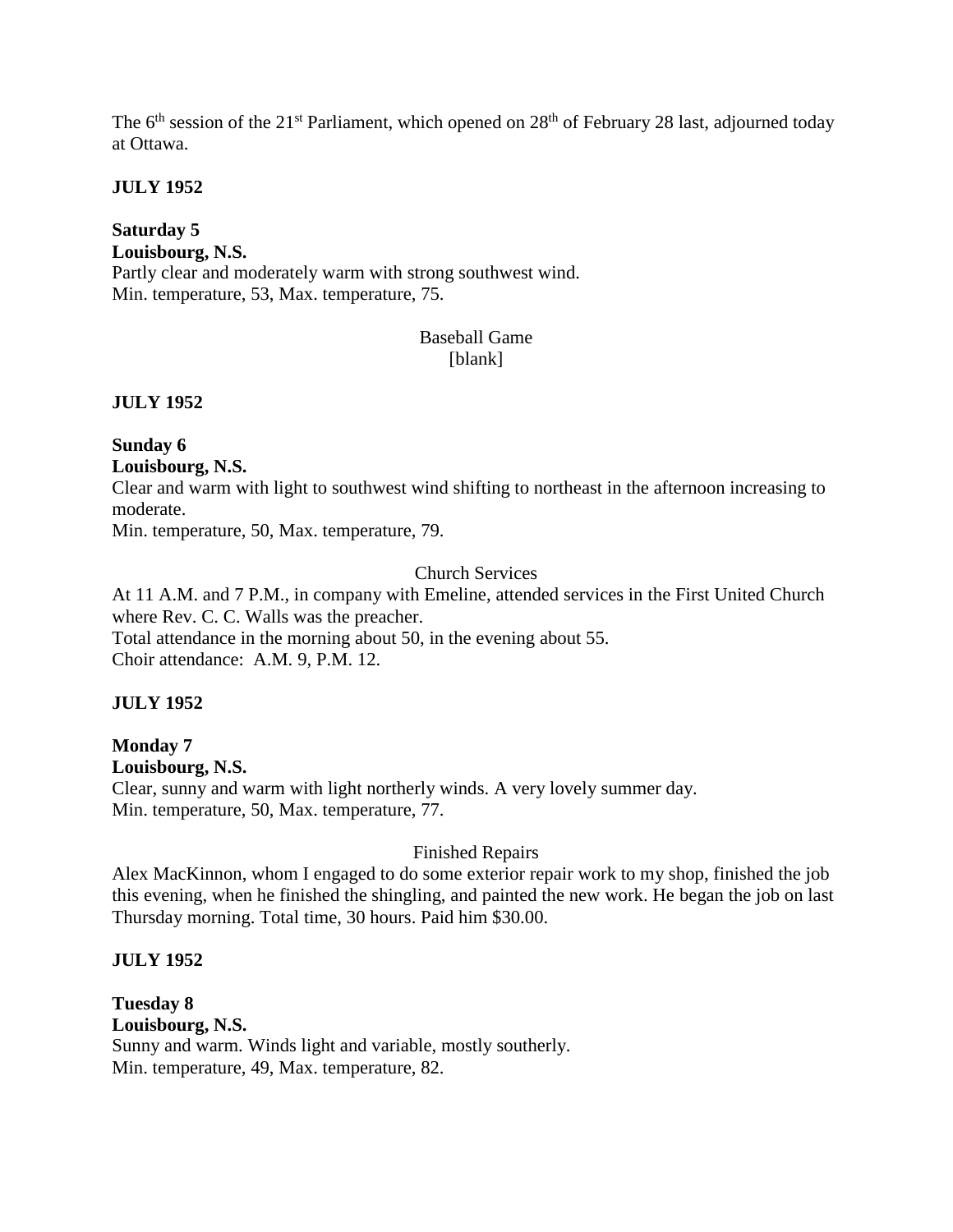The 6th session of the 21st Parliament, which opened on 28th of February 28 last, adjourned today at Ottawa.

**JULY 1952**

**Saturday 5**
**Louisbourg, N.S.**
Partly clear and moderately warm with strong southwest wind.
Min. temperature, 53, Max. temperature, 75.

Baseball Game
[blank]

**JULY 1952**

**Sunday 6**
**Louisbourg, N.S.**
Clear and warm with light to southwest wind shifting to northeast in the afternoon increasing to moderate.
Min. temperature, 50, Max. temperature, 79.

Church Services
At 11 A.M. and 7 P.M., in company with Emeline, attended services in the First United Church where Rev. C. C. Walls was the preacher.
Total attendance in the morning about 50, in the evening about 55.
Choir attendance: A.M. 9, P.M. 12.

**JULY 1952**

**Monday 7**
**Louisbourg, N.S.**
Clear, sunny and warm with light northerly winds. A very lovely summer day.
Min. temperature, 50, Max. temperature, 77.

Finished Repairs
Alex MacKinnon, whom I engaged to do some exterior repair work to my shop, finished the job this evening, when he finished the shingling, and painted the new work. He began the job on last Thursday morning. Total time, 30 hours. Paid him $30.00.

**JULY 1952**

**Tuesday 8**
**Louisbourg, N.S.**
Sunny and warm. Winds light and variable, mostly southerly.
Min. temperature, 49, Max. temperature, 82.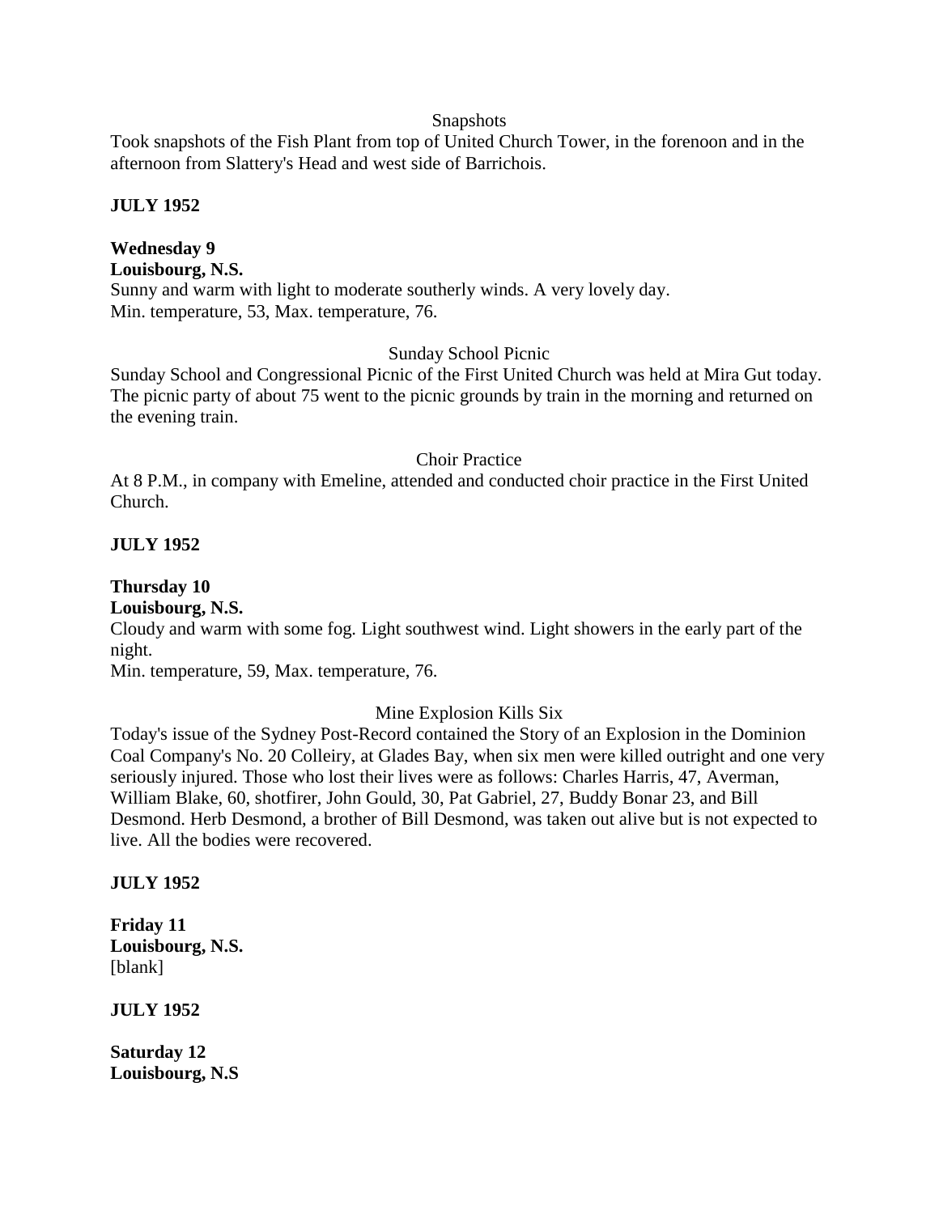Snapshots

Took snapshots of the Fish Plant from top of United Church Tower, in the forenoon and in the afternoon from Slattery's Head and west side of Barrichois.

**JULY 1952**

**Wednesday 9**
**Louisbourg, N.S.**
Sunny and warm with light to moderate southerly winds. A very lovely day.
Min. temperature, 53, Max. temperature, 76.

Sunday School Picnic

Sunday School and Congressional Picnic of the First United Church was held at Mira Gut today. The picnic party of about 75 went to the picnic grounds by train in the morning and returned on the evening train.

Choir Practice

At 8 P.M., in company with Emeline, attended and conducted choir practice in the First United Church.

**JULY 1952**

**Thursday 10**
**Louisbourg, N.S.**
Cloudy and warm with some fog. Light southwest wind. Light showers in the early part of the night.
Min. temperature, 59, Max. temperature, 76.

Mine Explosion Kills Six

Today's issue of the Sydney Post-Record contained the Story of an Explosion in the Dominion Coal Company's No. 20 Colleiry, at Glades Bay, when six men were killed outright and one very seriously injured. Those who lost their lives were as follows: Charles Harris, 47, Averman, William Blake, 60, shotfirer, John Gould, 30, Pat Gabriel, 27, Buddy Bonar 23, and Bill Desmond. Herb Desmond, a brother of Bill Desmond, was taken out alive but is not expected to live. All the bodies were recovered.

**JULY 1952**

**Friday 11**
**Louisbourg, N.S.**
[blank]

**JULY 1952**

**Saturday 12**
**Louisbourg, N.S**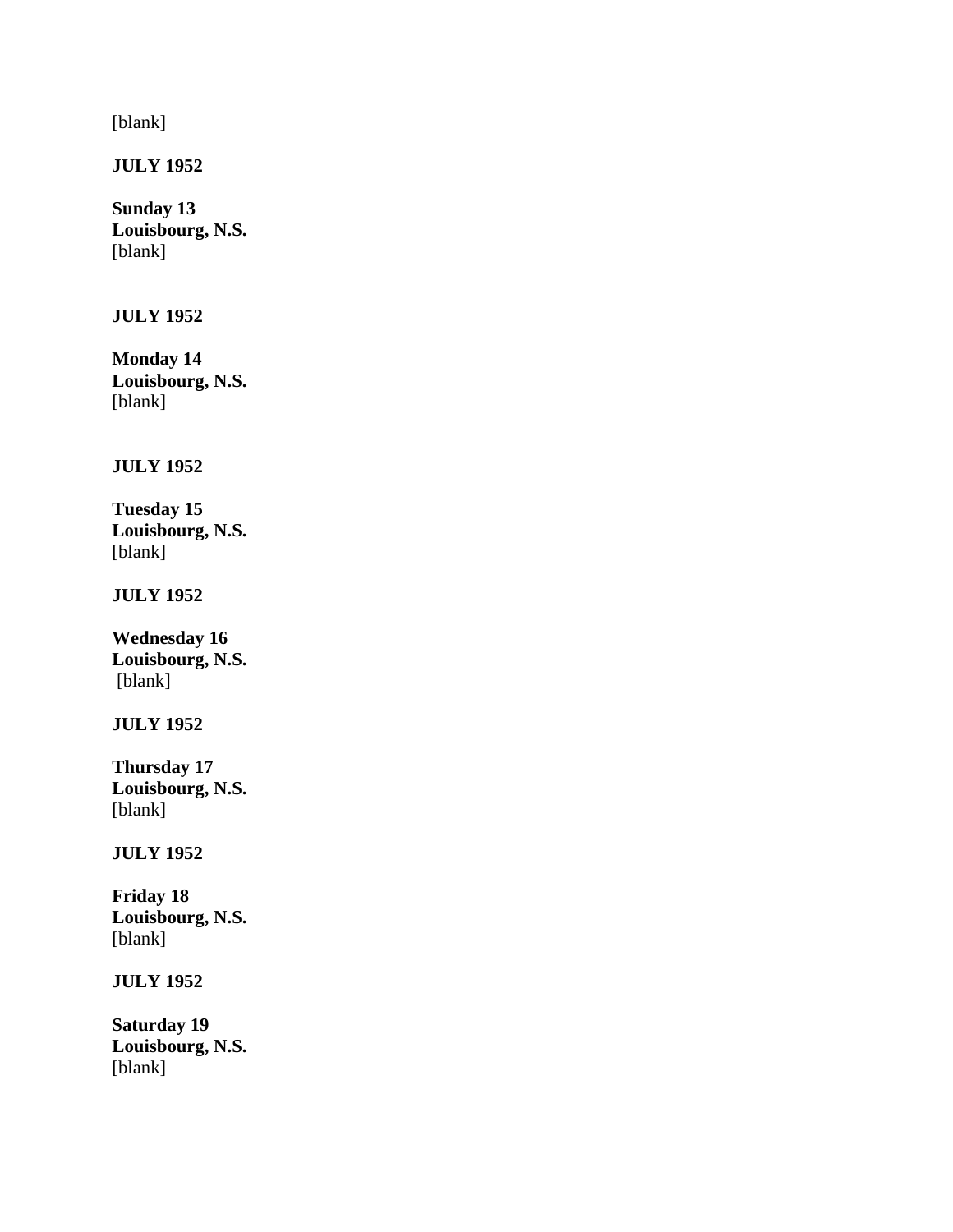[blank]

**JULY 1952**

**Sunday 13**
**Louisbourg, N.S.**
[blank]

**JULY 1952**

**Monday 14**
**Louisbourg, N.S.**
[blank]

**JULY 1952**

**Tuesday 15**
**Louisbourg, N.S.**
[blank]

**JULY 1952**

**Wednesday 16**
**Louisbourg, N.S.**
[blank]

**JULY 1952**

**Thursday 17**
**Louisbourg, N.S.**
[blank]

**JULY 1952**

**Friday 18**
**Louisbourg, N.S.**
[blank]

**JULY 1952**

**Saturday 19**
**Louisbourg, N.S.**
[blank]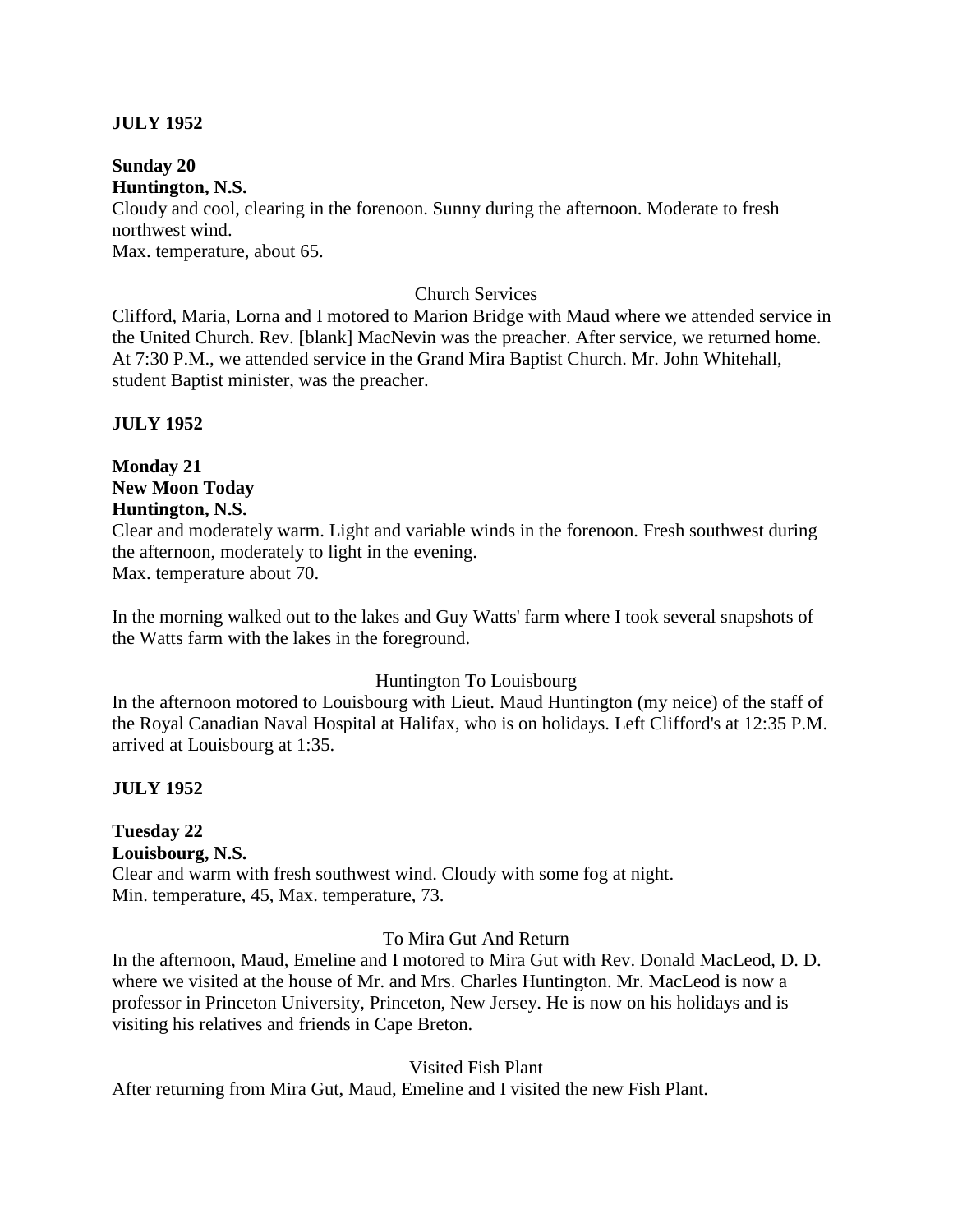**JULY 1952**

**Sunday 20**
**Huntington, N.S.**
Cloudy and cool, clearing in the forenoon. Sunny during the afternoon. Moderate to fresh northwest wind.
Max. temperature, about 65.

Church Services

Clifford, Maria, Lorna and I motored to Marion Bridge with Maud where we attended service in the United Church. Rev. [blank] MacNevin was the preacher. After service, we returned home. At 7:30 P.M., we attended service in the Grand Mira Baptist Church. Mr. John Whitehall, student Baptist minister, was the preacher.

**JULY 1952**

**Monday 21**
**New Moon Today**
**Huntington, N.S.**
Clear and moderately warm. Light and variable winds in the forenoon. Fresh southwest during the afternoon, moderately to light in the evening.
Max. temperature about 70.

In the morning walked out to the lakes and Guy Watts' farm where I took several snapshots of the Watts farm with the lakes in the foreground.

Huntington To Louisbourg

In the afternoon motored to Louisbourg with Lieut. Maud Huntington (my neice) of the staff of the Royal Canadian Naval Hospital at Halifax, who is on holidays. Left Clifford's at 12:35 P.M. arrived at Louisbourg at 1:35.

**JULY 1952**

**Tuesday 22**
**Louisburg, N.S.**
Clear and warm with fresh southwest wind. Cloudy with some fog at night.
Min. temperature, 45, Max. temperature, 73.

To Mira Gut And Return

In the afternoon, Maud, Emeline and I motored to Mira Gut with Rev. Donald MacLeod, D. D. where we visited at the house of Mr. and Mrs. Charles Huntington. Mr. MacLeod is now a professor in Princeton University, Princeton, New Jersey. He is now on his holidays and is visiting his relatives and friends in Cape Breton.

Visited Fish Plant

After returning from Mira Gut, Maud, Emeline and I visited the new Fish Plant.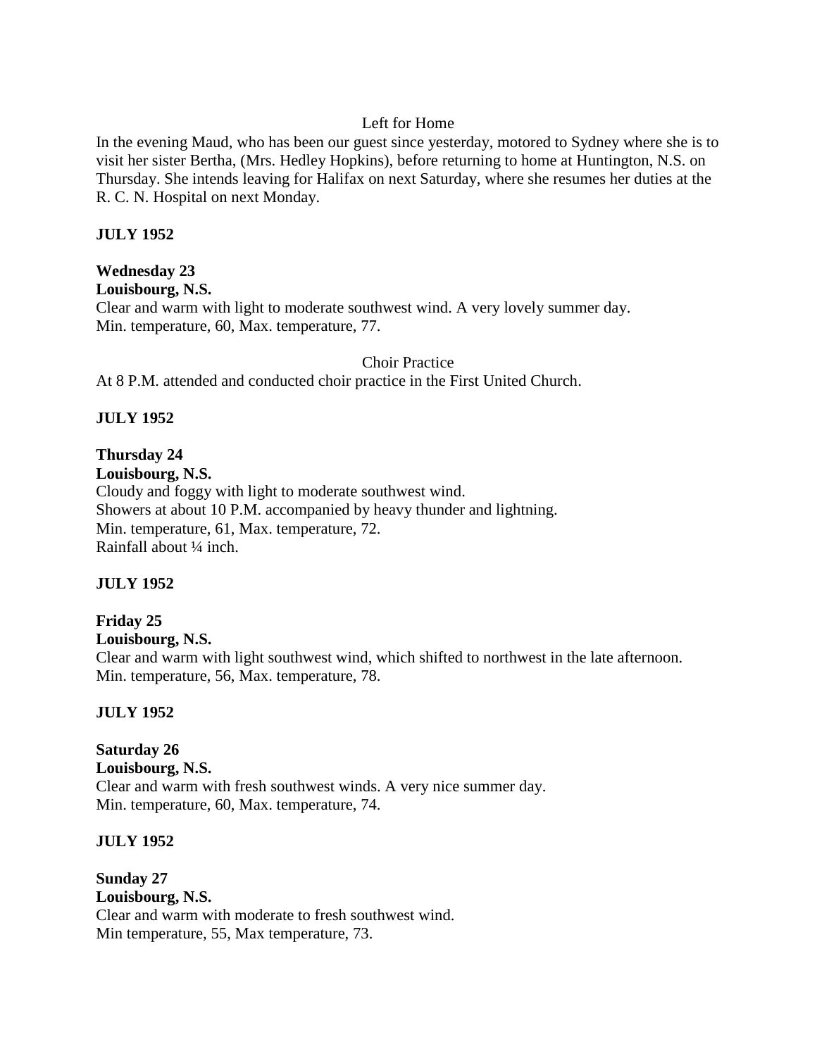Left for Home

In the evening Maud, who has been our guest since yesterday, motored to Sydney where she is to visit her sister Bertha, (Mrs. Hedley Hopkins), before returning to home at Huntington, N.S. on Thursday. She intends leaving for Halifax on next Saturday, where she resumes her duties at the R. C. N. Hospital on next Monday.

**JULY 1952**

**Wednesday 23**
**Louisbourg, N.S.**
Clear and warm with light to moderate southwest wind. A very lovely summer day.
Min. temperature, 60, Max. temperature, 77.

Choir Practice

At 8 P.M. attended and conducted choir practice in the First United Church.

**JULY 1952**

**Thursday 24**
**Louisbourg, N.S.**
Cloudy and foggy with light to moderate southwest wind.
Showers at about 10 P.M. accompanied by heavy thunder and lightning.
Min. temperature, 61, Max. temperature, 72.
Rainfall about ¼ inch.

**JULY 1952**

**Friday 25**
**Louisbourg, N.S.**
Clear and warm with light southwest wind, which shifted to northwest in the late afternoon.
Min. temperature, 56, Max. temperature, 78.

**JULY 1952**

**Saturday 26**
**Louisbourg, N.S.**
Clear and warm with fresh southwest winds. A very nice summer day.
Min. temperature, 60, Max. temperature, 74.

**JULY 1952**

**Sunday 27**
**Louisbourg, N.S.**
Clear and warm with moderate to fresh southwest wind.
Min temperature, 55, Max temperature, 73.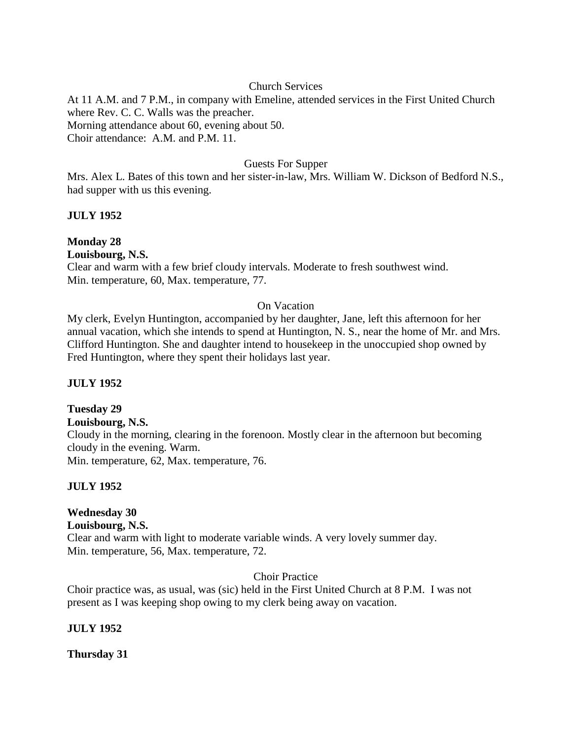Church Services

At 11 A.M. and 7 P.M., in company with Emeline, attended services in the First United Church where Rev. C. C. Walls was the preacher.
Morning attendance about 60, evening about 50.
Choir attendance: A.M. and P.M. 11.

Guests For Supper

Mrs. Alex L. Bates of this town and her sister-in-law, Mrs. William W. Dickson of Bedford N.S., had supper with us this evening.

**JULY 1952**

**Monday 28**
**Louisbourg, N.S.**
Clear and warm with a few brief cloudy intervals. Moderate to fresh southwest wind.
Min. temperature, 60, Max. temperature, 77.

On Vacation

My clerk, Evelyn Huntington, accompanied by her daughter, Jane, left this afternoon for her annual vacation, which she intends to spend at Huntington, N. S., near the home of Mr. and Mrs. Clifford Huntington. She and daughter intend to housekeep in the unoccupied shop owned by Fred Huntington, where they spent their holidays last year.

**JULY 1952**

**Tuesday 29**
**Louisbourg, N.S.**
Cloudy in the morning, clearing in the forenoon. Mostly clear in the afternoon but becoming cloudy in the evening. Warm.
Min. temperature, 62, Max. temperature, 76.

**JULY 1952**

**Wednesday 30**
**Louisbourg, N.S.**
Clear and warm with light to moderate variable winds. A very lovely summer day.
Min. temperature, 56, Max. temperature, 72.

Choir Practice

Choir practice was, as usual, was (sic) held in the First United Church at 8 P.M. I was not present as I was keeping shop owing to my clerk being away on vacation.

**JULY 1952**

**Thursday 31**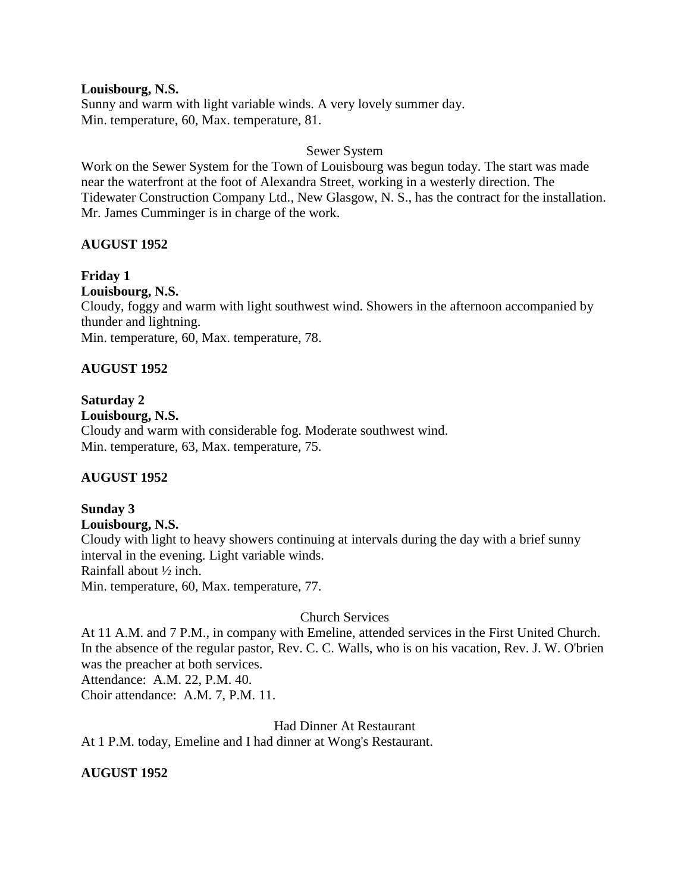**Louisbourg, N.S.**
Sunny and warm with light variable winds. A very lovely summer day.
Min. temperature, 60, Max. temperature, 81.

Sewer System

Work on the Sewer System for the Town of Louisbourg was begun today. The start was made near the waterfront at the foot of Alexandra Street, working in a westerly direction. The Tidewater Construction Company Ltd., New Glasgow, N. S., has the contract for the installation. Mr. James Cumminger is in charge of the work.

**AUGUST 1952**

**Friday 1**
**Louisbourg, N.S.**
Cloudy, foggy and warm with light southwest wind. Showers in the afternoon accompanied by thunder and lightning.
Min. temperature, 60, Max. temperature, 78.

**AUGUST 1952**

**Saturday 2**
**Louisbourg, N.S.**
Cloudy and warm with considerable fog. Moderate southwest wind.
Min. temperature, 63, Max. temperature, 75.

**AUGUST 1952**

**Sunday 3**
**Louisbourg, N.S.**
Cloudy with light to heavy showers continuing at intervals during the day with a brief sunny interval in the evening. Light variable winds.
Rainfall about ½ inch.
Min. temperature, 60, Max. temperature, 77.

Church Services

At 11 A.M. and 7 P.M., in company with Emeline, attended services in the First United Church. In the absence of the regular pastor, Rev. C. C. Walls, who is on his vacation, Rev. J. W. O'brien was the preacher at both services.
Attendance: A.M. 22, P.M. 40.
Choir attendance: A.M. 7, P.M. 11.

Had Dinner At Restaurant

At 1 P.M. today, Emeline and I had dinner at Wong's Restaurant.

**AUGUST 1952**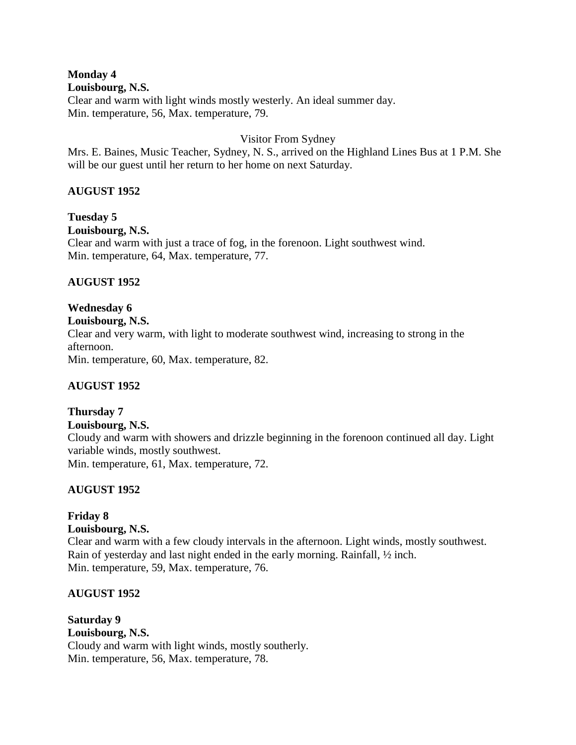**Monday 4**
**Louisbourg, N.S.**
Clear and warm with light winds mostly westerly. An ideal summer day.
Min. temperature, 56, Max. temperature, 79.

Visitor From Sydney

Mrs. E. Baines, Music Teacher, Sydney, N. S., arrived on the Highland Lines Bus at 1 P.M. She will be our guest until her return to her home on next Saturday.

**AUGUST 1952**

**Tuesday 5**
**Louisbourg, N.S.**
Clear and warm with just a trace of fog, in the forenoon. Light southwest wind.
Min. temperature, 64, Max. temperature, 77.

**AUGUST 1952**

**Wednesday 6**
**Louisbourg, N.S.**
Clear and very warm, with light to moderate southwest wind, increasing to strong in the afternoon.
Min. temperature, 60, Max. temperature, 82.

**AUGUST 1952**

**Thursday 7**
**Louisbourg, N.S.**
Cloudy and warm with showers and drizzle beginning in the forenoon continued all day. Light variable winds, mostly southwest.
Min. temperature, 61, Max. temperature, 72.

**AUGUST 1952**

**Friday 8**
**Louisbourg, N.S.**
Clear and warm with a few cloudy intervals in the afternoon. Light winds, mostly southwest. Rain of yesterday and last night ended in the early morning. Rainfall, ½ inch.
Min. temperature, 59, Max. temperature, 76.

**AUGUST 1952**

**Saturday 9**
**Louisbourg, N.S.**
Cloudy and warm with light winds, mostly southerly.
Min. temperature, 56, Max. temperature, 78.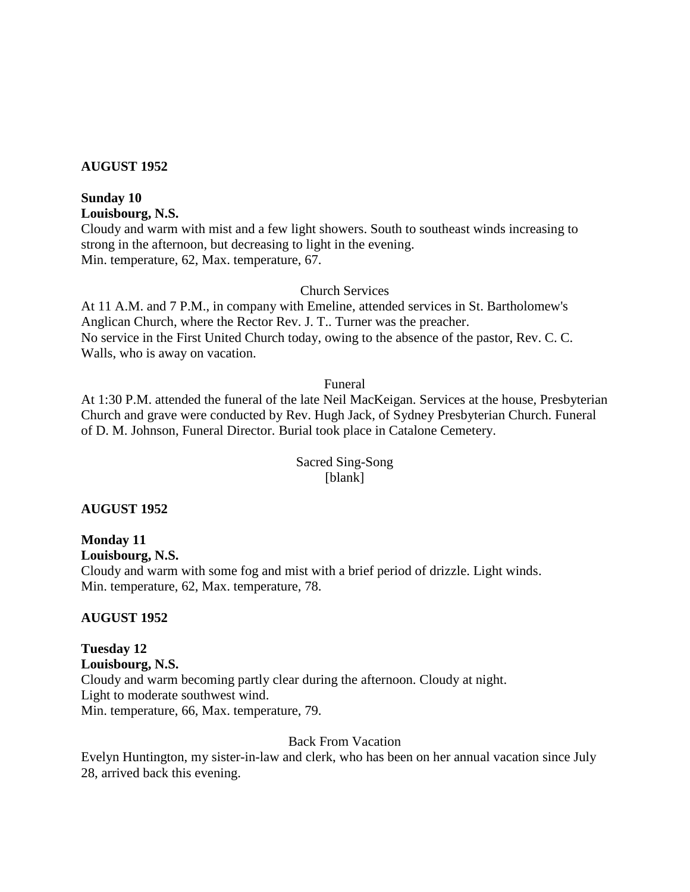**AUGUST 1952**

**Sunday 10**
**Louisbourg, N.S.**
Cloudy and warm with mist and a few light showers. South to southeast winds increasing to strong in the afternoon, but decreasing to light in the evening.
Min. temperature, 62, Max. temperature, 67.

Church Services

At 11 A.M. and 7 P.M., in company with Emeline, attended services in St. Bartholomew's Anglican Church, where the Rector Rev. J. T.. Turner was the preacher.
No service in the First United Church today, owing to the absence of the pastor, Rev. C. C. Walls, who is away on vacation.

Funeral

At 1:30 P.M. attended the funeral of the late Neil MacKeigan. Services at the house, Presbyterian Church and grave were conducted by Rev. Hugh Jack, of Sydney Presbyterian Church. Funeral of D. M. Johnson, Funeral Director. Burial took place in Catalone Cemetery.

Sacred Sing-Song
[blank]

**AUGUST 1952**

**Monday 11**
**Louisbourg, N.S.**
Cloudy and warm with some fog and mist with a brief period of drizzle. Light winds.
Min. temperature, 62, Max. temperature, 78.

**AUGUST 1952**

**Tuesday 12**
**Louisbourg, N.S.**
Cloudy and warm becoming partly clear during the afternoon. Cloudy at night.
Light to moderate southwest wind.
Min. temperature, 66, Max. temperature, 79.

Back From Vacation

Evelyn Huntington, my sister-in-law and clerk, who has been on her annual vacation since July 28, arrived back this evening.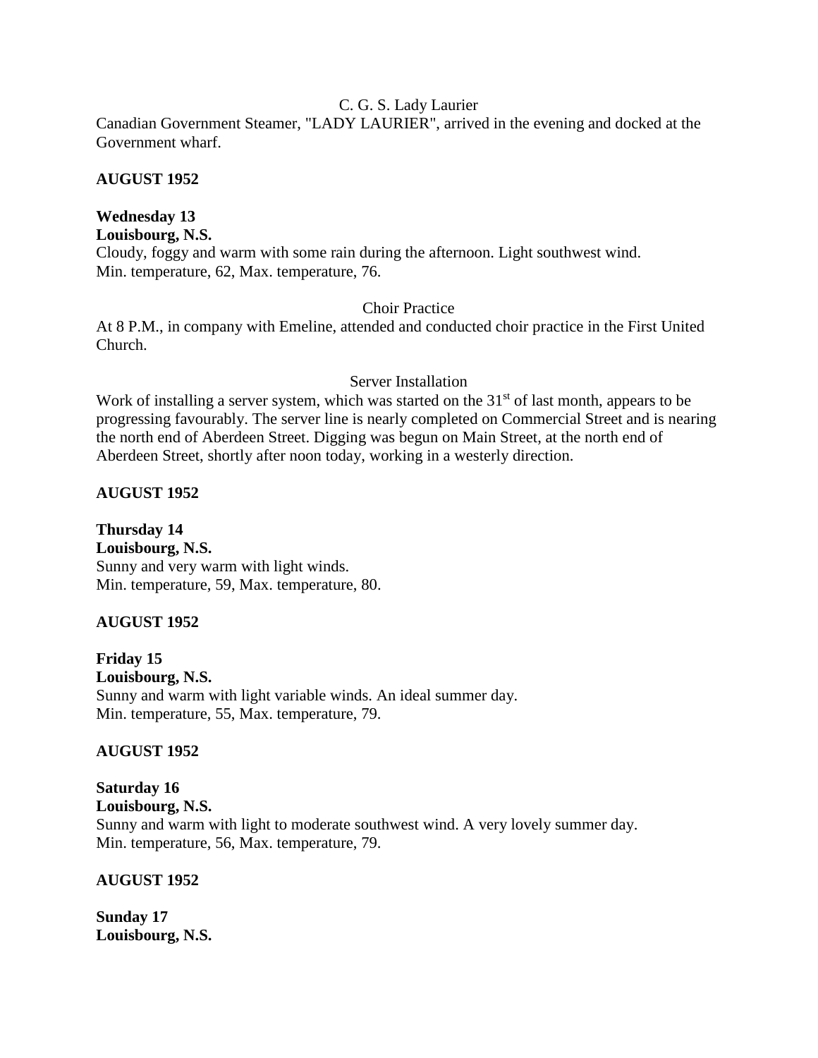C. G. S. Lady Laurier

Canadian Government Steamer, "LADY LAURIER", arrived in the evening and docked at the Government wharf.

**AUGUST 1952**

**Wednesday 13**
**Louisbourg, N.S.**
Cloudy, foggy and warm with some rain during the afternoon. Light southwest wind.
Min. temperature, 62, Max. temperature, 76.

Choir Practice

At 8 P.M., in company with Emeline, attended and conducted choir practice in the First United Church.

Server Installation

Work of installing a server system, which was started on the 31st of last month, appears to be progressing favourably. The server line is nearly completed on Commercial Street and is nearing the north end of Aberdeen Street. Digging was begun on Main Street, at the north end of Aberdeen Street, shortly after noon today, working in a westerly direction.

**AUGUST 1952**

**Thursday 14**
**Louisbourg, N.S.**
Sunny and very warm with light winds.
Min. temperature, 59, Max. temperature, 80.

**AUGUST 1952**

**Friday 15**
**Louisbourg, N.S.**
Sunny and warm with light variable winds. An ideal summer day.
Min. temperature, 55, Max. temperature, 79.

**AUGUST 1952**

**Saturday 16**
**Louisbourg, N.S.**
Sunny and warm with light to moderate southwest wind. A very lovely summer day.
Min. temperature, 56, Max. temperature, 79.

**AUGUST 1952**

**Sunday 17**
**Louisbourg, N.S.**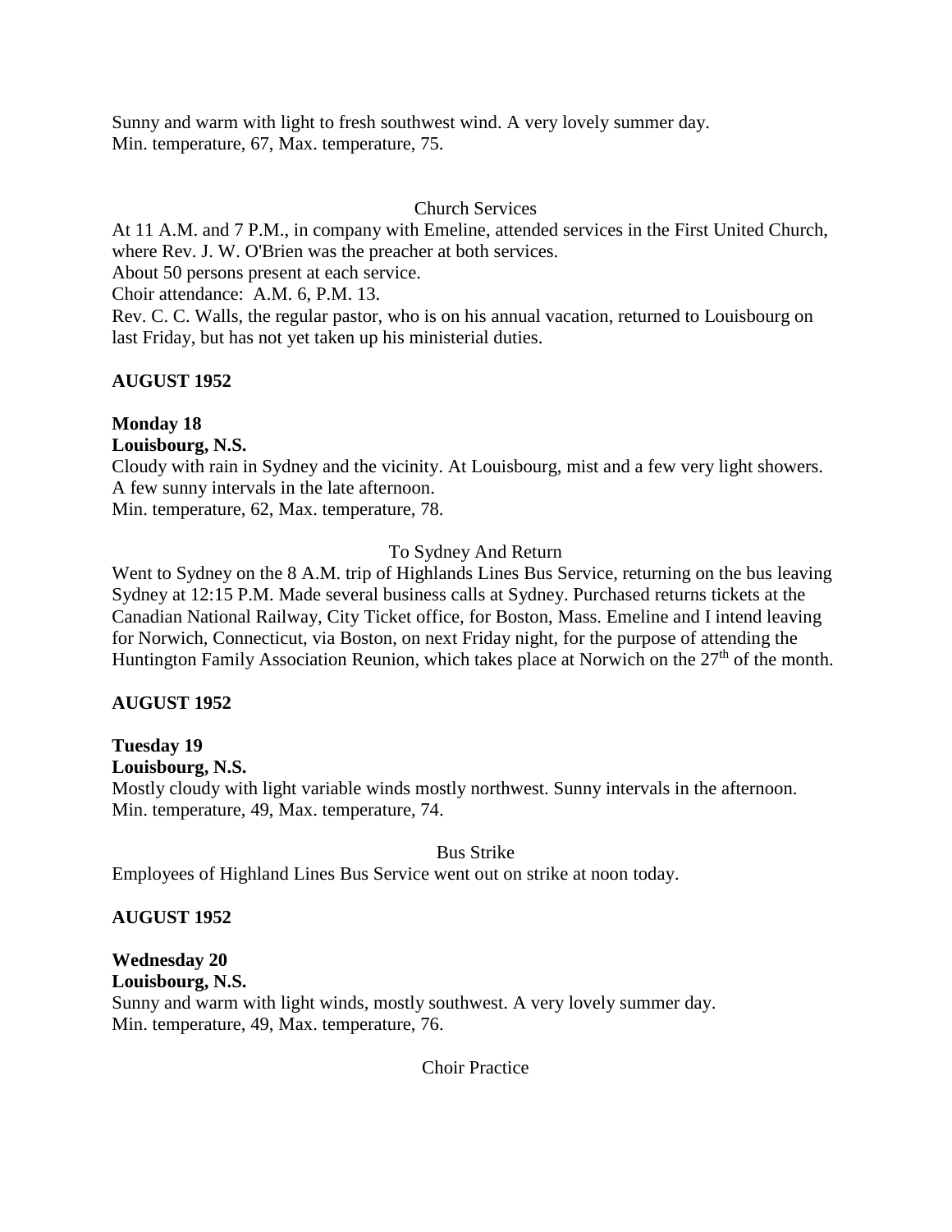Sunny and warm with light to fresh southwest wind. A very lovely summer day.
Min. temperature, 67, Max. temperature, 75.

Church Services

At 11 A.M. and 7 P.M., in company with Emeline, attended services in the First United Church, where Rev. J. W. O'Brien was the preacher at both services.
About 50 persons present at each service.
Choir attendance: A.M. 6, P.M. 13.
Rev. C. C. Walls, the regular pastor, who is on his annual vacation, returned to Louisbourg on last Friday, but has not yet taken up his ministerial duties.

**AUGUST 1952**

**Monday 18**
**Louisbourg, N.S.**
Cloudy with rain in Sydney and the vicinity. At Louisbourg, mist and a few very light showers. A few sunny intervals in the late afternoon.
Min. temperature, 62, Max. temperature, 78.

To Sydney And Return

Went to Sydney on the 8 A.M. trip of Highlands Lines Bus Service, returning on the bus leaving Sydney at 12:15 P.M. Made several business calls at Sydney. Purchased returns tickets at the Canadian National Railway, City Ticket office, for Boston, Mass. Emeline and I intend leaving for Norwich, Connecticut, via Boston, on next Friday night, for the purpose of attending the Huntington Family Association Reunion, which takes place at Norwich on the 27th of the month.

**AUGUST 1952**

**Tuesday 19**
**Louisbourg, N.S.**
Mostly cloudy with light variable winds mostly northwest. Sunny intervals in the afternoon.
Min. temperature, 49, Max. temperature, 74.

Bus Strike

Employees of Highland Lines Bus Service went out on strike at noon today.

**AUGUST 1952**

**Wednesday 20**
**Louisbourg, N.S.**
Sunny and warm with light winds, mostly southwest. A very lovely summer day.
Min. temperature, 49, Max. temperature, 76.

Choir Practice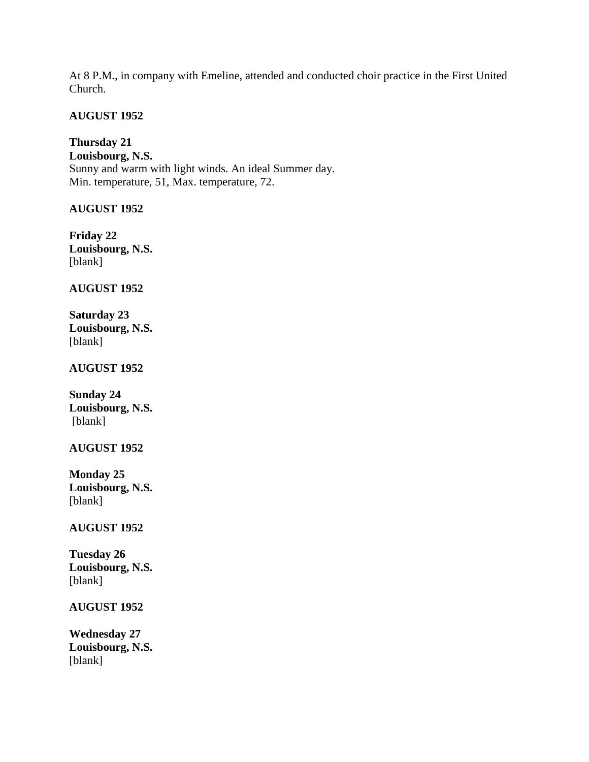At 8 P.M., in company with Emeline, attended and conducted choir practice in the First United Church.

**AUGUST 1952**

**Thursday 21**
**Louisbourg, N.S.**
Sunny and warm with light winds. An ideal Summer day.
Min. temperature, 51, Max. temperature, 72.

**AUGUST 1952**

**Friday 22**
**Louisbourg, N.S.**
[blank]

**AUGUST 1952**

**Saturday 23**
**Louisbourg, N.S.**
[blank]

**AUGUST 1952**

**Sunday 24**
**Louisbourg, N.S.**
[blank]

**AUGUST 1952**

**Monday 25**
**Louisbourg, N.S.**
[blank]

**AUGUST 1952**

**Tuesday 26**
**Louisbourg, N.S.**
[blank]

**AUGUST 1952**

**Wednesday 27**
**Louisbourg, N.S.**
[blank]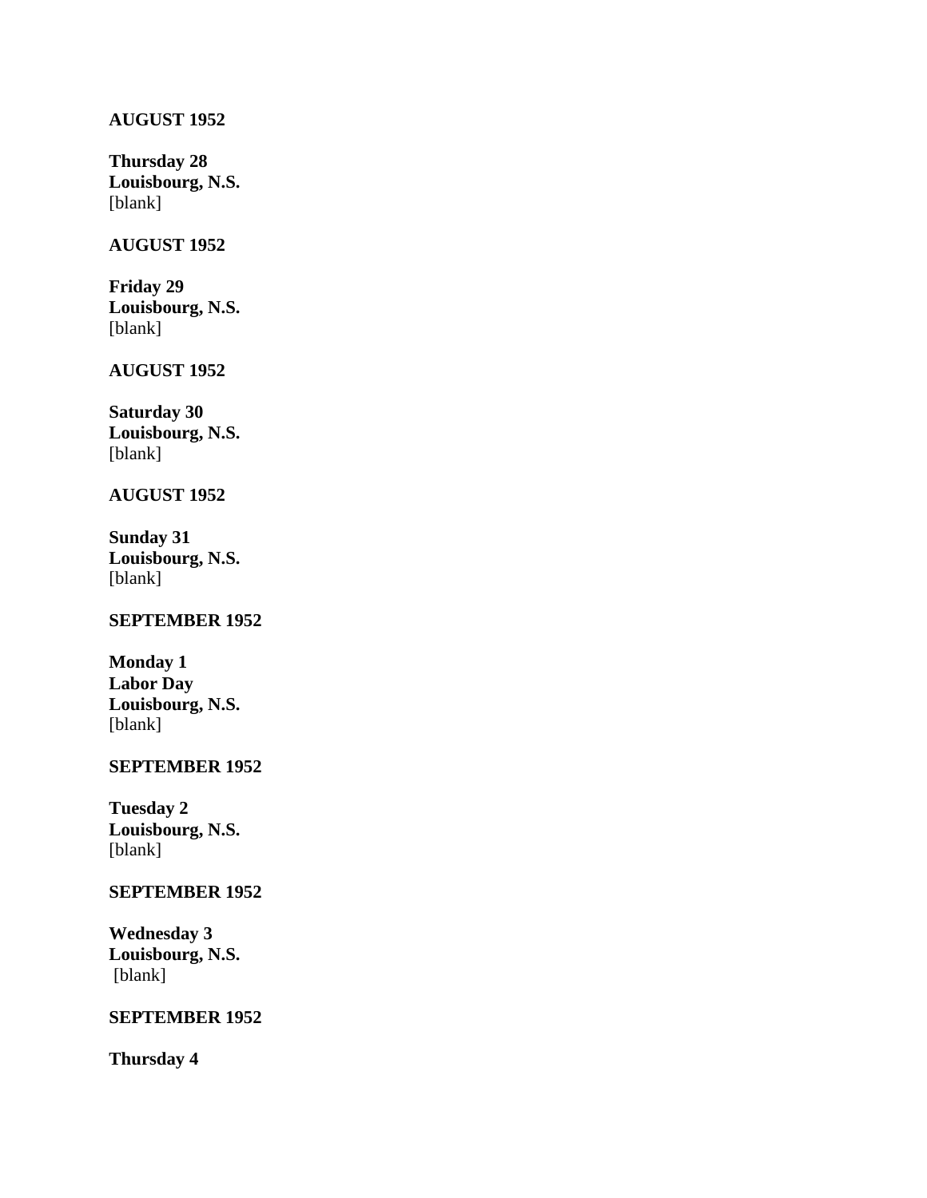**AUGUST 1952**

**Thursday 28**
**Louisbourg, N.S.**
[blank]

**AUGUST 1952**

**Friday 29**
**Louisbourg, N.S.**
[blank]

**AUGUST 1952**

**Saturday 30**
**Louisbourg, N.S.**
[blank]

**AUGUST 1952**

**Sunday 31**
**Louisbourg, N.S.**
[blank]

**SEPTEMBER 1952**

**Monday 1**
**Labor Day**
**Louisbourg, N.S.**
[blank]

**SEPTEMBER 1952**

**Tuesday 2**
**Louisbourg, N.S.**
[blank]

**SEPTEMBER 1952**

**Wednesday 3**
**Louisbourg, N.S.**
[blank]

**SEPTEMBER 1952**

**Thursday 4**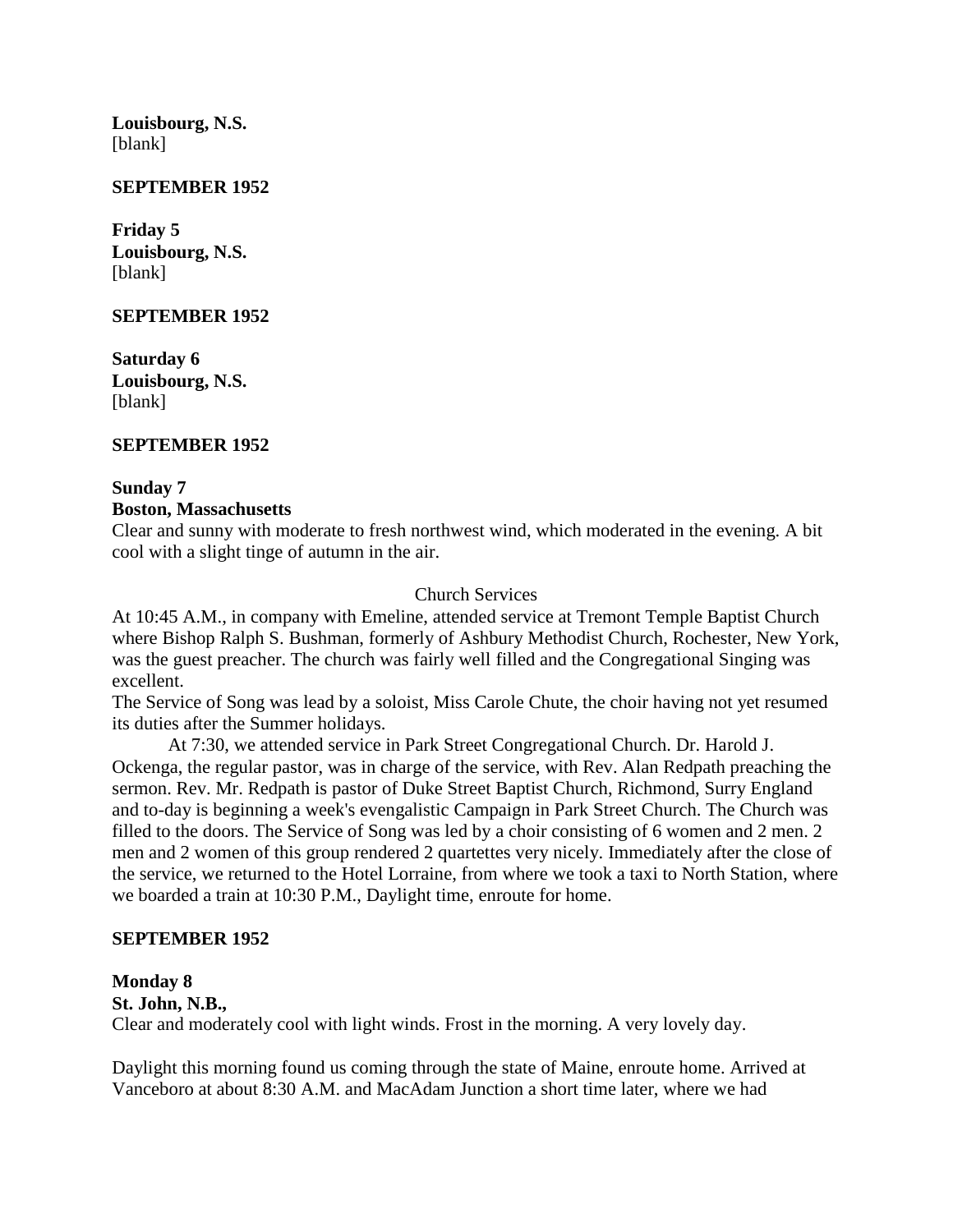**Louisbourg, N.S.**
[blank]

**SEPTEMBER 1952**

**Friday 5**
**Louisbourg, N.S.**
[blank]

**SEPTEMBER 1952**

**Saturday 6**
**Louisbourg, N.S.**
[blank]

**SEPTEMBER 1952**

**Sunday 7**
**Boston, Massachusetts**
Clear and sunny with moderate to fresh northwest wind, which moderated in the evening. A bit cool with a slight tinge of autumn in the air.

Church Services

At 10:45 A.M., in company with Emeline, attended service at Tremont Temple Baptist Church where Bishop Ralph S. Bushman, formerly of Ashbury Methodist Church, Rochester, New York, was the guest preacher. The church was fairly well filled and the Congregational Singing was excellent.
The Service of Song was lead by a soloist, Miss Carole Chute, the choir having not yet resumed its duties after the Summer holidays.
At 7:30, we attended service in Park Street Congregational Church. Dr. Harold J. Ockenga, the regular pastor, was in charge of the service, with Rev. Alan Redpath preaching the sermon. Rev. Mr. Redpath is pastor of Duke Street Baptist Church, Richmond, Surry England and to-day is beginning a week's evengalistic Campaign in Park Street Church. The Church was filled to the doors. The Service of Song was led by a choir consisting of 6 women and 2 men. 2 men and 2 women of this group rendered 2 quartettes very nicely. Immediately after the close of the service, we returned to the Hotel Lorraine, from where we took a taxi to North Station, where we boarded a train at 10:30 P.M., Daylight time, enroute for home.

**SEPTEMBER 1952**

**Monday 8**
**St. John, N.B.,**
Clear and moderately cool with light winds. Frost in the morning. A very lovely day.

Daylight this morning found us coming through the state of Maine, enroute home. Arrived at Vanceboro at about 8:30 A.M. and MacAdam Junction a short time later, where we had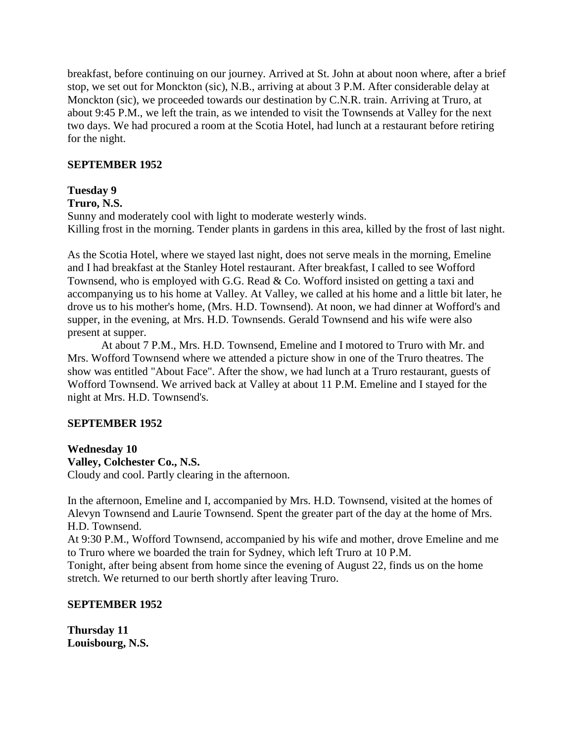breakfast, before continuing on our journey. Arrived at St. John at about noon where, after a brief stop, we set out for Monckton (sic), N.B., arriving at about 3 P.M. After considerable delay at Monckton (sic), we proceeded towards our destination by C.N.R. train. Arriving at Truro, at about 9:45 P.M., we left the train, as we intended to visit the Townsends at Valley for the next two days. We had procured a room at the Scotia Hotel, had lunch at a restaurant before retiring for the night.

**SEPTEMBER 1952**

**Tuesday 9**
**Truro, N.S.**
Sunny and moderately cool with light to moderate westerly winds.
Killing frost in the morning. Tender plants in gardens in this area, killed by the frost of last night.

As the Scotia Hotel, where we stayed last night, does not serve meals in the morning, Emeline and I had breakfast at the Stanley Hotel restaurant. After breakfast, I called to see Wofford Townsend, who is employed with G.G. Read & Co. Wofford insisted on getting a taxi and accompanying us to his home at Valley. At Valley, we called at his home and a little bit later, he drove us to his mother's home, (Mrs. H.D. Townsend). At noon, we had dinner at Wofford's and supper, in the evening, at Mrs. H.D. Townsends. Gerald Townsend and his wife were also present at supper.

At about 7 P.M., Mrs. H.D. Townsend, Emeline and I motored to Truro with Mr. and Mrs. Wofford Townsend where we attended a picture show in one of the Truro theatres. The show was entitled "About Face". After the show, we had lunch at a Truro restaurant, guests of Wofford Townsend. We arrived back at Valley at about 11 P.M. Emeline and I stayed for the night at Mrs. H.D. Townsend's.

**SEPTEMBER 1952**

**Wednesday 10**
**Valley, Colchester Co., N.S.**
Cloudy and cool. Partly clearing in the afternoon.

In the afternoon, Emeline and I, accompanied by Mrs. H.D. Townsend, visited at the homes of Alevyn Townsend and Laurie Townsend. Spent the greater part of the day at the home of Mrs. H.D. Townsend.
At 9:30 P.M., Wofford Townsend, accompanied by his wife and mother, drove Emeline and me to Truro where we boarded the train for Sydney, which left Truro at 10 P.M.
Tonight, after being absent from home since the evening of August 22, finds us on the home stretch. We returned to our berth shortly after leaving Truro.

**SEPTEMBER 1952**

**Thursday 11**
**Louisbourg, N.S.**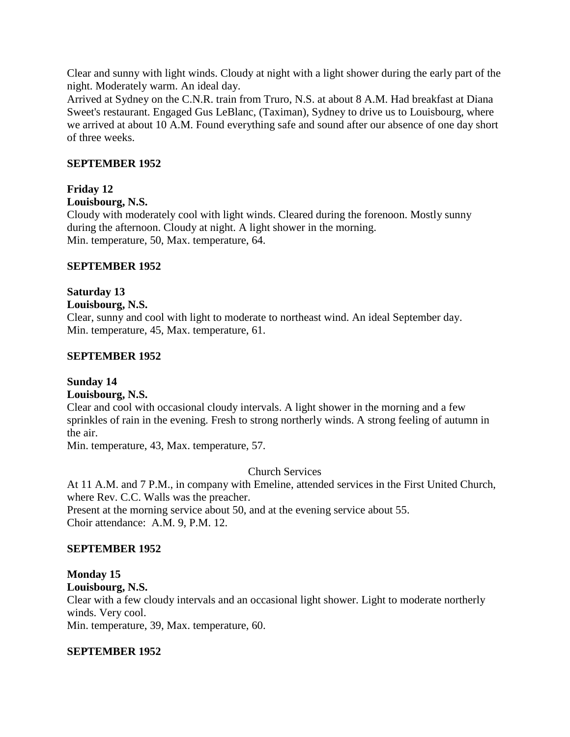Clear and sunny with light winds. Cloudy at night with a light shower during the early part of the night. Moderately warm. An ideal day.

Arrived at Sydney on the C.N.R. train from Truro, N.S. at about 8 A.M. Had breakfast at Diana Sweet's restaurant. Engaged Gus LeBlanc, (Taximan), Sydney to drive us to Louisbourg, where we arrived at about 10 A.M. Found everything safe and sound after our absence of one day short of three weeks.

**SEPTEMBER 1952**

**Friday 12**

**Louisbourg, N.S.**

Cloudy with moderately cool with light winds. Cleared during the forenoon. Mostly sunny during the afternoon. Cloudy at night. A light shower in the morning.

Min. temperature, 50, Max. temperature, 64.

**SEPTEMBER 1952**

**Saturday 13**

**Louisbourg, N.S.**

Clear, sunny and cool with light to moderate to northeast wind. An ideal September day.

Min. temperature, 45, Max. temperature, 61.

**SEPTEMBER 1952**

**Sunday 14**

**Louisbourg, N.S.**

Clear and cool with occasional cloudy intervals. A light shower in the morning and a few sprinkles of rain in the evening. Fresh to strong northerly winds. A strong feeling of autumn in the air.

Min. temperature, 43, Max. temperature, 57.

Church Services

At 11 A.M. and 7 P.M., in company with Emeline, attended services in the First United Church, where Rev. C.C. Walls was the preacher.

Present at the morning service about 50, and at the evening service about 55.

Choir attendance: A.M. 9, P.M. 12.

**SEPTEMBER 1952**

**Monday 15**

**Louisbourg, N.S.**

Clear with a few cloudy intervals and an occasional light shower. Light to moderate northerly winds. Very cool.

Min. temperature, 39, Max. temperature, 60.

**SEPTEMBER 1952**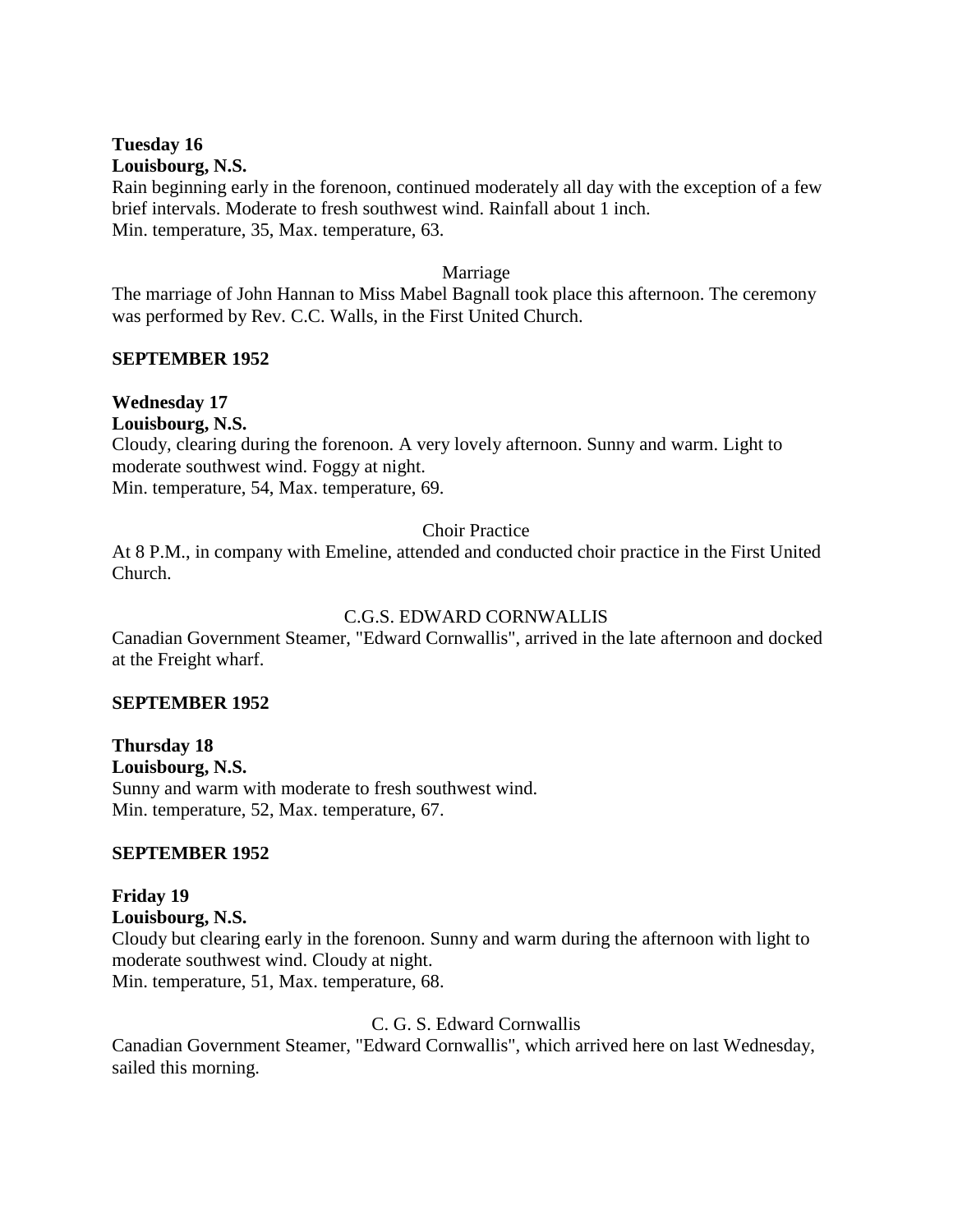**Tuesday 16**
**Louisbourg, N.S.**
Rain beginning early in the forenoon, continued moderately all day with the exception of a few brief intervals. Moderate to fresh southwest wind. Rainfall about 1 inch.
Min. temperature, 35, Max. temperature, 63.

Marriage

The marriage of John Hannan to Miss Mabel Bagnall took place this afternoon. The ceremony was performed by Rev. C.C. Walls, in the First United Church.

**SEPTEMBER 1952**

**Wednesday 17**
**Louisbourg, N.S.**
Cloudy, clearing during the forenoon. A very lovely afternoon. Sunny and warm. Light to moderate southwest wind. Foggy at night.
Min. temperature, 54, Max. temperature, 69.

Choir Practice

At 8 P.M., in company with Emeline, attended and conducted choir practice in the First United Church.

C.G.S. EDWARD CORNWALLIS

Canadian Government Steamer, "Edward Cornwallis", arrived in the late afternoon and docked at the Freight wharf.

**SEPTEMBER 1952**

**Thursday 18**
**Louisbourg, N.S.**
Sunny and warm with moderate to fresh southwest wind.
Min. temperature, 52, Max. temperature, 67.

**SEPTEMBER 1952**

**Friday 19**
**Louisbourg, N.S.**
Cloudy but clearing early in the forenoon. Sunny and warm during the afternoon with light to moderate southwest wind. Cloudy at night.
Min. temperature, 51, Max. temperature, 68.

C. G. S. Edward Cornwallis

Canadian Government Steamer, "Edward Cornwallis", which arrived here on last Wednesday, sailed this morning.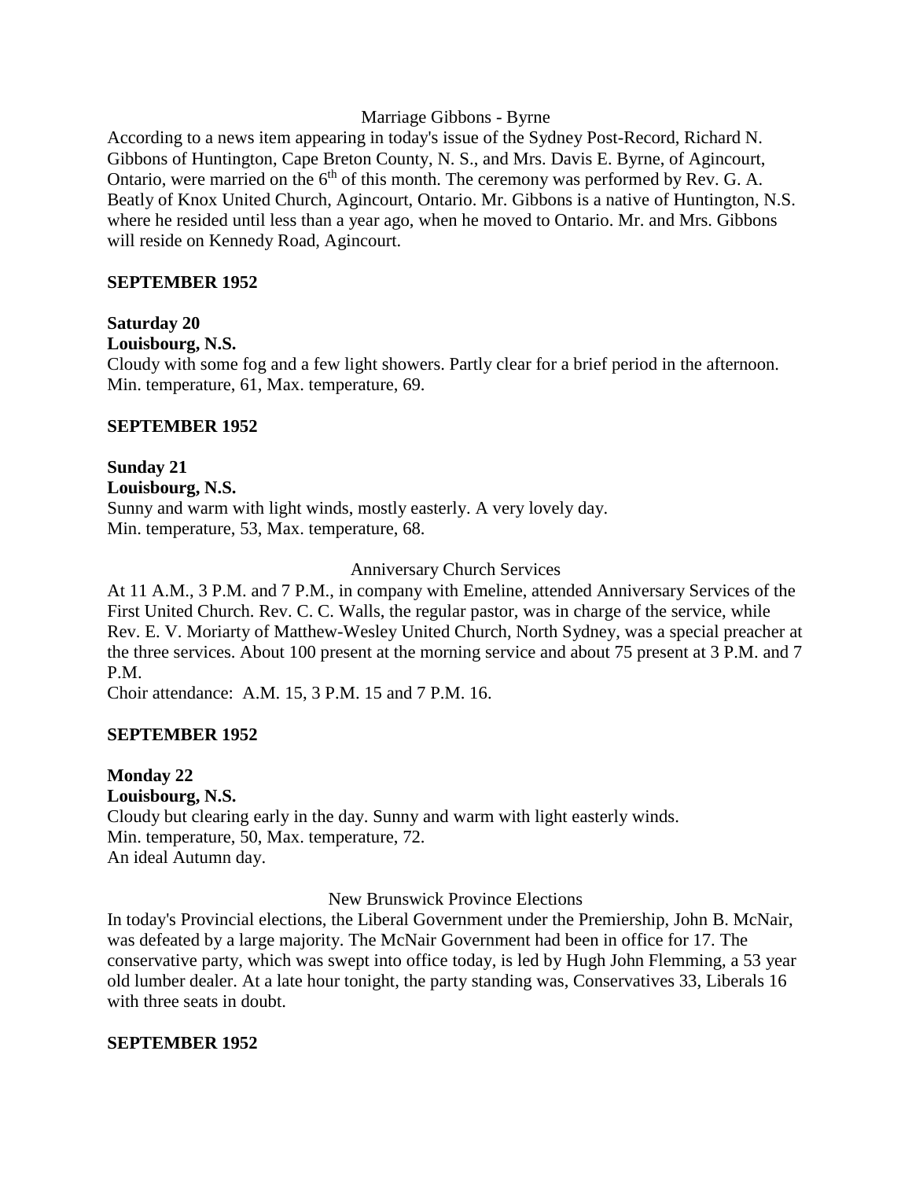Marriage Gibbons - Byrne

According to a news item appearing in today's issue of the Sydney Post-Record, Richard N. Gibbons of Huntington, Cape Breton County, N. S., and Mrs. Davis E. Byrne, of Agincourt, Ontario, were married on the 6th of this month. The ceremony was performed by Rev. G. A. Beatly of Knox United Church, Agincourt, Ontario. Mr. Gibbons is a native of Huntington, N.S. where he resided until less than a year ago, when he moved to Ontario. Mr. and Mrs. Gibbons will reside on Kennedy Road, Agincourt.

**SEPTEMBER 1952**

**Saturday 20**
**Louisbourg, N.S.**
Cloudy with some fog and a few light showers. Partly clear for a brief period in the afternoon.
Min. temperature, 61, Max. temperature, 69.

**SEPTEMBER 1952**

**Sunday 21**
**Louisbourg, N.S.**
Sunny and warm with light winds, mostly easterly. A very lovely day.
Min. temperature, 53, Max. temperature, 68.

Anniversary Church Services

At 11 A.M., 3 P.M. and 7 P.M., in company with Emeline, attended Anniversary Services of the First United Church. Rev. C. C. Walls, the regular pastor, was in charge of the service, while Rev. E. V. Moriarty of Matthew-Wesley United Church, North Sydney, was a special preacher at the three services. About 100 present at the morning service and about 75 present at 3 P.M. and 7 P.M.
Choir attendance: A.M. 15, 3 P.M. 15 and 7 P.M. 16.

**SEPTEMBER 1952**

**Monday 22**
**Louisbourg, N.S.**
Cloudy but clearing early in the day. Sunny and warm with light easterly winds.
Min. temperature, 50, Max. temperature, 72.
An ideal Autumn day.

New Brunswick Province Elections

In today's Provincial elections, the Liberal Government under the Premiership, John B. McNair, was defeated by a large majority. The McNair Government had been in office for 17. The conservative party, which was swept into office today, is led by Hugh John Flemming, a 53 year old lumber dealer. At a late hour tonight, the party standing was, Conservatives 33, Liberals 16 with three seats in doubt.

**SEPTEMBER 1952**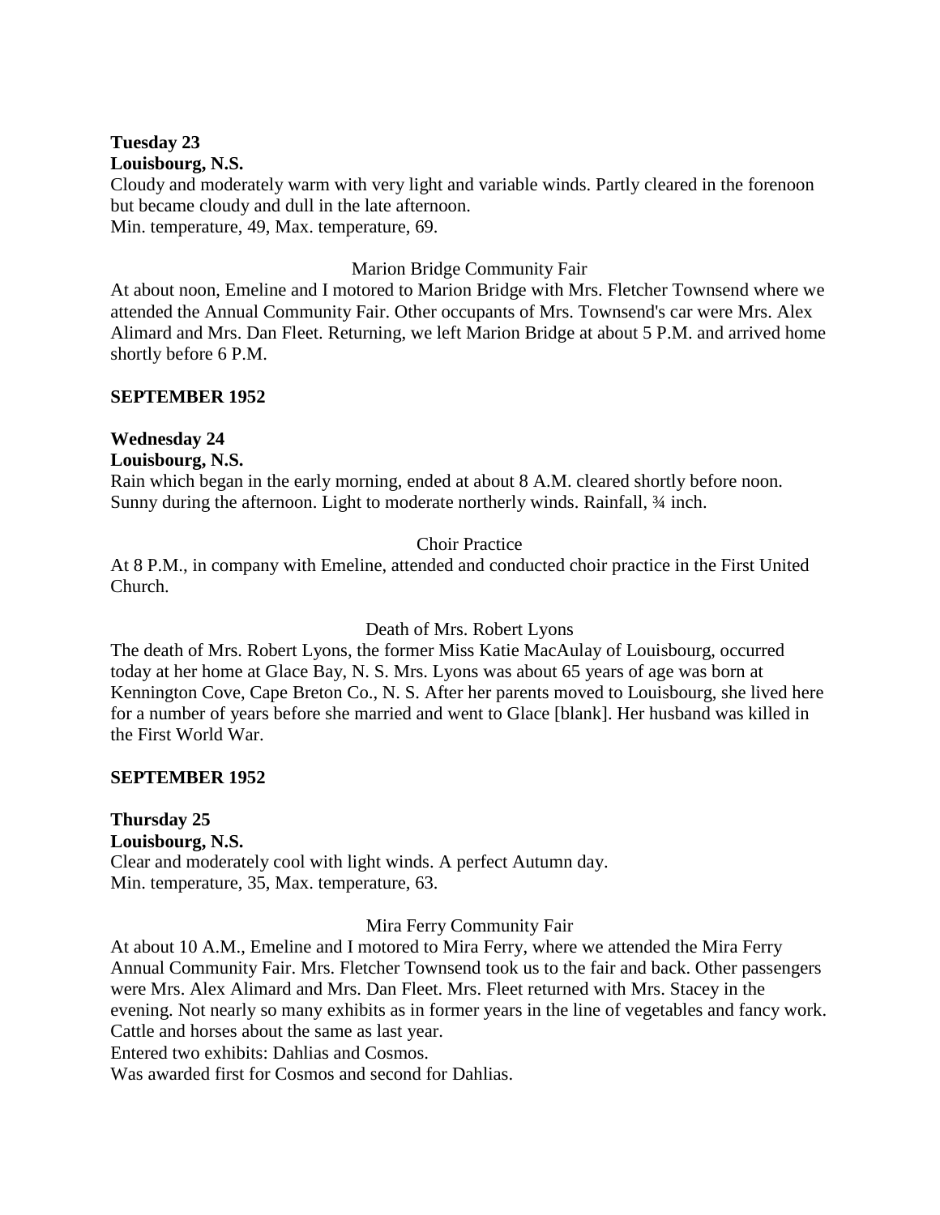**Tuesday 23**
**Louisbourg, N.S.**
Cloudy and moderately warm with very light and variable winds. Partly cleared in the forenoon but became cloudy and dull in the late afternoon.
Min. temperature, 49, Max. temperature, 69.

Marion Bridge Community Fair

At about noon, Emeline and I motored to Marion Bridge with Mrs. Fletcher Townsend where we attended the Annual Community Fair. Other occupants of Mrs. Townsend's car were Mrs. Alex Alimard and Mrs. Dan Fleet. Returning, we left Marion Bridge at about 5 P.M. and arrived home shortly before 6 P.M.

**SEPTEMBER 1952**

**Wednesday 24**
**Louisbourg, N.S.**
Rain which began in the early morning, ended at about 8 A.M. cleared shortly before noon. Sunny during the afternoon. Light to moderate northerly winds. Rainfall, ¾ inch.

Choir Practice

At 8 P.M., in company with Emeline, attended and conducted choir practice in the First United Church.

Death of Mrs. Robert Lyons

The death of Mrs. Robert Lyons, the former Miss Katie MacAulay of Louisbourg, occurred today at her home at Glace Bay, N. S. Mrs. Lyons was about 65 years of age was born at Kennington Cove, Cape Breton Co., N. S. After her parents moved to Louisbourg, she lived here for a number of years before she married and went to Glace [blank]. Her husband was killed in the First World War.

**SEPTEMBER 1952**

**Thursday 25**
**Louisbourg, N.S.**
Clear and moderately cool with light winds. A perfect Autumn day.
Min. temperature, 35, Max. temperature, 63.

Mira Ferry Community Fair

At about 10 A.M., Emeline and I motored to Mira Ferry, where we attended the Mira Ferry Annual Community Fair. Mrs. Fletcher Townsend took us to the fair and back. Other passengers were Mrs. Alex Alimard and Mrs. Dan Fleet. Mrs. Fleet returned with Mrs. Stacey in the evening. Not nearly so many exhibits as in former years in the line of vegetables and fancy work. Cattle and horses about the same as last year.
Entered two exhibits: Dahlias and Cosmos.
Was awarded first for Cosmos and second for Dahlias.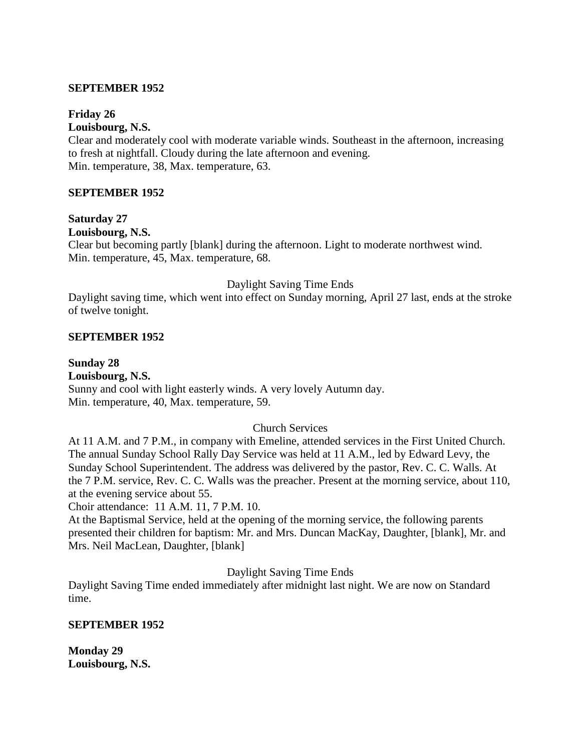**SEPTEMBER 1952**

**Friday 26**
**Louisbourg, N.S.**
Clear and moderately cool with moderate variable winds. Southeast in the afternoon, increasing to fresh at nightfall. Cloudy during the late afternoon and evening.
Min. temperature, 38, Max. temperature, 63.

**SEPTEMBER 1952**

**Saturday 27**
**Louisbourg, N.S.**
Clear but becoming partly [blank] during the afternoon. Light to moderate northwest wind.
Min. temperature, 45, Max. temperature, 68.

Daylight Saving Time Ends

Daylight saving time, which went into effect on Sunday morning, April 27 last, ends at the stroke of twelve tonight.

**SEPTEMBER 1952**

**Sunday 28**
**Louisbourg, N.S.**
Sunny and cool with light easterly winds. A very lovely Autumn day.
Min. temperature, 40, Max. temperature, 59.

Church Services

At 11 A.M. and 7 P.M., in company with Emeline, attended services in the First United Church. The annual Sunday School Rally Day Service was held at 11 A.M., led by Edward Levy, the Sunday School Superintendent. The address was delivered by the pastor, Rev. C. C. Walls. At the 7 P.M. service, Rev. C. C. Walls was the preacher. Present at the morning service, about 110, at the evening service about 55.
Choir attendance: 11 A.M. 11, 7 P.M. 10.
At the Baptismal Service, held at the opening of the morning service, the following parents presented their children for baptism: Mr. and Mrs. Duncan MacKay, Daughter, [blank], Mr. and Mrs. Neil MacLean, Daughter, [blank]

Daylight Saving Time Ends

Daylight Saving Time ended immediately after midnight last night. We are now on Standard time.

**SEPTEMBER 1952**

**Monday 29**
**Louisbourg, N.S.**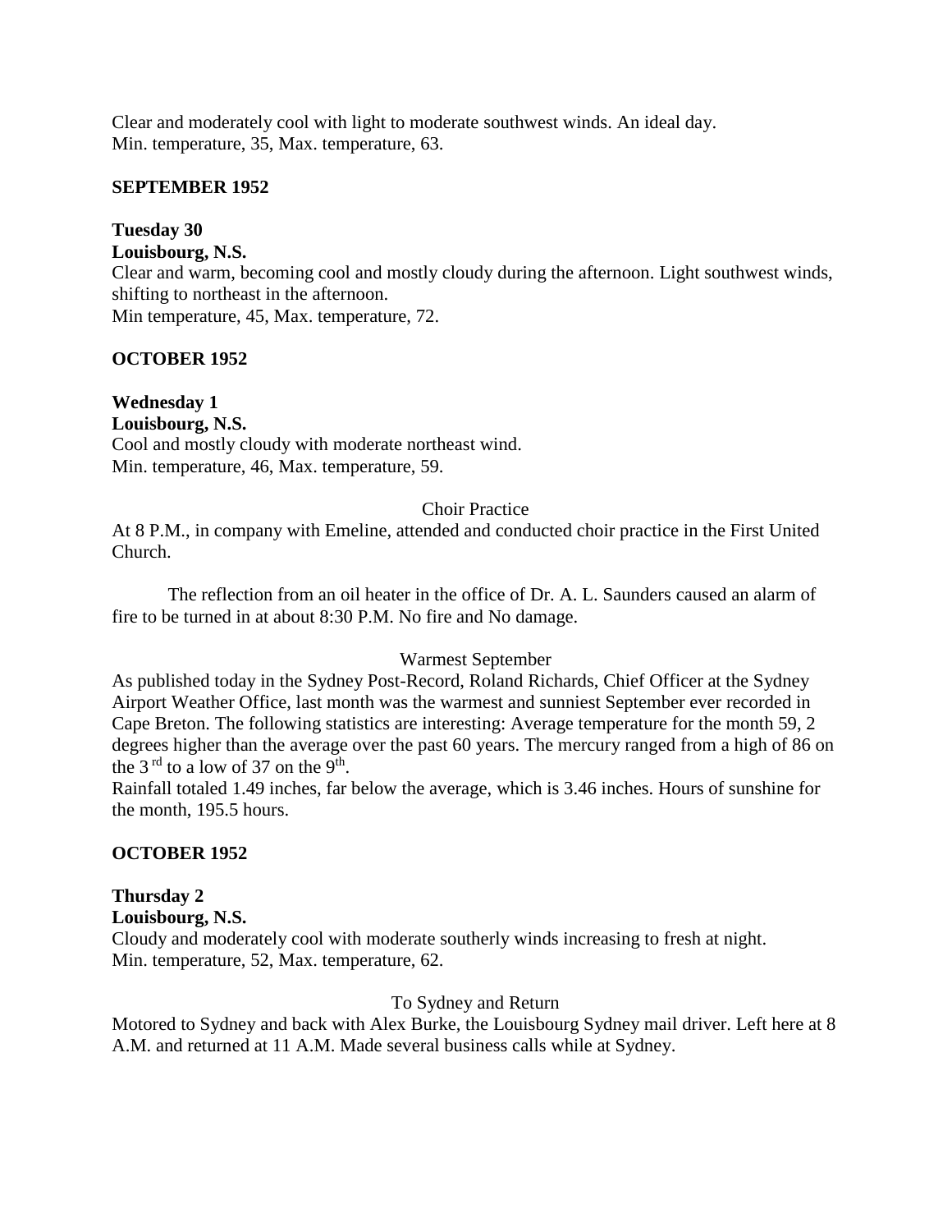Clear and moderately cool with light to moderate southwest winds. An ideal day.
Min. temperature, 35, Max. temperature, 63.

**SEPTEMBER 1952**

**Tuesday 30**
**Louisbourg, N.S.**
Clear and warm, becoming cool and mostly cloudy during the afternoon. Light southwest winds, shifting to northeast in the afternoon.
Min temperature, 45, Max. temperature, 72.

**OCTOBER 1952**

**Wednesday 1**
**Louisbourg, N.S.**
Cool and mostly cloudy with moderate northeast wind.
Min. temperature, 46, Max. temperature, 59.

Choir Practice

At 8 P.M., in company with Emeline, attended and conducted choir practice in the First United Church.

The reflection from an oil heater in the office of Dr. A. L. Saunders caused an alarm of fire to be turned in at about 8:30 P.M. No fire and No damage.

Warmest September

As published today in the Sydney Post-Record, Roland Richards, Chief Officer at the Sydney Airport Weather Office, last month was the warmest and sunniest September ever recorded in Cape Breton. The following statistics are interesting: Average temperature for the month 59, 2 degrees higher than the average over the past 60 years. The mercury ranged from a high of 86 on the 3rd to a low of 37 on the 9th.
Rainfall totaled 1.49 inches, far below the average, which is 3.46 inches. Hours of sunshine for the month, 195.5 hours.

**OCTOBER 1952**

**Thursday 2**
**Louisbourg, N.S.**
Cloudy and moderately cool with moderate southerly winds increasing to fresh at night.
Min. temperature, 52, Max. temperature, 62.

To Sydney and Return

Motored to Sydney and back with Alex Burke, the Louisbourg Sydney mail driver. Left here at 8 A.M. and returned at 11 A.M. Made several business calls while at Sydney.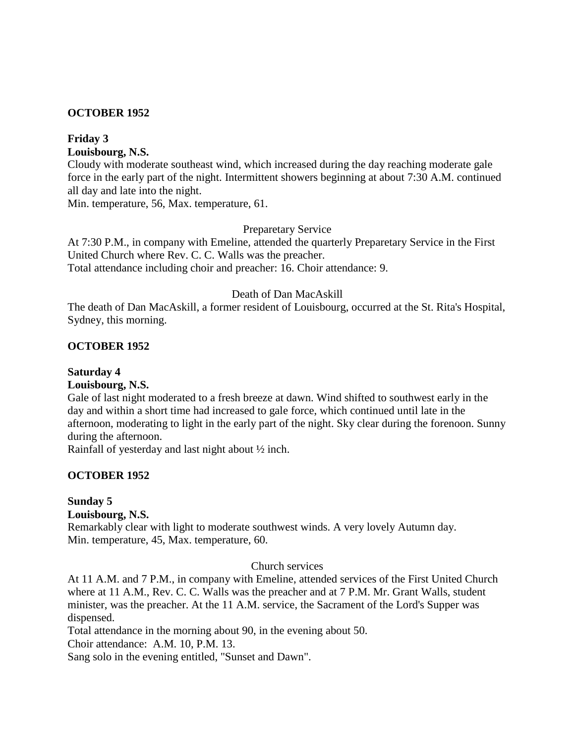**OCTOBER 1952**

**Friday 3**

**Louisbourg, N.S.**

Cloudy with moderate southeast wind, which increased during the day reaching moderate gale force in the early part of the night. Intermittent showers beginning at about 7:30 A.M. continued all day and late into the night.

Min. temperature, 56, Max. temperature, 61.

Preparetary Service

At 7:30 P.M., in company with Emeline, attended the quarterly Preparetary Service in the First United Church where Rev. C. C. Walls was the preacher.

Total attendance including choir and preacher: 16. Choir attendance: 9.

Death of Dan MacAskill

The death of Dan MacAskill, a former resident of Louisbourg, occurred at the St. Rita's Hospital, Sydney, this morning.

**OCTOBER 1952**

**Saturday 4**

**Louisbourg, N.S.**

Gale of last night moderated to a fresh breeze at dawn. Wind shifted to southwest early in the day and within a short time had increased to gale force, which continued until late in the afternoon, moderating to light in the early part of the night. Sky clear during the forenoon. Sunny during the afternoon.

Rainfall of yesterday and last night about ½ inch.

**OCTOBER 1952**

**Sunday 5**

**Louisbourg, N.S.**

Remarkably clear with light to moderate southwest winds. A very lovely Autumn day.

Min. temperature, 45, Max. temperature, 60.

Church services

At 11 A.M. and 7 P.M., in company with Emeline, attended services of the First United Church where at 11 A.M., Rev. C. C. Walls was the preacher and at 7 P.M. Mr. Grant Walls, student minister, was the preacher. At the 11 A.M. service, the Sacrament of the Lord's Supper was dispensed.

Total attendance in the morning about 90, in the evening about 50.

Choir attendance: A.M. 10, P.M. 13.

Sang solo in the evening entitled, "Sunset and Dawn".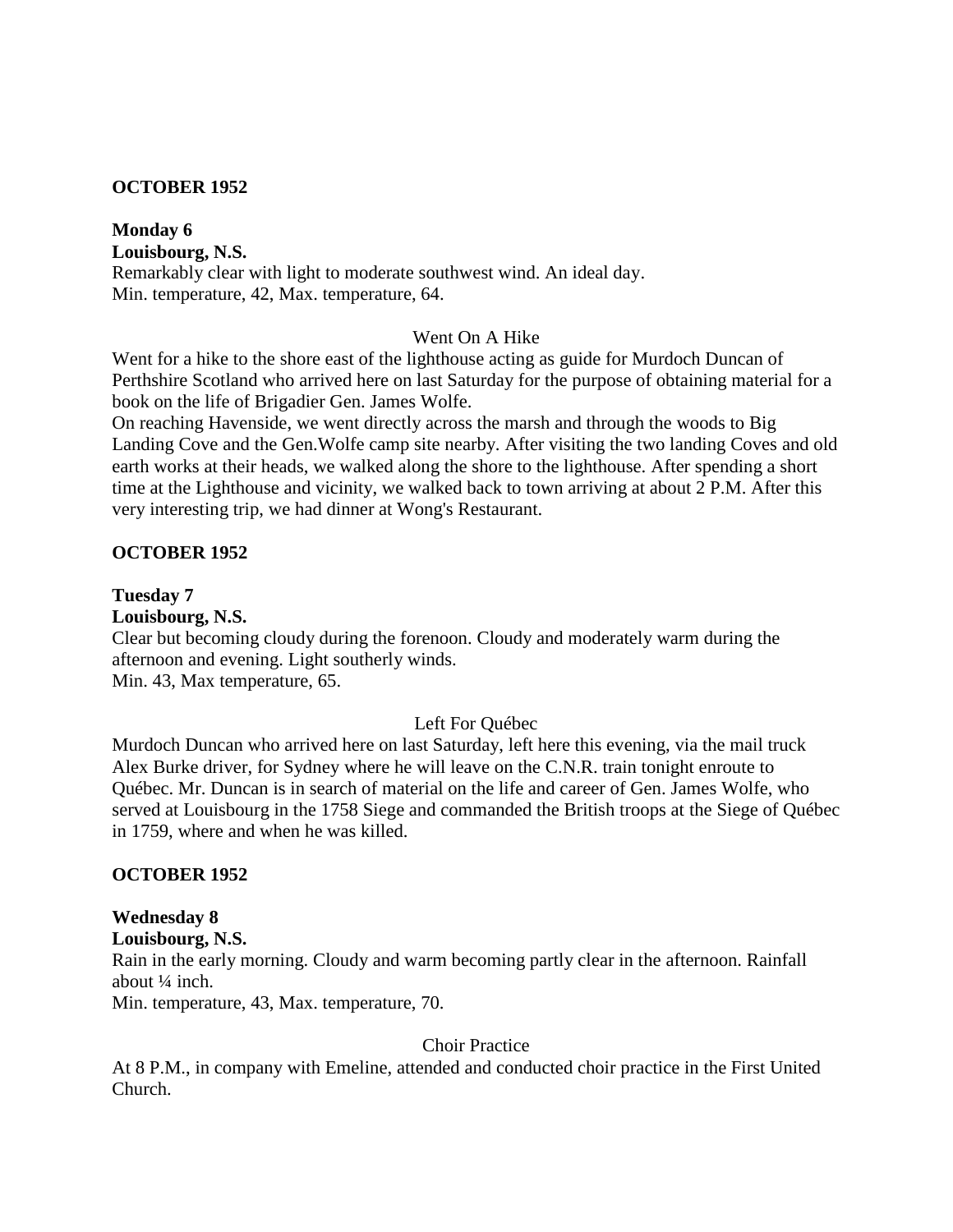**OCTOBER 1952**

**Monday 6**
**Louisbourg, N.S.**
Remarkably clear with light to moderate southwest wind. An ideal day.
Min. temperature, 42, Max. temperature, 64.

Went On A Hike

Went for a hike to the shore east of the lighthouse acting as guide for Murdoch Duncan of Perthshire Scotland who arrived here on last Saturday for the purpose of obtaining material for a book on the life of Brigadier Gen. James Wolfe.
On reaching Havenside, we went directly across the marsh and through the woods to Big Landing Cove and the Gen.Wolfe camp site nearby. After visiting the two landing Coves and old earth works at their heads, we walked along the shore to the lighthouse. After spending a short time at the Lighthouse and vicinity, we walked back to town arriving at about 2 P.M. After this very interesting trip, we had dinner at Wong's Restaurant.

**OCTOBER 1952**

**Tuesday 7**
**Louisbourg, N.S.**
Clear but becoming cloudy during the forenoon. Cloudy and moderately warm during the afternoon and evening. Light southerly winds.
Min. 43, Max temperature, 65.

Left For Québec

Murdoch Duncan who arrived here on last Saturday, left here this evening, via the mail truck Alex Burke driver, for Sydney where he will leave on the C.N.R. train tonight enroute to Québec. Mr. Duncan is in search of material on the life and career of Gen. James Wolfe, who served at Louisbourg in the 1758 Siege and commanded the British troops at the Siege of Québec in 1759, where and when he was killed.

**OCTOBER 1952**

**Wednesday 8**
**Louisbourg, N.S.**
Rain in the early morning. Cloudy and warm becoming partly clear in the afternoon. Rainfall about ¼ inch.
Min. temperature, 43, Max. temperature, 70.

Choir Practice

At 8 P.M., in company with Emeline, attended and conducted choir practice in the First United Church.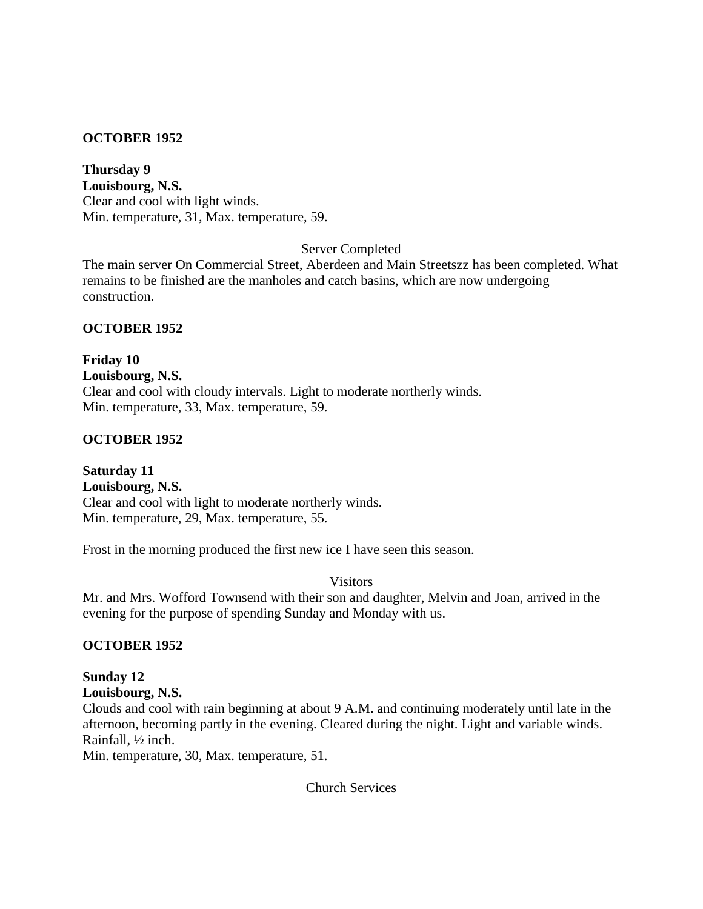**OCTOBER 1952**

**Thursday 9**
**Louisbourg, N.S.**
Clear and cool with light winds.
Min. temperature, 31, Max. temperature, 59.

Server Completed

The main server On Commercial Street, Aberdeen and Main Streetszz has been completed. What remains to be finished are the manholes and catch basins, which are now undergoing construction.

**OCTOBER 1952**

**Friday 10**
**Louisbourg, N.S.**
Clear and cool with cloudy intervals. Light to moderate northerly winds.
Min. temperature, 33, Max. temperature, 59.

**OCTOBER 1952**

**Saturday 11**
**Louisbourg, N.S.**
Clear and cool with light to moderate northerly winds.
Min. temperature, 29, Max. temperature, 55.

Frost in the morning produced the first new ice I have seen this season.

Visitors

Mr. and Mrs. Wofford Townsend with their son and daughter, Melvin and Joan, arrived in the evening for the purpose of spending Sunday and Monday with us.

**OCTOBER 1952**

**Sunday 12**
**Louisbourg, N.S.**
Clouds and cool with rain beginning at about 9 A.M. and continuing moderately until late in the afternoon, becoming partly in the evening. Cleared during the night. Light and variable winds.
Rainfall, ½ inch.
Min. temperature, 30, Max. temperature, 51.

Church Services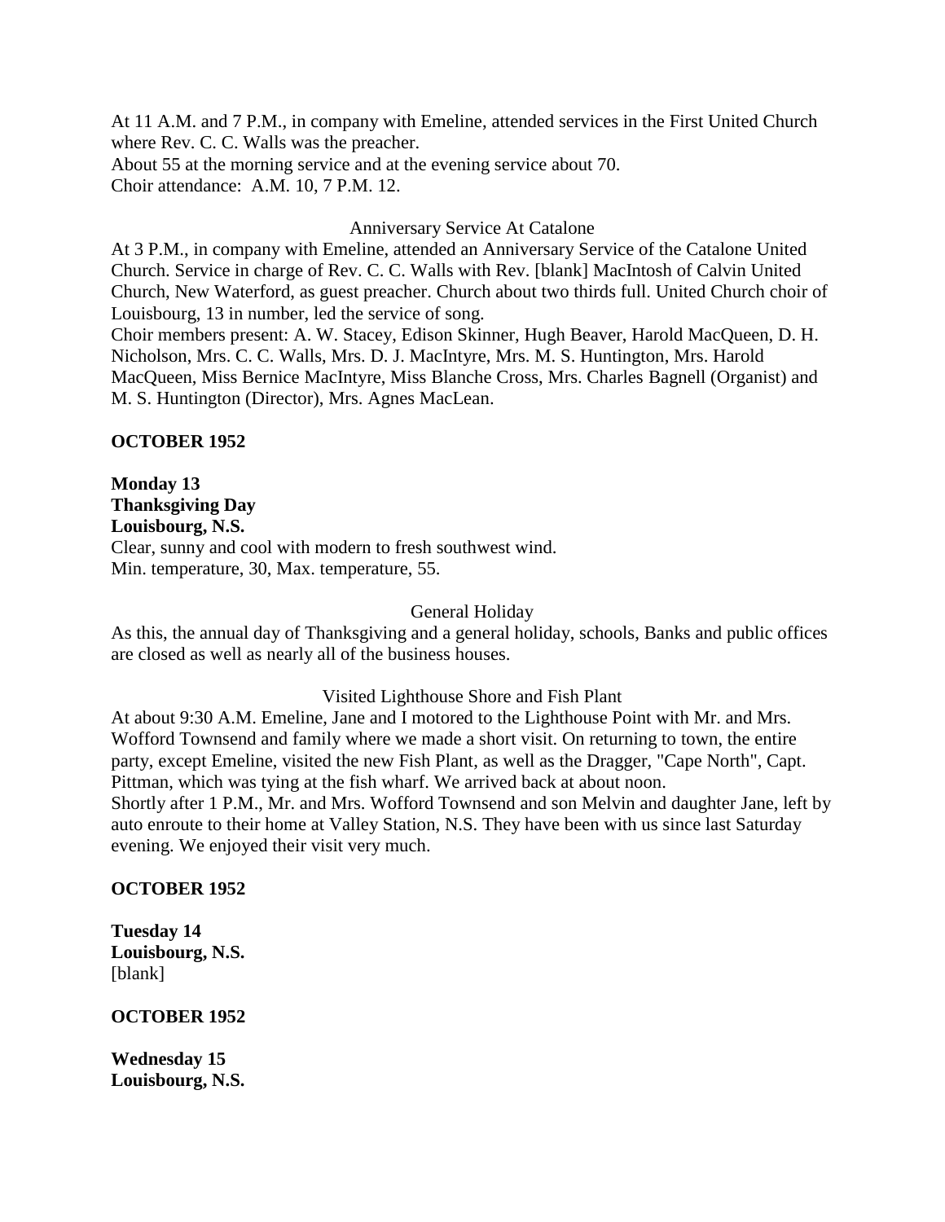At 11 A.M. and 7 P.M., in company with Emeline, attended services in the First United Church where Rev. C. C. Walls was the preacher.
About 55 at the morning service and at the evening service about 70.
Choir attendance: A.M. 10, 7 P.M. 12.

Anniversary Service At Catalone

At 3 P.M., in company with Emeline, attended an Anniversary Service of the Catalone United Church. Service in charge of Rev. C. C. Walls with Rev. [blank] MacIntosh of Calvin United Church, New Waterford, as guest preacher. Church about two thirds full. United Church choir of Louisbourg, 13 in number, led the service of song.
Choir members present: A. W. Stacey, Edison Skinner, Hugh Beaver, Harold MacQueen, D. H. Nicholson, Mrs. C. C. Walls, Mrs. D. J. MacIntyre, Mrs. M. S. Huntington, Mrs. Harold MacQueen, Miss Bernice MacIntyre, Miss Blanche Cross, Mrs. Charles Bagnell (Organist) and M. S. Huntington (Director), Mrs. Agnes MacLean.

**OCTOBER 1952**

**Monday 13**
**Thanksgiving Day**
**Louisbourg, N.S.**
Clear, sunny and cool with modern to fresh southwest wind.
Min. temperature, 30, Max. temperature, 55.

General Holiday

As this, the annual day of Thanksgiving and a general holiday, schools, Banks and public offices are closed as well as nearly all of the business houses.

Visited Lighthouse Shore and Fish Plant

At about 9:30 A.M. Emeline, Jane and I motored to the Lighthouse Point with Mr. and Mrs. Wofford Townsend and family where we made a short visit. On returning to town, the entire party, except Emeline, visited the new Fish Plant, as well as the Dragger, "Cape North", Capt. Pittman, which was tying at the fish wharf. We arrived back at about noon.
Shortly after 1 P.M., Mr. and Mrs. Wofford Townsend and son Melvin and daughter Jane, left by auto enroute to their home at Valley Station, N.S. They have been with us since last Saturday evening. We enjoyed their visit very much.

**OCTOBER 1952**

**Tuesday 14**
**Louisbourg, N.S.**
[blank]

**OCTOBER 1952**

**Wednesday 15**
**Louisbourg, N.S.**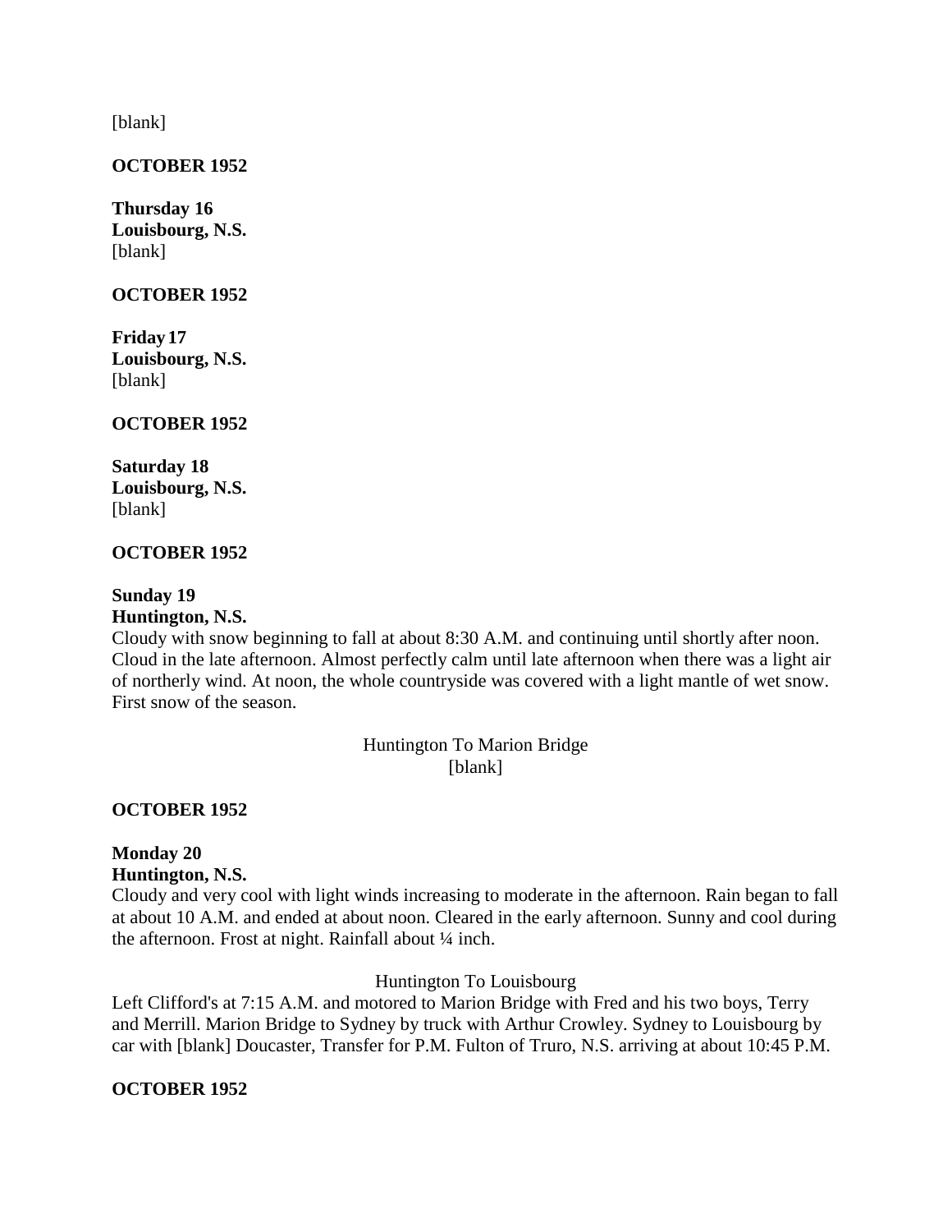[blank]

**OCTOBER 1952**

**Thursday 16**
**Louisbourg, N.S.**
[blank]

**OCTOBER 1952**

**Friday 17**
**Louisbourg, N.S.**
[blank]

**OCTOBER 1952**

**Saturday 18**
**Louisbourg, N.S.**
[blank]

**OCTOBER 1952**

**Sunday 19**
**Huntington, N.S.**
Cloudy with snow beginning to fall at about 8:30 A.M. and continuing until shortly after noon. Cloud in the late afternoon. Almost perfectly calm until late afternoon when there was a light air of northerly wind. At noon, the whole countryside was covered with a light mantle of wet snow. First snow of the season.

Huntington To Marion Bridge
[blank]

**OCTOBER 1952**

**Monday 20**
**Huntington, N.S.**
Cloudy and very cool with light winds increasing to moderate in the afternoon. Rain began to fall at about 10 A.M. and ended at about noon. Cleared in the early afternoon. Sunny and cool during the afternoon. Frost at night. Rainfall about ¼ inch.

Huntington To Louisbourg
Left Clifford's at 7:15 A.M. and motored to Marion Bridge with Fred and his two boys, Terry and Merrill. Marion Bridge to Sydney by truck with Arthur Crowley. Sydney to Louisbourg by car with [blank] Doucaster, Transfer for P.M. Fulton of Truro, N.S. arriving at about 10:45 P.M.

**OCTOBER 1952**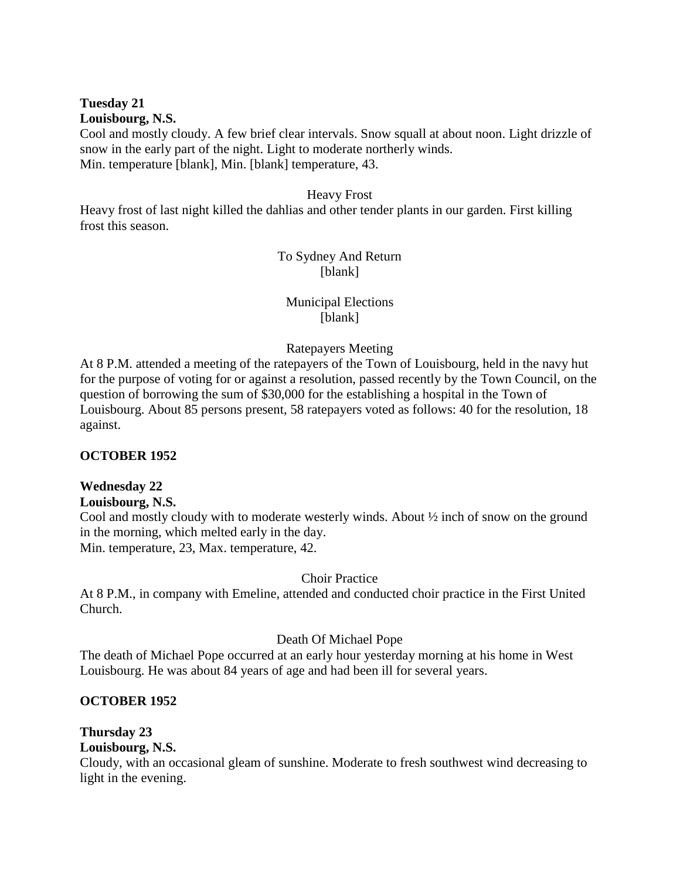**Tuesday 21**
**Louisbourg, N.S.**
Cool and mostly cloudy. A few brief clear intervals. Snow squall at about noon. Light drizzle of snow in the early part of the night. Light to moderate northerly winds.
Min. temperature [blank], Min. [blank] temperature, 43.

Heavy Frost
Heavy frost of last night killed the dahlias and other tender plants in our garden. First killing frost this season.

To Sydney And Return
[blank]

Municipal Elections
[blank]

Ratepayers Meeting
At 8 P.M. attended a meeting of the ratepayers of the Town of Louisbourg, held in the navy hut for the purpose of voting for or against a resolution, passed recently by the Town Council, on the question of borrowing the sum of $30,000 for the establishing a hospital in the Town of Louisbourg. About 85 persons present, 58 ratepayers voted as follows: 40 for the resolution, 18 against.

**OCTOBER 1952**

**Wednesday 22**
**Louisbourg, N.S.**
Cool and mostly cloudy with to moderate westerly winds. About ½ inch of snow on the ground in the morning, which melted early in the day.
Min. temperature, 23, Max. temperature, 42.

Choir Practice
At 8 P.M., in company with Emeline, attended and conducted choir practice in the First United Church.

Death Of Michael Pope
The death of Michael Pope occurred at an early hour yesterday morning at his home in West Louisbourg. He was about 84 years of age and had been ill for several years.

**OCTOBER 1952**

**Thursday 23**
**Louisbourg, N.S.**
Cloudy, with an occasional gleam of sunshine. Moderate to fresh southwest wind decreasing to light in the evening.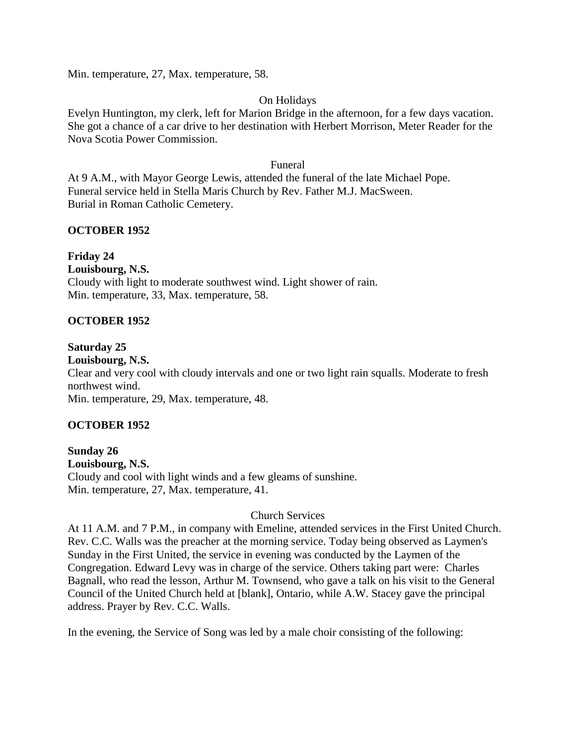Min. temperature, 27, Max. temperature, 58.

On Holidays

Evelyn Huntington, my clerk, left for Marion Bridge in the afternoon, for a few days vacation. She got a chance of a car drive to her destination with Herbert Morrison, Meter Reader for the Nova Scotia Power Commission.

Funeral

At 9 A.M., with Mayor George Lewis, attended the funeral of the late Michael Pope. Funeral service held in Stella Maris Church by Rev. Father M.J. MacSween. Burial in Roman Catholic Cemetery.

**OCTOBER 1952**

**Friday 24**
**Louisbourg, N.S.**
Cloudy with light to moderate southwest wind. Light shower of rain.
Min. temperature, 33, Max. temperature, 58.

**OCTOBER 1952**

**Saturday 25**
**Louisbourg, N.S.**
Clear and very cool with cloudy intervals and one or two light rain squalls. Moderate to fresh northwest wind.
Min. temperature, 29, Max. temperature, 48.

**OCTOBER 1952**

**Sunday 26**
**Louisbourg, N.S.**
Cloudy and cool with light winds and a few gleams of sunshine.
Min. temperature, 27, Max. temperature, 41.

Church Services

At 11 A.M. and 7 P.M., in company with Emeline, attended services in the First United Church. Rev. C.C. Walls was the preacher at the morning service. Today being observed as Laymen's Sunday in the First United, the service in evening was conducted by the Laymen of the Congregation. Edward Levy was in charge of the service. Others taking part were: Charles Bagnall, who read the lesson, Arthur M. Townsend, who gave a talk on his visit to the General Council of the United Church held at [blank], Ontario, while A.W. Stacey gave the principal address. Prayer by Rev. C.C. Walls.

In the evening, the Service of Song was led by a male choir consisting of the following: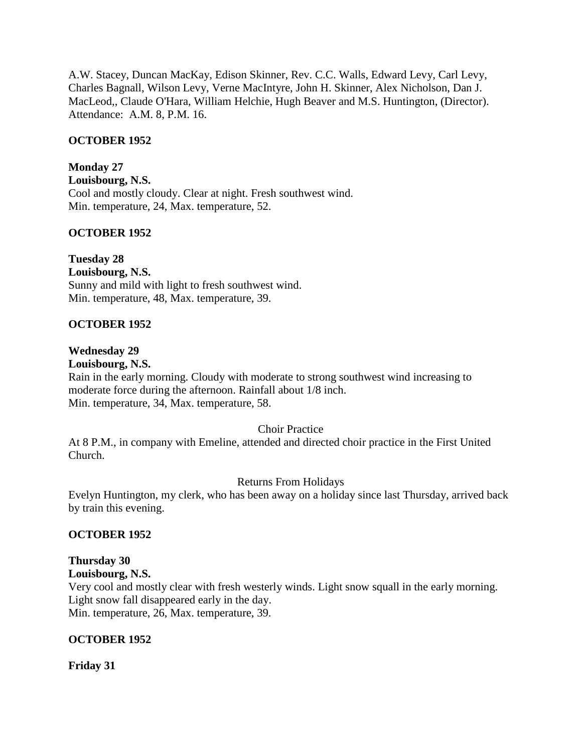A.W. Stacey, Duncan MacKay, Edison Skinner, Rev. C.C. Walls, Edward Levy, Carl Levy, Charles Bagnall, Wilson Levy, Verne MacIntyre, John H. Skinner, Alex Nicholson, Dan J. MacLeod,, Claude O'Hara, William Helchie, Hugh Beaver and M.S. Huntington, (Director). Attendance: A.M. 8, P.M. 16.

**OCTOBER 1952**

**Monday 27**
**Louisbourg, N.S.**
Cool and mostly cloudy. Clear at night. Fresh southwest wind.
Min. temperature, 24, Max. temperature, 52.

**OCTOBER 1952**

**Tuesday 28**
**Louisbourg, N.S.**
Sunny and mild with light to fresh southwest wind.
Min. temperature, 48, Max. temperature, 39.

**OCTOBER 1952**

**Wednesday 29**
**Louisbourg, N.S.**
Rain in the early morning. Cloudy with moderate to strong southwest wind increasing to moderate force during the afternoon. Rainfall about 1/8 inch.
Min. temperature, 34, Max. temperature, 58.

Choir Practice

At 8 P.M., in company with Emeline, attended and directed choir practice in the First United Church.

Returns From Holidays

Evelyn Huntington, my clerk, who has been away on a holiday since last Thursday, arrived back by train this evening.

**OCTOBER 1952**

**Thursday 30**
**Louisbourg, N.S.**
Very cool and mostly clear with fresh westerly winds. Light snow squall in the early morning. Light snow fall disappeared early in the day.
Min. temperature, 26, Max. temperature, 39.

**OCTOBER 1952**

**Friday 31**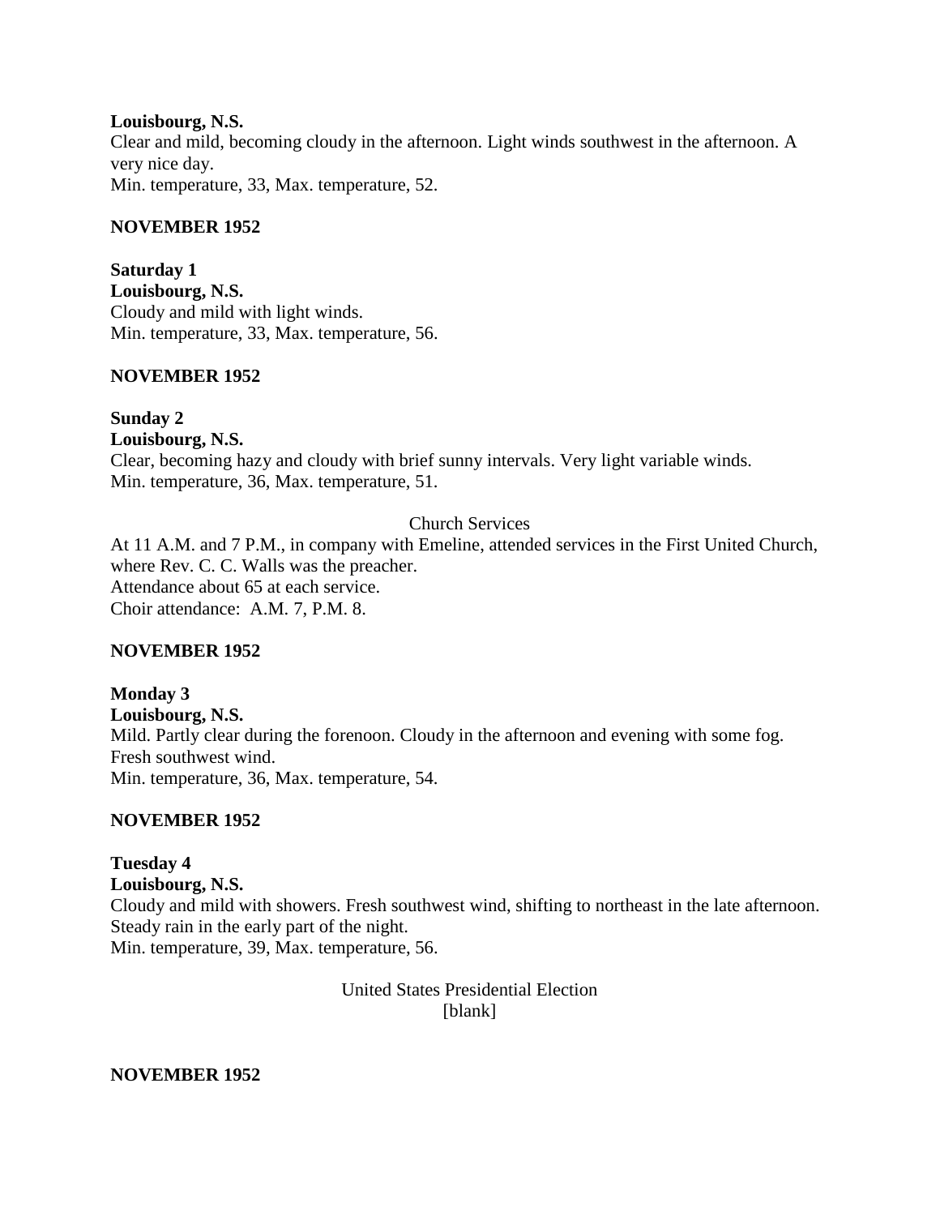**Louisbourg, N.S.**
Clear and mild, becoming cloudy in the afternoon. Light winds southwest in the afternoon. A very nice day.
Min. temperature, 33, Max. temperature, 52.

**NOVEMBER 1952**

**Saturday 1**
**Louisbourg, N.S.**
Cloudy and mild with light winds.
Min. temperature, 33, Max. temperature, 56.

**NOVEMBER 1952**

**Sunday 2**
**Louisbourg, N.S.**
Clear, becoming hazy and cloudy with brief sunny intervals. Very light variable winds.
Min. temperature, 36, Max. temperature, 51.

Church Services

At 11 A.M. and 7 P.M., in company with Emeline, attended services in the First United Church, where Rev. C. C. Walls was the preacher.
Attendance about 65 at each service.
Choir attendance: A.M. 7, P.M. 8.

**NOVEMBER 1952**

**Monday 3**
**Louisbourg, N.S.**
Mild. Partly clear during the forenoon. Cloudy in the afternoon and evening with some fog. Fresh southwest wind.
Min. temperature, 36, Max. temperature, 54.

**NOVEMBER 1952**

**Tuesday 4**
**Louisbourg, N.S.**
Cloudy and mild with showers. Fresh southwest wind, shifting to northeast in the late afternoon. Steady rain in the early part of the night.
Min. temperature, 39, Max. temperature, 56.

United States Presidential Election
[blank]

**NOVEMBER 1952**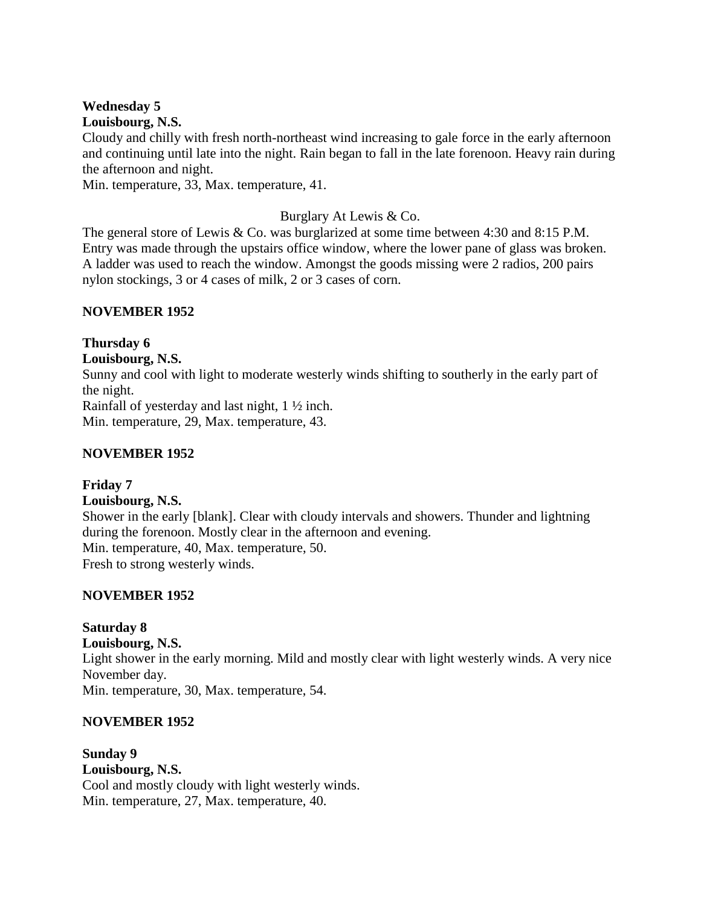**Wednesday 5**
**Louisbourg, N.S.**
Cloudy and chilly with fresh north-northeast wind increasing to gale force in the early afternoon and continuing until late into the night. Rain began to fall in the late forenoon. Heavy rain during the afternoon and night.
Min. temperature, 33, Max. temperature, 41.

Burglary At Lewis & Co.

The general store of Lewis & Co. was burglarized at some time between 4:30 and 8:15 P.M. Entry was made through the upstairs office window, where the lower pane of glass was broken. A ladder was used to reach the window. Amongst the goods missing were 2 radios, 200 pairs nylon stockings, 3 or 4 cases of milk, 2 or 3 cases of corn.

**NOVEMBER 1952**

**Thursday 6**
**Louisbourg, N.S.**
Sunny and cool with light to moderate westerly winds shifting to southerly in the early part of the night.
Rainfall of yesterday and last night, 1 ½ inch.
Min. temperature, 29, Max. temperature, 43.

**NOVEMBER 1952**

**Friday 7**
**Louisbourg, N.S.**
Shower in the early [blank]. Clear with cloudy intervals and showers. Thunder and lightning during the forenoon. Mostly clear in the afternoon and evening.
Min. temperature, 40, Max. temperature, 50.
Fresh to strong westerly winds.

**NOVEMBER 1952**

**Saturday 8**
**Louisbourg, N.S.**
Light shower in the early morning. Mild and mostly clear with light westerly winds. A very nice November day.
Min. temperature, 30, Max. temperature, 54.

**NOVEMBER 1952**

**Sunday 9**
**Louisbourg, N.S.**
Cool and mostly cloudy with light westerly winds.
Min. temperature, 27, Max. temperature, 40.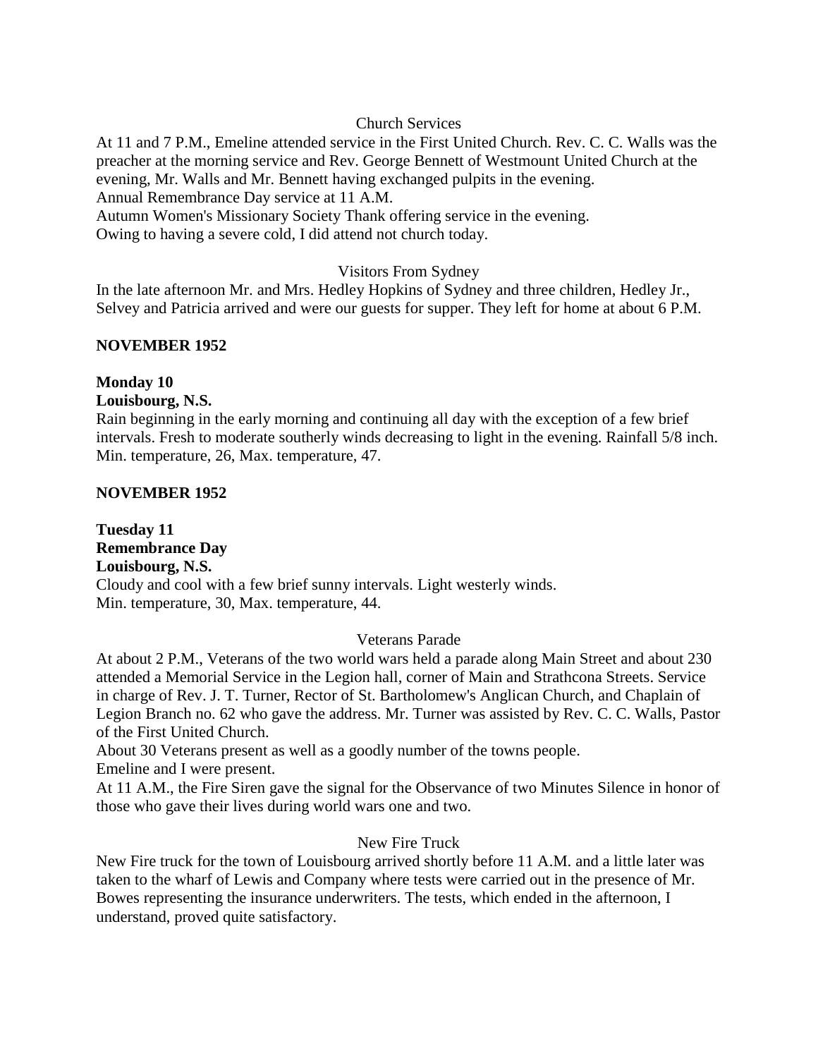Church Services

At 11 and 7 P.M., Emeline attended service in the First United Church. Rev. C. C. Walls was the preacher at the morning service and Rev. George Bennett of Westmount United Church at the evening, Mr. Walls and Mr. Bennett having exchanged pulpits in the evening.
Annual Remembrance Day service at 11 A.M.
Autumn Women's Missionary Society Thank offering service in the evening.
Owing to having a severe cold, I did attend not church today.

Visitors From Sydney

In the late afternoon Mr. and Mrs. Hedley Hopkins of Sydney and three children, Hedley Jr., Selvey and Patricia arrived and were our guests for supper. They left for home at about 6 P.M.

**NOVEMBER 1952**

**Monday 10**
**Louisbourg, N.S.**

Rain beginning in the early morning and continuing all day with the exception of a few brief intervals. Fresh to moderate southerly winds decreasing to light in the evening. Rainfall 5/8 inch. Min. temperature, 26, Max. temperature, 47.

**NOVEMBER 1952**

**Tuesday 11**
**Remembrance Day**
**Louisbourg, N.S.**

Cloudy and cool with a few brief sunny intervals. Light westerly winds.
Min. temperature, 30, Max. temperature, 44.

Veterans Parade

At about 2 P.M., Veterans of the two world wars held a parade along Main Street and about 230 attended a Memorial Service in the Legion hall, corner of Main and Strathcona Streets. Service in charge of Rev. J. T. Turner, Rector of St. Bartholomew's Anglican Church, and Chaplain of Legion Branch no. 62 who gave the address. Mr. Turner was assisted by Rev. C. C. Walls, Pastor of the First United Church.
About 30 Veterans present as well as a goodly number of the towns people.
Emeline and I were present.
At 11 A.M., the Fire Siren gave the signal for the Observance of two Minutes Silence in honor of those who gave their lives during world wars one and two.

New Fire Truck

New Fire truck for the town of Louisbourg arrived shortly before 11 A.M. and a little later was taken to the wharf of Lewis and Company where tests were carried out in the presence of Mr. Bowes representing the insurance underwriters. The tests, which ended in the afternoon, I understand, proved quite satisfactory.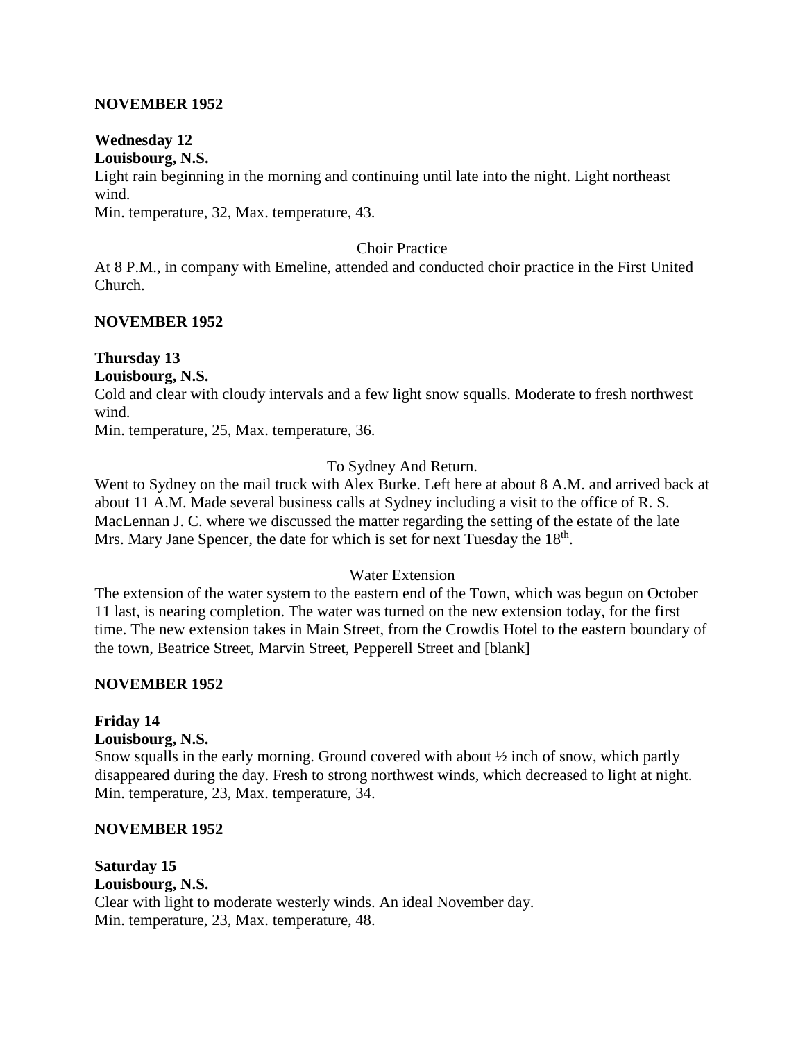**NOVEMBER 1952**

**Wednesday 12**
**Louisbourg, N.S.**
Light rain beginning in the morning and continuing until late into the night. Light northeast wind.
Min. temperature, 32, Max. temperature, 43.

Choir Practice

At 8 P.M., in company with Emeline, attended and conducted choir practice in the First United Church.

**NOVEMBER 1952**

**Thursday 13**
**Louisbourg, N.S.**
Cold and clear with cloudy intervals and a few light snow squalls. Moderate to fresh northwest wind.
Min. temperature, 25, Max. temperature, 36.

To Sydney And Return.

Went to Sydney on the mail truck with Alex Burke. Left here at about 8 A.M. and arrived back at about 11 A.M. Made several business calls at Sydney including a visit to the office of R. S. MacLennan J. C. where we discussed the matter regarding the setting of the estate of the late Mrs. Mary Jane Spencer, the date for which is set for next Tuesday the 18th.

Water Extension

The extension of the water system to the eastern end of the Town, which was begun on October 11 last, is nearing completion. The water was turned on the new extension today, for the first time. The new extension takes in Main Street, from the Crowdis Hotel to the eastern boundary of the town, Beatrice Street, Marvin Street, Pepperell Street and [blank]

**NOVEMBER 1952**

**Friday 14**
**Louisbourg, N.S.**
Snow squalls in the early morning. Ground covered with about ½ inch of snow, which partly disappeared during the day. Fresh to strong northwest winds, which decreased to light at night.
Min. temperature, 23, Max. temperature, 34.

**NOVEMBER 1952**

**Saturday 15**
**Louisbourg, N.S.**
Clear with light to moderate westerly winds. An ideal November day.
Min. temperature, 23, Max. temperature, 48.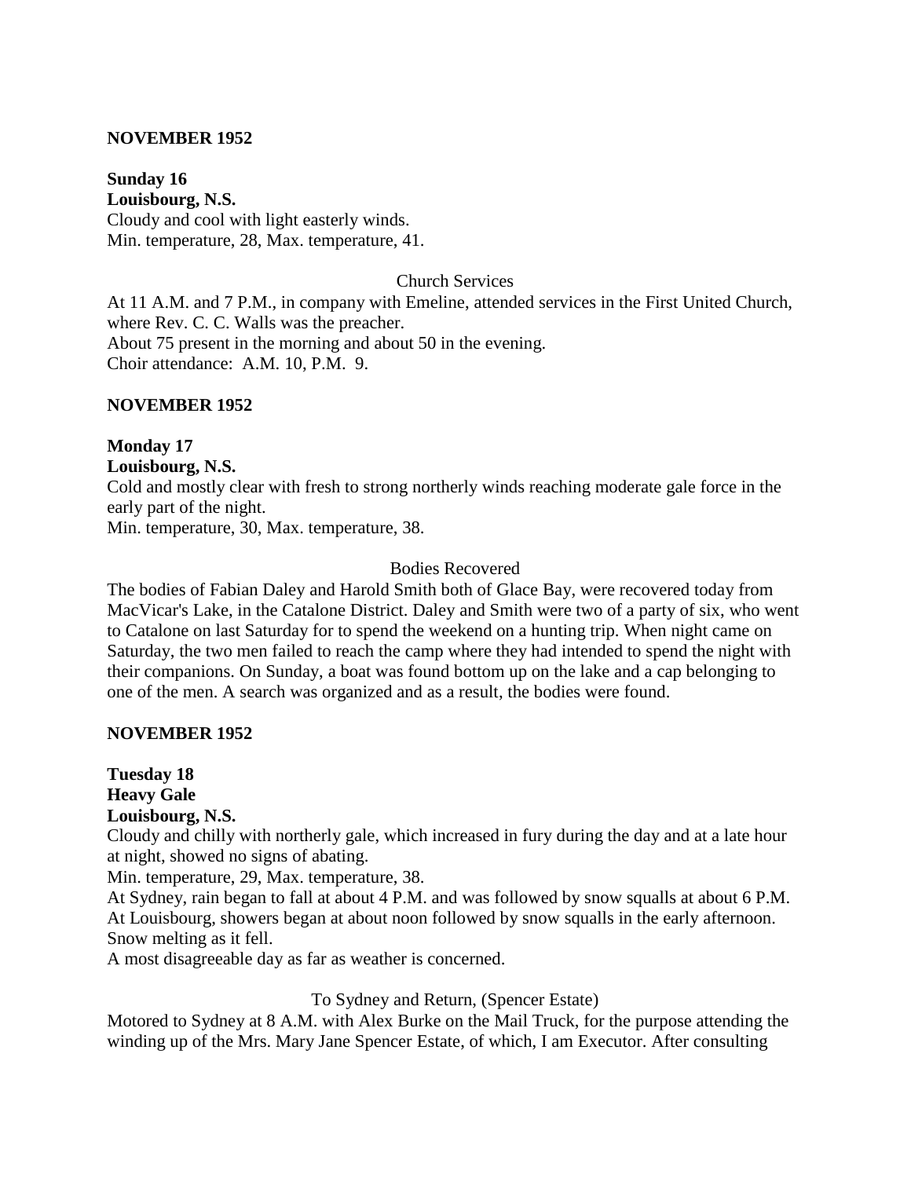**NOVEMBER 1952**

**Sunday 16**
**Louisbourg, N.S.**
Cloudy and cool with light easterly winds.
Min. temperature, 28, Max. temperature, 41.

Church Services

At 11 A.M. and 7 P.M., in company with Emeline, attended services in the First United Church, where Rev. C. C. Walls was the preacher.
About 75 present in the morning and about 50 in the evening.
Choir attendance: A.M. 10, P.M. 9.

**NOVEMBER 1952**

**Monday 17**
**Louisbourg, N.S.**
Cold and mostly clear with fresh to strong northerly winds reaching moderate gale force in the early part of the night.
Min. temperature, 30, Max. temperature, 38.

Bodies Recovered

The bodies of Fabian Daley and Harold Smith both of Glace Bay, were recovered today from MacVicar's Lake, in the Catalone District. Daley and Smith were two of a party of six, who went to Catalone on last Saturday for to spend the weekend on a hunting trip. When night came on Saturday, the two men failed to reach the camp where they had intended to spend the night with their companions. On Sunday, a boat was found bottom up on the lake and a cap belonging to one of the men. A search was organized and as a result, the bodies were found.

**NOVEMBER 1952**

**Tuesday 18**
**Heavy Gale**
**Louisbourg, N.S.**
Cloudy and chilly with northerly gale, which increased in fury during the day and at a late hour at night, showed no signs of abating.
Min. temperature, 29, Max. temperature, 38.
At Sydney, rain began to fall at about 4 P.M. and was followed by snow squalls at about 6 P.M.
At Louisbourg, showers began at about noon followed by snow squalls in the early afternoon. Snow melting as it fell.
A most disagreeable day as far as weather is concerned.

To Sydney and Return, (Spencer Estate)

Motored to Sydney at 8 A.M. with Alex Burke on the Mail Truck, for the purpose attending the winding up of the Mrs. Mary Jane Spencer Estate, of which, I am Executor. After consulting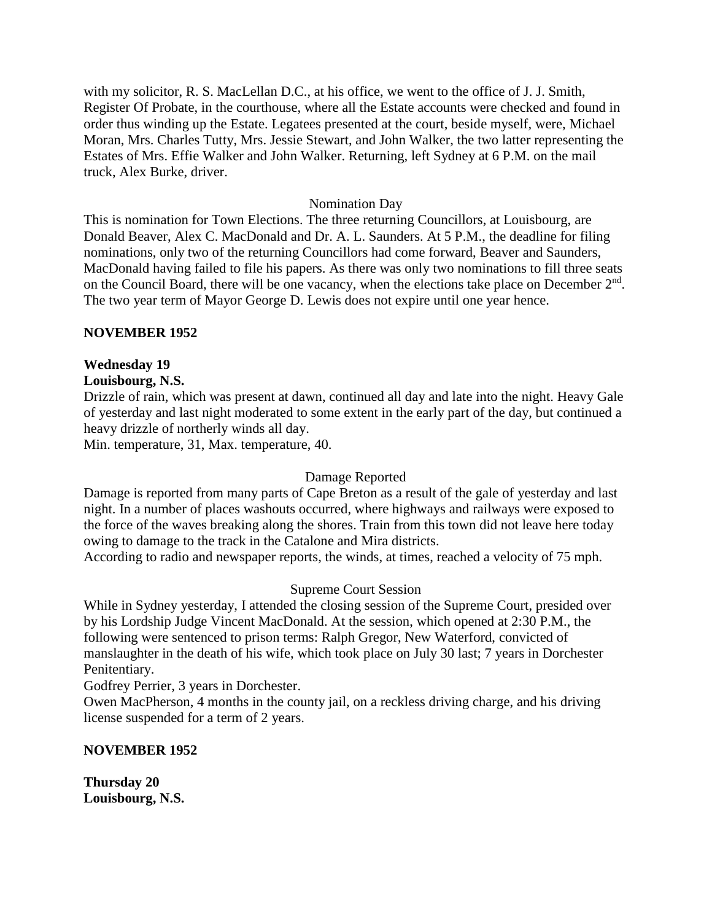with my solicitor, R. S. MacLellan D.C., at his office, we went to the office of J. J. Smith, Register Of Probate, in the courthouse, where all the Estate accounts were checked and found in order thus winding up the Estate. Legatees presented at the court, beside myself, were, Michael Moran, Mrs. Charles Tutty, Mrs. Jessie Stewart, and John Walker, the two latter representing the Estates of Mrs. Effie Walker and John Walker. Returning, left Sydney at 6 P.M. on the mail truck, Alex Burke, driver.

Nomination Day

This is nomination for Town Elections. The three returning Councillors, at Louisbourg, are Donald Beaver, Alex C. MacDonald and Dr. A. L. Saunders. At 5 P.M., the deadline for filing nominations, only two of the returning Councillors had come forward, Beaver and Saunders, MacDonald having failed to file his papers. As there was only two nominations to fill three seats on the Council Board, there will be one vacancy, when the elections take place on December 2nd. The two year term of Mayor George D. Lewis does not expire until one year hence.

**NOVEMBER 1952**

**Wednesday 19**
**Louisbourg, N.S.**

Drizzle of rain, which was present at dawn, continued all day and late into the night. Heavy Gale of yesterday and last night moderated to some extent in the early part of the day, but continued a heavy drizzle of northerly winds all day.
Min. temperature, 31, Max. temperature, 40.

Damage Reported

Damage is reported from many parts of Cape Breton as a result of the gale of yesterday and last night. In a number of places washouts occurred, where highways and railways were exposed to the force of the waves breaking along the shores. Train from this town did not leave here today owing to damage to the track in the Catalone and Mira districts.
According to radio and newspaper reports, the winds, at times, reached a velocity of 75 mph.

Supreme Court Session

While in Sydney yesterday, I attended the closing session of the Supreme Court, presided over by his Lordship Judge Vincent MacDonald. At the session, which opened at 2:30 P.M., the following were sentenced to prison terms: Ralph Gregor, New Waterford, convicted of manslaughter in the death of his wife, which took place on July 30 last; 7 years in Dorchester Penitentiary.
Godfrey Perrier, 3 years in Dorchester.
Owen MacPherson, 4 months in the county jail, on a reckless driving charge, and his driving license suspended for a term of 2 years.

**NOVEMBER 1952**

**Thursday 20**
**Louisbourg, N.S.**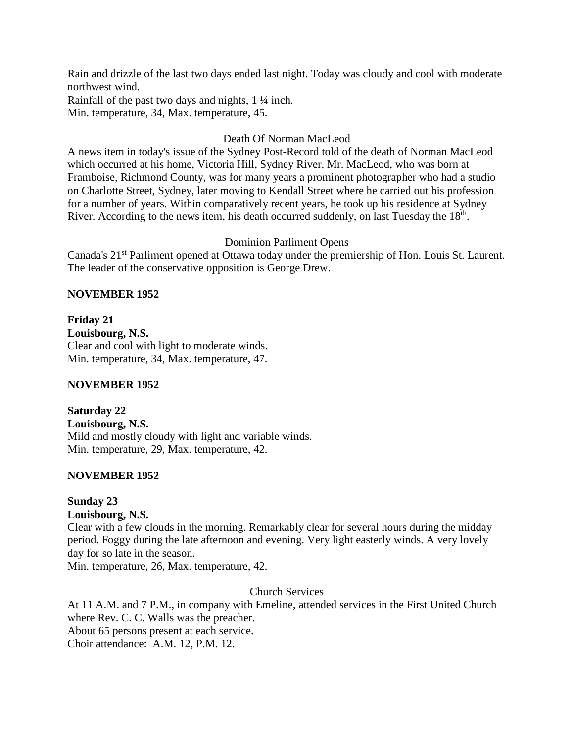Rain and drizzle of the last two days ended last night. Today was cloudy and cool with moderate northwest wind.
Rainfall of the past two days and nights, 1 ¼ inch.
Min. temperature, 34, Max. temperature, 45.

Death Of Norman MacLeod

A news item in today's issue of the Sydney Post-Record told of the death of Norman MacLeod which occurred at his home, Victoria Hill, Sydney River. Mr. MacLeod, who was born at Framboise, Richmond County, was for many years a prominent photographer who had a studio on Charlotte Street, Sydney, later moving to Kendall Street where he carried out his profession for a number of years. Within comparatively recent years, he took up his residence at Sydney River. According to the news item, his death occurred suddenly, on last Tuesday the 18th.

Dominion Parliment Opens

Canada's 21st Parliment opened at Ottawa today under the premiership of Hon. Louis St. Laurent. The leader of the conservative opposition is George Drew.

**NOVEMBER 1952**

**Friday 21**
**Louisbourg, N.S.**
Clear and cool with light to moderate winds.
Min. temperature, 34, Max. temperature, 47.

**NOVEMBER 1952**

**Saturday 22**
**Louisbourg, N.S.**
Mild and mostly cloudy with light and variable winds.
Min. temperature, 29, Max. temperature, 42.

**NOVEMBER 1952**

**Sunday 23**
**Louisbourg, N.S.**
Clear with a few clouds in the morning. Remarkably clear for several hours during the midday period. Foggy during the late afternoon and evening. Very light easterly winds. A very lovely day for so late in the season.
Min. temperature, 26, Max. temperature, 42.

Church Services

At 11 A.M. and 7 P.M., in company with Emeline, attended services in the First United Church where Rev. C. C. Walls was the preacher.
About 65 persons present at each service.
Choir attendance: A.M. 12, P.M. 12.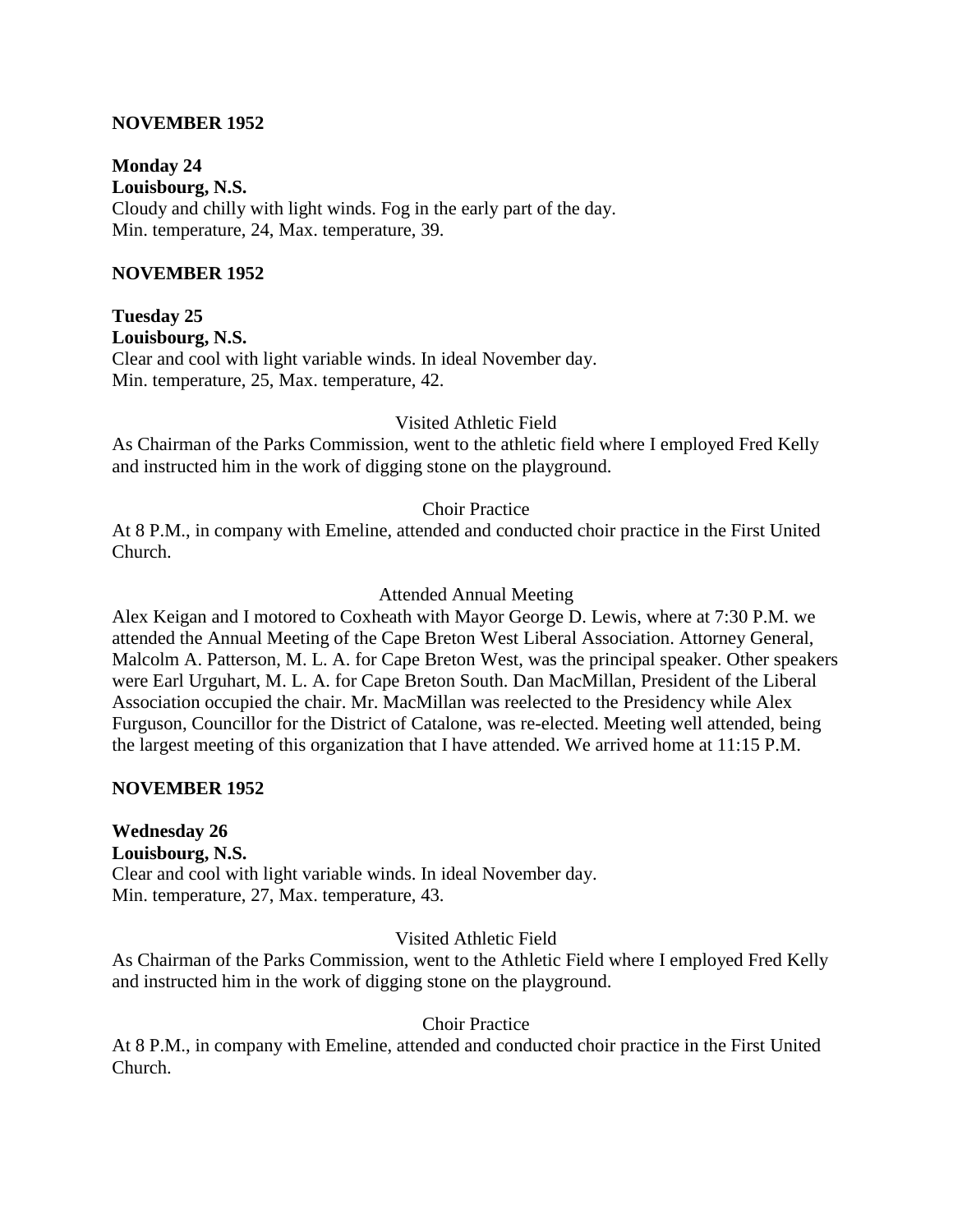**NOVEMBER 1952**

**Monday 24**
**Louisbourg, N.S.**
Cloudy and chilly with light winds. Fog in the early part of the day.
Min. temperature, 24, Max. temperature, 39.

**NOVEMBER 1952**

**Tuesday 25**
**Louisbourg, N.S.**
Clear and cool with light variable winds. In ideal November day.
Min. temperature, 25, Max. temperature, 42.

Visited Athletic Field

As Chairman of the Parks Commission, went to the athletic field where I employed Fred Kelly and instructed him in the work of digging stone on the playground.

Choir Practice

At 8 P.M., in company with Emeline, attended and conducted choir practice in the First United Church.

Attended Annual Meeting

Alex Keigan and I motored to Coxheath with Mayor George D. Lewis, where at 7:30 P.M. we attended the Annual Meeting of the Cape Breton West Liberal Association. Attorney General, Malcolm A. Patterson, M. L. A. for Cape Breton West, was the principal speaker. Other speakers were Earl Urguhart, M. L. A. for Cape Breton South. Dan MacMillan, President of the Liberal Association occupied the chair. Mr. MacMillan was reelected to the Presidency while Alex Furguson, Councillor for the District of Catalone, was re-elected. Meeting well attended, being the largest meeting of this organization that I have attended. We arrived home at 11:15 P.M.

**NOVEMBER 1952**

**Wednesday 26**
**Louisbourg, N.S.**
Clear and cool with light variable winds. In ideal November day.
Min. temperature, 27, Max. temperature, 43.

Visited Athletic Field

As Chairman of the Parks Commission, went to the Athletic Field where I employed Fred Kelly and instructed him in the work of digging stone on the playground.

Choir Practice

At 8 P.M., in company with Emeline, attended and conducted choir practice in the First United Church.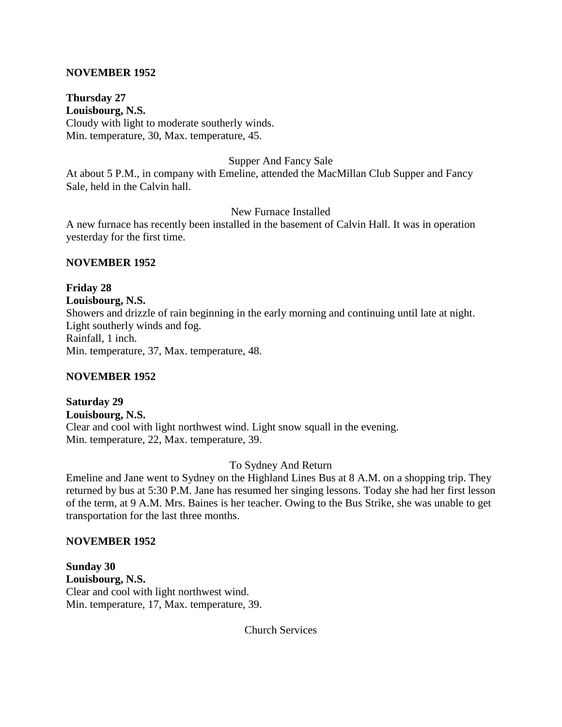**NOVEMBER 1952**

**Thursday 27**
**Louisbourg, N.S.**
Cloudy with light to moderate southerly winds.
Min. temperature, 30, Max. temperature, 45.

Supper And Fancy Sale

At about 5 P.M., in company with Emeline, attended the MacMillan Club Supper and Fancy Sale, held in the Calvin hall.

New Furnace Installed

A new furnace has recently been installed in the basement of Calvin Hall. It was in operation yesterday for the first time.

**NOVEMBER 1952**

**Friday 28**
**Louisbourg, N.S.**
Showers and drizzle of rain beginning in the early morning and continuing until late at night. Light southerly winds and fog.
Rainfall, 1 inch.
Min. temperature, 37, Max. temperature, 48.

**NOVEMBER 1952**

**Saturday 29**
**Louisbourg, N.S.**
Clear and cool with light northwest wind. Light snow squall in the evening.
Min. temperature, 22, Max. temperature, 39.

To Sydney And Return

Emeline and Jane went to Sydney on the Highland Lines Bus at 8 A.M. on a shopping trip. They returned by bus at 5:30 P.M. Jane has resumed her singing lessons. Today she had her first lesson of the term, at 9 A.M. Mrs. Baines is her teacher. Owing to the Bus Strike, she was unable to get transportation for the last three months.

**NOVEMBER 1952**

**Sunday 30**
**Louisbourg, N.S.**
Clear and cool with light northwest wind.
Min. temperature, 17, Max. temperature, 39.

Church Services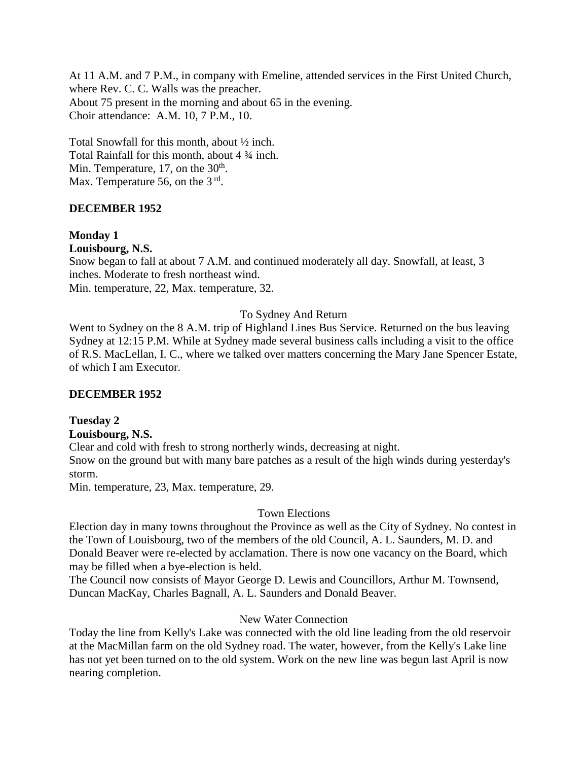At 11 A.M. and 7 P.M., in company with Emeline, attended services in the First United Church, where Rev. C. C. Walls was the preacher.
About 75 present in the morning and about 65 in the evening.
Choir attendance: A.M. 10, 7 P.M., 10.

Total Snowfall for this month, about ½ inch.
Total Rainfall for this month, about 4 ¾ inch.
Min. Temperature, 17, on the 30th.
Max. Temperature 56, on the 3rd.

## DECEMBER 1952

**Monday 1**
**Louisbourg, N.S.**
Snow began to fall at about 7 A.M. and continued moderately all day. Snowfall, at least, 3 inches. Moderate to fresh northeast wind.
Min. temperature, 22, Max. temperature, 32.

To Sydney And Return

Went to Sydney on the 8 A.M. trip of Highland Lines Bus Service. Returned on the bus leaving Sydney at 12:15 P.M. While at Sydney made several business calls including a visit to the office of R.S. MacLellan, I. C., where we talked over matters concerning the Mary Jane Spencer Estate, of which I am Executor.

## DECEMBER 1952

**Tuesday 2**
**Louisbourg, N.S.**
Clear and cold with fresh to strong northerly winds, decreasing at night.
Snow on the ground but with many bare patches as a result of the high winds during yesterday's storm.
Min. temperature, 23, Max. temperature, 29.

Town Elections

Election day in many towns throughout the Province as well as the City of Sydney. No contest in the Town of Louisbourg, two of the members of the old Council, A. L. Saunders, M. D. and Donald Beaver were re-elected by acclamation. There is now one vacancy on the Board, which may be filled when a bye-election is held.
The Council now consists of Mayor George D. Lewis and Councillors, Arthur M. Townsend, Duncan MacKay, Charles Bagnall, A. L. Saunders and Donald Beaver.

New Water Connection

Today the line from Kelly's Lake was connected with the old line leading from the old reservoir at the MacMillan farm on the old Sydney road. The water, however, from the Kelly's Lake line has not yet been turned on to the old system. Work on the new line was begun last April is now nearing completion.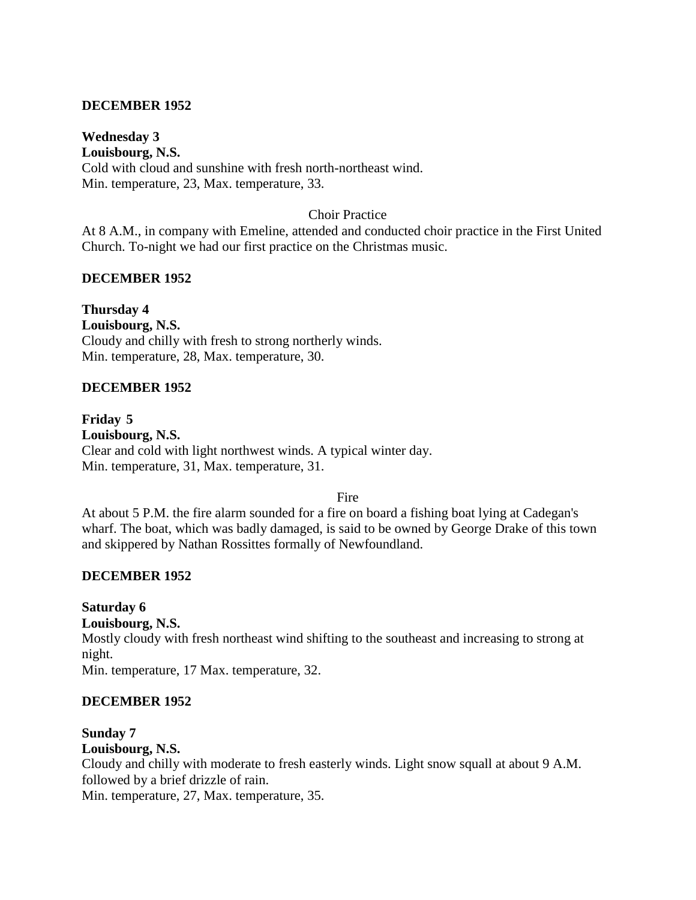**DECEMBER 1952**

**Wednesday 3**
**Louisbourg, N.S.**
Cold with cloud and sunshine with fresh north-northeast wind.
Min. temperature, 23, Max. temperature, 33.

Choir Practice

At 8 A.M., in company with Emeline, attended and conducted choir practice in the First United Church. To-night we had our first practice on the Christmas music.

**DECEMBER 1952**

**Thursday 4**
**Louisbourg, N.S.**
Cloudy and chilly with fresh to strong northerly winds.
Min. temperature, 28, Max. temperature, 30.

**DECEMBER 1952**

**Friday 5**
**Louisbourg, N.S.**
Clear and cold with light northwest winds. A typical winter day.
Min. temperature, 31, Max. temperature, 31.

Fire

At about 5 P.M. the fire alarm sounded for a fire on board a fishing boat lying at Cadegan's wharf. The boat, which was badly damaged, is said to be owned by George Drake of this town and skippered by Nathan Rossittes formally of Newfoundland.

**DECEMBER 1952**

**Saturday 6**
**Louisbourg, N.S.**
Mostly cloudy with fresh northeast wind shifting to the southeast and increasing to strong at night.
Min. temperature, 17 Max. temperature, 32.

**DECEMBER 1952**

**Sunday 7**
**Louisbourg, N.S.**
Cloudy and chilly with moderate to fresh easterly winds. Light snow squall at about 9 A.M. followed by a brief drizzle of rain.
Min. temperature, 27, Max. temperature, 35.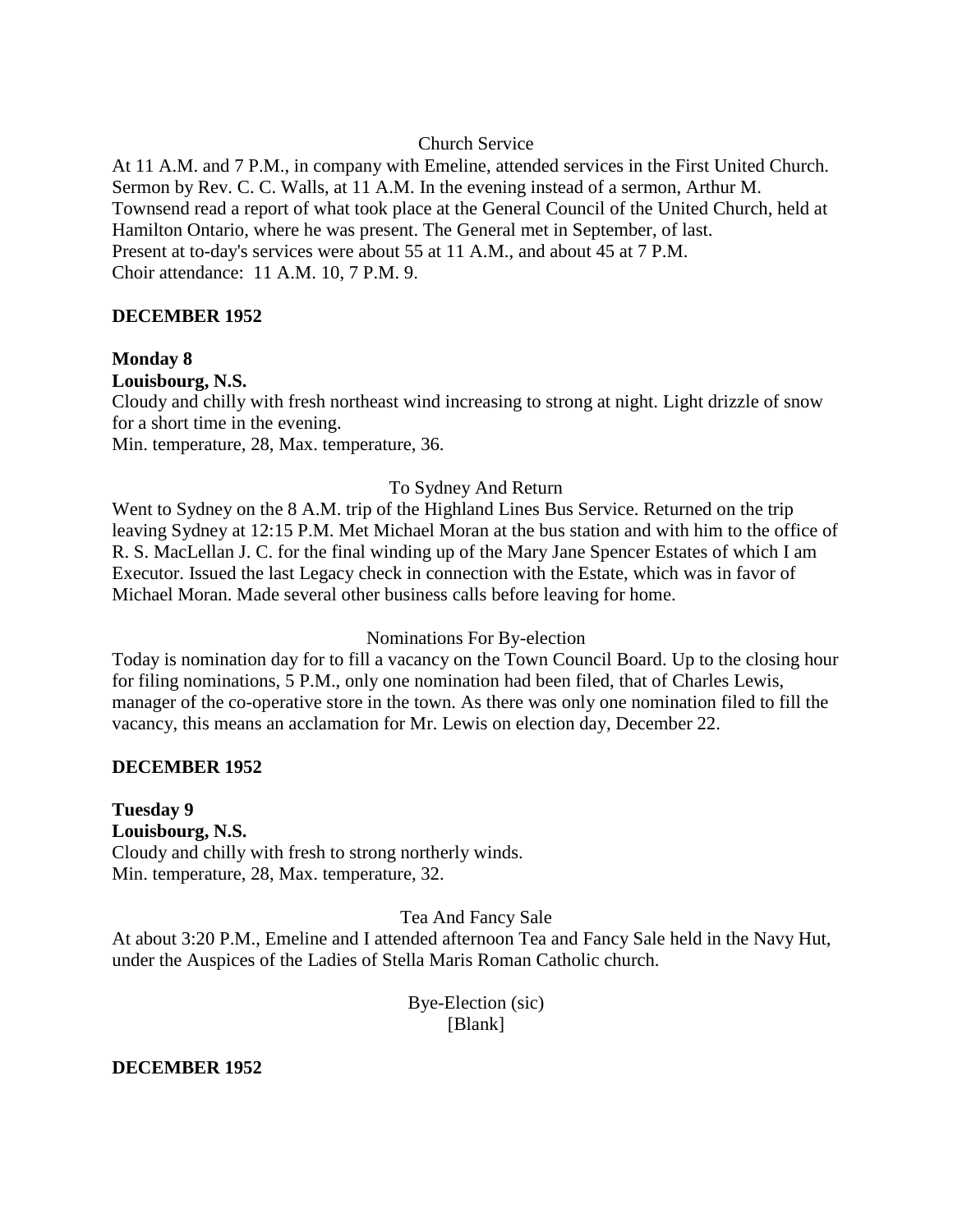Church Service

At 11 A.M. and 7 P.M., in company with Emeline, attended services in the First United Church. Sermon by Rev. C. C. Walls, at 11 A.M. In the evening instead of a sermon, Arthur M. Townsend read a report of what took place at the General Council of the United Church, held at Hamilton Ontario, where he was present. The General met in September, of last.
Present at to-day's services were about 55 at 11 A.M., and about 45 at 7 P.M.
Choir attendance: 11 A.M. 10, 7 P.M. 9.

**DECEMBER 1952**

**Monday 8**
**Louisbourg, N.S.**
Cloudy and chilly with fresh northeast wind increasing to strong at night. Light drizzle of snow for a short time in the evening.
Min. temperature, 28, Max. temperature, 36.

To Sydney And Return

Went to Sydney on the 8 A.M. trip of the Highland Lines Bus Service. Returned on the trip leaving Sydney at 12:15 P.M. Met Michael Moran at the bus station and with him to the office of R. S. MacLellan J. C. for the final winding up of the Mary Jane Spencer Estates of which I am Executor. Issued the last Legacy check in connection with the Estate, which was in favor of Michael Moran. Made several other business calls before leaving for home.

Nominations For By-election

Today is nomination day for to fill a vacancy on the Town Council Board. Up to the closing hour for filing nominations, 5 P.M., only one nomination had been filed, that of Charles Lewis, manager of the co-operative store in the town. As there was only one nomination filed to fill the vacancy, this means an acclamation for Mr. Lewis on election day, December 22.

**DECEMBER 1952**

**Tuesday 9**
**Louisbourg, N.S.**
Cloudy and chilly with fresh to strong northerly winds.
Min. temperature, 28, Max. temperature, 32.

Tea And Fancy Sale

At about 3:20 P.M., Emeline and I attended afternoon Tea and Fancy Sale held in the Navy Hut, under the Auspices of the Ladies of Stella Maris Roman Catholic church.

Bye-Election (sic)
[Blank]

**DECEMBER 1952**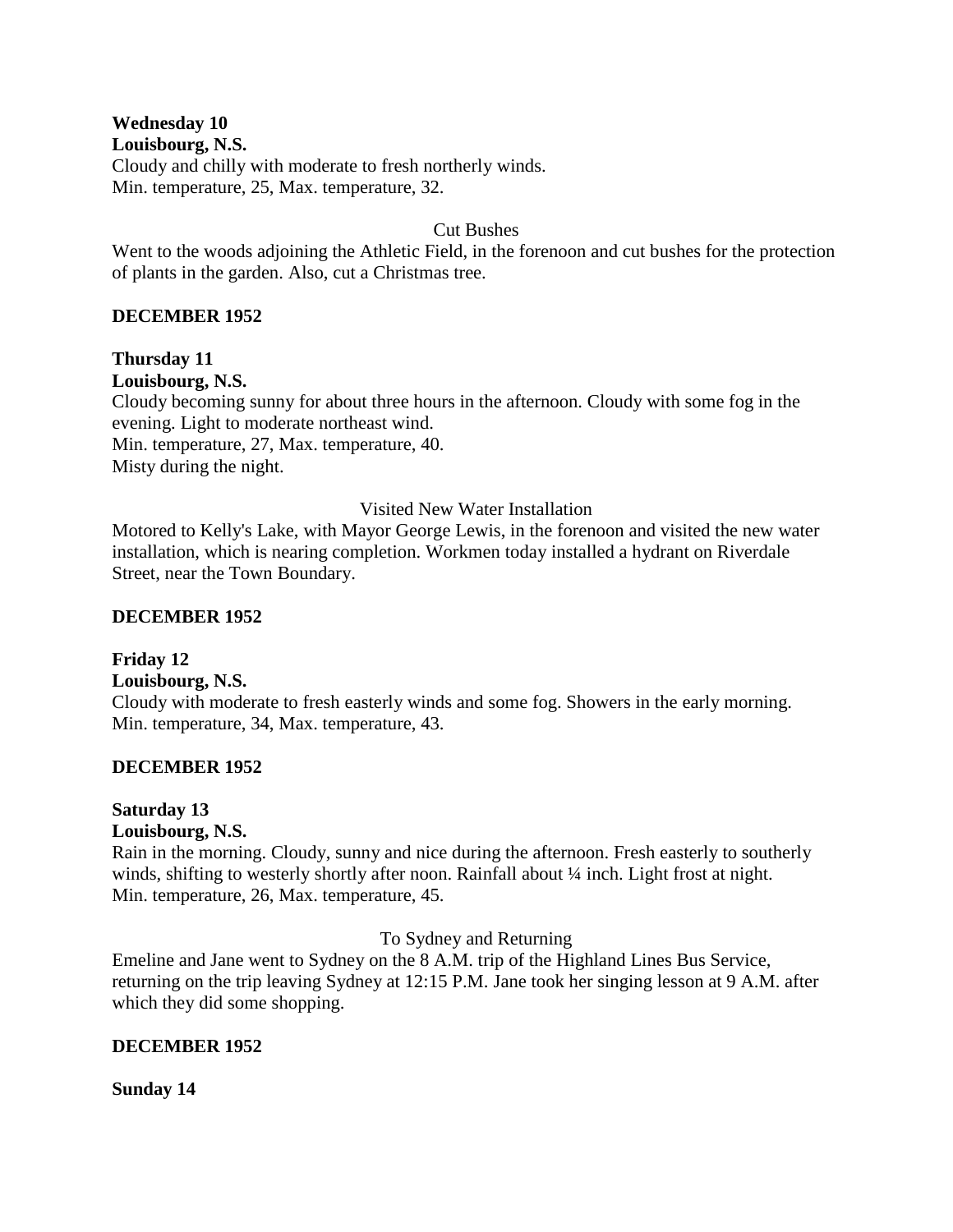**Wednesday 10**
**Louisbourg, N.S.**
Cloudy and chilly with moderate to fresh northerly winds.
Min. temperature, 25, Max. temperature, 32.

Cut Bushes

Went to the woods adjoining the Athletic Field, in the forenoon and cut bushes for the protection of plants in the garden. Also, cut a Christmas tree.

**DECEMBER 1952**

**Thursday 11**
**Louisbourg, N.S.**
Cloudy becoming sunny for about three hours in the afternoon. Cloudy with some fog in the evening. Light to moderate northeast wind.
Min. temperature, 27, Max. temperature, 40.
Misty during the night.

Visited New Water Installation

Motored to Kelly's Lake, with Mayor George Lewis, in the forenoon and visited the new water installation, which is nearing completion. Workmen today installed a hydrant on Riverdale Street, near the Town Boundary.

**DECEMBER 1952**

**Friday 12**
**Louisbourg, N.S.**
Cloudy with moderate to fresh easterly winds and some fog. Showers in the early morning.
Min. temperature, 34, Max. temperature, 43.

**DECEMBER 1952**

**Saturday 13**
**Louisbourg, N.S.**
Rain in the morning. Cloudy, sunny and nice during the afternoon. Fresh easterly to southerly winds, shifting to westerly shortly after noon. Rainfall about ¼ inch. Light frost at night.
Min. temperature, 26, Max. temperature, 45.

To Sydney and Returning

Emeline and Jane went to Sydney on the 8 A.M. trip of the Highland Lines Bus Service, returning on the trip leaving Sydney at 12:15 P.M. Jane took her singing lesson at 9 A.M. after which they did some shopping.

**DECEMBER 1952**

**Sunday 14**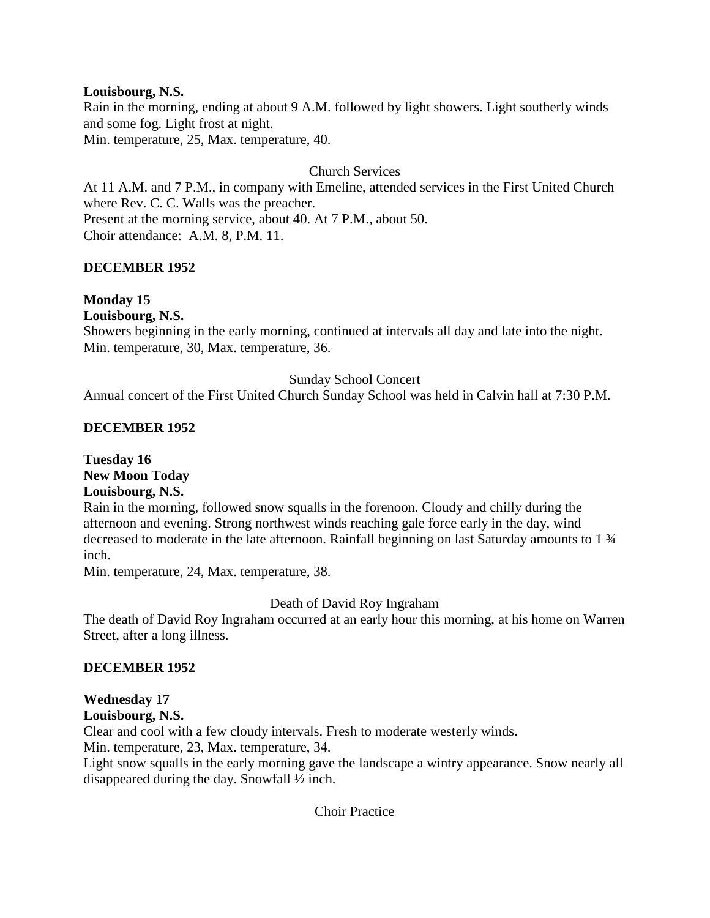**Louisbourg, N.S.**
Rain in the morning, ending at about 9 A.M. followed by light showers. Light southerly winds and some fog. Light frost at night.
Min. temperature, 25, Max. temperature, 40.

Church Services

At 11 A.M. and 7 P.M., in company with Emeline, attended services in the First United Church where Rev. C. C. Walls was the preacher.
Present at the morning service, about 40. At 7 P.M., about 50.
Choir attendance: A.M. 8, P.M. 11.

**DECEMBER 1952**

**Monday 15**
**Louisbourg, N.S.**
Showers beginning in the early morning, continued at intervals all day and late into the night.
Min. temperature, 30, Max. temperature, 36.

Sunday School Concert

Annual concert of the First United Church Sunday School was held in Calvin hall at 7:30 P.M.

**DECEMBER 1952**

**Tuesday 16**
**New Moon Today**
**Louisbourg, N.S.**
Rain in the morning, followed snow squalls in the forenoon. Cloudy and chilly during the afternoon and evening. Strong northwest winds reaching gale force early in the day, wind decreased to moderate in the late afternoon. Rainfall beginning on last Saturday amounts to 1 ¾ inch.
Min. temperature, 24, Max. temperature, 38.

Death of David Roy Ingraham

The death of David Roy Ingraham occurred at an early hour this morning, at his home on Warren Street, after a long illness.

**DECEMBER 1952**

**Wednesday 17**
**Louisbourg, N.S.**
Clear and cool with a few cloudy intervals. Fresh to moderate westerly winds.
Min. temperature, 23, Max. temperature, 34.
Light snow squalls in the early morning gave the landscape a wintry appearance. Snow nearly all disappeared during the day. Snowfall ½ inch.

Choir Practice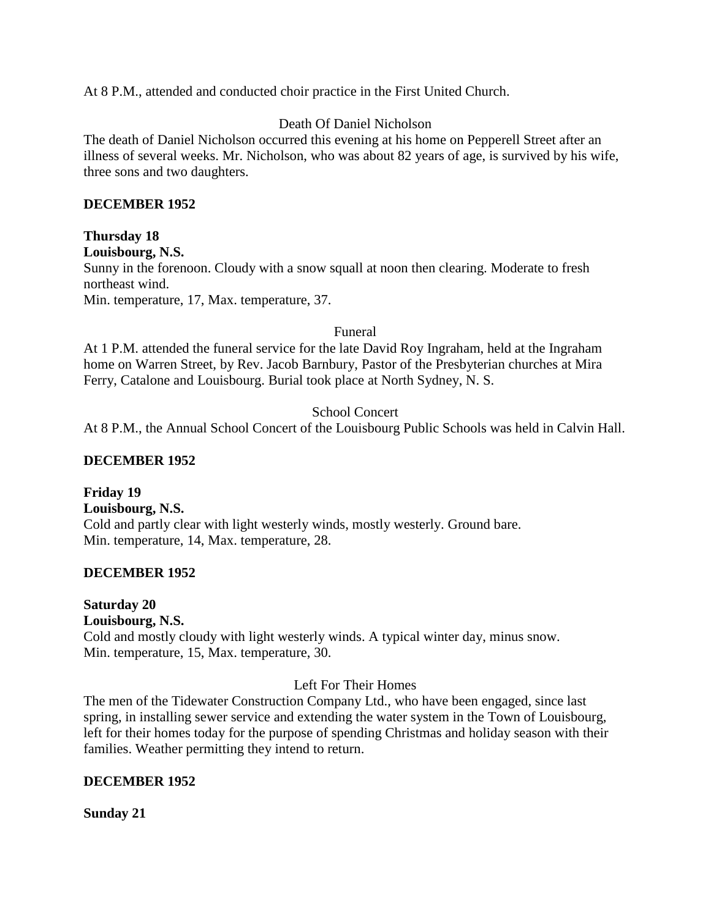At 8 P.M., attended and conducted choir practice in the First United Church.

Death Of Daniel Nicholson

The death of Daniel Nicholson occurred this evening at his home on Pepperell Street after an illness of several weeks. Mr. Nicholson, who was about 82 years of age, is survived by his wife, three sons and two daughters.

**DECEMBER 1952**

**Thursday 18**
**Louisbourg, N.S.**
Sunny in the forenoon. Cloudy with a snow squall at noon then clearing. Moderate to fresh northeast wind.
Min. temperature, 17, Max. temperature, 37.

Funeral

At 1 P.M. attended the funeral service for the late David Roy Ingraham, held at the Ingraham home on Warren Street, by Rev. Jacob Barnbury, Pastor of the Presbyterian churches at Mira Ferry, Catalone and Louisbourg. Burial took place at North Sydney, N. S.

School Concert

At 8 P.M., the Annual School Concert of the Louisbourg Public Schools was held in Calvin Hall.

**DECEMBER 1952**

**Friday 19**
**Louisbourg, N.S.**
Cold and partly clear with light westerly winds, mostly westerly. Ground bare.
Min. temperature, 14, Max. temperature, 28.

**DECEMBER 1952**

**Saturday 20**
**Louisbourg, N.S.**
Cold and mostly cloudy with light westerly winds. A typical winter day, minus snow.
Min. temperature, 15, Max. temperature, 30.

Left For Their Homes

The men of the Tidewater Construction Company Ltd., who have been engaged, since last spring, in installing sewer service and extending the water system in the Town of Louisbourg, left for their homes today for the purpose of spending Christmas and holiday season with their families. Weather permitting they intend to return.

**DECEMBER 1952**

**Sunday 21**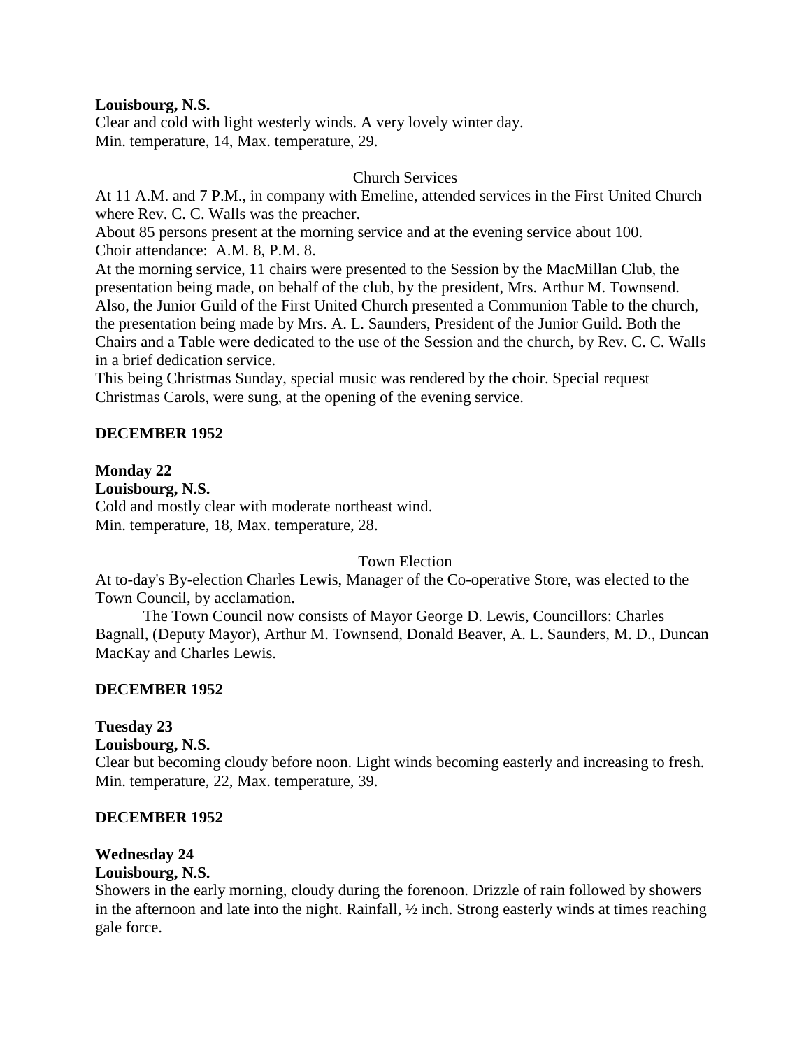**Louisbourg, N.S.**
Clear and cold with light westerly winds. A very lovely winter day.
Min. temperature, 14, Max. temperature, 29.

Church Services

At 11 A.M. and 7 P.M., in company with Emeline, attended services in the First United Church where Rev. C. C. Walls was the preacher.
About 85 persons present at the morning service and at the evening service about 100.
Choir attendance: A.M. 8, P.M. 8.
At the morning service, 11 chairs were presented to the Session by the MacMillan Club, the presentation being made, on behalf of the club, by the president, Mrs. Arthur M. Townsend. Also, the Junior Guild of the First United Church presented a Communion Table to the church, the presentation being made by Mrs. A. L. Saunders, President of the Junior Guild. Both the Chairs and a Table were dedicated to the use of the Session and the church, by Rev. C. C. Walls in a brief dedication service.
This being Christmas Sunday, special music was rendered by the choir. Special request Christmas Carols, were sung, at the opening of the evening service.

**DECEMBER 1952**

**Monday 22**
**Louisbourg, N.S.**
Cold and mostly clear with moderate northeast wind.
Min. temperature, 18, Max. temperature, 28.

Town Election

At to-day's By-election Charles Lewis, Manager of the Co-operative Store, was elected to the Town Council, by acclamation.

The Town Council now consists of Mayor George D. Lewis, Councillors: Charles Bagnall, (Deputy Mayor), Arthur M. Townsend, Donald Beaver, A. L. Saunders, M. D., Duncan MacKay and Charles Lewis.

**DECEMBER 1952**

**Tuesday 23**
**Louisbourg, N.S.**
Clear but becoming cloudy before noon. Light winds becoming easterly and increasing to fresh.
Min. temperature, 22, Max. temperature, 39.

**DECEMBER 1952**

**Wednesday 24**
**Louisbourg, N.S.**
Showers in the early morning, cloudy during the forenoon. Drizzle of rain followed by showers in the afternoon and late into the night. Rainfall, ½ inch. Strong easterly winds at times reaching gale force.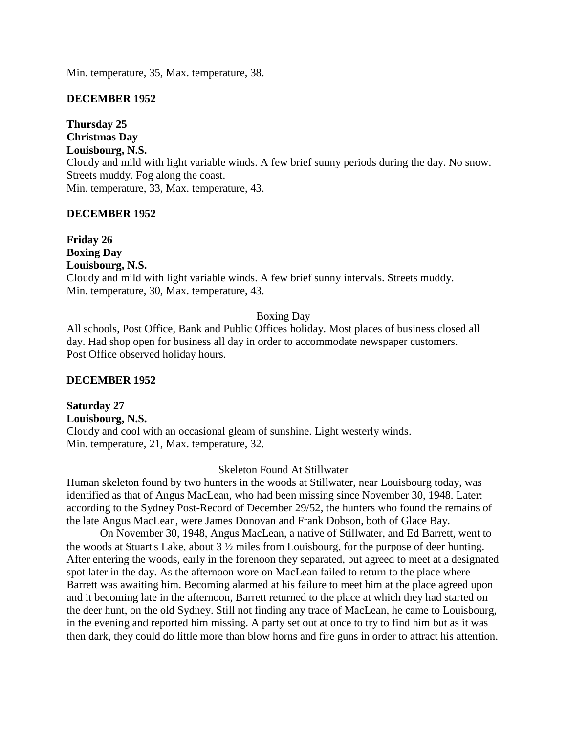Min. temperature, 35, Max. temperature, 38.

**DECEMBER 1952**

**Thursday 25**
**Christmas Day**
**Louisbourg, N.S.**
Cloudy and mild with light variable winds. A few brief sunny periods during the day. No snow. Streets muddy. Fog along the coast.
Min. temperature, 33, Max. temperature, 43.

**DECEMBER 1952**

**Friday 26**
**Boxing Day**
**Louisbourg, N.S.**
Cloudy and mild with light variable winds. A few brief sunny intervals. Streets muddy.
Min. temperature, 30, Max. temperature, 43.

Boxing Day

All schools, Post Office, Bank and Public Offices holiday. Most places of business closed all day. Had shop open for business all day in order to accommodate newspaper customers.
Post Office observed holiday hours.

**DECEMBER 1952**

**Saturday 27**
**Louisbourg, N.S.**
Cloudy and cool with an occasional gleam of sunshine. Light westerly winds.
Min. temperature, 21, Max. temperature, 32.

Skeleton Found At Stillwater

Human skeleton found by two hunters in the woods at Stillwater, near Louisbourg today, was identified as that of Angus MacLean, who had been missing since November 30, 1948. Later: according to the Sydney Post-Record of December 29/52, the hunters who found the remains of the late Angus MacLean, were James Donovan and Frank Dobson, both of Glace Bay.

On November 30, 1948, Angus MacLean, a native of Stillwater, and Ed Barrett, went to the woods at Stuart's Lake, about 3 ½ miles from Louisbourg, for the purpose of deer hunting. After entering the woods, early in the forenoon they separated, but agreed to meet at a designated spot later in the day. As the afternoon wore on MacLean failed to return to the place where Barrett was awaiting him. Becoming alarmed at his failure to meet him at the place agreed upon and it becoming late in the afternoon, Barrett returned to the place at which they had started on the deer hunt, on the old Sydney. Still not finding any trace of MacLean, he came to Louisbourg, in the evening and reported him missing. A party set out at once to try to find him but as it was then dark, they could do little more than blow horns and fire guns in order to attract his attention.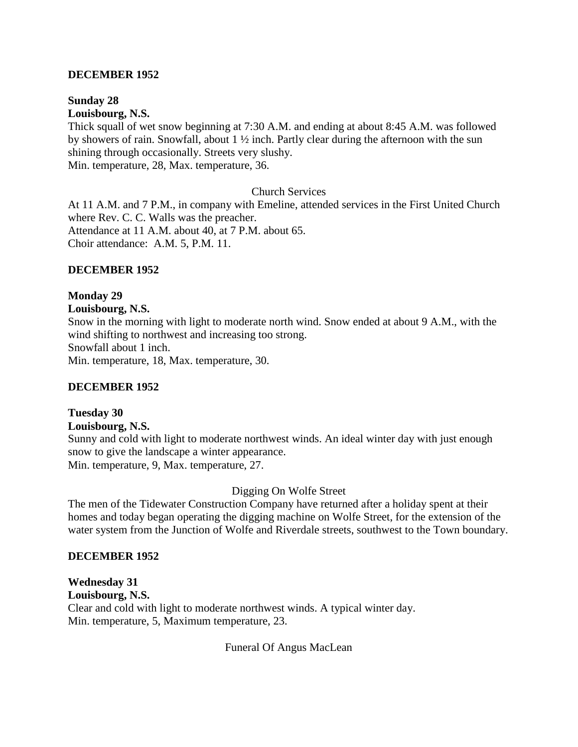**DECEMBER 1952**

**Sunday 28**
**Louisbourg, N.S.**
Thick squall of wet snow beginning at 7:30 A.M. and ending at about 8:45 A.M. was followed by showers of rain. Snowfall, about 1 ½ inch. Partly clear during the afternoon with the sun shining through occasionally. Streets very slushy.
Min. temperature, 28, Max. temperature, 36.

Church Services

At 11 A.M. and 7 P.M., in company with Emeline, attended services in the First United Church where Rev. C. C. Walls was the preacher.
Attendance at 11 A.M. about 40, at 7 P.M. about 65.
Choir attendance: A.M. 5, P.M. 11.

**DECEMBER 1952**

**Monday 29**
**Louisbourg, N.S.**
Snow in the morning with light to moderate north wind. Snow ended at about 9 A.M., with the wind shifting to northwest and increasing too strong.
Snowfall about 1 inch.
Min. temperature, 18, Max. temperature, 30.

**DECEMBER 1952**

**Tuesday 30**
**Louisbourg, N.S.**
Sunny and cold with light to moderate northwest winds. An ideal winter day with just enough snow to give the landscape a winter appearance.
Min. temperature, 9, Max. temperature, 27.

Digging On Wolfe Street

The men of the Tidewater Construction Company have returned after a holiday spent at their homes and today began operating the digging machine on Wolfe Street, for the extension of the water system from the Junction of Wolfe and Riverdale streets, southwest to the Town boundary.

**DECEMBER 1952**

**Wednesday 31**
**Louisbourg, N.S.**
Clear and cold with light to moderate northwest winds. A typical winter day.
Min. temperature, 5, Maximum temperature, 23.

Funeral Of Angus MacLean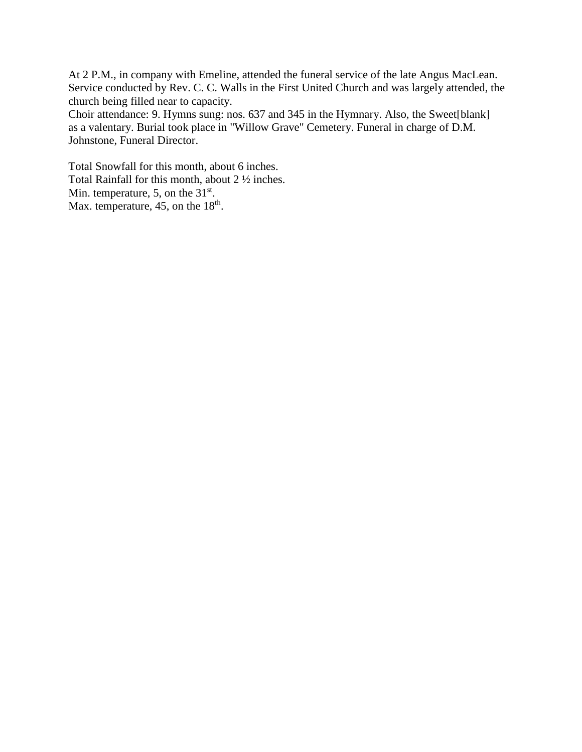At 2 P.M., in company with Emeline, attended the funeral service of the late Angus MacLean. Service conducted by Rev. C. C. Walls in the First United Church and was largely attended, the church being filled near to capacity.
Choir attendance: 9. Hymns sung: nos. 637 and 345 in the Hymnary. Also, the Sweet[blank] as a valentary. Burial took place in "Willow Grave" Cemetery. Funeral in charge of D.M. Johnstone, Funeral Director.

Total Snowfall for this month, about 6 inches.
Total Rainfall for this month, about 2 ½ inches.
Min. temperature, 5, on the 31st.
Max. temperature, 45, on the 18th.